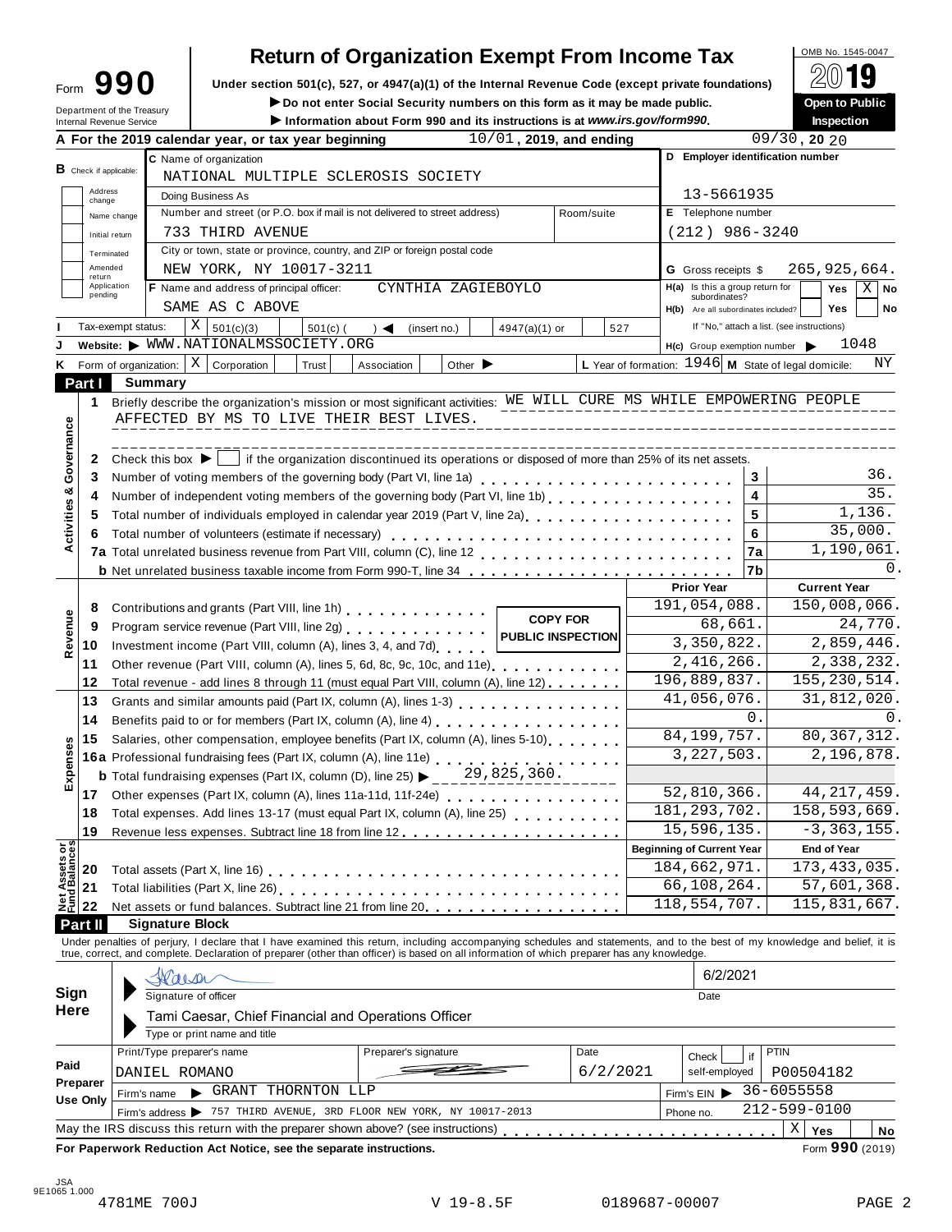# Form 990 — Return of Organization Exempt From Income Tax

OMB No. 1545-0047

**2019**

Under section 501(c), 527, or 4947(a)(1) of the Internal Revenue Code (except private foundations)

▶ Do not enter Social Security numbers on this form as it may be made public.

▶ Information about Form 990 and its instructions is at *www.irs.gov/form990*.

Department of the Treasury
Internal Revenue Service

**Open to Public Inspection**

**A** For the 2019 calendar year, or tax year beginning 10/01, 2019, and ending 09/30, 2020

**B** Check if applicable: Address change / Name change / Initial return / Terminated / Amended return / Application pending

**C** Name of organization: NATIONAL MULTIPLE SCLEROSIS SOCIETY

Doing Business As

Number and street (or P.O. box if mail is not delivered to street address): 733 THIRD AVENUE — Room/suite

City or town, state or province, country, and ZIP or foreign postal code: NEW YORK, NY 10017-3211

**D** Employer identification number: 13-5661935

**E** Telephone number: (212) 986-3240

**G** Gross receipts $ 265,925,664.

**F** Name and address of principal officer: CYNTHIA ZAGIEBOYLO, SAME AS C ABOVE

**H(a)** Is this a group return for subordinates? Yes [ ] No [X]

**H(b)** Are all subordinates included? Yes [ ] No [ ]
If "No," attach a list. (see instructions)

**I** Tax-exempt status: [X] 501(c)(3) [ ] 501(c) ( ) ◀ (insert no.) [ ] 4947(a)(1) or [ ] 527

**J** Website: ▶ WWW.NATIONALMSSOCIETY.ORG

**H(c)** Group exemption number ▶ 1048

**K** Form of organization: [X] Corporation [ ] Trust [ ] Association [ ] Other ▶

**L** Year of formation: 1946 **M** State of legal domicile: NY

## Part I Summary

**Activities & Governance**

1 Briefly describe the organization's mission or most significant activities: WE WILL CURE MS WHILE EMPOWERING PEOPLE AFFECTED BY MS TO LIVE THEIR BEST LIVES.

2 Check this box ▶ [ ] if the organization discontinued its operations or disposed of more than 25% of its net assets.

| | | | |
|---|---|---|---|
| 3 | Number of voting members of the governing body (Part VI, line 1a) | 3 | 36. |
| 4 | Number of independent voting members of the governing body (Part VI, line 1b) | 4 | 35. |
| 5 | Total number of individuals employed in calendar year 2019 (Part V, line 2a) | 5 | 1,136. |
| 6 | Total number of volunteers (estimate if necessary) | 6 | 35,000. |
| 7a | Total unrelated business revenue from Part VIII, column (C), line 12 | 7a | 1,190,061. |
| b | Net unrelated business taxable income from Form 990-T, line 34 | 7b | 0. |

COPY FOR PUBLIC INSPECTION

| | | Prior Year | Current Year |
|---|---|---|---|
| **Revenue** | | | |
| 8 | Contributions and grants (Part VIII, line 1h) | 191,054,088. | 150,008,066. |
| 9 | Program service revenue (Part VIII, line 2g) | 68,661. | 24,770. |
| 10 | Investment income (Part VIII, column (A), lines 3, 4, and 7d) | 3,350,822. | 2,859,446. |
| 11 | Other revenue (Part VIII, column (A), lines 5, 6d, 8c, 9c, 10c, and 11e) | 2,416,266. | 2,338,232. |
| 12 | Total revenue - add lines 8 through 11 (must equal Part VIII, column (A), line 12) | 196,889,837. | 155,230,514. |
| **Expenses** | | | |
| 13 | Grants and similar amounts paid (Part IX, column (A), lines 1-3) | 41,056,076. | 31,812,020. |
| 14 | Benefits paid to or for members (Part IX, column (A), line 4) | 0. | 0. |
| 15 | Salaries, other compensation, employee benefits (Part IX, column (A), lines 5-10) | 84,199,757. | 80,367,312. |
| 16a | Professional fundraising fees (Part IX, column (A), line 11e) | 3,227,503. | 2,196,878. |
| b | Total fundraising expenses (Part IX, column (D), line 25) ▶ 29,825,360. | | |
| 17 | Other expenses (Part IX, column (A), lines 11a-11d, 11f-24e) | 52,810,366. | 44,217,459. |
| 18 | Total expenses. Add lines 13-17 (must equal Part IX, column (A), line 25) | 181,293,702. | 158,593,669. |
| 19 | Revenue less expenses. Subtract line 18 from line 12 | 15,596,135. | -3,363,155. |
| **Net Assets or Fund Balances** | | **Beginning of Current Year** | **End of Year** |
| 20 | Total assets (Part X, line 16) | 184,662,971. | 173,433,035. |
| 21 | Total liabilities (Part X, line 26) | 66,108,264. | 57,601,368. |
| 22 | Net assets or fund balances. Subtract line 21 from line 20 | 118,554,707. | 115,831,667. |

## Part II Signature Block

Under penalties of perjury, I declare that I have examined this return, including accompanying schedules and statements, and to the best of my knowledge and belief, it is true, correct, and complete. Declaration of preparer (other than officer) is based on all information of which preparer has any knowledge.

**Sign Here**

Signature of officer — Date: 6/2/2021

Tami Caesar, Chief Financial and Operations Officer
Type or print name and title

**Paid Preparer Use Only**

| Print/Type preparer's name | Preparer's signature | Date | Check if self-employed | PTIN |
|---|---|---|---|---|
| DANIEL ROMANO | | 6/2/2021 | [ ] | P00504182 |

Firm's name ▶ GRANT THORNTON LLP — Firm's EIN ▶ 36-6055558

Firm's address ▶ 757 THIRD AVENUE, 3RD FLOOR NEW YORK, NY 10017-2013 — Phone no. 212-599-0100

May the IRS discuss this return with the preparer shown above? (see instructions) [X] Yes [ ] No

**For Paperwork Reduction Act Notice, see the separate instructions.** Form **990** (2019)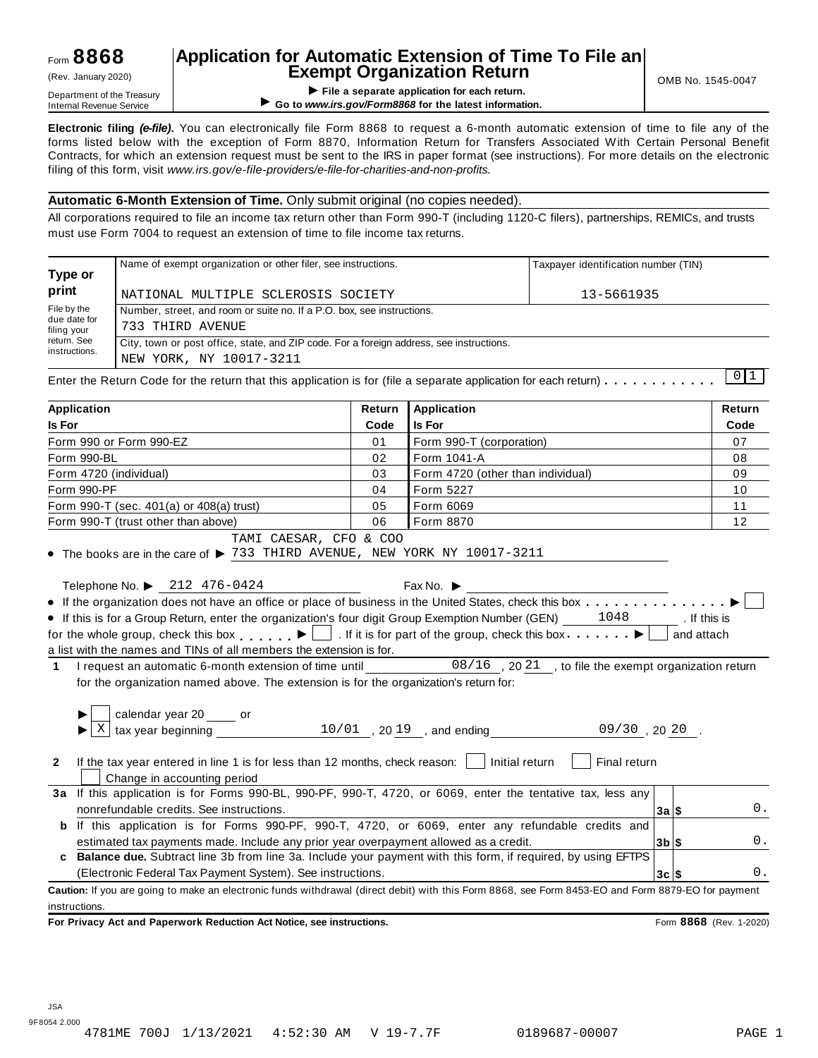Form **8868** (Rev. January 2020) Department of the Treasury Internal Revenue Service

# Application for Automatic Extension of Time To File an Exempt Organization Return

▶ **File a separate application for each return.**
▶ **Go to *www.irs.gov/Form8868* for the latest information.**

OMB No. 1545-0047

**Electronic filing *(e-file)*.** You can electronically file Form 8868 to request a 6-month automatic extension of time to file any of the forms listed below with the exception of Form 8870, Information Return for Transfers Associated With Certain Personal Benefit Contracts, for which an extension request must be sent to the IRS in paper format (see instructions). For more details on the electronic filing of this form, visit *www.irs.gov/e-file-providers/e-file-for-charities-and-non-profits.*

**Automatic 6-Month Extension of Time.** Only submit original (no copies needed).

All corporations required to file an income tax return other than Form 990-T (including 1120-C filers), partnerships, REMICs, and trusts must use Form 7004 to request an extension of time to file income tax returns.

**Type or print**

File by the due date for filing your return. See instructions.

Name of exempt organization or other filer, see instructions: NATIONAL MULTIPLE SCLEROSIS SOCIETY

Taxpayer identification number (TIN): 13-5661935

Number, street, and room or suite no. If a P.O. box, see instructions: 733 THIRD AVENUE

City, town or post office, state, and ZIP code. For a foreign address, see instructions: NEW YORK, NY 10017-3211

Enter the Return Code for the return that this application is for (file a separate application for each return) . . . . . . . . . . . 01

| Application Is For | Return Code | Application Is For | Return Code |
|---|---|---|---|
| Form 990 or Form 990-EZ | 01 | Form 990-T (corporation) | 07 |
| Form 990-BL | 02 | Form 1041-A | 08 |
| Form 4720 (individual) | 03 | Form 4720 (other than individual) | 09 |
| Form 990-PF | 04 | Form 5227 | 10 |
| Form 990-T (sec. 401(a) or 408(a) trust) | 05 | Form 6069 | 11 |
| Form 990-T (trust other than above) | 06 | Form 8870 | 12 |

- The books are in the care of ▶ TAMI CAESAR, CFO & COO 733 THIRD AVENUE, NEW YORK NY 10017-3211

Telephone No. ▶ 212 476-0424 Fax No. ▶

- If the organization does not have an office or place of business in the United States, check this box . . . . . . . . . . . . . . . ▶ ☐
- If this is for a Group Return, enter the organization's four digit Group Exemption Number (GEN) 1048 . If this is for the whole group, check this box . . . . . . ▶ ☐ . If it is for part of the group, check this box . . . . . . . ▶ ☐ and attach a list with the names and TINs of all members the extension is for.

**1** I request an automatic 6-month extension of time until 08/16 , 20 21 , to file the exempt organization return for the organization named above. The extension is for the organization's return for:

▶ ☐ calendar year 20 ____ or

▶ ☒ tax year beginning 10/01 , 20 19 , and ending 09/30 , 20 20 .

**2** If the tax year entered in line 1 is for less than 12 months, check reason: ☐ Initial return ☐ Final return ☐ Change in accounting period

| | | | |
|---|---|---|---|
| **3a** | If this application is for Forms 990-BL, 990-PF, 990-T, 4720, or 6069, enter the tentative tax, less any nonrefundable credits. See instructions. | 3a | $ 0. |
| **b** | If this application is for Forms 990-PF, 990-T, 4720, or 6069, enter any refundable credits and estimated tax payments made. Include any prior year overpayment allowed as a credit. | 3b | $ 0. |
| **c** | **Balance due.** Subtract line 3b from line 3a. Include your payment with this form, if required, by using EFTPS (Electronic Federal Tax Payment System). See instructions. | 3c | $ 0. |

**Caution:** If you are going to make an electronic funds withdrawal (direct debit) with this Form 8868, see Form 8453-EO and Form 8879-EO for payment instructions.

**For Privacy Act and Paperwork Reduction Act Notice, see instructions.** Form **8868** (Rev. 1-2020)

JSA 9F8054 2.000

4781ME 700J 1/13/2021 4:52:30 AM V 19-7.7F 0189687-00007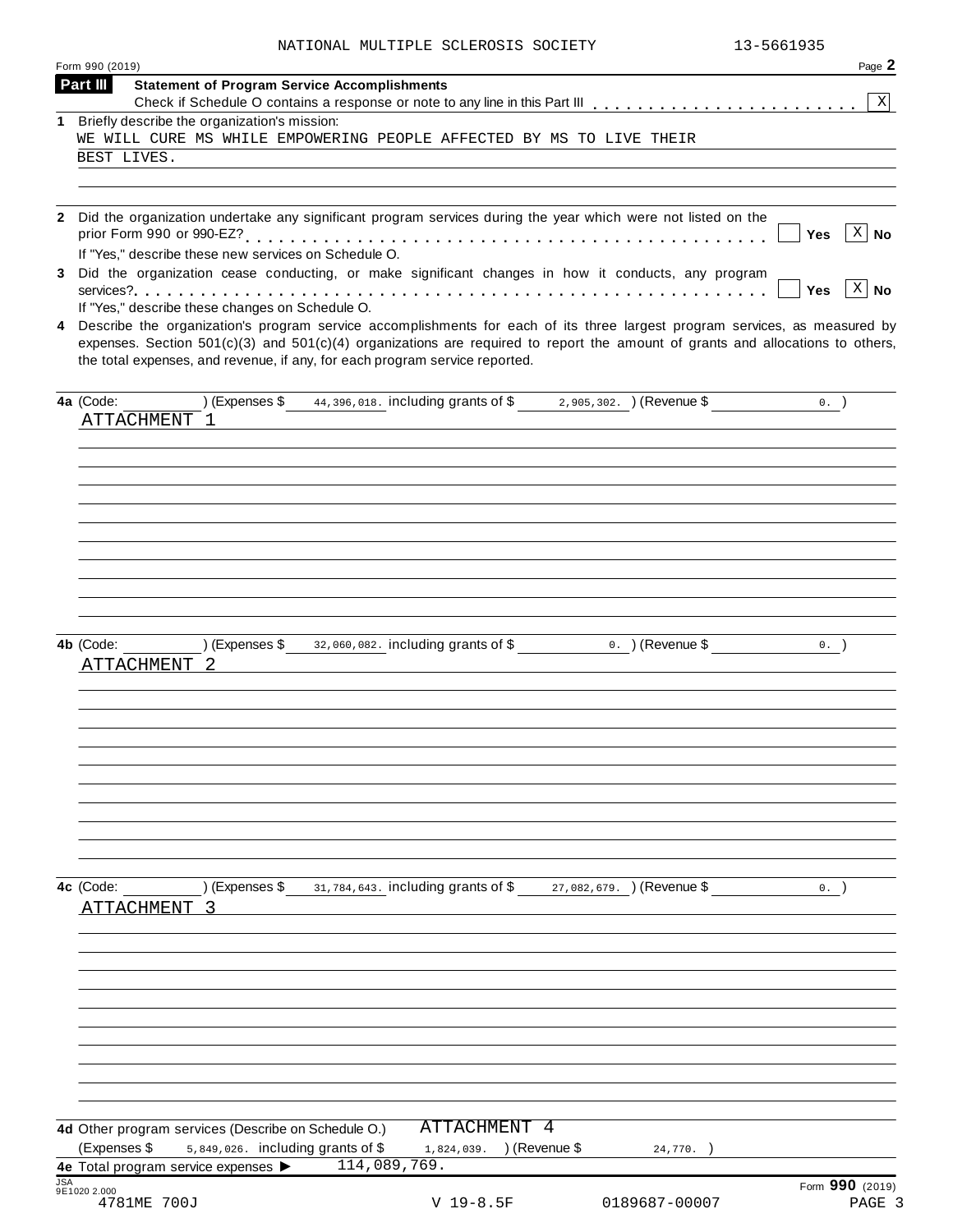NATIONAL MULTIPLE SCLEROSIS SOCIETY 13-5661935

Form 990 (2019) Page **2**

**Part III** **Statement of Program Service Accomplishments**

Check if Schedule O contains a response or note to any line in this Part III . . . . . . . . . . . . . . . . . . . . . . . [X]

**1** Briefly describe the organization's mission:

WE WILL CURE MS WHILE EMPOWERING PEOPLE AFFECTED BY MS TO LIVE THEIR BEST LIVES.

**2** Did the organization undertake any significant program services during the year which were not listed on the prior Form 990 or 990-EZ? . . . . . . . . . . . . . . . . . . . . . . . . . . . . . . . . . . . . . . . . . . . [ ] **Yes** [X] **No**

If "Yes," describe these new services on Schedule O.

**3** Did the organization cease conducting, or make significant changes in how it conducts, any program services? . . . . . . . . . . . . . . . . . . . . . . . . . . . . . . . . . . . . . . . . . . . . . . . . . . . . . [ ] **Yes** [X] **No**

If "Yes," describe these changes on Schedule O.

**4** Describe the organization's program service accomplishments for each of its three largest program services, as measured by expenses. Section 501(c)(3) and 501(c)(4) organizations are required to report the amount of grants and allocations to others, the total expenses, and revenue, if any, for each program service reported.

**4a** (Code: ) (Expenses $ 44,396,018. including grants of $ 2,905,302. ) (Revenue $ 0. )

ATTACHMENT 1

**4b** (Code: ) (Expenses $ 32,060,082. including grants of $ 0. ) (Revenue $ 0. )

ATTACHMENT 2

**4c** (Code: ) (Expenses $ 31,784,643. including grants of $ 27,082,679. ) (Revenue $ 0. )

ATTACHMENT 3

**4d** Other program services (Describe on Schedule O.) ATTACHMENT 4

(Expenses $ 5,849,026. including grants of $ 1,824,039. ) (Revenue $ 24,770. )

**4e** Total program service expenses ▶ 114,089,769.

JSA 9E1020 2.000 Form **990** (2019)

4781ME 700J V 19-8.5F 0189687-00007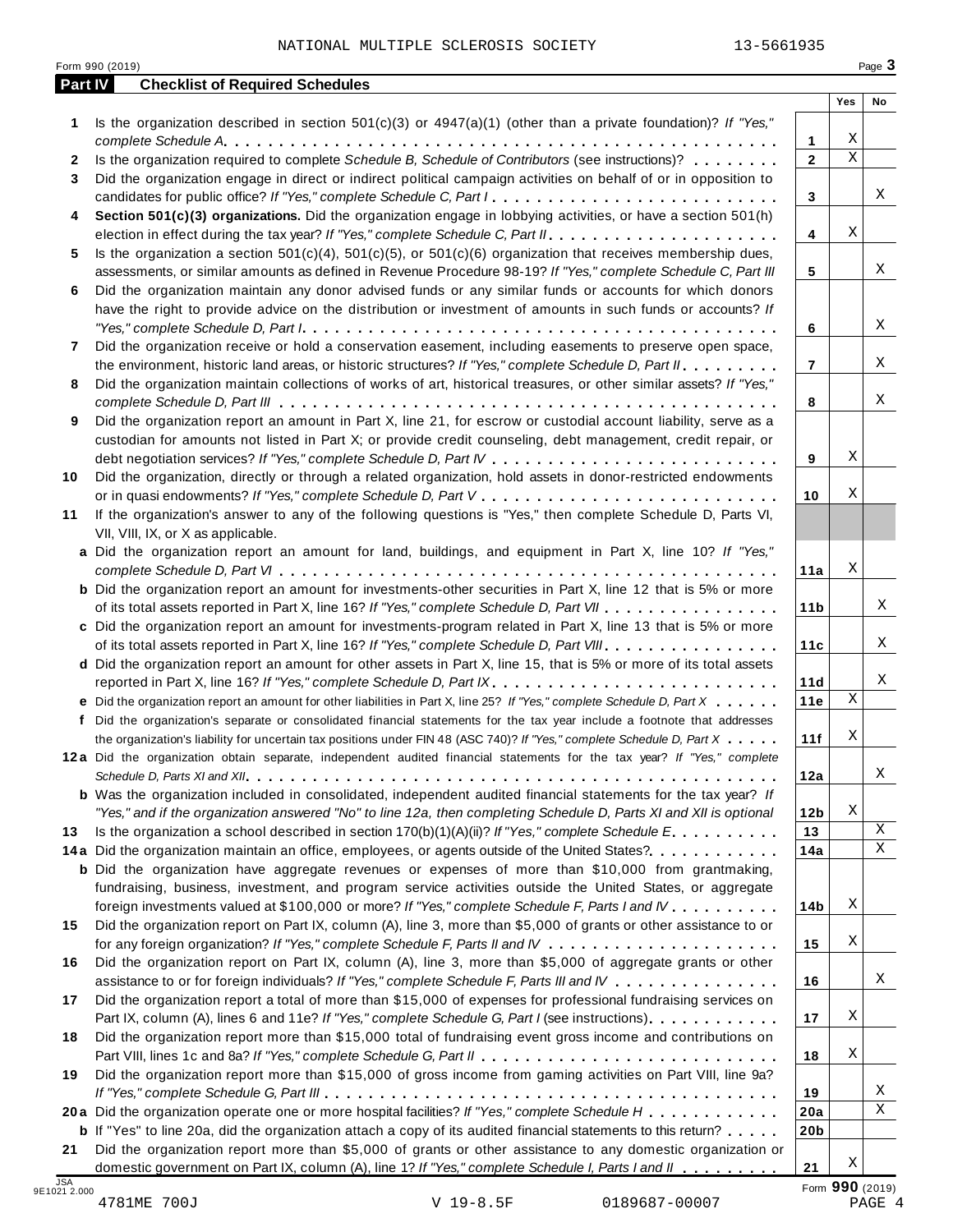NATIONAL MULTIPLE SCLEROSIS SOCIETY 13-5661935

Form 990 (2019) Page **3**

## Part IV Checklist of Required Schedules

| | | | Yes | No |
|---|---|---|---|---|
| **1** | Is the organization described in section 501(c)(3) or 4947(a)(1) (other than a private foundation)? *If "Yes," complete Schedule A* | **1** | X | |
| **2** | Is the organization required to complete *Schedule B, Schedule of Contributors* (see instructions)? | **2** | X | |
| **3** | Did the organization engage in direct or indirect political campaign activities on behalf of or in opposition to candidates for public office? *If "Yes," complete Schedule C, Part I* | **3** | | X |
| **4** | **Section 501(c)(3) organizations.** Did the organization engage in lobbying activities, or have a section 501(h) election in effect during the tax year? *If "Yes," complete Schedule C, Part II* | **4** | X | |
| **5** | Is the organization a section 501(c)(4), 501(c)(5), or 501(c)(6) organization that receives membership dues, assessments, or similar amounts as defined in Revenue Procedure 98-19? *If "Yes," complete Schedule C, Part III* | **5** | | X |
| **6** | Did the organization maintain any donor advised funds or any similar funds or accounts for which donors have the right to provide advice on the distribution or investment of amounts in such funds or accounts? *If "Yes," complete Schedule D, Part I* | **6** | | X |
| **7** | Did the organization receive or hold a conservation easement, including easements to preserve open space, the environment, historic land areas, or historic structures? *If "Yes," complete Schedule D, Part II* | **7** | | X |
| **8** | Did the organization maintain collections of works of art, historical treasures, or other similar assets? *If "Yes," complete Schedule D, Part III* | **8** | | X |
| **9** | Did the organization report an amount in Part X, line 21, for escrow or custodial account liability, serve as a custodian for amounts not listed in Part X; or provide credit counseling, debt management, credit repair, or debt negotiation services? *If "Yes," complete Schedule D, Part IV* | **9** | X | |
| **10** | Did the organization, directly or through a related organization, hold assets in donor-restricted endowments or in quasi endowments? *If "Yes," complete Schedule D, Part V* | **10** | X | |
| **11** | If the organization's answer to any of the following questions is "Yes," then complete Schedule D, Parts VI, VII, VIII, IX, or X as applicable. | | | |
| **a** | Did the organization report an amount for land, buildings, and equipment in Part X, line 10? *If "Yes," complete Schedule D, Part VI* | **11a** | X | |
| **b** | Did the organization report an amount for investments-other securities in Part X, line 12 that is 5% or more of its total assets reported in Part X, line 16? *If "Yes," complete Schedule D, Part VII* | **11b** | | X |
| **c** | Did the organization report an amount for investments-program related in Part X, line 13 that is 5% or more of its total assets reported in Part X, line 16? *If "Yes," complete Schedule D, Part VIII* | **11c** | | X |
| **d** | Did the organization report an amount for other assets in Part X, line 15, that is 5% or more of its total assets reported in Part X, line 16? *If "Yes," complete Schedule D, Part IX* | **11d** | | X |
| **e** | Did the organization report an amount for other liabilities in Part X, line 25? *If "Yes," complete Schedule D, Part X* | **11e** | X | |
| **f** | Did the organization's separate or consolidated financial statements for the tax year include a footnote that addresses the organization's liability for uncertain tax positions under FIN 48 (ASC 740)? *If "Yes," complete Schedule D, Part X* | **11f** | X | |
| **12a** | Did the organization obtain separate, independent audited financial statements for the tax year? *If "Yes," complete Schedule D, Parts XI and XII* | **12a** | | X |
| **b** | Was the organization included in consolidated, independent audited financial statements for the tax year? *If "Yes," and if the organization answered "No" to line 12a, then completing Schedule D, Parts XI and XII is optional* | **12b** | X | |
| **13** | Is the organization a school described in section 170(b)(1)(A)(ii)? *If "Yes," complete Schedule E* | **13** | | X |
| **14a** | Did the organization maintain an office, employees, or agents outside of the United States? | **14a** | | X |
| **b** | Did the organization have aggregate revenues or expenses of more than $10,000 from grantmaking, fundraising, business, investment, and program service activities outside the United States, or aggregate foreign investments valued at $100,000 or more? *If "Yes," complete Schedule F, Parts I and IV* | **14b** | X | |
| **15** | Did the organization report on Part IX, column (A), line 3, more than $5,000 of grants or other assistance to or for any foreign organization? *If "Yes," complete Schedule F, Parts II and IV* | **15** | X | |
| **16** | Did the organization report on Part IX, column (A), line 3, more than $5,000 of aggregate grants or other assistance to or for foreign individuals? *If "Yes," complete Schedule F, Parts III and IV* | **16** | | X |
| **17** | Did the organization report a total of more than $15,000 of expenses for professional fundraising services on Part IX, column (A), lines 6 and 11e? *If "Yes," complete Schedule G, Part I* (see instructions) | **17** | X | |
| **18** | Did the organization report more than $15,000 total of fundraising event gross income and contributions on Part VIII, lines 1c and 8a? *If "Yes," complete Schedule G, Part II* | **18** | X | |
| **19** | Did the organization report more than $15,000 of gross income from gaming activities on Part VIII, line 9a? *If "Yes," complete Schedule G, Part III* | **19** | | X |
| **20a** | Did the organization operate one or more hospital facilities? *If "Yes," complete Schedule H* | **20a** | | X |
| **b** | If "Yes" to line 20a, did the organization attach a copy of its audited financial statements to this return? | **20b** | | |
| **21** | Did the organization report more than $5,000 of grants or other assistance to any domestic organization or domestic government on Part IX, column (A), line 1? *If "Yes," complete Schedule I, Parts I and II* | **21** | X | |

JSA 9E1021 2.000

Form **990** (2019)

4781ME 700J V 19-8.5F 0189687-00007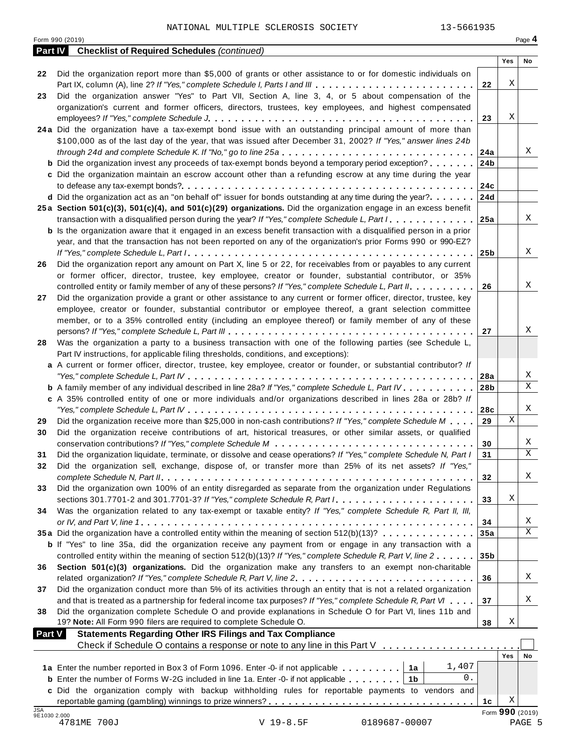NATIONAL MULTIPLE SCLEROSIS SOCIETY 13-5661935

Form 990 (2019) Page 4

**Part IV Checklist of Required Schedules** *(continued)*

| | | | Yes | No |
|---|---|---|---|---|
| 22 | Did the organization report more than $5,000 of grants or other assistance to or for domestic individuals on Part IX, column (A), line 2? *If "Yes," complete Schedule I, Parts I and III* | 22 | X | |
| 23 | Did the organization answer "Yes" to Part VII, Section A, line 3, 4, or 5 about compensation of the organization's current and former officers, directors, trustees, key employees, and highest compensated employees? *If "Yes," complete Schedule J* | 23 | X | |
| 24a | Did the organization have a tax-exempt bond issue with an outstanding principal amount of more than $100,000 as of the last day of the year, that was issued after December 31, 2002? *If "Yes," answer lines 24b through 24d and complete Schedule K. If "No," go to line 25a* | 24a | | X |
| b | Did the organization invest any proceeds of tax-exempt bonds beyond a temporary period exception? | 24b | | |
| c | Did the organization maintain an escrow account other than a refunding escrow at any time during the year to defease any tax-exempt bonds? | 24c | | |
| d | Did the organization act as an "on behalf of" issuer for bonds outstanding at any time during the year? | 24d | | |
| 25a | **Section 501(c)(3), 501(c)(4), and 501(c)(29) organizations.** Did the organization engage in an excess benefit transaction with a disqualified person during the year? *If "Yes," complete Schedule L, Part I* | 25a | | X |
| b | Is the organization aware that it engaged in an excess benefit transaction with a disqualified person in a prior year, and that the transaction has not been reported on any of the organization's prior Forms 990 or 990-EZ? *If "Yes," complete Schedule L, Part I* | 25b | | X |
| 26 | Did the organization report any amount on Part X, line 5 or 22, for receivables from or payables to any current or former officer, director, trustee, key employee, creator or founder, substantial contributor, or 35% controlled entity or family member of any of these persons? *If "Yes," complete Schedule L, Part II* | 26 | | X |
| 27 | Did the organization provide a grant or other assistance to any current or former officer, director, trustee, key employee, creator or founder, substantial contributor or employee thereof, a grant selection committee member, or to a 35% controlled entity (including an employee thereof) or family member of any of these persons? *If "Yes," complete Schedule L, Part III* | 27 | | X |
| 28 | Was the organization a party to a business transaction with one of the following parties (see Schedule L, Part IV instructions, for applicable filing thresholds, conditions, and exceptions): | | | |
| a | A current or former officer, director, trustee, key employee, creator or founder, or substantial contributor? *If "Yes," complete Schedule L, Part IV* | 28a | | X |
| b | A family member of any individual described in line 28a? *If "Yes," complete Schedule L, Part IV* | 28b | | X |
| c | A 35% controlled entity of one or more individuals and/or organizations described in lines 28a or 28b? *If "Yes," complete Schedule L, Part IV* | 28c | | X |
| 29 | Did the organization receive more than $25,000 in non-cash contributions? *If "Yes," complete Schedule M* | 29 | X | |
| 30 | Did the organization receive contributions of art, historical treasures, or other similar assets, or qualified conservation contributions? *If "Yes," complete Schedule M* | 30 | | X |
| 31 | Did the organization liquidate, terminate, or dissolve and cease operations? *If "Yes," complete Schedule N, Part I* | 31 | | X |
| 32 | Did the organization sell, exchange, dispose of, or transfer more than 25% of its net assets? *If "Yes," complete Schedule N, Part II* | 32 | | X |
| 33 | Did the organization own 100% of an entity disregarded as separate from the organization under Regulations sections 301.7701-2 and 301.7701-3? *If "Yes," complete Schedule R, Part I* | 33 | X | |
| 34 | Was the organization related to any tax-exempt or taxable entity? *If "Yes," complete Schedule R, Part II, III, or IV, and Part V, line 1* | 34 | | X |
| 35a | Did the organization have a controlled entity within the meaning of section 512(b)(13)? | 35a | | X |
| b | If "Yes" to line 35a, did the organization receive any payment from or engage in any transaction with a controlled entity within the meaning of section 512(b)(13)? *If "Yes," complete Schedule R, Part V, line 2* | 35b | | |
| 36 | **Section 501(c)(3) organizations.** Did the organization make any transfers to an exempt non-charitable related organization? *If "Yes," complete Schedule R, Part V, line 2* | 36 | | X |
| 37 | Did the organization conduct more than 5% of its activities through an entity that is not a related organization and that is treated as a partnership for federal income tax purposes? *If "Yes," complete Schedule R, Part VI* | 37 | | X |
| 38 | Did the organization complete Schedule O and provide explanations in Schedule O for Part VI, lines 11b and 19? **Note:** All Form 990 filers are required to complete Schedule O. | 38 | X | |

**Part V Statements Regarding Other IRS Filings and Tax Compliance**

Check if Schedule O contains a response or note to any line in this Part V ☐

| | | | | | Yes | No |
|---|---|---|---|---|---|---|
| 1a | Enter the number reported in Box 3 of Form 1096. Enter -0- if not applicable | 1a | 1,407 | | | |
| b | Enter the number of Forms W-2G included in line 1a. Enter -0- if not applicable | 1b | 0. | | | |
| c | Did the organization comply with backup withholding rules for reportable payments to vendors and reportable gaming (gambling) winnings to prize winners? | | | 1c | X | |

Form **990** (2019)

JSA 9E1030 2.000

4781ME 700J V 19-8.5F 0189687-00007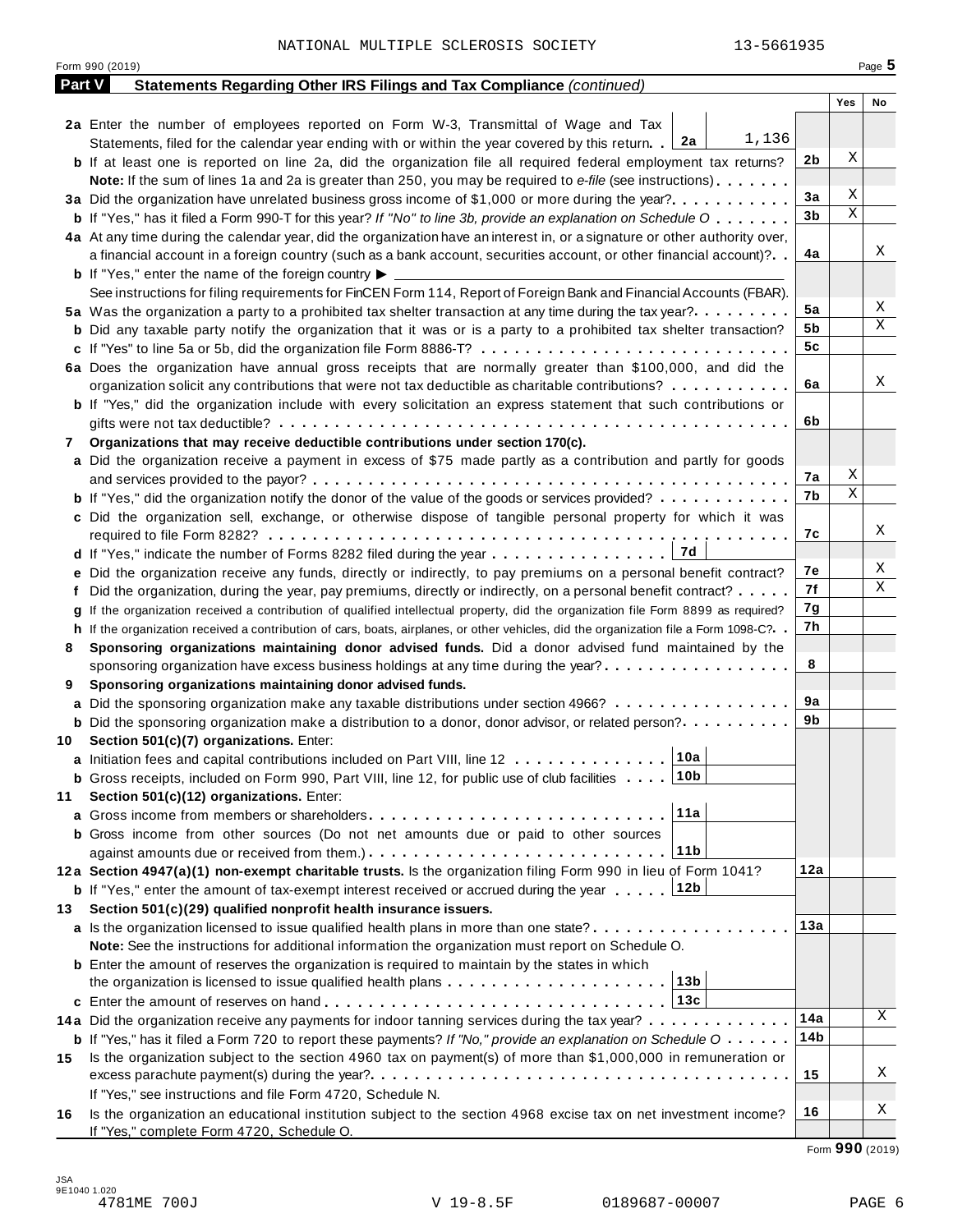NATIONAL MULTIPLE SCLEROSIS SOCIETY 13-5661935

Form 990 (2019) Page **5**

## Part V Statements Regarding Other IRS Filings and Tax Compliance *(continued)*

| | | | Yes | No |
|---|---|---|---|---|
| **2a** | Enter the number of employees reported on Form W-3, Transmittal of Wage and Tax Statements, filed for the calendar year ending with or within the year covered by this return . . **2a** 1,136 | | | |
| **b** | If at least one is reported on line 2a, did the organization file all required federal employment tax returns? | **2b** | X | |
| | **Note:** If the sum of lines 1a and 2a is greater than 250, you may be required to *e-file* (see instructions) | | | |
| **3a** | Did the organization have unrelated business gross income of $1,000 or more during the year? | **3a** | X | |
| **b** | If "Yes," has it filed a Form 990-T for this year? *If "No" to line 3b, provide an explanation on Schedule O* | **3b** | X | |
| **4a** | At any time during the calendar year, did the organization have an interest in, or a signature or other authority over, a financial account in a foreign country (such as a bank account, securities account, or other financial account)? | **4a** | | X |
| **b** | If "Yes," enter the name of the foreign country ▶ | | | |
| | See instructions for filing requirements for FinCEN Form 114, Report of Foreign Bank and Financial Accounts (FBAR). | | | |
| **5a** | Was the organization a party to a prohibited tax shelter transaction at any time during the tax year? | **5a** | | X |
| **b** | Did any taxable party notify the organization that it was or is a party to a prohibited tax shelter transaction? | **5b** | | X |
| **c** | If "Yes" to line 5a or 5b, did the organization file Form 8886-T? | **5c** | | |
| **6a** | Does the organization have annual gross receipts that are normally greater than $100,000, and did the organization solicit any contributions that were not tax deductible as charitable contributions? | **6a** | | X |
| **b** | If "Yes," did the organization include with every solicitation an express statement that such contributions or gifts were not tax deductible? | **6b** | | |
| **7** | **Organizations that may receive deductible contributions under section 170(c).** | | | |
| **a** | Did the organization receive a payment in excess of $75 made partly as a contribution and partly for goods and services provided to the payor? | **7a** | X | |
| **b** | If "Yes," did the organization notify the donor of the value of the goods or services provided? | **7b** | X | |
| **c** | Did the organization sell, exchange, or otherwise dispose of tangible personal property for which it was required to file Form 8282? | **7c** | | X |
| **d** | If "Yes," indicate the number of Forms 8282 filed during the year . . . **7d** | | | |
| **e** | Did the organization receive any funds, directly or indirectly, to pay premiums on a personal benefit contract? | **7e** | | X |
| **f** | Did the organization, during the year, pay premiums, directly or indirectly, on a personal benefit contract? | **7f** | | X |
| **g** | If the organization received a contribution of qualified intellectual property, did the organization file Form 8899 as required? | **7g** | | |
| **h** | If the organization received a contribution of cars, boats, airplanes, or other vehicles, did the organization file a Form 1098-C? | **7h** | | |
| **8** | **Sponsoring organizations maintaining donor advised funds.** Did a donor advised fund maintained by the sponsoring organization have excess business holdings at any time during the year? | **8** | | |
| **9** | **Sponsoring organizations maintaining donor advised funds.** | | | |
| **a** | Did the sponsoring organization make any taxable distributions under section 4966? | **9a** | | |
| **b** | Did the sponsoring organization make a distribution to a donor, donor advisor, or related person? | **9b** | | |
| **10** | **Section 501(c)(7) organizations.** Enter: | | | |
| **a** | Initiation fees and capital contributions included on Part VIII, line 12 . . . **10a** | | | |
| **b** | Gross receipts, included on Form 990, Part VIII, line 12, for public use of club facilities . . . **10b** | | | |
| **11** | **Section 501(c)(12) organizations.** Enter: | | | |
| **a** | Gross income from members or shareholders . . . **11a** | | | |
| **b** | Gross income from other sources (Do not net amounts due or paid to other sources against amounts due or received from them.) . . . **11b** | | | |
| **12a** | **Section 4947(a)(1) non-exempt charitable trusts.** Is the organization filing Form 990 in lieu of Form 1041? | **12a** | | |
| **b** | If "Yes," enter the amount of tax-exempt interest received or accrued during the year . . . **12b** | | | |
| **13** | **Section 501(c)(29) qualified nonprofit health insurance issuers.** | | | |
| **a** | Is the organization licensed to issue qualified health plans in more than one state? | **13a** | | |
| | **Note:** See the instructions for additional information the organization must report on Schedule O. | | | |
| **b** | Enter the amount of reserves the organization is required to maintain by the states in which the organization is licensed to issue qualified health plans . . . **13b** | | | |
| **c** | Enter the amount of reserves on hand . . . **13c** | | | |
| **14a** | Did the organization receive any payments for indoor tanning services during the tax year? | **14a** | | X |
| **b** | If "Yes," has it filed a Form 720 to report these payments? *If "No," provide an explanation on Schedule O* | **14b** | | |
| **15** | Is the organization subject to the section 4960 tax on payment(s) of more than $1,000,000 in remuneration or excess parachute payment(s) during the year? | **15** | | X |
| | If "Yes," see instructions and file Form 4720, Schedule N. | | | |
| **16** | Is the organization an educational institution subject to the section 4968 excise tax on net investment income? | **16** | | X |
| | If "Yes," complete Form 4720, Schedule O. | | | |

Form **990** (2019)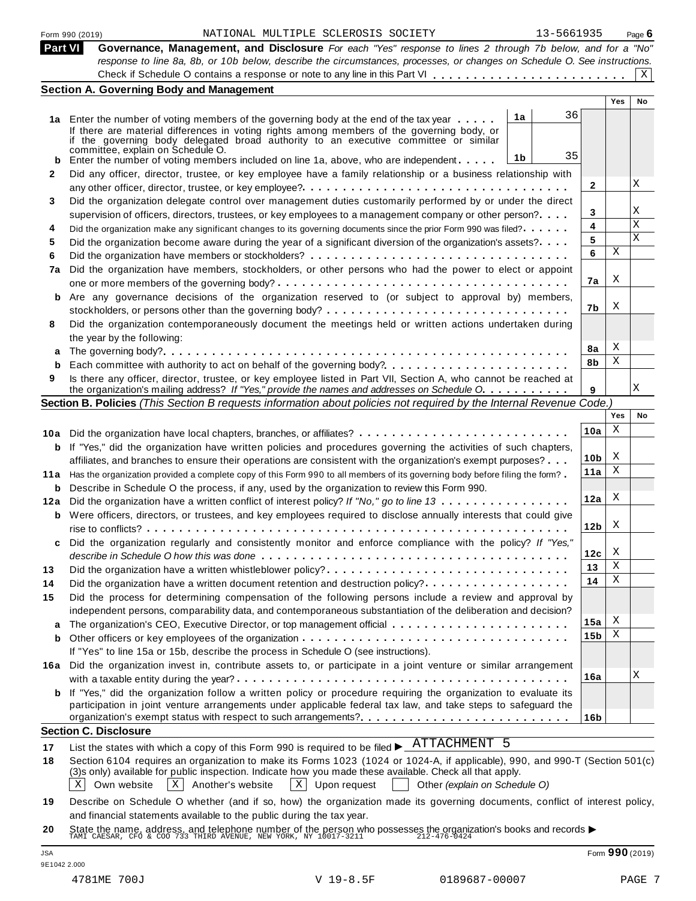Form 990 (2019) NATIONAL MULTIPLE SCLEROSIS SOCIETY 13-5661935 Page 6

**Part VI** **Governance, Management, and Disclosure** *For each "Yes" response to lines 2 through 7b below, and for a "No" response to line 8a, 8b, or 10b below, describe the circumstances, processes, or changes on Schedule O. See instructions.*

Check if Schedule O contains a response or note to any line in this Part VI . . . . . . . . . . . . . . . . . . . . . . . . [X]

## Section A. Governing Body and Management

| | | | | Yes | No |
|---|---|---|---|---|---|
| **1a** | Enter the number of voting members of the governing body at the end of the tax year . . . . . | 1a | 36 | | |
| | If there are material differences in voting rights among members of the governing body, or if the governing body delegated broad authority to an executive committee or similar committee, explain on Schedule O. | | | | |
| **b** | Enter the number of voting members included on line 1a, above, who are independent . . . . . | 1b | 35 | | |
| **2** | Did any officer, director, trustee, or key employee have a family relationship or a business relationship with any other officer, director, trustee, or key employee? . . . . . | 2 | | | X |
| **3** | Did the organization delegate control over management duties customarily performed by or under the direct supervision of officers, directors, trustees, or key employees to a management company or other person? . . . . | 3 | | | X |
| **4** | Did the organization make any significant changes to its governing documents since the prior Form 990 was filed? . . . . . | 4 | | | X |
| **5** | Did the organization become aware during the year of a significant diversion of the organization's assets? . . . . | 5 | | | X |
| **6** | Did the organization have members or stockholders? . . . . . | 6 | | X | |
| **7a** | Did the organization have members, stockholders, or other persons who had the power to elect or appoint one or more members of the governing body? . . . . . | 7a | | X | |
| **b** | Are any governance decisions of the organization reserved to (or subject to approval by) members, stockholders, or persons other than the governing body? . . . . . | 7b | | X | |
| **8** | Did the organization contemporaneously document the meetings held or written actions undertaken during the year by the following: | | | | |
| **a** | The governing body? . . . . . | 8a | | X | |
| **b** | Each committee with authority to act on behalf of the governing body? . . . . . | 8b | | X | |
| **9** | Is there any officer, director, trustee, or key employee listed in Part VII, Section A, who cannot be reached at the organization's mailing address? *If "Yes," provide the names and addresses on Schedule O.* . . . . . | 9 | | | X |

## Section B. Policies *(This Section B requests information about policies not required by the Internal Revenue Code.)*

| | | | Yes | No |
|---|---|---|---|---|
| **10a** | Did the organization have local chapters, branches, or affiliates? . . . . . | 10a | X | |
| **b** | If "Yes," did the organization have written policies and procedures governing the activities of such chapters, affiliates, and branches to ensure their operations are consistent with the organization's exempt purposes? . . . | 10b | X | |
| **11a** | Has the organization provided a complete copy of this Form 990 to all members of its governing body before filing the form? . | 11a | X | |
| **b** | Describe in Schedule O the process, if any, used by the organization to review this Form 990. | | | |
| **12a** | Did the organization have a written conflict of interest policy? *If "No," go to line 13* . . . . . | 12a | X | |
| **b** | Were officers, directors, or trustees, and key employees required to disclose annually interests that could give rise to conflicts? . . . . . | 12b | X | |
| **c** | Did the organization regularly and consistently monitor and enforce compliance with the policy? *If "Yes," describe in Schedule O how this was done* . . . . . | 12c | X | |
| **13** | Did the organization have a written whistleblower policy? . . . . . | 13 | X | |
| **14** | Did the organization have a written document retention and destruction policy? . . . . . | 14 | X | |
| **15** | Did the process for determining compensation of the following persons include a review and approval by independent persons, comparability data, and contemporaneous substantiation of the deliberation and decision? | | | |
| **a** | The organization's CEO, Executive Director, or top management official . . . . . | 15a | X | |
| **b** | Other officers or key employees of the organization . . . . . | 15b | X | |
| | If "Yes" to line 15a or 15b, describe the process in Schedule O (see instructions). | | | |
| **16a** | Did the organization invest in, contribute assets to, or participate in a joint venture or similar arrangement with a taxable entity during the year? . . . . . | 16a | | X |
| **b** | If "Yes," did the organization follow a written policy or procedure requiring the organization to evaluate its participation in joint venture arrangements under applicable federal tax law, and take steps to safeguard the organization's exempt status with respect to such arrangements? . . . . . | 16b | | |

## Section C. Disclosure

**17** List the states with which a copy of this Form 990 is required to be filed ▶ ATTACHMENT 5

**18** Section 6104 requires an organization to make its Forms 1023 (1024 or 1024-A, if applicable), 990, and 990-T (Section 501(c)(3)s only) available for public inspection. Indicate how you made these available. Check all that apply.

[X] Own website [X] Another's website [X] Upon request [ ] Other *(explain on Schedule O)*

**19** Describe on Schedule O whether (and if so, how) the organization made its governing documents, conflict of interest policy, and financial statements available to the public during the tax year.

**20** State the name, address, and telephone number of the person who possesses the organization's books and records ▶
TAMI CAESAR, CFO & COO 733 THIRD AVENUE, NEW YORK, NY 10017-3211 212-476-0424

JSA
9E1042 2.000

Form **990** (2019)

4781ME 700J V 19-8.5F 0189687-00007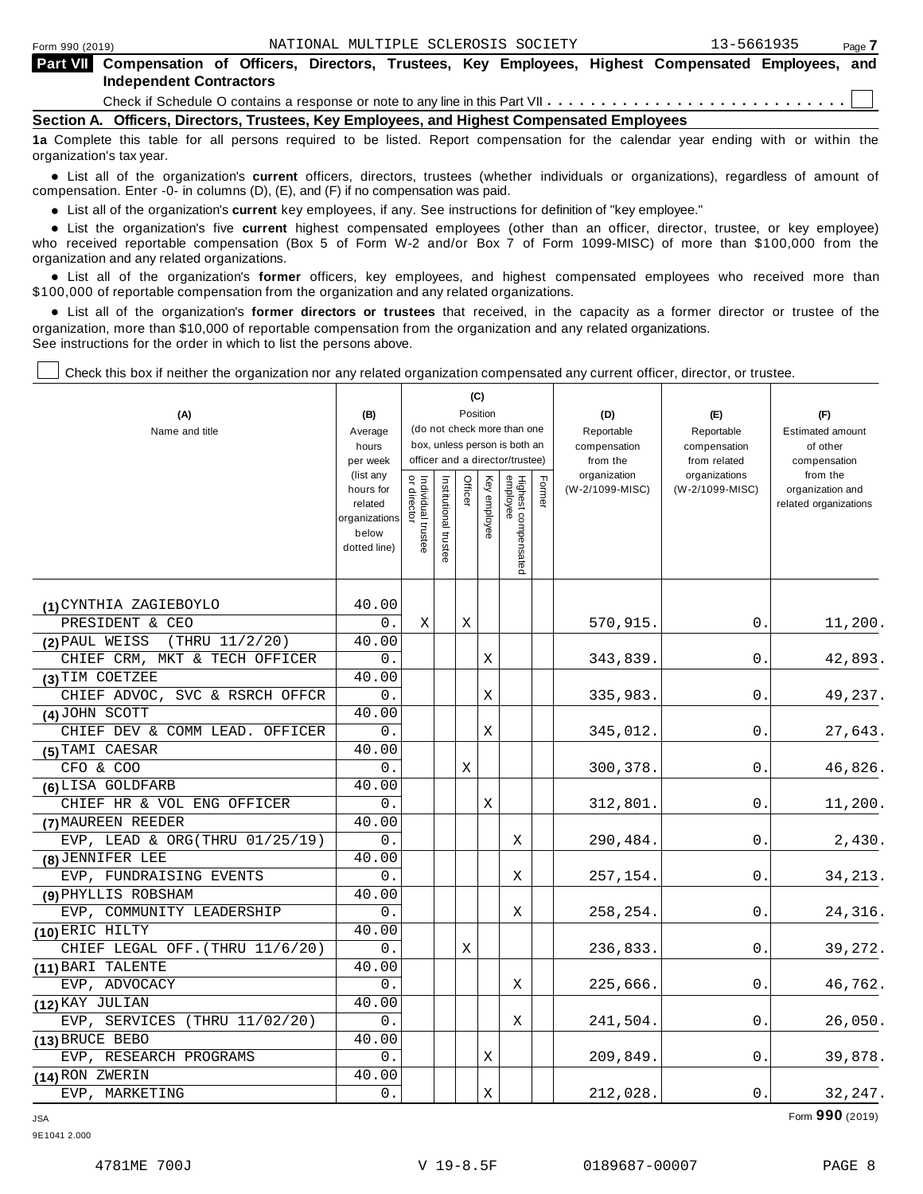Form 990 (2019) NATIONAL MULTIPLE SCLEROSIS SOCIETY 13-5661935 Page **7**

## Part VII Compensation of Officers, Directors, Trustees, Key Employees, Highest Compensated Employees, and Independent Contractors

Check if Schedule O contains a response or note to any line in this Part VII . . . . . . . . . . . . . . . . . . . . . . . . . . . . ☐

### Section A. Officers, Directors, Trustees, Key Employees, and Highest Compensated Employees

**1a** Complete this table for all persons required to be listed. Report compensation for the calendar year ending with or within the organization's tax year.

- List all of the organization's **current** officers, directors, trustees (whether individuals or organizations), regardless of amount of compensation. Enter -0- in columns (D), (E), and (F) if no compensation was paid.
- List all of the organization's **current** key employees, if any. See instructions for definition of "key employee."
- List the organization's five **current** highest compensated employees (other than an officer, director, trustee, or key employee) who received reportable compensation (Box 5 of Form W-2 and/or Box 7 of Form 1099-MISC) of more than $100,000 from the organization and any related organizations.
- List all of the organization's **former** officers, key employees, and highest compensated employees who received more than $100,000 of reportable compensation from the organization and any related organizations.
- List all of the organization's **former directors or trustees** that received, in the capacity as a former director or trustee of the organization, more than $10,000 of reportable compensation from the organization and any related organizations.

See instructions for the order in which to list the persons above.

☐ Check this box if neither the organization nor any related organization compensated any current officer, director, or trustee.

| (A) Name and title | (B) Average hours per week (list any hours for related organizations below dotted line) | (C) Position (do not check more than one box, unless person is both an officer and a director/trustee) | | | | | | (D) Reportable compensation from the organization (W-2/1099-MISC) | (E) Reportable compensation from related organizations (W-2/1099-MISC) | (F) Estimated amount of other compensation from the organization and related organizations |
|---|---|---|---|---|---|---|---|---|---|---|
| | | Individual trustee or director | Institutional trustee | Officer | Key employee | Highest compensated employee | Former | | | |
| (1) CYNTHIA ZAGIEBOYLO<br>PRESIDENT & CEO | 40.00<br>0. | X | | X | | | | 570,915. | 0. | 11,200. |
| (2) PAUL WEISS (THRU 11/2/20)<br>CHIEF CRM, MKT & TECH OFFICER | 40.00<br>0. | | | | X | | | 343,839. | 0. | 42,893. |
| (3) TIM COETZEE<br>CHIEF ADVOC, SVC & RSRCH OFFCR | 40.00<br>0. | | | | X | | | 335,983. | 0. | 49,237. |
| (4) JOHN SCOTT<br>CHIEF DEV & COMM LEAD. OFFICER | 40.00<br>0. | | | | X | | | 345,012. | 0. | 27,643. |
| (5) TAMI CAESAR<br>CFO & COO | 40.00<br>0. | | | X | | | | 300,378. | 0. | 46,826. |
| (6) LISA GOLDFARB<br>CHIEF HR & VOL ENG OFFICER | 40.00<br>0. | | | | X | | | 312,801. | 0. | 11,200. |
| (7) MAUREEN REEDER<br>EVP, LEAD & ORG(THRU 01/25/19) | 40.00<br>0. | | | | | X | | 290,484. | 0. | 2,430. |
| (8) JENNIFER LEE<br>EVP, FUNDRAISING EVENTS | 40.00<br>0. | | | | | X | | 257,154. | 0. | 34,213. |
| (9) PHYLLIS ROBSHAM<br>EVP, COMMUNITY LEADERSHIP | 40.00<br>0. | | | | | X | | 258,254. | 0. | 24,316. |
| (10) ERIC HILTY<br>CHIEF LEGAL OFF.(THRU 11/6/20) | 40.00<br>0. | | | X | | | | 236,833. | 0. | 39,272. |
| (11) BARI TALENTE<br>EVP, ADVOCACY | 40.00<br>0. | | | | | X | | 225,666. | 0. | 46,762. |
| (12) KAY JULIAN<br>EVP, SERVICES (THRU 11/02/20) | 40.00<br>0. | | | | | X | | 241,504. | 0. | 26,050. |
| (13) BRUCE BEBO<br>EVP, RESEARCH PROGRAMS | 40.00<br>0. | | | | X | | | 209,849. | 0. | 39,878. |
| (14) RON ZWERIN<br>EVP, MARKETING | 40.00<br>0. | | | | X | | | 212,028. | 0. | 32,247. |

Form **990** (2019)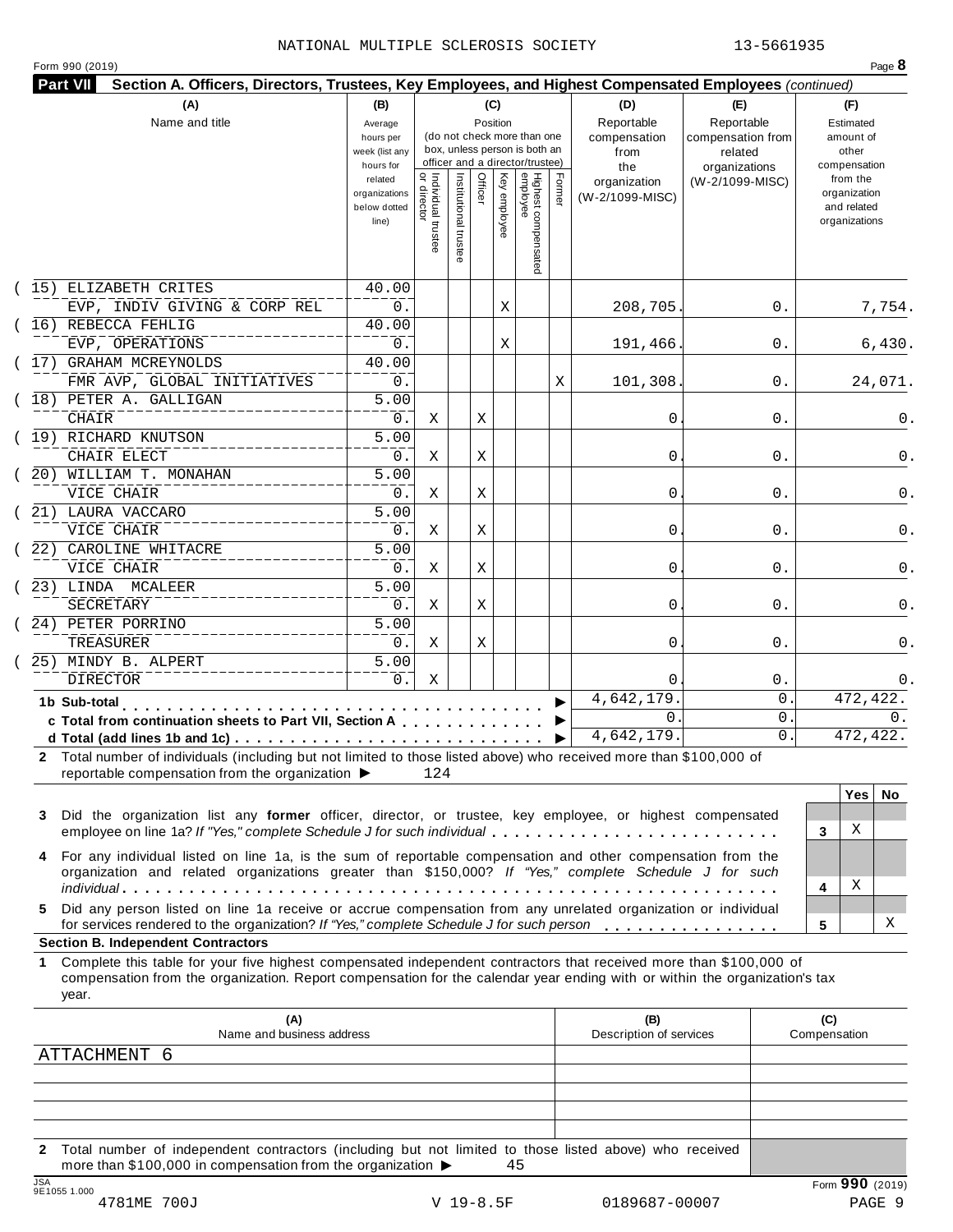NATIONAL MULTIPLE SCLEROSIS SOCIETY 13-5661935

Form 990 (2019) Page **8**

**Part VII** **Section A. Officers, Directors, Trustees, Key Employees, and Highest Compensated Employees** *(continued)*

| (A) Name and title | (B) Average hours per week (list any hours for related organizations below dotted line) | (C) Position: Individual trustee or director | Institutional trustee | Officer | Key employee | Highest compensated employee | Former | (D) Reportable compensation from the organization (W-2/1099-MISC) | (E) Reportable compensation from related organizations (W-2/1099-MISC) | (F) Estimated amount of other compensation from the organization and related organizations |
|---|---|---|---|---|---|---|---|---|---|---|
| (15) ELIZABETH CRITES<br>EVP, INDIV GIVING & CORP REL | 40.00<br>0. | | | | X | | | 208,705. | 0. | 7,754. |
| (16) REBECCA FEHLIG<br>EVP, OPERATIONS | 40.00<br>0. | | | | X | | | 191,466. | 0. | 6,430. |
| (17) GRAHAM MCREYNOLDS<br>FMR AVP, GLOBAL INITIATIVES | 40.00<br>0. | | | | | | X | 101,308. | 0. | 24,071. |
| (18) PETER A. GALLIGAN<br>CHAIR | 5.00<br>0. | X | | X | | | | 0. | 0. | 0. |
| (19) RICHARD KNUTSON<br>CHAIR ELECT | 5.00<br>0. | X | | X | | | | 0. | 0. | 0. |
| (20) WILLIAM T. MONAHAN<br>VICE CHAIR | 5.00<br>0. | X | | X | | | | 0. | 0. | 0. |
| (21) LAURA VACCARO<br>VICE CHAIR | 5.00<br>0. | X | | X | | | | 0. | 0. | 0. |
| (22) CAROLINE WHITACRE<br>VICE CHAIR | 5.00<br>0. | X | | X | | | | 0. | 0. | 0. |
| (23) LINDA MCALEER<br>SECRETARY | 5.00<br>0. | X | | X | | | | 0. | 0. | 0. |
| (24) PETER PORRINO<br>TREASURER | 5.00<br>0. | X | | X | | | | 0. | 0. | 0. |
| (25) MINDY B. ALPERT<br>DIRECTOR | 5.00<br>0. | X | | | | | | 0. | 0. | 0. |
| **1b Sub-total** | | | | | | | | 4,642,179. | 0. | 472,422. |
| **c Total from continuation sheets to Part VII, Section A** | | | | | | | | 0. | 0. | 0. |
| **d Total (add lines 1b and 1c)** | | | | | | | | 4,642,179. | 0. | 472,422. |

**2** Total number of individuals (including but not limited to those listed above) who received more than $100,000 of reportable compensation from the organization ▶ 124

| | | Yes | No |
|---|---|---|---|
| **3** Did the organization list any **former** officer, director, or trustee, key employee, or highest compensated employee on line 1a? *If "Yes," complete Schedule J for such individual* | 3 | X | |
| **4** For any individual listed on line 1a, is the sum of reportable compensation and other compensation from the organization and related organizations greater than $150,000? *If "Yes," complete Schedule J for such individual* | 4 | X | |
| **5** Did any person listed on line 1a receive or accrue compensation from any unrelated organization or individual for services rendered to the organization? *If "Yes," complete Schedule J for such person* | 5 | | X |

**Section B. Independent Contractors**

**1** Complete this table for your five highest compensated independent contractors that received more than $100,000 of compensation from the organization. Report compensation for the calendar year ending with or within the organization's tax year.

| (A) Name and business address | (B) Description of services | (C) Compensation |
|---|---|---|
| ATTACHMENT 6 | | |
| | | |
| | | |
| | | |
| | | |

**2** Total number of independent contractors (including but not limited to those listed above) who received more than $100,000 in compensation from the organization ▶ 45

Form **990** (2019)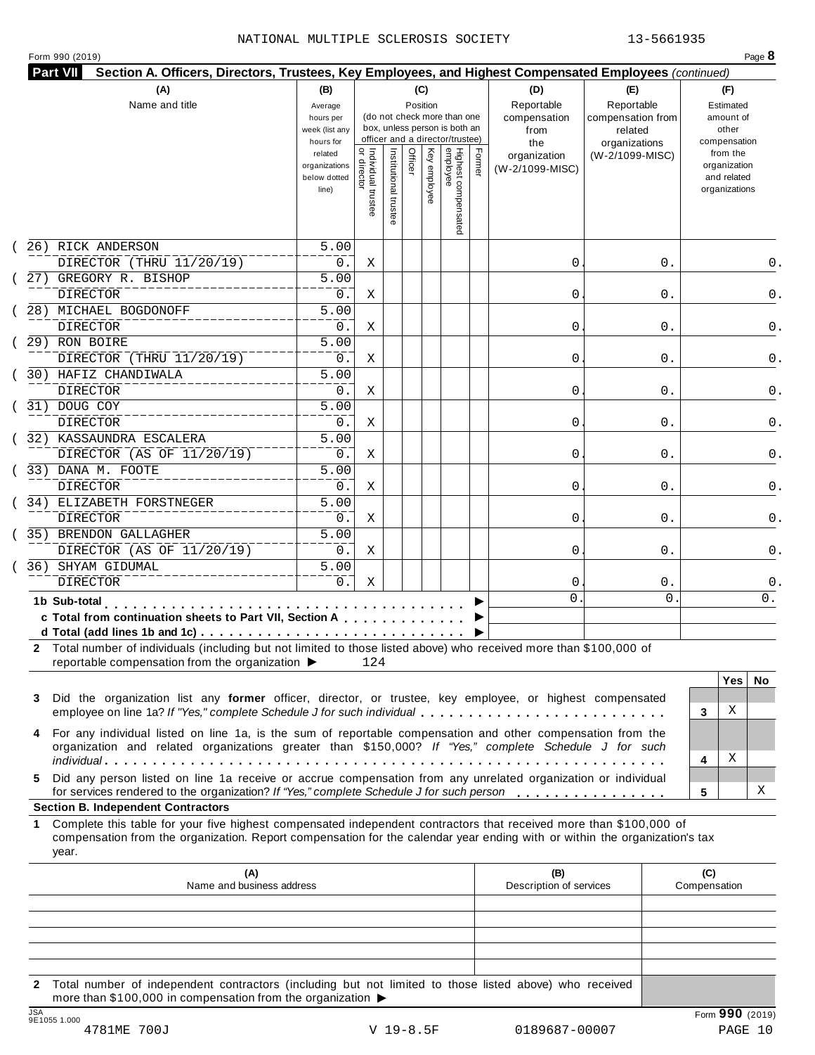NATIONAL MULTIPLE SCLEROSIS SOCIETY 13-5661935

Form 990 (2019) Page **8**

**Part VII** **Section A. Officers, Directors, Trustees, Key Employees, and Highest Compensated Employees** *(continued)*

| (A) Name and title | (B) Average hours per week (list any hours for related organizations below dotted line) | (C) Position: Individual trustee or director | Institutional trustee | Officer | Key employee | Highest compensated employee | Former | (D) Reportable compensation from the organization (W-2/1099-MISC) | (E) Reportable compensation from related organizations (W-2/1099-MISC) | (F) Estimated amount of other compensation from the organization and related organizations |
|---|---|---|---|---|---|---|---|---|---|---|
| (26) RICK ANDERSON<br>DIRECTOR (THRU 11/20/19) | 5.00<br>0. | X | | | | | | 0. | 0. | 0. |
| (27) GREGORY R. BISHOP<br>DIRECTOR | 5.00<br>0. | X | | | | | | 0. | 0. | 0. |
| (28) MICHAEL BOGDONOFF<br>DIRECTOR | 5.00<br>0. | X | | | | | | 0. | 0. | 0. |
| (29) RON BOIRE<br>DIRECTOR (THRU 11/20/19) | 5.00<br>0. | X | | | | | | 0. | 0. | 0. |
| (30) HAFIZ CHANDIWALA<br>DIRECTOR | 5.00<br>0. | X | | | | | | 0. | 0. | 0. |
| (31) DOUG COY<br>DIRECTOR | 5.00<br>0. | X | | | | | | 0. | 0. | 0. |
| (32) KASSAUNDRA ESCALERA<br>DIRECTOR (AS OF 11/20/19) | 5.00<br>0. | X | | | | | | 0. | 0. | 0. |
| (33) DANA M. FOOTE<br>DIRECTOR | 5.00<br>0. | X | | | | | | 0. | 0. | 0. |
| (34) ELIZABETH FORSTNEGER<br>DIRECTOR | 5.00<br>0. | X | | | | | | 0. | 0. | 0. |
| (35) BRENDON GALLAGHER<br>DIRECTOR (AS OF 11/20/19) | 5.00<br>0. | X | | | | | | 0. | 0. | 0. |
| (36) SHYAM GIDUMAL<br>DIRECTOR | 5.00<br>0. | X | | | | | | 0. | 0. | 0. |
| **1b Sub-total** | | | | | | | | 0. | 0. | 0. |
| **c Total from continuation sheets to Part VII, Section A** | | | | | | | | | | |
| **d Total (add lines 1b and 1c)** | | | | | | | | | | |

**2** Total number of individuals (including but not limited to those listed above) who received more than $100,000 of reportable compensation from the organization ▶ 124

| | | Yes | No |
|---|---|---|---|
| **3** Did the organization list any **former** officer, director, or trustee, key employee, or highest compensated employee on line 1a? *If "Yes," complete Schedule J for such individual* | 3 | X | |
| **4** For any individual listed on line 1a, is the sum of reportable compensation and other compensation from the organization and related organizations greater than $150,000? *If "Yes," complete Schedule J for such individual* | 4 | X | |
| **5** Did any person listed on line 1a receive or accrue compensation from any unrelated organization or individual for services rendered to the organization? *If "Yes," complete Schedule J for such person* | 5 | | X |

**Section B. Independent Contractors**

**1** Complete this table for your five highest compensated independent contractors that received more than $100,000 of compensation from the organization. Report compensation for the calendar year ending with or within the organization's tax year.

| (A) Name and business address | (B) Description of services | (C) Compensation |
|---|---|---|
| | | |
| | | |
| | | |
| | | |
| | | |

**2** Total number of independent contractors (including but not limited to those listed above) who received more than $100,000 in compensation from the organization ▶

JSA 9E1055 1.000

Form **990** (2019)

4781ME 700J V 19-8.5F 0189687-00007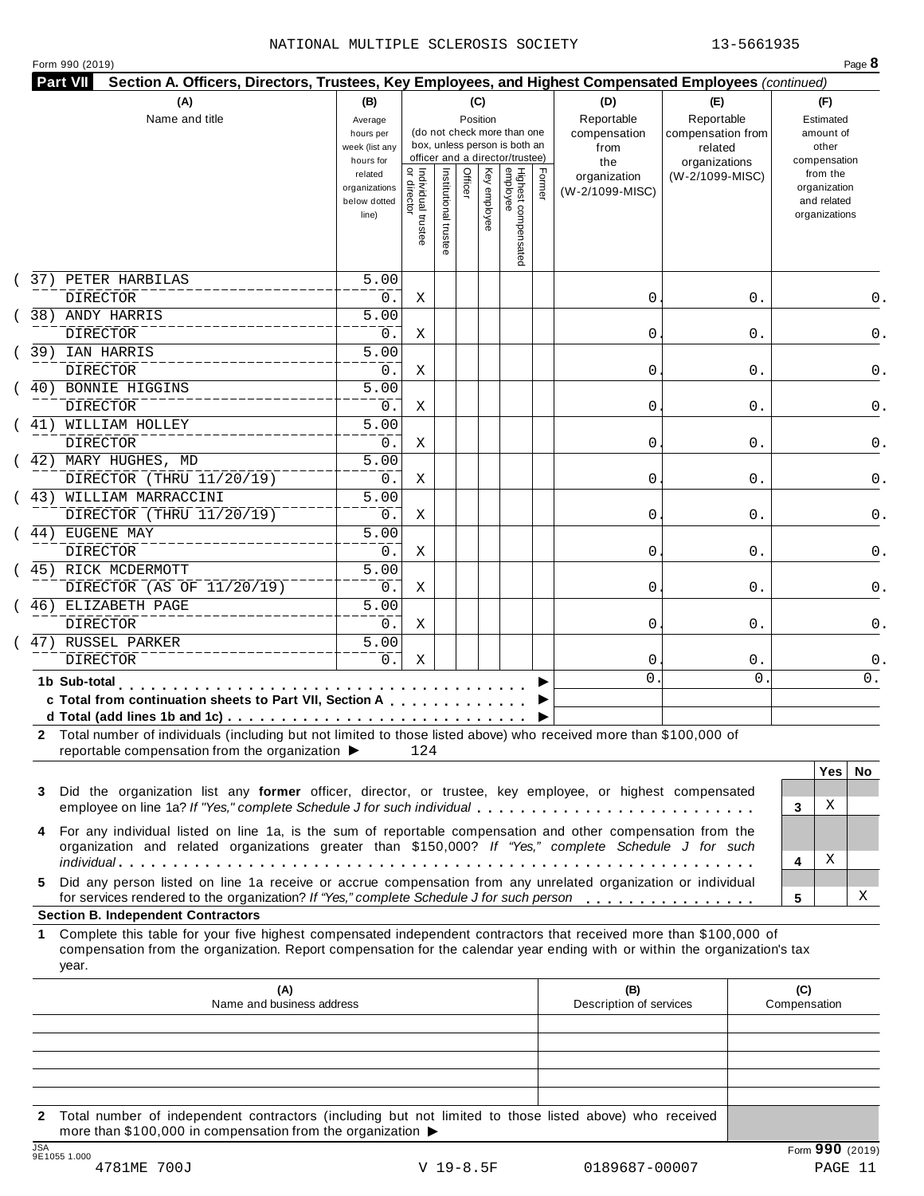NATIONAL MULTIPLE SCLEROSIS SOCIETY 13-5661935

Form 990 (2019) Page **8**

**Part VII Section A. Officers, Directors, Trustees, Key Employees, and Highest Compensated Employees** *(continued)*

| (A) Name and title | (B) Average hours per week (list any hours for related organizations below dotted line) | (C) Position: Individual trustee or director | Institutional trustee | Officer | Key employee | Highest compensated employee | Former | (D) Reportable compensation from the organization (W-2/1099-MISC) | (E) Reportable compensation from related organizations (W-2/1099-MISC) | (F) Estimated amount of other compensation from the organization and related organizations |
|---|---|---|---|---|---|---|---|---|---|---|
| (37) PETER HARBILAS<br>DIRECTOR | 5.00<br>0. | X | | | | | | 0. | 0. | 0. |
| (38) ANDY HARRIS<br>DIRECTOR | 5.00<br>0. | X | | | | | | 0. | 0. | 0. |
| (39) IAN HARRIS<br>DIRECTOR | 5.00<br>0. | X | | | | | | 0. | 0. | 0. |
| (40) BONNIE HIGGINS<br>DIRECTOR | 5.00<br>0. | X | | | | | | 0. | 0. | 0. |
| (41) WILLIAM HOLLEY<br>DIRECTOR | 5.00<br>0. | X | | | | | | 0. | 0. | 0. |
| (42) MARY HUGHES, MD<br>DIRECTOR (THRU 11/20/19) | 5.00<br>0. | X | | | | | | 0. | 0. | 0. |
| (43) WILLIAM MARRACCINI<br>DIRECTOR (THRU 11/20/19) | 5.00<br>0. | X | | | | | | 0. | 0. | 0. |
| (44) EUGENE MAY<br>DIRECTOR | 5.00<br>0. | X | | | | | | 0. | 0. | 0. |
| (45) RICK MCDERMOTT<br>DIRECTOR (AS OF 11/20/19) | 5.00<br>0. | X | | | | | | 0. | 0. | 0. |
| (46) ELIZABETH PAGE<br>DIRECTOR | 5.00<br>0. | X | | | | | | 0. | 0. | 0. |
| (47) RUSSEL PARKER<br>DIRECTOR | 5.00<br>0. | X | | | | | | 0. | 0. | 0. |
| **1b Sub-total** | | | | | | | | 0. | 0. | 0. |
| **c Total from continuation sheets to Part VII, Section A** | | | | | | | | | | |
| **d Total (add lines 1b and 1c)** | | | | | | | | | | |

**2** Total number of individuals (including but not limited to those listed above) who received more than $100,000 of reportable compensation from the organization ▶ 124

| | | Yes | No |
|---|---|---|---|
| **3** Did the organization list any **former** officer, director, or trustee, key employee, or highest compensated employee on line 1a? *If "Yes," complete Schedule J for such individual* | 3 | X | |
| **4** For any individual listed on line 1a, is the sum of reportable compensation and other compensation from the organization and related organizations greater than $150,000? *If "Yes," complete Schedule J for such individual* | 4 | X | |
| **5** Did any person listed on line 1a receive or accrue compensation from any unrelated organization or individual for services rendered to the organization? *If "Yes," complete Schedule J for such person* | 5 | | X |

**Section B. Independent Contractors**

**1** Complete this table for your five highest compensated independent contractors that received more than $100,000 of compensation from the organization. Report compensation for the calendar year ending with or within the organization's tax year.

| (A) Name and business address | (B) Description of services | (C) Compensation |
|---|---|---|
| | | |
| | | |
| | | |
| | | |
| | | |

**2** Total number of independent contractors (including but not limited to those listed above) who received more than $100,000 in compensation from the organization ▶

JSA 9E1055 1.000 Form **990** (2019)

4781ME 700J V 19-8.5F 0189687-00007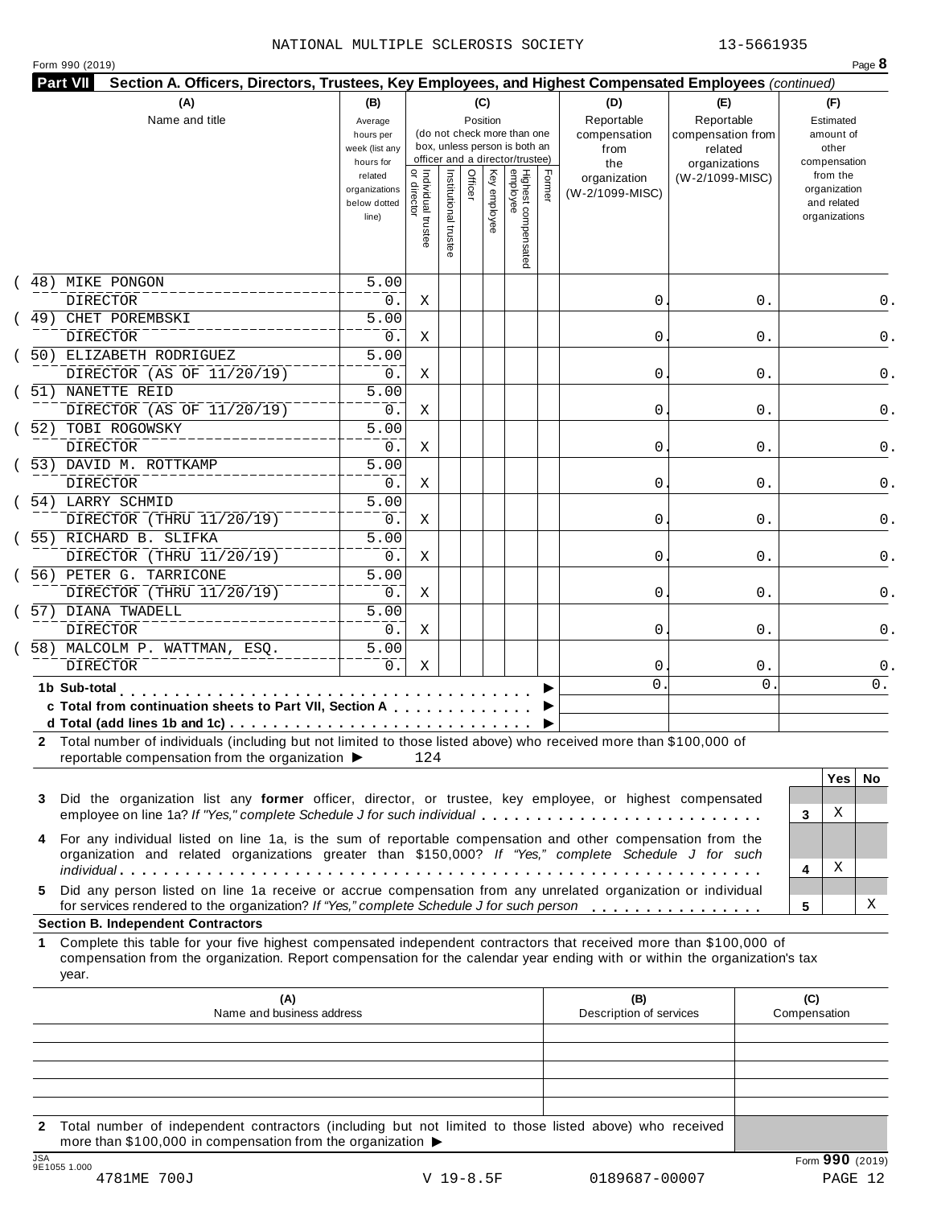NATIONAL MULTIPLE SCLEROSIS SOCIETY 13-5661935

Form 990 (2019)

**Part VII Section A. Officers, Directors, Trustees, Key Employees, and Highest Compensated Employees** *(continued)*

| (A) Name and title | (B) Average hours per week (list any hours for related organizations below dotted line) | (C) Position: Individual trustee or director | Institutional trustee | Officer | Key employee | Highest compensated employee | Former | (D) Reportable compensation from the organization (W-2/1099-MISC) | (E) Reportable compensation from related organizations (W-2/1099-MISC) | (F) Estimated amount of other compensation from the organization and related organizations |
|---|---|---|---|---|---|---|---|---|---|---|
| (48) MIKE PONGON<br>DIRECTOR | 5.00<br>0. | X | | | | | | 0. | 0. | 0. |
| (49) CHET POREMBSKI<br>DIRECTOR | 5.00<br>0. | X | | | | | | 0. | 0. | 0. |
| (50) ELIZABETH RODRIGUEZ<br>DIRECTOR (AS OF 11/20/19) | 5.00<br>0. | X | | | | | | 0. | 0. | 0. |
| (51) NANETTE REID<br>DIRECTOR (AS OF 11/20/19) | 5.00<br>0. | X | | | | | | 0. | 0. | 0. |
| (52) TOBI ROGOWSKY<br>DIRECTOR | 5.00<br>0. | X | | | | | | 0. | 0. | 0. |
| (53) DAVID M. ROTTKAMP<br>DIRECTOR | 5.00<br>0. | X | | | | | | 0. | 0. | 0. |
| (54) LARRY SCHMID<br>DIRECTOR (THRU 11/20/19) | 5.00<br>0. | X | | | | | | 0. | 0. | 0. |
| (55) RICHARD B. SLIFKA<br>DIRECTOR (THRU 11/20/19) | 5.00<br>0. | X | | | | | | 0. | 0. | 0. |
| (56) PETER G. TARRICONE<br>DIRECTOR (THRU 11/20/19) | 5.00<br>0. | X | | | | | | 0. | 0. | 0. |
| (57) DIANA TWADELL<br>DIRECTOR | 5.00<br>0. | X | | | | | | 0. | 0. | 0. |
| (58) MALCOLM P. WATTMAN, ESQ.<br>DIRECTOR | 5.00<br>0. | X | | | | | | 0. | 0. | 0. |
| **1b Sub-total** | | | | | | | | 0. | 0. | 0. |
| **c Total from continuation sheets to Part VII, Section A** | | | | | | | | | | |
| **d Total (add lines 1b and 1c)** | | | | | | | | | | |

**2** Total number of individuals (including but not limited to those listed above) who received more than $100,000 of reportable compensation from the organization ▶ 124

| | | Yes | No |
|---|---|---|---|
| **3** Did the organization list any **former** officer, director, or trustee, key employee, or highest compensated employee on line 1a? *If "Yes," complete Schedule J for such individual* | 3 | X | |
| **4** For any individual listed on line 1a, is the sum of reportable compensation and other compensation from the organization and related organizations greater than $150,000? *If "Yes," complete Schedule J for such individual* | 4 | X | |
| **5** Did any person listed on line 1a receive or accrue compensation from any unrelated organization or individual for services rendered to the organization? *If "Yes," complete Schedule J for such person* | 5 | | X |

**Section B. Independent Contractors**

**1** Complete this table for your five highest compensated independent contractors that received more than $100,000 of compensation from the organization. Report compensation for the calendar year ending with or within the organization's tax year.

| (A) Name and business address | (B) Description of services | (C) Compensation |
|---|---|---|
| | | |
| | | |
| | | |
| | | |
| | | |

**2** Total number of independent contractors (including but not limited to those listed above) who received more than $100,000 in compensation from the organization ▶

Form **990** (2019)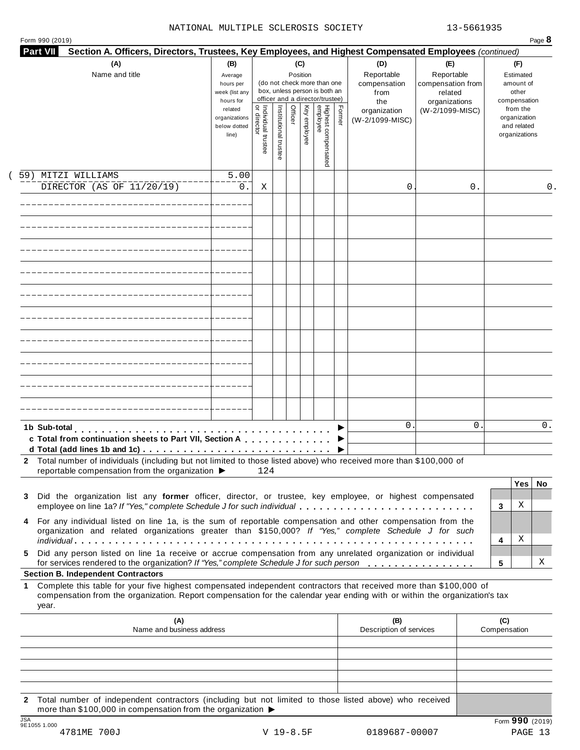NATIONAL MULTIPLE SCLEROSIS SOCIETY 13-5661935

Form 990 (2019) Page **8**

**Part VII Section A. Officers, Directors, Trustees, Key Employees, and Highest Compensated Employees** *(continued)*

| (A) Name and title | (B) Average hours per week (list any hours for related organizations below dotted line) | (C) Position: Individual trustee or director | Institutional trustee | Officer | Key employee | Highest compensated employee | Former | (D) Reportable compensation from the organization (W-2/1099-MISC) | (E) Reportable compensation from related organizations (W-2/1099-MISC) | (F) Estimated amount of other compensation from the organization and related organizations |
|---|---|---|---|---|---|---|---|---|---|---|
| (59) MITZI WILLIAMS<br>DIRECTOR (AS OF 11/20/19) | 5.00<br>0. | X | | | | | | 0. | 0. | 0. |
| | | | | | | | | | | |
| | | | | | | | | | | |
| | | | | | | | | | | |
| | | | | | | | | | | |
| | | | | | | | | | | |
| | | | | | | | | | | |
| | | | | | | | | | | |
| | | | | | | | | | | |
| | | | | | | | | | | |
| | | | | | | | | | | |
| **1b Sub-total** ▶ | | | | | | | | 0. | 0. | 0. |
| **c Total from continuation sheets to Part VII, Section A** ▶ | | | | | | | | | | |
| **d Total (add lines 1b and 1c)** ▶ | | | | | | | | | | |

**2** Total number of individuals (including but not limited to those listed above) who received more than $100,000 of reportable compensation from the organization ▶ 124

| | | Yes | No |
|---|---|---|---|
| **3** Did the organization list any **former** officer, director, or trustee, key employee, or highest compensated employee on line 1a? *If "Yes," complete Schedule J for such individual* | 3 | X | |
| **4** For any individual listed on line 1a, is the sum of reportable compensation and other compensation from the organization and related organizations greater than $150,000? *If "Yes," complete Schedule J for such individual* | 4 | X | |
| **5** Did any person listed on line 1a receive or accrue compensation from any unrelated organization or individual for services rendered to the organization? *If "Yes," complete Schedule J for such person* | 5 | | X |

**Section B. Independent Contractors**

**1** Complete this table for your five highest compensated independent contractors that received more than $100,000 of compensation from the organization. Report compensation for the calendar year ending with or within the organization's tax year.

| (A) Name and business address | (B) Description of services | (C) Compensation |
|---|---|---|
| | | |
| | | |
| | | |
| | | |
| | | |

**2** Total number of independent contractors (including but not limited to those listed above) who received more than $100,000 in compensation from the organization ▶

JSA 9E1055 1.000

Form **990** (2019)

4781ME 700J V 19-8.5F 0189687-00007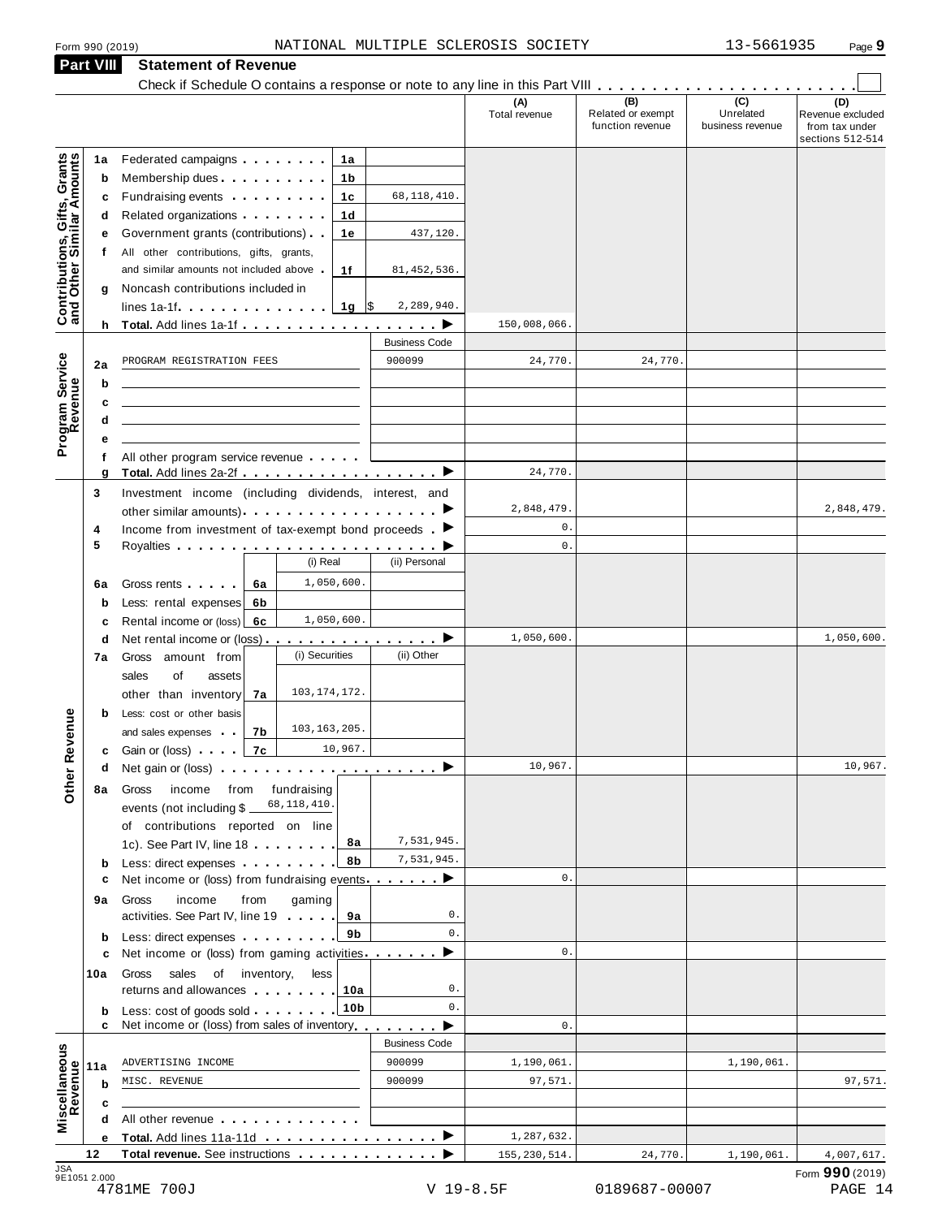Form 990 (2019) NATIONAL MULTIPLE SCLEROSIS SOCIETY 13-5661935 Page **9**

## Part VIII Statement of Revenue

Check if Schedule O contains a response or note to any line in this Part VIII . . . . . . . . . . . . . . . . . . . . . . . . ☐

| | | | | | (A) Total revenue | (B) Related or exempt function revenue | (C) Unrelated business revenue | (D) Revenue excluded from tax under sections 512-514 |
|---|---|---|---|---|---|---|---|---|
| **Contributions, Gifts, Grants and Other Similar Amounts** | 1a | Federated campaigns | 1a | | | | | |
| | b | Membership dues | 1b | | | | | |
| | c | Fundraising events | 1c | 68,118,410. | | | | |
| | d | Related organizations | 1d | | | | | |
| | e | Government grants (contributions) | 1e | 437,120. | | | | |
| | f | All other contributions, gifts, grants, and similar amounts not included above | 1f | 81,452,536. | | | | |
| | g | Noncash contributions included in lines 1a-1f | 1g | $ 2,289,940. | | | | |
| | h | **Total.** Add lines 1a-1f ▶ | | | 150,008,066. | | | |
| **Program Service Revenue** | | | | Business Code | | | | |
| | 2a | PROGRAM REGISTRATION FEES | | 900099 | 24,770. | 24,770. | | |
| | b | | | | | | | |
| | c | | | | | | | |
| | d | | | | | | | |
| | e | | | | | | | |
| | f | All other program service revenue | | | | | | |
| | g | **Total.** Add lines 2a-2f ▶ | | | 24,770. | | | |
| **Other Revenue** | 3 | Investment income (including dividends, interest, and other similar amounts) ▶ | | | 2,848,479. | | | 2,848,479. |
| | 4 | Income from investment of tax-exempt bond proceeds ▶ | | | 0. | | | |
| | 5 | Royalties ▶ | | | 0. | | | |
| | | | (i) Real | (ii) Personal | | | | |
| | 6a | Gross rents (6a) | 1,050,600. | | | | | |
| | b | Less: rental expenses (6b) | | | | | | |
| | c | Rental income or (loss) (6c) | 1,050,600. | | | | | |
| | d | Net rental income or (loss) ▶ | | | 1,050,600. | | | 1,050,600. |
| | | | (i) Securities | (ii) Other | | | | |
| | 7a | Gross amount from sales of assets other than inventory (7a) | 103,174,172. | | | | | |
| | b | Less: cost or other basis and sales expenses (7b) | 103,163,205. | | | | | |
| | c | Gain or (loss) (7c) | 10,967. | | | | | |
| | d | Net gain or (loss) ▶ | | | 10,967. | | | 10,967. |
| | 8a | Gross income from fundraising events (not including $ 68,118,410. of contributions reported on line 1c). See Part IV, line 18 | 8a | 7,531,945. | | | | |
| | b | Less: direct expenses | 8b | 7,531,945. | | | | |
| | c | Net income or (loss) from fundraising events ▶ | | | 0. | | | |
| | 9a | Gross income from gaming activities. See Part IV, line 19 | 9a | 0. | | | | |
| | b | Less: direct expenses | 9b | 0. | | | | |
| | c | Net income or (loss) from gaming activities ▶ | | | 0. | | | |
| | 10a | Gross sales of inventory, less returns and allowances | 10a | 0. | | | | |
| | b | Less: cost of goods sold | 10b | 0. | | | | |
| | c | Net income or (loss) from sales of inventory ▶ | | | 0. | | | |
| **Miscellaneous Revenue** | | | | Business Code | | | | |
| | 11a | ADVERTISING INCOME | | 900099 | 1,190,061. | | 1,190,061. | |
| | b | MISC. REVENUE | | 900099 | 97,571. | | | 97,571. |
| | c | | | | | | | |
| | d | All other revenue | | | | | | |
| | e | **Total.** Add lines 11a-11d ▶ | | | 1,287,632. | | | |
| | 12 | **Total revenue.** See instructions ▶ | | | 155,230,514. | 24,770. | 1,190,061. | 4,007,617. |

JSA 9E1051 2.000 Form **990** (2019)

4781ME 700J V 19-8.5F 0189687-00007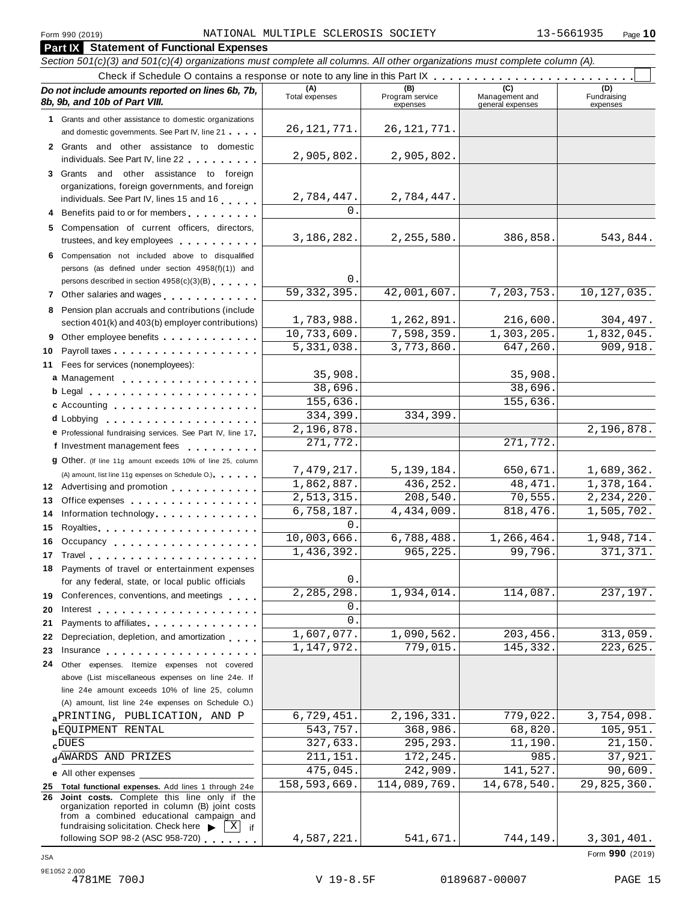Form 990 (2019) NATIONAL MULTIPLE SCLEROSIS SOCIETY 13-5661935 Page 10

## Part IX Statement of Functional Expenses

*Section 501(c)(3) and 501(c)(4) organizations must complete all columns. All other organizations must complete column (A).*

Check if Schedule O contains a response or note to any line in this Part IX . . . . . . . . . . . . . . . . . . . . . . . . ☐

| *Do not include amounts reported on lines 6b, 7b, 8b, 9b, and 10b of Part VIII.* | (A) Total expenses | (B) Program service expenses | (C) Management and general expenses | (D) Fundraising expenses |
|---|---|---|---|---|
| 1 Grants and other assistance to domestic organizations and domestic governments. See Part IV, line 21 | 26,121,771. | 26,121,771. | | |
| 2 Grants and other assistance to domestic individuals. See Part IV, line 22 | 2,905,802. | 2,905,802. | | |
| 3 Grants and other assistance to foreign organizations, foreign governments, and foreign individuals. See Part IV, lines 15 and 16 | 2,784,447. | 2,784,447. | | |
| 4 Benefits paid to or for members | 0. | | | |
| 5 Compensation of current officers, directors, trustees, and key employees | 3,186,282. | 2,255,580. | 386,858. | 543,844. |
| 6 Compensation not included above to disqualified persons (as defined under section 4958(f)(1)) and persons described in section 4958(c)(3)(B) | 0. | | | |
| 7 Other salaries and wages | 59,332,395. | 42,001,607. | 7,203,753. | 10,127,035. |
| 8 Pension plan accruals and contributions (include section 401(k) and 403(b) employer contributions) | 1,783,988. | 1,262,891. | 216,600. | 304,497. |
| 9 Other employee benefits | 10,733,609. | 7,598,359. | 1,303,205. | 1,832,045. |
| 10 Payroll taxes | 5,331,038. | 3,773,860. | 647,260. | 909,918. |
| 11 Fees for services (nonemployees): | | | | |
| a Management | 35,908. | | 35,908. | |
| b Legal | 38,696. | | 38,696. | |
| c Accounting | 155,636. | | 155,636. | |
| d Lobbying | 334,399. | 334,399. | | |
| e Professional fundraising services. See Part IV, line 17 | 2,196,878. | | | 2,196,878. |
| f Investment management fees | 271,772. | | 271,772. | |
| g Other. (If line 11g amount exceeds 10% of line 25, column (A) amount, list line 11g expenses on Schedule O.) | 7,479,217. | 5,139,184. | 650,671. | 1,689,362. |
| 12 Advertising and promotion | 1,862,887. | 436,252. | 48,471. | 1,378,164. |
| 13 Office expenses | 2,513,315. | 208,540. | 70,555. | 2,234,220. |
| 14 Information technology | 6,758,187. | 4,434,009. | 818,476. | 1,505,702. |
| 15 Royalties | 0. | | | |
| 16 Occupancy | 10,003,666. | 6,788,488. | 1,266,464. | 1,948,714. |
| 17 Travel | 1,436,392. | 965,225. | 99,796. | 371,371. |
| 18 Payments of travel or entertainment expenses for any federal, state, or local public officials | 0. | | | |
| 19 Conferences, conventions, and meetings | 2,285,298. | 1,934,014. | 114,087. | 237,197. |
| 20 Interest | 0. | | | |
| 21 Payments to affiliates | 0. | | | |
| 22 Depreciation, depletion, and amortization | 1,607,077. | 1,090,562. | 203,456. | 313,059. |
| 23 Insurance | 1,147,972. | 779,015. | 145,332. | 223,625. |
| 24 Other expenses. Itemize expenses not covered above (List miscellaneous expenses on line 24e. If line 24e amount exceeds 10% of line 25, column (A) amount, list line 24e expenses on Schedule O.) | | | | |
| a PRINTING, PUBLICATION, AND P | 6,729,451. | 2,196,331. | 779,022. | 3,754,098. |
| b EQUIPMENT RENTAL | 543,757. | 368,986. | 68,820. | 105,951. |
| c DUES | 327,633. | 295,293. | 11,190. | 21,150. |
| d AWARDS AND PRIZES | 211,151. | 172,245. | 985. | 37,921. |
| e All other expenses | 475,045. | 242,909. | 141,527. | 90,609. |
| 25 **Total functional expenses.** Add lines 1 through 24e | 158,593,669. | 114,089,769. | 14,678,540. | 29,825,360. |
| 26 **Joint costs.** Complete this line only if the organization reported in column (B) joint costs from a combined educational campaign and fundraising solicitation. Check here ▶ [X] if following SOP 98-2 (ASC 958-720) | 4,587,221. | 541,671. | 744,149. | 3,301,401. |

Form **990** (2019)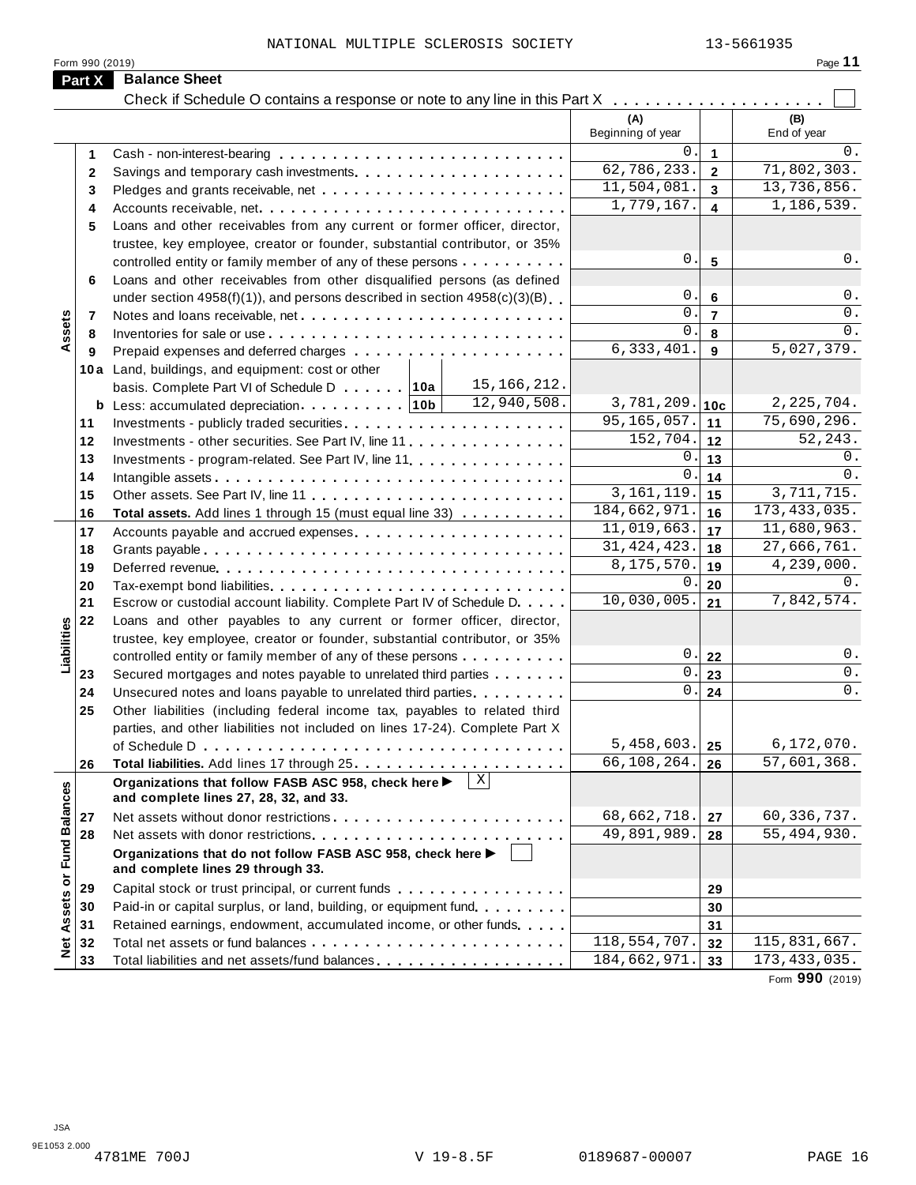NATIONAL MULTIPLE SCLEROSIS SOCIETY 13-5661935

Form 990 (2019) Page **11**

## Part X Balance Sheet

Check if Schedule O contains a response or note to any line in this Part X . . . . . . . . . . . . . . . . . . . ☐

| Section | Line | Description | | (A) Beginning of year | | (B) End of year |
|---|---|---|---|---|---|---|
| Assets | 1 | Cash - non-interest-bearing | | 0. | 1 | 0. |
| | 2 | Savings and temporary cash investments | | 62,786,233. | 2 | 71,802,303. |
| | 3 | Pledges and grants receivable, net | | 11,504,081. | 3 | 13,736,856. |
| | 4 | Accounts receivable, net | | 1,779,167. | 4 | 1,186,539. |
| | 5 | Loans and other receivables from any current or former officer, director, trustee, key employee, creator or founder, substantial contributor, or 35% controlled entity or family member of any of these persons | | 0. | 5 | 0. |
| | 6 | Loans and other receivables from other disqualified persons (as defined under section 4958(f)(1)), and persons described in section 4958(c)(3)(B) | | 0. | 6 | 0. |
| | 7 | Notes and loans receivable, net | | 0. | 7 | 0. |
| | 8 | Inventories for sale or use | | 0. | 8 | 0. |
| | 9 | Prepaid expenses and deferred charges | | 6,333,401. | 9 | 5,027,379. |
| | 10a | Land, buildings, and equipment: cost or other basis. Complete Part VI of Schedule D . . . . . . 10a | 15,166,212. | | | |
| | b | Less: accumulated depreciation . . . . . . . . . 10b | 12,940,508. | 3,781,209. | 10c | 2,225,704. |
| | 11 | Investments - publicly traded securities | | 95,165,057. | 11 | 75,690,296. |
| | 12 | Investments - other securities. See Part IV, line 11 | | 152,704. | 12 | 52,243. |
| | 13 | Investments - program-related. See Part IV, line 11 | | 0. | 13 | 0. |
| | 14 | Intangible assets | | 0. | 14 | 0. |
| | 15 | Other assets. See Part IV, line 11 | | 3,161,119. | 15 | 3,711,715. |
| | 16 | **Total assets.** Add lines 1 through 15 (must equal line 33) | | 184,662,971. | 16 | 173,433,035. |
| Liabilities | 17 | Accounts payable and accrued expenses | | 11,019,663. | 17 | 11,680,963. |
| | 18 | Grants payable | | 31,424,423. | 18 | 27,666,761. |
| | 19 | Deferred revenue | | 8,175,570. | 19 | 4,239,000. |
| | 20 | Tax-exempt bond liabilities | | 0. | 20 | 0. |
| | 21 | Escrow or custodial account liability. Complete Part IV of Schedule D | | 10,030,005. | 21 | 7,842,574. |
| | 22 | Loans and other payables to any current or former officer, director, trustee, key employee, creator or founder, substantial contributor, or 35% controlled entity or family member of any of these persons | | 0. | 22 | 0. |
| | 23 | Secured mortgages and notes payable to unrelated third parties | | 0. | 23 | 0. |
| | 24 | Unsecured notes and loans payable to unrelated third parties | | 0. | 24 | 0. |
| | 25 | Other liabilities (including federal income tax, payables to related third parties, and other liabilities not included on lines 17-24). Complete Part X of Schedule D | | 5,458,603. | 25 | 6,172,070. |
| | 26 | **Total liabilities.** Add lines 17 through 25 | | 66,108,264. | 26 | 57,601,368. |
| Net Assets or Fund Balances | | **Organizations that follow FASB ASC 958, check here ▶** ☒ **and complete lines 27, 28, 32, and 33.** | | | | |
| | 27 | Net assets without donor restrictions | | 68,662,718. | 27 | 60,336,737. |
| | 28 | Net assets with donor restrictions | | 49,891,989. | 28 | 55,494,930. |
| | | **Organizations that do not follow FASB ASC 958, check here ▶** ☐ **and complete lines 29 through 33.** | | | | |
| | 29 | Capital stock or trust principal, or current funds | | | 29 | |
| | 30 | Paid-in or capital surplus, or land, building, or equipment fund | | | 30 | |
| | 31 | Retained earnings, endowment, accumulated income, or other funds | | | 31 | |
| | 32 | Total net assets or fund balances | | 118,554,707. | 32 | 115,831,667. |
| | 33 | Total liabilities and net assets/fund balances | | 184,662,971. | 33 | 173,433,035. |

Form **990** (2019)

JSA 9E1053 2.000 4781ME 700J V 19-8.5F 0189687-00007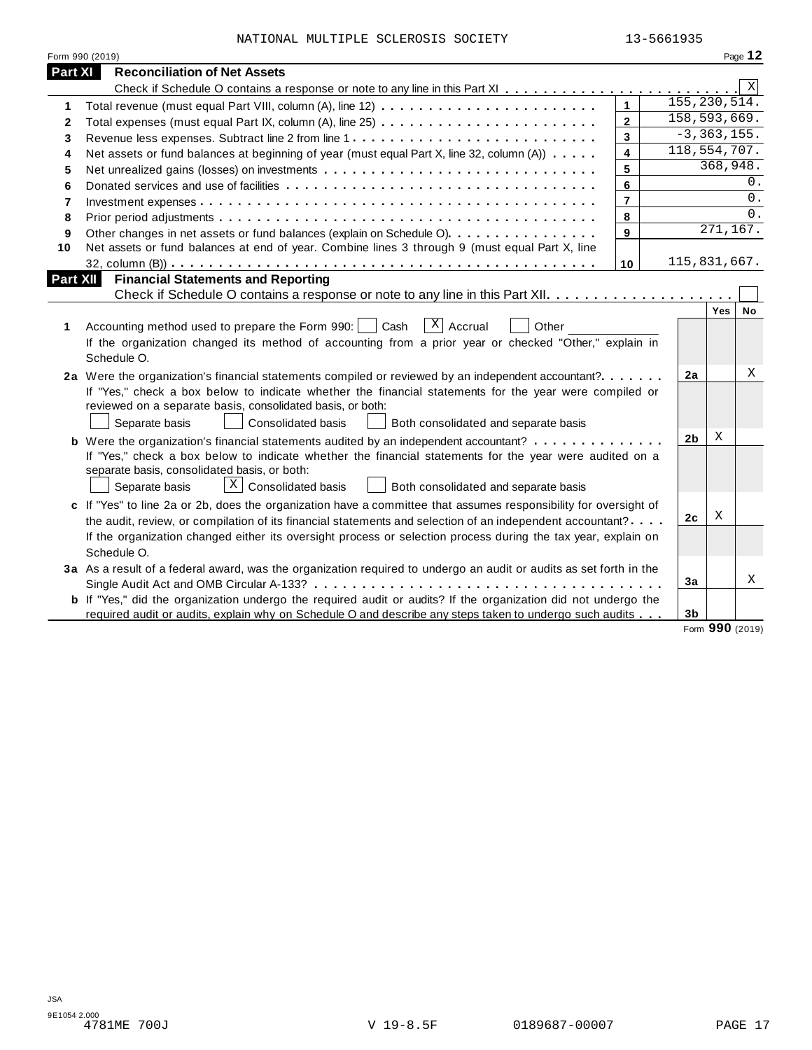NATIONAL MULTIPLE SCLEROSIS SOCIETY 13-5661935

Form 990 (2019) Page **12**

## Part XI Reconciliation of Net Assets

Check if Schedule O contains a response or note to any line in this Part XI . . . . . . . . . . . . . . . . . . . . . . . . . [X]

| | | | |
|---|---|---|---|
| **1** | Total revenue (must equal Part VIII, column (A), line 12) | **1** | 155,230,514. |
| **2** | Total expenses (must equal Part IX, column (A), line 25) | **2** | 158,593,669. |
| **3** | Revenue less expenses. Subtract line 2 from line 1 | **3** | -3,363,155. |
| **4** | Net assets or fund balances at beginning of year (must equal Part X, line 32, column (A)) | **4** | 118,554,707. |
| **5** | Net unrealized gains (losses) on investments | **5** | 368,948. |
| **6** | Donated services and use of facilities | **6** | 0. |
| **7** | Investment expenses | **7** | 0. |
| **8** | Prior period adjustments | **8** | 0. |
| **9** | Other changes in net assets or fund balances (explain on Schedule O) | **9** | 271,167. |
| **10** | Net assets or fund balances at end of year. Combine lines 3 through 9 (must equal Part X, line 32, column (B)) | **10** | 115,831,667. |

## Part XII Financial Statements and Reporting

Check if Schedule O contains a response or note to any line in this Part XII. . . . . . . . . . . . . . . . . . . . . [ ]

| | | | Yes | No |
|---|---|---|---|---|
| **1** | Accounting method used to prepare the Form 990: [ ] Cash [X] Accrual [ ] Other ____________<br>If the organization changed its method of accounting from a prior year or checked "Other," explain in Schedule O. | | | |
| **2a** | Were the organization's financial statements compiled or reviewed by an independent accountant? | **2a** | | X |
| | If "Yes," check a box below to indicate whether the financial statements for the year were compiled or reviewed on a separate basis, consolidated basis, or both:<br>[ ] Separate basis [ ] Consolidated basis [ ] Both consolidated and separate basis | | | |
| **b** | Were the organization's financial statements audited by an independent accountant? | **2b** | X | |
| | If "Yes," check a box below to indicate whether the financial statements for the year were audited on a separate basis, consolidated basis, or both:<br>[ ] Separate basis [X] Consolidated basis [ ] Both consolidated and separate basis | | | |
| **c** | If "Yes" to line 2a or 2b, does the organization have a committee that assumes responsibility for oversight of the audit, review, or compilation of its financial statements and selection of an independent accountant? | **2c** | X | |
| | If the organization changed either its oversight process or selection process during the tax year, explain on Schedule O. | | | |
| **3a** | As a result of a federal award, was the organization required to undergo an audit or audits as set forth in the Single Audit Act and OMB Circular A-133? | **3a** | | X |
| **b** | If "Yes," did the organization undergo the required audit or audits? If the organization did not undergo the required audit or audits, explain why on Schedule O and describe any steps taken to undergo such audits | **3b** | | |

Form **990** (2019)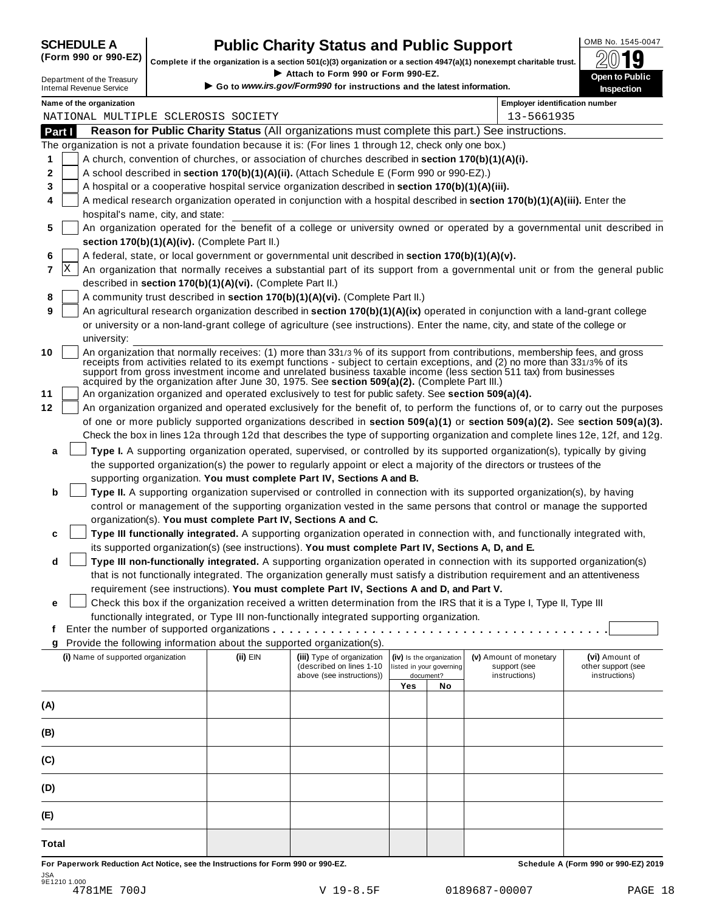**SCHEDULE A (Form 990 or 990-EZ)**

Department of the Treasury
Internal Revenue Service

# Public Charity Status and Public Support

**Complete if the organization is a section 501(c)(3) organization or a section 4947(a)(1) nonexempt charitable trust.**

▶ **Attach to Form 990 or Form 990-EZ.**

▶ **Go to *www.irs.gov/Form990* for instructions and the latest information.**

OMB No. 1545-0047

**2019**

**Open to Public Inspection**

**Name of the organization:** NATIONAL MULTIPLE SCLEROSIS SOCIETY

**Employer identification number:** 13-5661935

## Part I — Reason for Public Charity Status (All organizations must complete this part.) See instructions.

The organization is not a private foundation because it is: (For lines 1 through 12, check only one box.)

1. [ ] A church, convention of churches, or association of churches described in **section 170(b)(1)(A)(i).**
2. [ ] A school described in **section 170(b)(1)(A)(ii).** (Attach Schedule E (Form 990 or 990-EZ).)
3. [ ] A hospital or a cooperative hospital service organization described in **section 170(b)(1)(A)(iii).**
4. [ ] A medical research organization operated in conjunction with a hospital described in **section 170(b)(1)(A)(iii).** Enter the hospital's name, city, and state:
5. [ ] An organization operated for the benefit of a college or university owned or operated by a governmental unit described in **section 170(b)(1)(A)(iv).** (Complete Part II.)
6. [ ] A federal, state, or local government or governmental unit described in **section 170(b)(1)(A)(v).**
7. [X] An organization that normally receives a substantial part of its support from a governmental unit or from the general public described in **section 170(b)(1)(A)(vi).** (Complete Part II.)
8. [ ] A community trust described in **section 170(b)(1)(A)(vi).** (Complete Part II.)
9. [ ] An agricultural research organization described in **section 170(b)(1)(A)(ix)** operated in conjunction with a land-grant college or university or a non-land-grant college of agriculture (see instructions). Enter the name, city, and state of the college or university:
10. [ ] An organization that normally receives: (1) more than 33 1/3 % of its support from contributions, membership fees, and gross receipts from activities related to its exempt functions - subject to certain exceptions, and (2) no more than 33 1/3% of its support from gross investment income and unrelated business taxable income (less section 511 tax) from businesses acquired by the organization after June 30, 1975. See **section 509(a)(2).** (Complete Part III.)
11. [ ] An organization organized and operated exclusively to test for public safety. See **section 509(a)(4).**
12. [ ] An organization organized and operated exclusively for the benefit of, to perform the functions of, or to carry out the purposes of one or more publicly supported organizations described in **section 509(a)(1)** or **section 509(a)(2).** See **section 509(a)(3).** Check the box in lines 12a through 12d that describes the type of supporting organization and complete lines 12e, 12f, and 12g.

   **a** [ ] **Type I.** A supporting organization operated, supervised, or controlled by its supported organization(s), typically by giving the supported organization(s) the power to regularly appoint or elect a majority of the directors or trustees of the supporting organization. **You must complete Part IV, Sections A and B.**

   **b** [ ] **Type II.** A supporting organization supervised or controlled in connection with its supported organization(s), by having control or management of the supporting organization vested in the same persons that control or manage the supported organization(s). **You must complete Part IV, Sections A and C.**

   **c** [ ] **Type III functionally integrated.** A supporting organization operated in connection with, and functionally integrated with, its supported organization(s) (see instructions). **You must complete Part IV, Sections A, D, and E.**

   **d** [ ] **Type III non-functionally integrated.** A supporting organization operated in connection with its supported organization(s) that is not functionally integrated. The organization generally must satisfy a distribution requirement and an attentiveness requirement (see instructions). **You must complete Part IV, Sections A and D, and Part V.**

   **e** [ ] Check this box if the organization received a written determination from the IRS that it is a Type I, Type II, Type III functionally integrated, or Type III non-functionally integrated supporting organization.

   **f** Enter the number of supported organizations . . . . . . . . . . . . . . . . . . . . . . . . . . . . . . . . . . . . . . . .

   **g** Provide the following information about the supported organization(s).

| (i) Name of supported organization | (ii) EIN | (iii) Type of organization (described on lines 1-10 above (see instructions)) | (iv) Is the organization listed in your governing document? Yes | No | (v) Amount of monetary support (see instructions) | (vi) Amount of other support (see instructions) |
|---|---|---|---|---|---|---|
| (A) | | | | | | |
| (B) | | | | | | |
| (C) | | | | | | |
| (D) | | | | | | |
| (E) | | | | | | |
| Total | | | | | | |

**For Paperwork Reduction Act Notice, see the Instructions for Form 990 or 990-EZ.** **Schedule A (Form 990 or 990-EZ) 2019**

JSA
9E1210 1.000
4781ME 700J V 19-8.5F 0189687-00007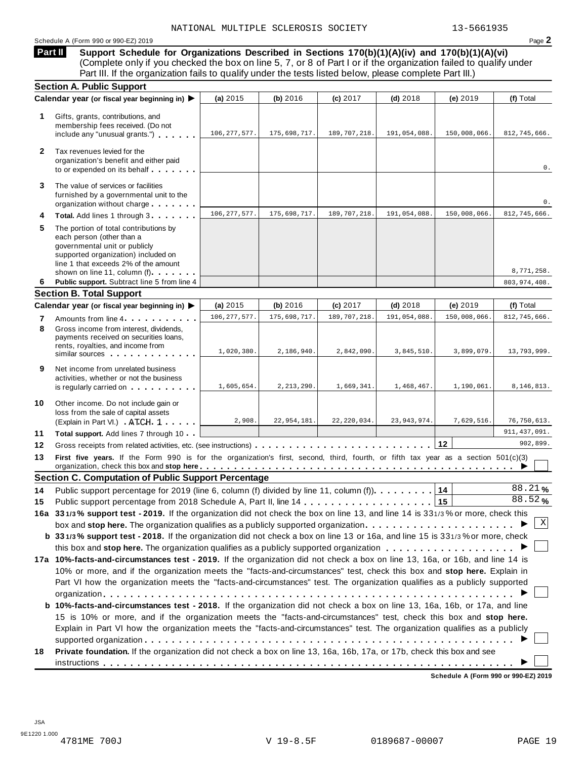NATIONAL MULTIPLE SCLEROSIS SOCIETY 13-5661935

Schedule A (Form 990 or 990-EZ) 2019

## Part II Support Schedule for Organizations Described in Sections 170(b)(1)(A)(iv) and 170(b)(1)(A)(vi)

(Complete only if you checked the box on line 5, 7, or 8 of Part I or if the organization failed to qualify under Part III. If the organization fails to qualify under the tests listed below, please complete Part III.)

### Section A. Public Support

| Calendar year (or fiscal year beginning in) ▶ | (a) 2015 | (b) 2016 | (c) 2017 | (d) 2018 | (e) 2019 | (f) Total |
|---|---|---|---|---|---|---|
| **1** Gifts, grants, contributions, and membership fees received. (Do not include any "unusual grants.") | 106,277,577. | 175,698,717. | 189,707,218. | 191,054,088. | 150,008,066. | 812,745,666. |
| **2** Tax revenues levied for the organization's benefit and either paid to or expended on its behalf | | | | | | 0. |
| **3** The value of services or facilities furnished by a governmental unit to the organization without charge | | | | | | 0. |
| **4** **Total.** Add lines 1 through 3 | 106,277,577. | 175,698,717. | 189,707,218. | 191,054,088. | 150,008,066. | 812,745,666. |
| **5** The portion of total contributions by each person (other than a governmental unit or publicly supported organization) included on line 1 that exceeds 2% of the amount shown on line 11, column (f) | | | | | | 8,771,258. |
| **6** **Public support.** Subtract line 5 from line 4 | | | | | | 803,974,408. |

### Section B. Total Support

| Calendar year (or fiscal year beginning in) ▶ | (a) 2015 | (b) 2016 | (c) 2017 | (d) 2018 | (e) 2019 | (f) Total |
|---|---|---|---|---|---|---|
| **7** Amounts from line 4 | 106,277,577. | 175,698,717. | 189,707,218. | 191,054,088. | 150,008,066. | 812,745,666. |
| **8** Gross income from interest, dividends, payments received on securities loans, rents, royalties, and income from similar sources | 1,020,380. | 2,186,940. | 2,842,090. | 3,845,510. | 3,899,079. | 13,793,999. |
| **9** Net income from unrelated business activities, whether or not the business is regularly carried on | 1,605,654. | 2,213,290. | 1,669,341. | 1,468,467. | 1,190,061. | 8,146,813. |
| **10** Other income. Do not include gain or loss from the sale of capital assets (Explain in Part VI.) ATCH 1 | 2,908. | 22,954,181. | 22,220,034. | 23,943,974. | 7,629,516. | 76,750,613. |
| **11** **Total support.** Add lines 7 through 10 | | | | | | 911,437,091. |

**12** Gross receipts from related activities, etc. (see instructions) . . . **12** 902,899.

**13** **First five years.** If the Form 990 is for the organization's first, second, third, fourth, or fifth tax year as a section 501(c)(3) organization, check this box and **stop here** ▶ ☐

### Section C. Computation of Public Support Percentage

**14** Public support percentage for 2019 (line 6, column (f) divided by line 11, column (f)) . . . **14** 88.21 %

**15** Public support percentage from 2018 Schedule A, Part II, line 14 . . . **15** 88.52 %

**16a** **33 1/3 % support test - 2019.** If the organization did not check the box on line 13, and line 14 is 33 1/3 % or more, check this box and **stop here.** The organization qualifies as a publicly supported organization ▶ ☒

**b** **33 1/3 % support test - 2018.** If the organization did not check a box on line 13 or 16a, and line 15 is 33 1/3 % or more, check this box and **stop here.** The organization qualifies as a publicly supported organization ▶ ☐

**17a** **10%-facts-and-circumstances test - 2019.** If the organization did not check a box on line 13, 16a, or 16b, and line 14 is 10% or more, and if the organization meets the "facts-and-circumstances" test, check this box and **stop here.** Explain in Part VI how the organization meets the "facts-and-circumstances" test. The organization qualifies as a publicly supported organization ▶ ☐

**b** **10%-facts-and-circumstances test - 2018.** If the organization did not check a box on line 13, 16a, 16b, or 17a, and line 15 is 10% or more, and if the organization meets the "facts-and-circumstances" test, check this box and **stop here.** Explain in Part VI how the organization meets the "facts-and-circumstances" test. The organization qualifies as a publicly supported organization ▶ ☐

**18** **Private foundation.** If the organization did not check a box on line 13, 16a, 16b, 17a, or 17b, check this box and see instructions ▶ ☐

Schedule A (Form 990 or 990-EZ) 2019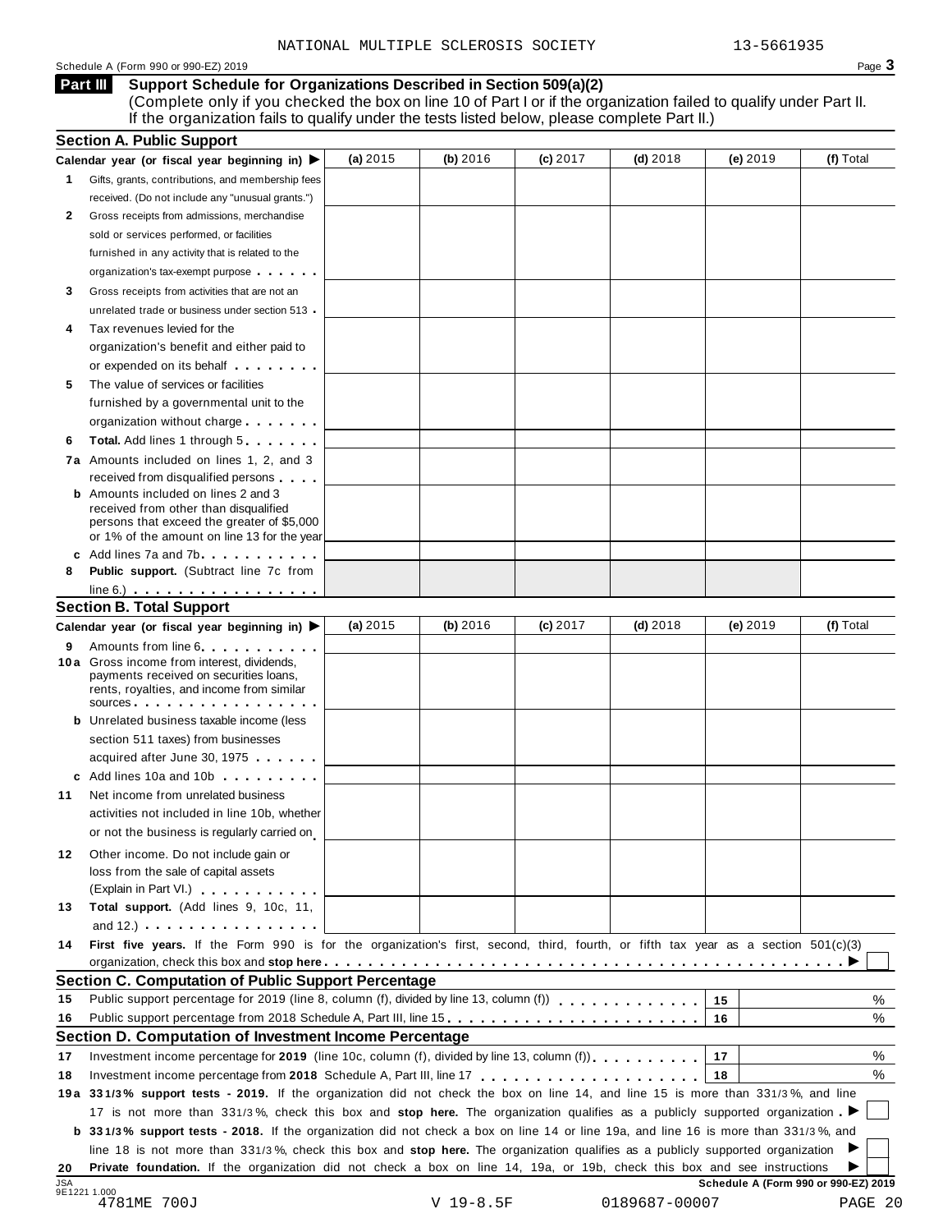NATIONAL MULTIPLE SCLEROSIS SOCIETY 13-5661935

Schedule A (Form 990 or 990-EZ) 2019

## Part III Support Schedule for Organizations Described in Section 509(a)(2)

(Complete only if you checked the box on line 10 of Part I or if the organization failed to qualify under Part II. If the organization fails to qualify under the tests listed below, please complete Part II.)

### Section A. Public Support

| Calendar year (or fiscal year beginning in) ▶ | (a) 2015 | (b) 2016 | (c) 2017 | (d) 2018 | (e) 2019 | (f) Total |
|---|---|---|---|---|---|---|
| **1** Gifts, grants, contributions, and membership fees received. (Do not include any "unusual grants.") | | | | | | |
| **2** Gross receipts from admissions, merchandise sold or services performed, or facilities furnished in any activity that is related to the organization's tax-exempt purpose | | | | | | |
| **3** Gross receipts from activities that are not an unrelated trade or business under section 513 | | | | | | |
| **4** Tax revenues levied for the organization's benefit and either paid to or expended on its behalf | | | | | | |
| **5** The value of services or facilities furnished by a governmental unit to the organization without charge | | | | | | |
| **6** **Total.** Add lines 1 through 5 | | | | | | |
| **7a** Amounts included on lines 1, 2, and 3 received from disqualified persons | | | | | | |
| **b** Amounts included on lines 2 and 3 received from other than disqualified persons that exceed the greater of $5,000 or 1% of the amount on line 13 for the year | | | | | | |
| **c** Add lines 7a and 7b | | | | | | |
| **8** **Public support.** (Subtract line 7c from line 6.) | | | | | | |

### Section B. Total Support

| Calendar year (or fiscal year beginning in) ▶ | (a) 2015 | (b) 2016 | (c) 2017 | (d) 2018 | (e) 2019 | (f) Total |
|---|---|---|---|---|---|---|
| **9** Amounts from line 6 | | | | | | |
| **10a** Gross income from interest, dividends, payments received on securities loans, rents, royalties, and income from similar sources | | | | | | |
| **b** Unrelated business taxable income (less section 511 taxes) from businesses acquired after June 30, 1975 | | | | | | |
| **c** Add lines 10a and 10b | | | | | | |
| **11** Net income from unrelated business activities not included in line 10b, whether or not the business is regularly carried on | | | | | | |
| **12** Other income. Do not include gain or loss from the sale of capital assets (Explain in Part VI.) | | | | | | |
| **13** **Total support.** (Add lines 9, 10c, 11, and 12.) | | | | | | |

**14** **First five years.** If the Form 990 is for the organization's first, second, third, fourth, or fifth tax year as a section 501(c)(3) organization, check this box and **stop here** ▶ ☐

### Section C. Computation of Public Support Percentage

| | | | |
|---|---|---|---|
| **15** | Public support percentage for 2019 (line 8, column (f), divided by line 13, column (f)) | **15** | % |
| **16** | Public support percentage from 2018 Schedule A, Part III, line 15 | **16** | % |

### Section D. Computation of Investment Income Percentage

| | | | |
|---|---|---|---|
| **17** | Investment income percentage for **2019** (line 10c, column (f), divided by line 13, column (f)) | **17** | % |
| **18** | Investment income percentage from **2018** Schedule A, Part III, line 17 | **18** | % |

**19a** **33 1/3% support tests - 2019.** If the organization did not check the box on line 14, and line 15 is more than 33 1/3%, and line 17 is not more than 33 1/3%, check this box and **stop here.** The organization qualifies as a publicly supported organization ▶ ☐

**b** **33 1/3% support tests - 2018.** If the organization did not check a box on line 14 or line 19a, and line 16 is more than 33 1/3%, and line 18 is not more than 33 1/3%, check this box and **stop here.** The organization qualifies as a publicly supported organization ▶ ☐

**20** **Private foundation.** If the organization did not check a box on line 14, 19a, or 19b, check this box and see instructions ▶ ☐

JSA 9E1221 1.000

**Schedule A (Form 990 or 990-EZ) 2019**

4781ME 700J V 19-8.5F 0189687-00007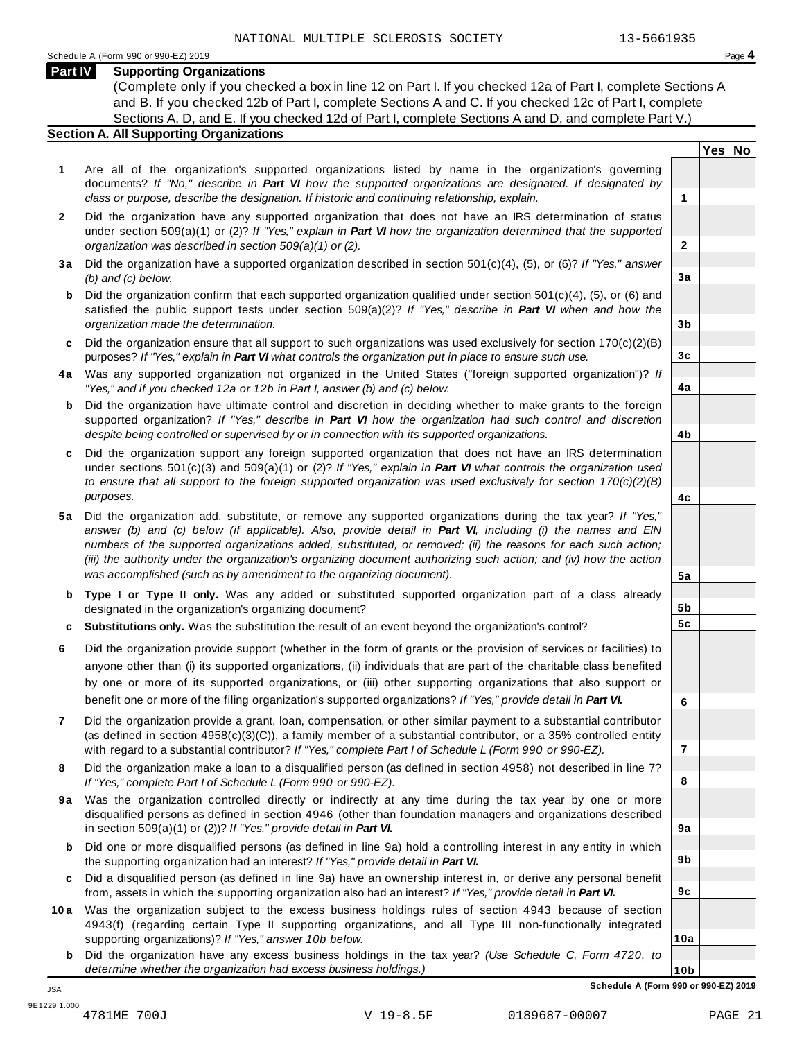NATIONAL MULTIPLE SCLEROSIS SOCIETY 13-5661935

Schedule A (Form 990 or 990-EZ) 2019

## Part IV Supporting Organizations

(Complete only if you checked a box in line 12 on Part I. If you checked 12a of Part I, complete Sections A and B. If you checked 12b of Part I, complete Sections A and C. If you checked 12c of Part I, complete Sections A, D, and E. If you checked 12d of Part I, complete Sections A and D, and complete Part V.)

### Section A. All Supporting Organizations

| | Question | Line | Yes | No |
|---|---|---|---|---|
| **1** | Are all of the organization's supported organizations listed by name in the organization's governing documents? *If "No," describe in **Part VI** how the supported organizations are designated. If designated by class or purpose, describe the designation. If historic and continuing relationship, explain.* | 1 | | |
| **2** | Did the organization have any supported organization that does not have an IRS determination of status under section 509(a)(1) or (2)? *If "Yes," explain in **Part VI** how the organization determined that the supported organization was described in section 509(a)(1) or (2).* | 2 | | |
| **3a** | Did the organization have a supported organization described in section 501(c)(4), (5), or (6)? *If "Yes," answer (b) and (c) below.* | 3a | | |
| **b** | Did the organization confirm that each supported organization qualified under section 501(c)(4), (5), or (6) and satisfied the public support tests under section 509(a)(2)? *If "Yes," describe in **Part VI** when and how the organization made the determination.* | 3b | | |
| **c** | Did the organization ensure that all support to such organizations was used exclusively for section 170(c)(2)(B) purposes? *If "Yes," explain in **Part VI** what controls the organization put in place to ensure such use.* | 3c | | |
| **4a** | Was any supported organization not organized in the United States ("foreign supported organization")? *If "Yes," and if you checked 12a or 12b in Part I, answer (b) and (c) below.* | 4a | | |
| **b** | Did the organization have ultimate control and discretion in deciding whether to make grants to the foreign supported organization? *If "Yes," describe in **Part VI** how the organization had such control and discretion despite being controlled or supervised by or in connection with its supported organizations.* | 4b | | |
| **c** | Did the organization support any foreign supported organization that does not have an IRS determination under sections 501(c)(3) and 509(a)(1) or (2)? *If "Yes," explain in **Part VI** what controls the organization used to ensure that all support to the foreign supported organization was used exclusively for section 170(c)(2)(B) purposes.* | 4c | | |
| **5a** | Did the organization add, substitute, or remove any supported organizations during the tax year? *If "Yes," answer (b) and (c) below (if applicable). Also, provide detail in **Part VI**, including (i) the names and EIN numbers of the supported organizations added, substituted, or removed; (ii) the reasons for each such action; (iii) the authority under the organization's organizing document authorizing such action; and (iv) how the action was accomplished (such as by amendment to the organizing document).* | 5a | | |
| **b** | **Type I or Type II only.** Was any added or substituted supported organization part of a class already designated in the organization's organizing document? | 5b | | |
| **c** | **Substitutions only.** Was the substitution the result of an event beyond the organization's control? | 5c | | |
| **6** | Did the organization provide support (whether in the form of grants or the provision of services or facilities) to anyone other than (i) its supported organizations, (ii) individuals that are part of the charitable class benefited by one or more of its supported organizations, or (iii) other supporting organizations that also support or benefit one or more of the filing organization's supported organizations? *If "Yes," provide detail in **Part VI.*** | 6 | | |
| **7** | Did the organization provide a grant, loan, compensation, or other similar payment to a substantial contributor (as defined in section 4958(c)(3)(C)), a family member of a substantial contributor, or a 35% controlled entity with regard to a substantial contributor? *If "Yes," complete Part I of Schedule L (Form 990 or 990-EZ).* | 7 | | |
| **8** | Did the organization make a loan to a disqualified person (as defined in section 4958) not described in line 7? *If "Yes," complete Part I of Schedule L (Form 990 or 990-EZ).* | 8 | | |
| **9a** | Was the organization controlled directly or indirectly at any time during the tax year by one or more disqualified persons as defined in section 4946 (other than foundation managers and organizations described in section 509(a)(1) or (2))? *If "Yes," provide detail in **Part VI.*** | 9a | | |
| **b** | Did one or more disqualified persons (as defined in line 9a) hold a controlling interest in any entity in which the supporting organization had an interest? *If "Yes," provide detail in **Part VI.*** | 9b | | |
| **c** | Did a disqualified person (as defined in line 9a) have an ownership interest in, or derive any personal benefit from, assets in which the supporting organization also had an interest? *If "Yes," provide detail in **Part VI.*** | 9c | | |
| **10a** | Was the organization subject to the excess business holdings rules of section 4943 because of section 4943(f) (regarding certain Type II supporting organizations, and all Type III non-functionally integrated supporting organizations)? *If "Yes," answer 10b below.* | 10a | | |
| **b** | Did the organization have any excess business holdings in the tax year? *(Use Schedule C, Form 4720, to determine whether the organization had excess business holdings.)* | 10b | | |

**Schedule A (Form 990 or 990-EZ) 2019**

JSA 9E1229 1.000

4781ME 700J V 19-8.5F 0189687-00007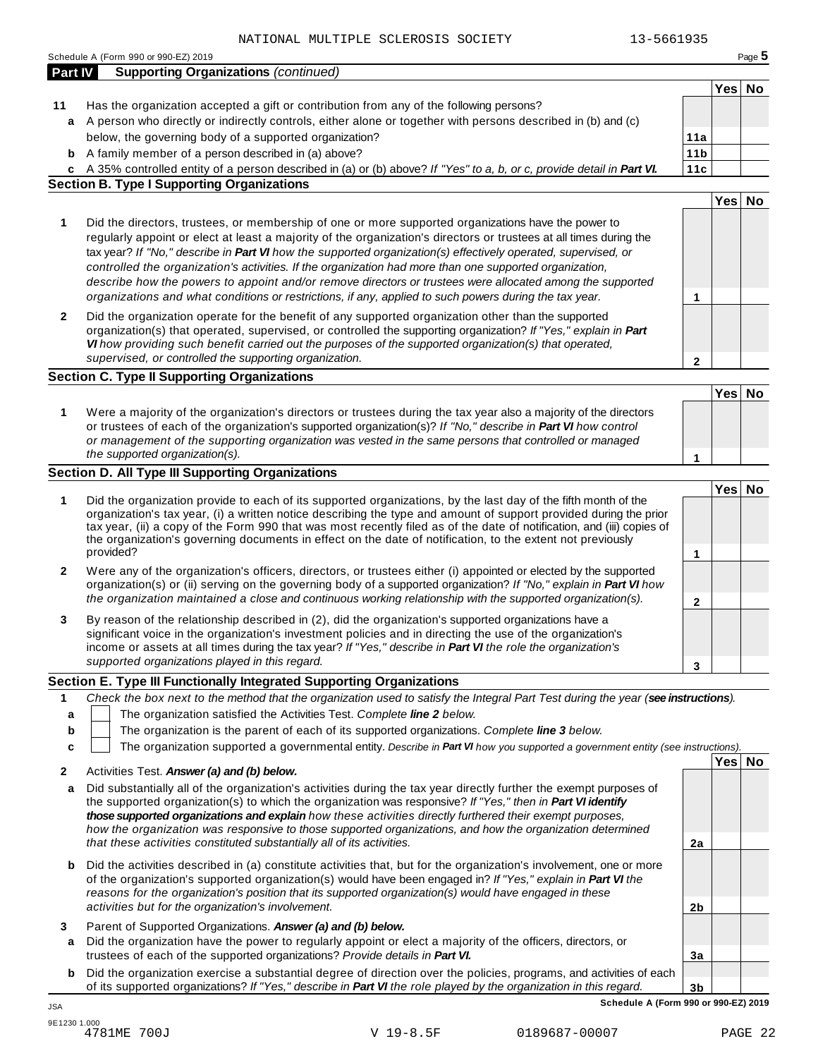NATIONAL MULTIPLE SCLEROSIS SOCIETY 13-5661935

Schedule A (Form 990 or 990-EZ) 2019

## Part IV Supporting Organizations *(continued)*

| | | | Yes | No |
|---|---|---|---|---|
| **11** | Has the organization accepted a gift or contribution from any of the following persons? | | | |
| **a** | A person who directly or indirectly controls, either alone or together with persons described in (b) and (c) below, the governing body of a supported organization? | **11a** | | |
| **b** | A family member of a person described in (a) above? | **11b** | | |
| **c** | A 35% controlled entity of a person described in (a) or (b) above? *If "Yes" to a, b, or c, provide detail in **Part VI.*** | **11c** | | |

### Section B. Type I Supporting Organizations

| | | | Yes | No |
|---|---|---|---|---|
| **1** | Did the directors, trustees, or membership of one or more supported organizations have the power to regularly appoint or elect at least a majority of the organization's directors or trustees at all times during the tax year? *If "No," describe in **Part VI** how the supported organization(s) effectively operated, supervised, or controlled the organization's activities. If the organization had more than one supported organization, describe how the powers to appoint and/or remove directors or trustees were allocated among the supported organizations and what conditions or restrictions, if any, applied to such powers during the tax year.* | **1** | | |
| **2** | Did the organization operate for the benefit of any supported organization other than the supported organization(s) that operated, supervised, or controlled the supporting organization? *If "Yes," explain in **Part VI** how providing such benefit carried out the purposes of the supported organization(s) that operated, supervised, or controlled the supporting organization.* | **2** | | |

### Section C. Type II Supporting Organizations

| | | | Yes | No |
|---|---|---|---|---|
| **1** | Were a majority of the organization's directors or trustees during the tax year also a majority of the directors or trustees of each of the organization's supported organization(s)? *If "No," describe in **Part VI** how control or management of the supporting organization was vested in the same persons that controlled or managed the supported organization(s).* | **1** | | |

### Section D. All Type III Supporting Organizations

| | | | Yes | No |
|---|---|---|---|---|
| **1** | Did the organization provide to each of its supported organizations, by the last day of the fifth month of the organization's tax year, (i) a written notice describing the type and amount of support provided during the prior tax year, (ii) a copy of the Form 990 that was most recently filed as of the date of notification, and (iii) copies of the organization's governing documents in effect on the date of notification, to the extent not previously provided? | **1** | | |
| **2** | Were any of the organization's officers, directors, or trustees either (i) appointed or elected by the supported organization(s) or (ii) serving on the governing body of a supported organization? *If "No," explain in **Part VI** how the organization maintained a close and continuous working relationship with the supported organization(s).* | **2** | | |
| **3** | By reason of the relationship described in (2), did the organization's supported organizations have a significant voice in the organization's investment policies and in directing the use of the organization's income or assets at all times during the tax year? *If "Yes," describe in **Part VI** the role the organization's supported organizations played in this regard.* | **3** | | |

### Section E. Type III Functionally Integrated Supporting Organizations

**1** *Check the box next to the method that the organization used to satisfy the Integral Part Test during the year (**see instructions**).*

- **a** ☐ The organization satisfied the Activities Test. *Complete **line 2** below.*
- **b** ☐ The organization is the parent of each of its supported organizations. *Complete **line 3** below.*
- **c** ☐ The organization supported a governmental entity. *Describe in **Part VI** how you supported a government entity (see instructions).*

| | | | Yes | No |
|---|---|---|---|---|
| **2** | Activities Test. ***Answer (a) and (b) below.*** | | | |
| **a** | Did substantially all of the organization's activities during the tax year directly further the exempt purposes of the supported organization(s) to which the organization was responsive? *If "Yes," then in **Part VI identify those supported organizations and explain** how these activities directly furthered their exempt purposes, how the organization was responsive to those supported organizations, and how the organization determined that these activities constituted substantially all of its activities.* | **2a** | | |
| **b** | Did the activities described in (a) constitute activities that, but for the organization's involvement, one or more of the organization's supported organization(s) would have been engaged in? *If "Yes," explain in **Part VI** the reasons for the organization's position that its supported organization(s) would have engaged in these activities but for the organization's involvement.* | **2b** | | |
| **3** | Parent of Supported Organizations. ***Answer (a) and (b) below.*** | | | |
| **a** | Did the organization have the power to regularly appoint or elect a majority of the officers, directors, or trustees of each of the supported organizations? *Provide details in **Part VI.*** | **3a** | | |
| **b** | Did the organization exercise a substantial degree of direction over the policies, programs, and activities of each of its supported organizations? *If "Yes," describe in **Part VI** the role played by the organization in this regard.* | **3b** | | |

**Schedule A (Form 990 or 990-EZ) 2019**

JSA
9E1230 1.000
4781ME 700J V 19-8.5F 0189687-00007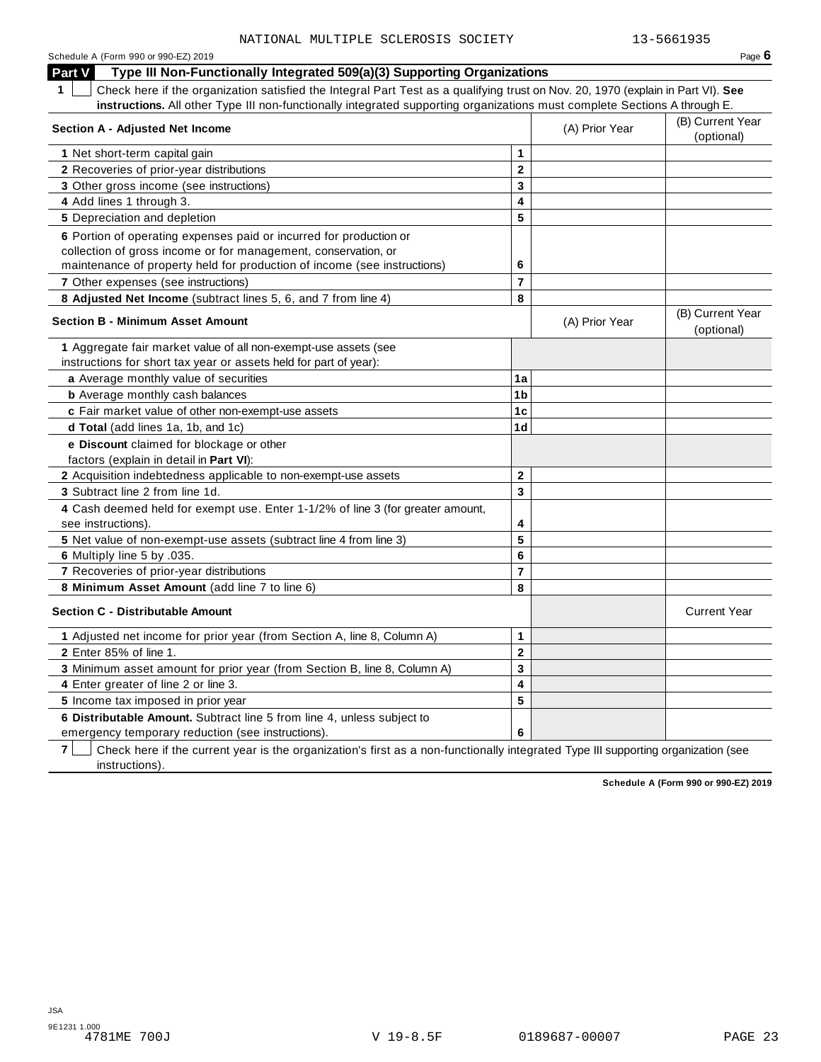NATIONAL MULTIPLE SCLEROSIS SOCIETY 13-5661935

Schedule A (Form 990 or 990-EZ) 2019 Page **6**

## Part V Type III Non-Functionally Integrated 509(a)(3) Supporting Organizations

**1** ☐ Check here if the organization satisfied the Integral Part Test as a qualifying trust on Nov. 20, 1970 (explain in Part VI). **See instructions.** All other Type III non-functionally integrated supporting organizations must complete Sections A through E.

| **Section A - Adjusted Net Income** | | (A) Prior Year | (B) Current Year (optional) |
|---|---|---|---|
| **1** Net short-term capital gain | **1** | | |
| **2** Recoveries of prior-year distributions | **2** | | |
| **3** Other gross income (see instructions) | **3** | | |
| **4** Add lines 1 through 3. | **4** | | |
| **5** Depreciation and depletion | **5** | | |
| **6** Portion of operating expenses paid or incurred for production or collection of gross income or for management, conservation, or maintenance of property held for production of income (see instructions) | **6** | | |
| **7** Other expenses (see instructions) | **7** | | |
| **8** **Adjusted Net Income** (subtract lines 5, 6, and 7 from line 4) | **8** | | |

| **Section B - Minimum Asset Amount** | | (A) Prior Year | (B) Current Year (optional) |
|---|---|---|---|
| **1** Aggregate fair market value of all non-exempt-use assets (see instructions for short tax year or assets held for part of year): | | | |
| **a** Average monthly value of securities | **1a** | | |
| **b** Average monthly cash balances | **1b** | | |
| **c** Fair market value of other non-exempt-use assets | **1c** | | |
| **d** **Total** (add lines 1a, 1b, and 1c) | **1d** | | |
| **e** **Discount** claimed for blockage or other factors (explain in detail in **Part VI**): | | | |
| **2** Acquisition indebtedness applicable to non-exempt-use assets | **2** | | |
| **3** Subtract line 2 from line 1d. | **3** | | |
| **4** Cash deemed held for exempt use. Enter 1-1/2% of line 3 (for greater amount, see instructions). | **4** | | |
| **5** Net value of non-exempt-use assets (subtract line 4 from line 3) | **5** | | |
| **6** Multiply line 5 by .035. | **6** | | |
| **7** Recoveries of prior-year distributions | **7** | | |
| **8** **Minimum Asset Amount** (add line 7 to line 6) | **8** | | |

| **Section C - Distributable Amount** | | | Current Year |
|---|---|---|---|
| **1** Adjusted net income for prior year (from Section A, line 8, Column A) | **1** | | |
| **2** Enter 85% of line 1. | **2** | | |
| **3** Minimum asset amount for prior year (from Section B, line 8, Column A) | **3** | | |
| **4** Enter greater of line 2 or line 3. | **4** | | |
| **5** Income tax imposed in prior year | **5** | | |
| **6** **Distributable Amount.** Subtract line 5 from line 4, unless subject to emergency temporary reduction (see instructions). | **6** | | |

**7** ☐ Check here if the current year is the organization's first as a non-functionally integrated Type III supporting organization (see instructions).

**Schedule A (Form 990 or 990-EZ) 2019**

JSA
9E1231 1.000
4781ME 700J V 19-8.5F 0189687-00007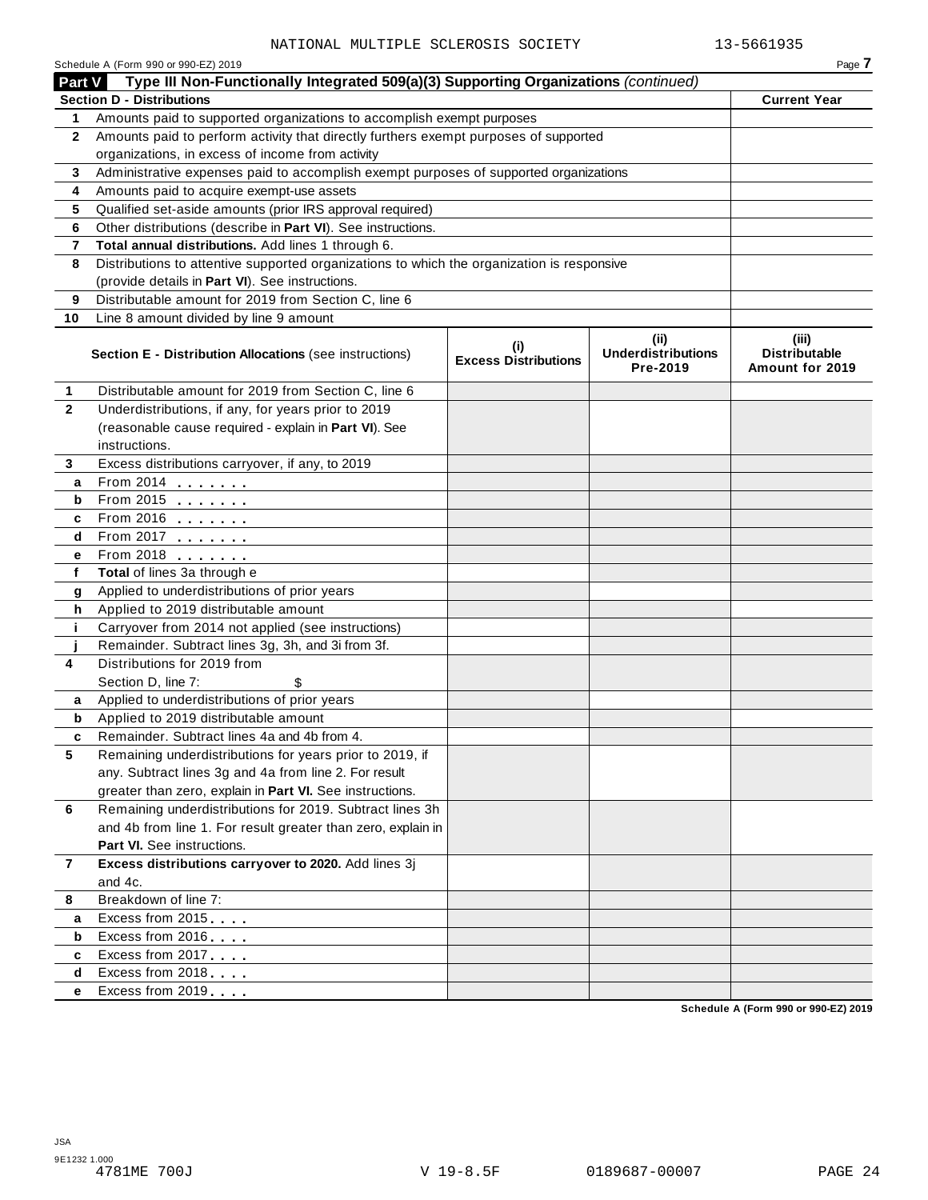NATIONAL MULTIPLE SCLEROSIS SOCIETY 13-5661935

Schedule A (Form 990 or 990-EZ) 2019

## Part V Type III Non-Functionally Integrated 509(a)(3) Supporting Organizations *(continued)*

| Section D - Distributions | | Current Year |
|---|---|---|
| 1 | Amounts paid to supported organizations to accomplish exempt purposes | |
| 2 | Amounts paid to perform activity that directly furthers exempt purposes of supported organizations, in excess of income from activity | |
| 3 | Administrative expenses paid to accomplish exempt purposes of supported organizations | |
| 4 | Amounts paid to acquire exempt-use assets | |
| 5 | Qualified set-aside amounts (prior IRS approval required) | |
| 6 | Other distributions (describe in **Part VI**). See instructions. | |
| 7 | **Total annual distributions.** Add lines 1 through 6. | |
| 8 | Distributions to attentive supported organizations to which the organization is responsive (provide details in **Part VI**). See instructions. | |
| 9 | Distributable amount for 2019 from Section C, line 6 | |
| 10 | Line 8 amount divided by line 9 amount | |

| | Section E - Distribution Allocations (see instructions) | (i) Excess Distributions | (ii) Underdistributions Pre-2019 | (iii) Distributable Amount for 2019 |
|---|---|---|---|---|
| 1 | Distributable amount for 2019 from Section C, line 6 | | | |
| 2 | Underdistributions, if any, for years prior to 2019 (reasonable cause required - explain in **Part VI**). See instructions. | | | |
| 3 | Excess distributions carryover, if any, to 2019 | | | |
| a | From 2014 | | | |
| b | From 2015 | | | |
| c | From 2016 | | | |
| d | From 2017 | | | |
| e | From 2018 | | | |
| f | **Total** of lines 3a through e | | | |
| g | Applied to underdistributions of prior years | | | |
| h | Applied to 2019 distributable amount | | | |
| i | Carryover from 2014 not applied (see instructions) | | | |
| j | Remainder. Subtract lines 3g, 3h, and 3i from 3f. | | | |
| 4 | Distributions for 2019 from Section D, line 7: $ | | | |
| a | Applied to underdistributions of prior years | | | |
| b | Applied to 2019 distributable amount | | | |
| c | Remainder. Subtract lines 4a and 4b from 4. | | | |
| 5 | Remaining underdistributions for years prior to 2019, if any. Subtract lines 3g and 4a from line 2. For result greater than zero, explain in **Part VI.** See instructions. | | | |
| 6 | Remaining underdistributions for 2019. Subtract lines 3h and 4b from line 1. For result greater than zero, explain in **Part VI.** See instructions. | | | |
| 7 | **Excess distributions carryover to 2020.** Add lines 3j and 4c. | | | |
| 8 | Breakdown of line 7: | | | |
| a | Excess from 2015 | | | |
| b | Excess from 2016 | | | |
| c | Excess from 2017 | | | |
| d | Excess from 2018 | | | |
| e | Excess from 2019 | | | |

Schedule A (Form 990 or 990-EZ) 2019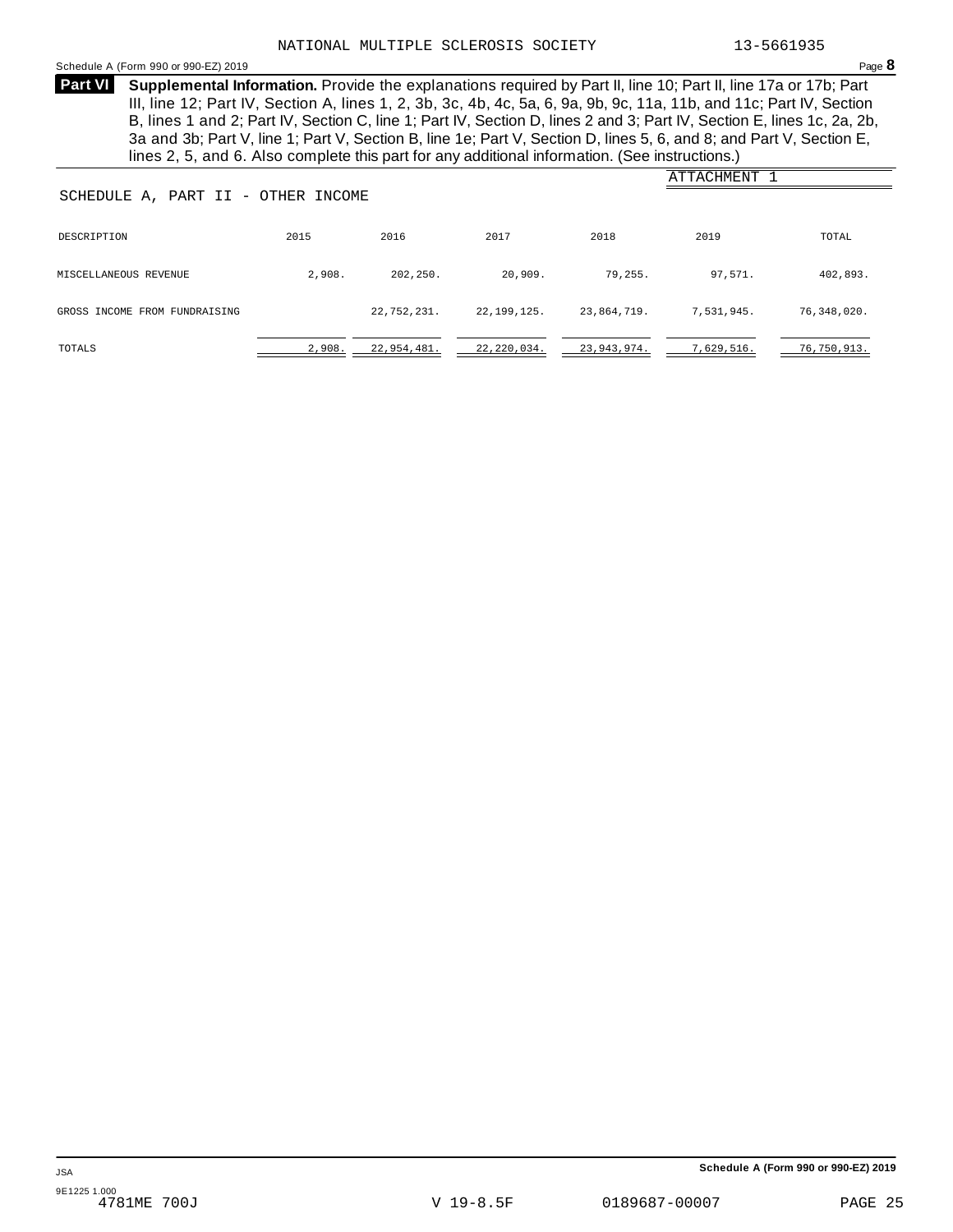NATIONAL MULTIPLE SCLEROSIS SOCIETY 13-5661935

Schedule A (Form 990 or 990-EZ) 2019 Page **8**

**Part VI** **Supplemental Information.** Provide the explanations required by Part II, line 10; Part II, line 17a or 17b; Part III, line 12; Part IV, Section A, lines 1, 2, 3b, 3c, 4b, 4c, 5a, 6, 9a, 9b, 9c, 11a, 11b, and 11c; Part IV, Section B, lines 1 and 2; Part IV, Section C, line 1; Part IV, Section D, lines 2 and 3; Part IV, Section E, lines 1c, 2a, 2b, 3a and 3b; Part V, line 1; Part V, Section B, line 1e; Part V, Section D, lines 5, 6, and 8; and Part V, Section E, lines 2, 5, and 6. Also complete this part for any additional information. (See instructions.)

ATTACHMENT 1

SCHEDULE A, PART II - OTHER INCOME

| DESCRIPTION | 2015 | 2016 | 2017 | 2018 | 2019 | TOTAL |
|---|---|---|---|---|---|---|
| MISCELLANEOUS REVENUE | 2,908. | 202,250. | 20,909. | 79,255. | 97,571. | 402,893. |
| GROSS INCOME FROM FUNDRAISING | | 22,752,231. | 22,199,125. | 23,864,719. | 7,531,945. | 76,348,020. |
| TOTALS | 2,908. | 22,954,481. | 22,220,034. | 23,943,974. | 7,629,516. | 76,750,913. |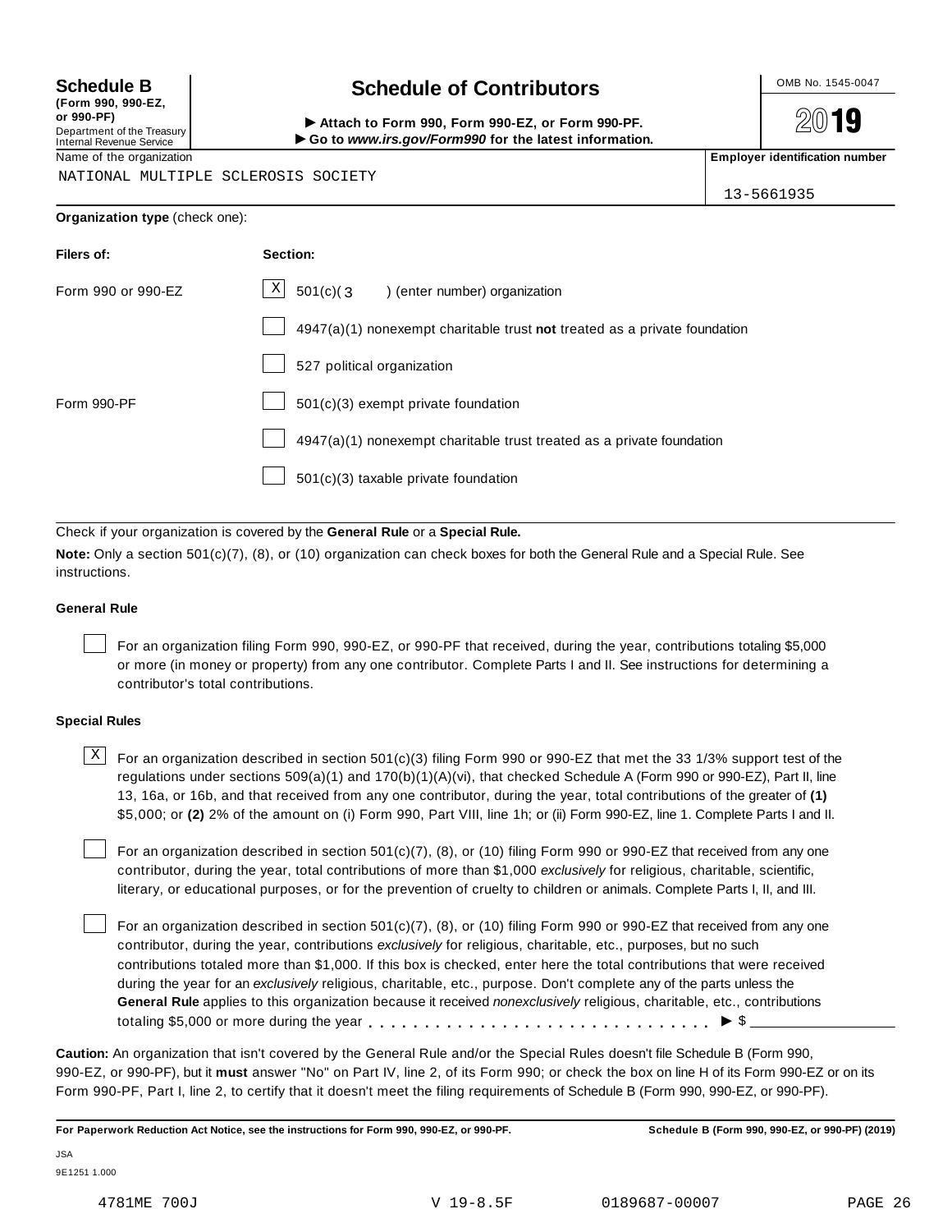**Schedule B**
**(Form 990, 990-EZ, or 990-PF)**
Department of the Treasury
Internal Revenue Service

# Schedule of Contributors

► **Attach to Form 990, Form 990-EZ, or Form 990-PF.**
► **Go to *www.irs.gov/Form990* for the latest information.**

OMB No. 1545-0047

**2019**

Name of the organization: NATIONAL MULTIPLE SCLEROSIS SOCIETY

**Employer identification number:** 13-5661935

**Organization type** (check one):

| **Filers of:** | **Section:** |
|---|---|
| Form 990 or 990-EZ | [X] 501(c)( 3 ) (enter number) organization |
| | [ ] 4947(a)(1) nonexempt charitable trust **not** treated as a private foundation |
| | [ ] 527 political organization |
| Form 990-PF | [ ] 501(c)(3) exempt private foundation |
| | [ ] 4947(a)(1) nonexempt charitable trust treated as a private foundation |
| | [ ] 501(c)(3) taxable private foundation |

Check if your organization is covered by the **General Rule** or a **Special Rule.**

**Note:** Only a section 501(c)(7), (8), or (10) organization can check boxes for both the General Rule and a Special Rule. See instructions.

### General Rule

[ ] For an organization filing Form 990, 990-EZ, or 990-PF that received, during the year, contributions totaling $5,000 or more (in money or property) from any one contributor. Complete Parts I and II. See instructions for determining a contributor's total contributions.

### Special Rules

[X] For an organization described in section 501(c)(3) filing Form 990 or 990-EZ that met the 33 1/3% support test of the regulations under sections 509(a)(1) and 170(b)(1)(A)(vi), that checked Schedule A (Form 990 or 990-EZ), Part II, line 13, 16a, or 16b, and that received from any one contributor, during the year, total contributions of the greater of **(1)** $5,000; or **(2)** 2% of the amount on (i) Form 990, Part VIII, line 1h; or (ii) Form 990-EZ, line 1. Complete Parts I and II.

[ ] For an organization described in section 501(c)(7), (8), or (10) filing Form 990 or 990-EZ that received from any one contributor, during the year, total contributions of more than $1,000 *exclusively* for religious, charitable, scientific, literary, or educational purposes, or for the prevention of cruelty to children or animals. Complete Parts I, II, and III.

[ ] For an organization described in section 501(c)(7), (8), or (10) filing Form 990 or 990-EZ that received from any one contributor, during the year, contributions *exclusively* for religious, charitable, etc., purposes, but no such contributions totaled more than $1,000. If this box is checked, enter here the total contributions that were received during the year for an *exclusively* religious, charitable, etc., purpose. Don't complete any of the parts unless the **General Rule** applies to this organization because it received *nonexclusively* religious, charitable, etc., contributions totaling $5,000 or more during the year . . . . . . . . . . . . . . . . . . . . . . . . . . . . . ► $ ____________

**Caution:** An organization that isn't covered by the General Rule and/or the Special Rules doesn't file Schedule B (Form 990, 990-EZ, or 990-PF), but it **must** answer "No" on Part IV, line 2, of its Form 990; or check the box on line H of its Form 990-EZ or on its Form 990-PF, Part I, line 2, to certify that it doesn't meet the filing requirements of Schedule B (Form 990, 990-EZ, or 990-PF).

**For Paperwork Reduction Act Notice, see the instructions for Form 990, 990-EZ, or 990-PF.** **Schedule B (Form 990, 990-EZ, or 990-PF) (2019)**

JSA
9E1251 1.000

4781ME 700J V 19-8.5F 0189687-00007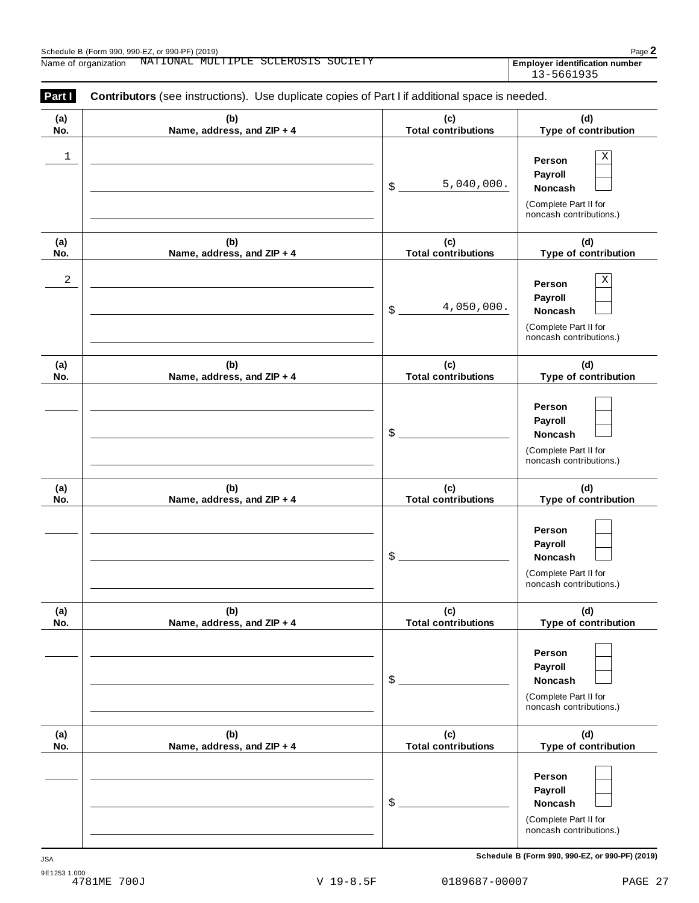Schedule B (Form 990, 990-EZ, or 990-PF) (2019)

Name of organization: NATIONAL MULTIPLE SCLEROSIS SOCIETY

Employer identification number: 13-5661935

**Part I** **Contributors** (see instructions). Use duplicate copies of Part I if additional space is needed.

| (a) No. | (b) Name, address, and ZIP + 4 | (c) Total contributions | (d) Type of contribution |
|---|---|---|---|
| 1 | | $ 5,040,000. | Person [X] Payroll [ ] Noncash [ ] (Complete Part II for noncash contributions.) |
| 2 | | $ 4,050,000. | Person [X] Payroll [ ] Noncash [ ] (Complete Part II for noncash contributions.) |
| | | $ | Person [ ] Payroll [ ] Noncash [ ] (Complete Part II for noncash contributions.) |
| | | $ | Person [ ] Payroll [ ] Noncash [ ] (Complete Part II for noncash contributions.) |
| | | $ | Person [ ] Payroll [ ] Noncash [ ] (Complete Part II for noncash contributions.) |
| | | $ | Person [ ] Payroll [ ] Noncash [ ] (Complete Part II for noncash contributions.) |

Schedule B (Form 990, 990-EZ, or 990-PF) (2019)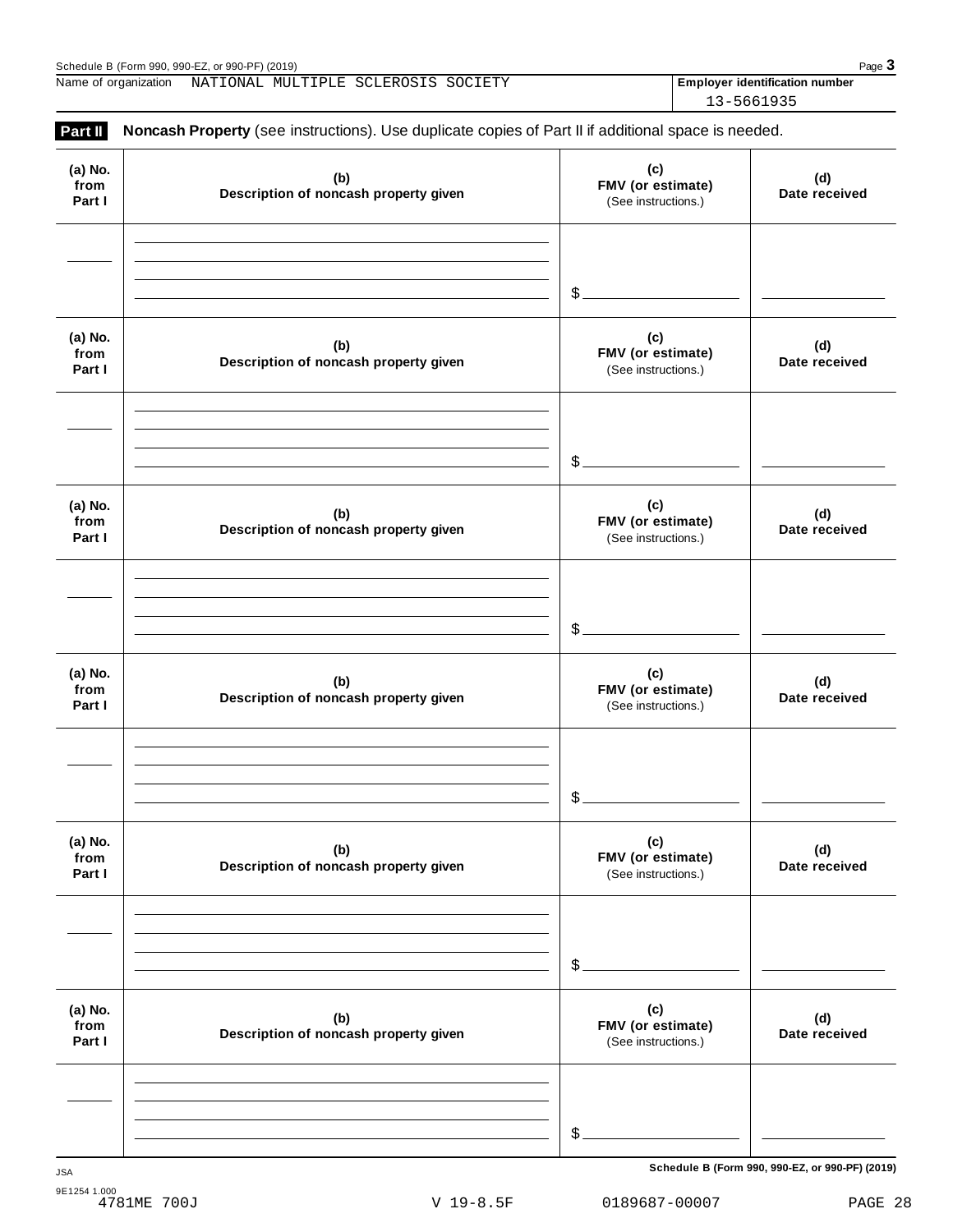Schedule B (Form 990, 990-EZ, or 990-PF) (2019)

Name of organization NATIONAL MULTIPLE SCLEROSIS SOCIETY

**Employer identification number** 13-5661935

**Part II** **Noncash Property** (see instructions). Use duplicate copies of Part II if additional space is needed.

| (a) No. from Part I | (b) Description of noncash property given | (c) FMV (or estimate) (See instructions.) | (d) Date received |
|---|---|---|---|
| | | $ | |

| (a) No. from Part I | (b) Description of noncash property given | (c) FMV (or estimate) (See instructions.) | (d) Date received |
|---|---|---|---|
| | | $ | |

| (a) No. from Part I | (b) Description of noncash property given | (c) FMV (or estimate) (See instructions.) | (d) Date received |
|---|---|---|---|
| | | $ | |

| (a) No. from Part I | (b) Description of noncash property given | (c) FMV (or estimate) (See instructions.) | (d) Date received |
|---|---|---|---|
| | | $ | |

| (a) No. from Part I | (b) Description of noncash property given | (c) FMV (or estimate) (See instructions.) | (d) Date received |
|---|---|---|---|
| | | $ | |

| (a) No. from Part I | (b) Description of noncash property given | (c) FMV (or estimate) (See instructions.) | (d) Date received |
|---|---|---|---|
| | | $ | |

**Schedule B (Form 990, 990-EZ, or 990-PF) (2019)**

JSA
9E1254 1.000
4781ME 700J V 19-8.5F 0189687-00007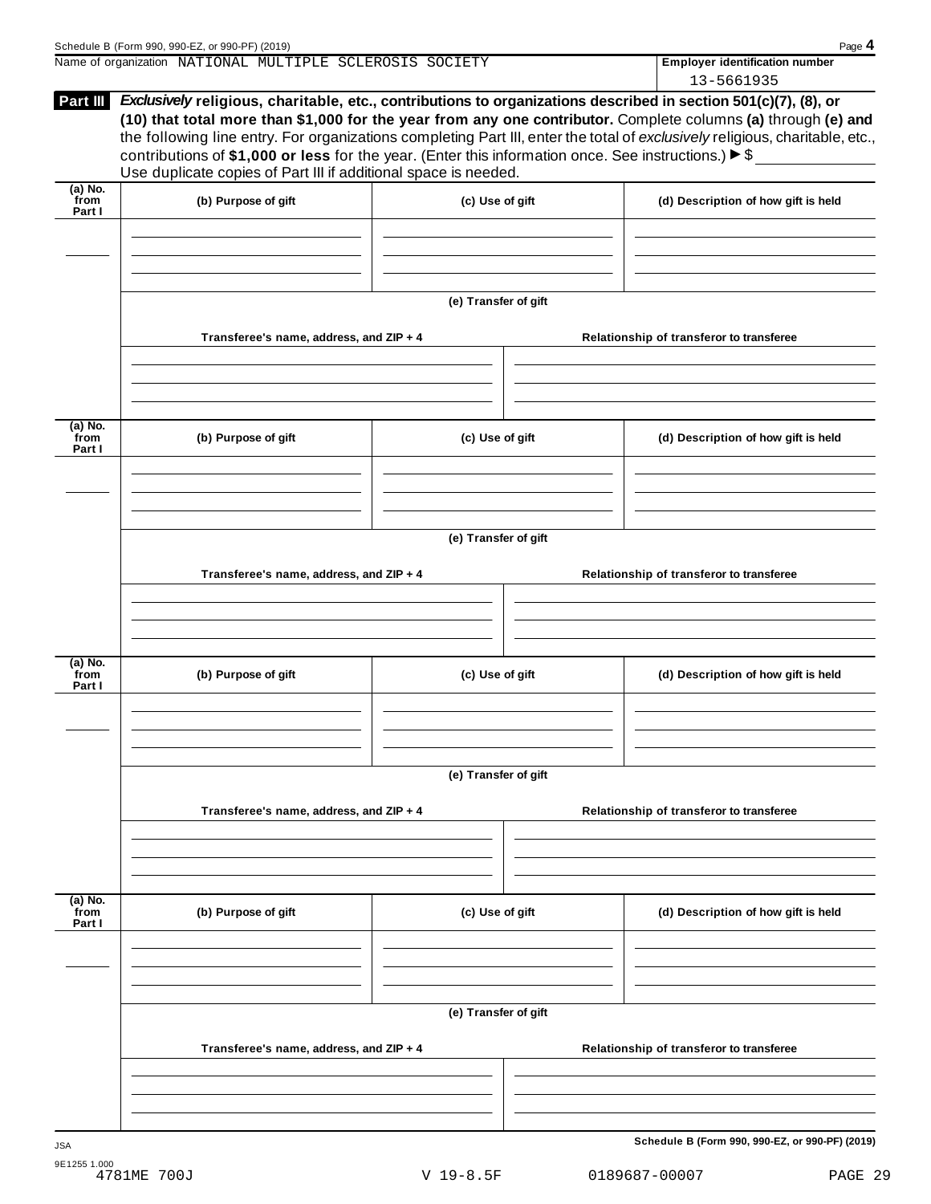Name of organization NATIONAL MULTIPLE SCLEROSIS SOCIETY

**Employer identification number** 13-5661935

**Part III** ***Exclusively* religious, charitable, etc., contributions to organizations described in section 501(c)(7), (8), or (10) that total more than $1,000 for the year from any one contributor.** Complete columns **(a)** through **(e)** and the following line entry. For organizations completing Part III, enter the total of *exclusively* religious, charitable, etc., contributions of **$1,000 or less** for the year. (Enter this information once. See instructions.) ► $ \_\_\_\_\_\_\_\_\_\_

Use duplicate copies of Part III if additional space is needed.

| (a) No. from Part I | (b) Purpose of gift | (c) Use of gift | (d) Description of how gift is held |
|---|---|---|---|
| | | | |

**(e) Transfer of gift**

| Transferee's name, address, and ZIP + 4 | Relationship of transferor to transferee |
|---|---|
| | |

| (a) No. from Part I | (b) Purpose of gift | (c) Use of gift | (d) Description of how gift is held |
|---|---|---|---|
| | | | |

**(e) Transfer of gift**

| Transferee's name, address, and ZIP + 4 | Relationship of transferor to transferee |
|---|---|
| | |

| (a) No. from Part I | (b) Purpose of gift | (c) Use of gift | (d) Description of how gift is held |
|---|---|---|---|
| | | | |

**(e) Transfer of gift**

| Transferee's name, address, and ZIP + 4 | Relationship of transferor to transferee |
|---|---|
| | |

| (a) No. from Part I | (b) Purpose of gift | (c) Use of gift | (d) Description of how gift is held |
|---|---|---|---|
| | | | |

**(e) Transfer of gift**

| Transferee's name, address, and ZIP + 4 | Relationship of transferor to transferee |
|---|---|
| | |

**Schedule B (Form 990, 990-EZ, or 990-PF) (2019)**

JSA
9E1255 1.000
4781ME 700J V 19-8.5F 0189687-00007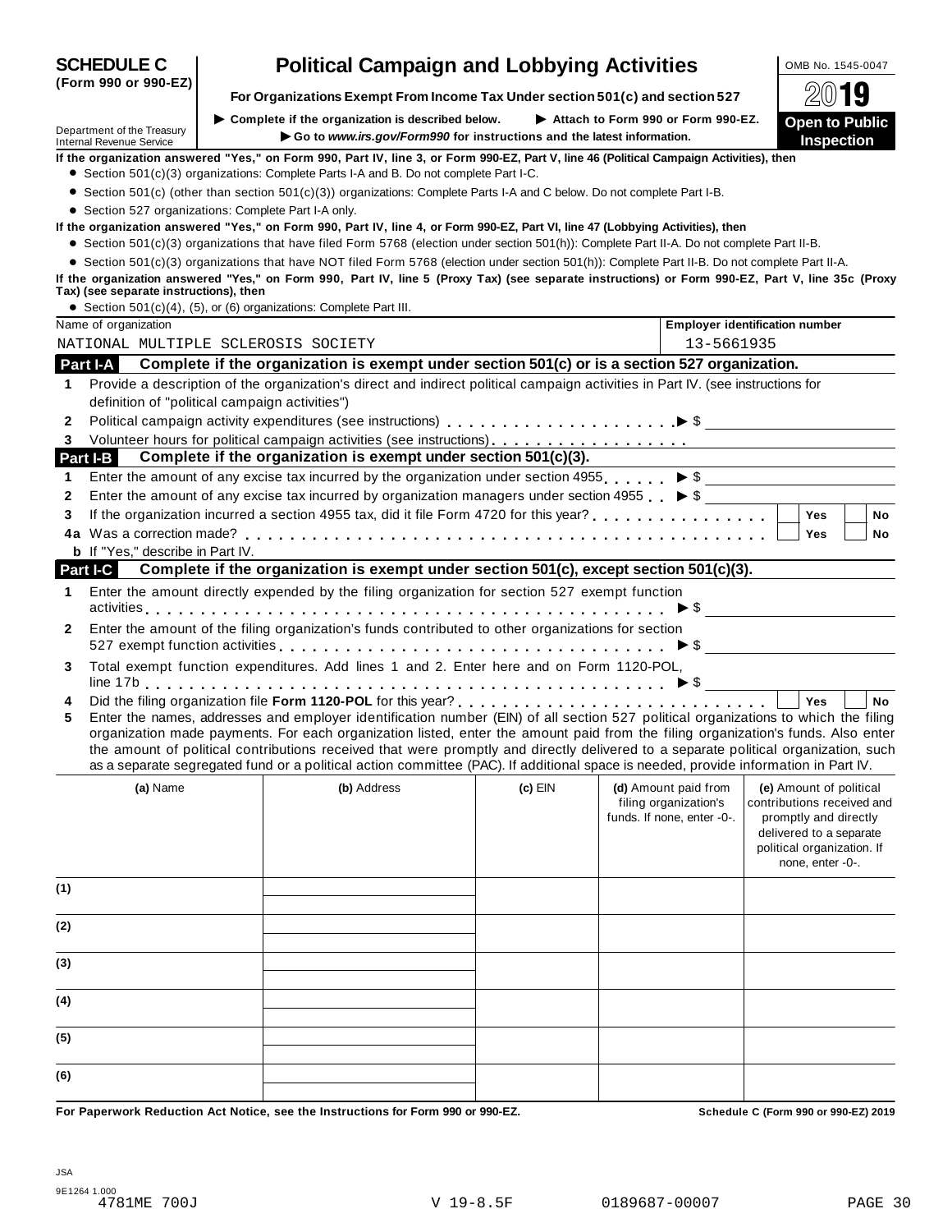# SCHEDULE C (Form 990 or 990-EZ)

# Political Campaign and Lobbying Activities

**For Organizations Exempt From Income Tax Under section 501(c) and section 527**

▶ Complete if the organization is described below. ▶ Attach to Form 990 or Form 990-EZ.

▶ Go to *www.irs.gov/Form990* for instructions and the latest information.

Department of the Treasury
Internal Revenue Service

OMB No. 1545-0047

2019

**Open to Public Inspection**

**If the organization answered "Yes," on Form 990, Part IV, line 3, or Form 990-EZ, Part V, line 46 (Political Campaign Activities), then**

- Section 501(c)(3) organizations: Complete Parts I-A and B. Do not complete Part I-C.
- Section 501(c) (other than section 501(c)(3)) organizations: Complete Parts I-A and C below. Do not complete Part I-B.
- Section 527 organizations: Complete Part I-A only.

**If the organization answered "Yes," on Form 990, Part IV, line 4, or Form 990-EZ, Part VI, line 47 (Lobbying Activities), then**

- Section 501(c)(3) organizations that have filed Form 5768 (election under section 501(h)): Complete Part II-A. Do not complete Part II-B.
- Section 501(c)(3) organizations that have NOT filed Form 5768 (election under section 501(h)): Complete Part II-B. Do not complete Part II-A.

**If the organization answered "Yes," on Form 990, Part IV, line 5 (Proxy Tax) (see separate instructions) or Form 990-EZ, Part V, line 35c (Proxy Tax) (see separate instructions), then**

- Section 501(c)(4), (5), or (6) organizations: Complete Part III.

| Name of organization | Employer identification number |
|---|---|
| NATIONAL MULTIPLE SCLEROSIS SOCIETY | 13-5661935 |

## Part I-A Complete if the organization is exempt under section 501(c) or is a section 527 organization.

1. Provide a description of the organization's direct and indirect political campaign activities in Part IV. (see instructions for definition of "political campaign activities")
2. Political campaign activity expenditures (see instructions) ▶ $
3. Volunteer hours for political campaign activities (see instructions)

## Part I-B Complete if the organization is exempt under section 501(c)(3).

1. Enter the amount of any excise tax incurred by the organization under section 4955 ▶ $
2. Enter the amount of any excise tax incurred by organization managers under section 4955 ▶ $
3. If the organization incurred a section 4955 tax, did it file Form 4720 for this year? ☐ Yes ☐ No

4a Was a correction made? ☐ Yes ☐ No

**b** If "Yes," describe in Part IV.

## Part I-C Complete if the organization is exempt under section 501(c), except section 501(c)(3).

1. Enter the amount directly expended by the filing organization for section 527 exempt function activities ▶ $
2. Enter the amount of the filing organization's funds contributed to other organizations for section 527 exempt function activities ▶ $
3. Total exempt function expenditures. Add lines 1 and 2. Enter here and on Form 1120-POL, line 17b ▶ $
4. Did the filing organization file **Form 1120-POL** for this year? ☐ Yes ☐ No
5. Enter the names, addresses and employer identification number (EIN) of all section 527 political organizations to which the filing organization made payments. For each organization listed, enter the amount paid from the filing organization's funds. Also enter the amount of political contributions received that were promptly and directly delivered to a separate political organization, such as a separate segregated fund or a political action committee (PAC). If additional space is needed, provide information in Part IV.

| | (a) Name | (b) Address | (c) EIN | (d) Amount paid from filing organization's funds. If none, enter -0-. | (e) Amount of political contributions received and promptly and directly delivered to a separate political organization. If none, enter -0-. |
|---|---|---|---|---|---|
| (1) | | | | | |
| (2) | | | | | |
| (3) | | | | | |
| (4) | | | | | |
| (5) | | | | | |
| (6) | | | | | |

**For Paperwork Reduction Act Notice, see the Instructions for Form 990 or 990-EZ.** **Schedule C (Form 990 or 990-EZ) 2019**

JSA
9E1264 1.000
4781ME 700J V 19-8.5F 0189687-00007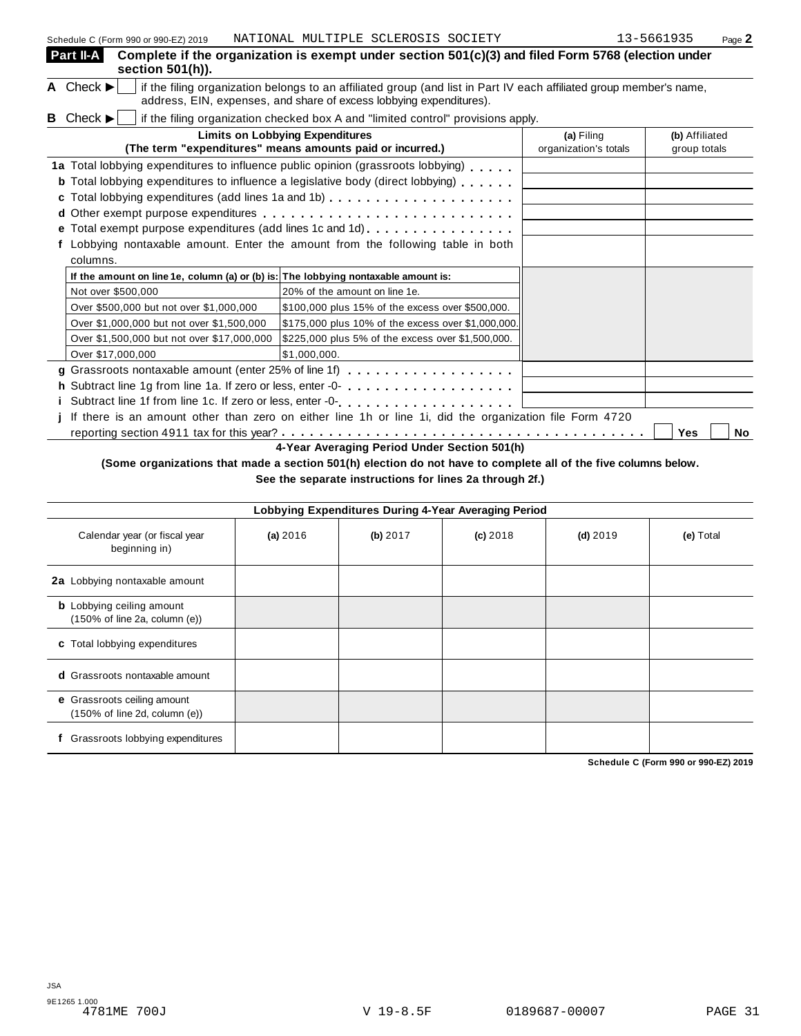Schedule C (Form 990 or 990-EZ) 2019 NATIONAL MULTIPLE SCLEROSIS SOCIETY 13-5661935 Page **2**

## Part II-A Complete if the organization is exempt under section 501(c)(3) and filed Form 5768 (election under section 501(h)).

**A** Check ▶ ☐ if the filing organization belongs to an affiliated group (and list in Part IV each affiliated group member's name, address, EIN, expenses, and share of excess lobbying expenditures).

**B** Check ▶ ☐ if the filing organization checked box A and "limited control" provisions apply.

| **Limits on Lobbying Expenditures** (The term "expenditures" means amounts paid or incurred.) | **(a)** Filing organization's totals | **(b)** Affiliated group totals |
|---|---|---|
| **1a** Total lobbying expenditures to influence public opinion (grassroots lobbying) | | |
| **b** Total lobbying expenditures to influence a legislative body (direct lobbying) | | |
| **c** Total lobbying expenditures (add lines 1a and 1b) | | |
| **d** Other exempt purpose expenditures | | |
| **e** Total exempt purpose expenditures (add lines 1c and 1d) | | |
| **f** Lobbying nontaxable amount. Enter the amount from the following table in both columns. | | |

| If the amount on line 1e, column (a) or (b) is: | The lobbying nontaxable amount is: |
|---|---|
| Not over $500,000 | 20% of the amount on line 1e. |
| Over $500,000 but not over $1,000,000 | $100,000 plus 15% of the excess over $500,000. |
| Over $1,000,000 but not over $1,500,000 | $175,000 plus 10% of the excess over $1,000,000. |
| Over $1,500,000 but not over $17,000,000 | $225,000 plus 5% of the excess over $1,500,000. |
| Over $17,000,000 | $1,000,000. |

| | **(a)** | **(b)** |
|---|---|---|
| **g** Grassroots nontaxable amount (enter 25% of line 1f) | | |
| **h** Subtract line 1g from line 1a. If zero or less, enter -0- | | |
| **i** Subtract line 1f from line 1c. If zero or less, enter -0- | | |

**j** If there is an amount other than zero on either line 1h or line 1i, did the organization file Form 4720 reporting section 4911 tax for this year? ☐ Yes ☐ No

### 4-Year Averaging Period Under Section 501(h)

**(Some organizations that made a section 501(h) election do not have to complete all of the five columns below. See the separate instructions for lines 2a through 2f.)**

| Lobbying Expenditures During 4-Year Averaging Period | | | | | |
|---|---|---|---|---|---|
| Calendar year (or fiscal year beginning in) | **(a)** 2016 | **(b)** 2017 | **(c)** 2018 | **(d)** 2019 | **(e)** Total |
| **2a** Lobbying nontaxable amount | | | | | |
| **b** Lobbying ceiling amount (150% of line 2a, column (e)) | | | | | |
| **c** Total lobbying expenditures | | | | | |
| **d** Grassroots nontaxable amount | | | | | |
| **e** Grassroots ceiling amount (150% of line 2d, column (e)) | | | | | |
| **f** Grassroots lobbying expenditures | | | | | |

**Schedule C (Form 990 or 990-EZ) 2019**

JSA
9E1265 1.000
4781ME 700J V 19-8.5F 0189687-00007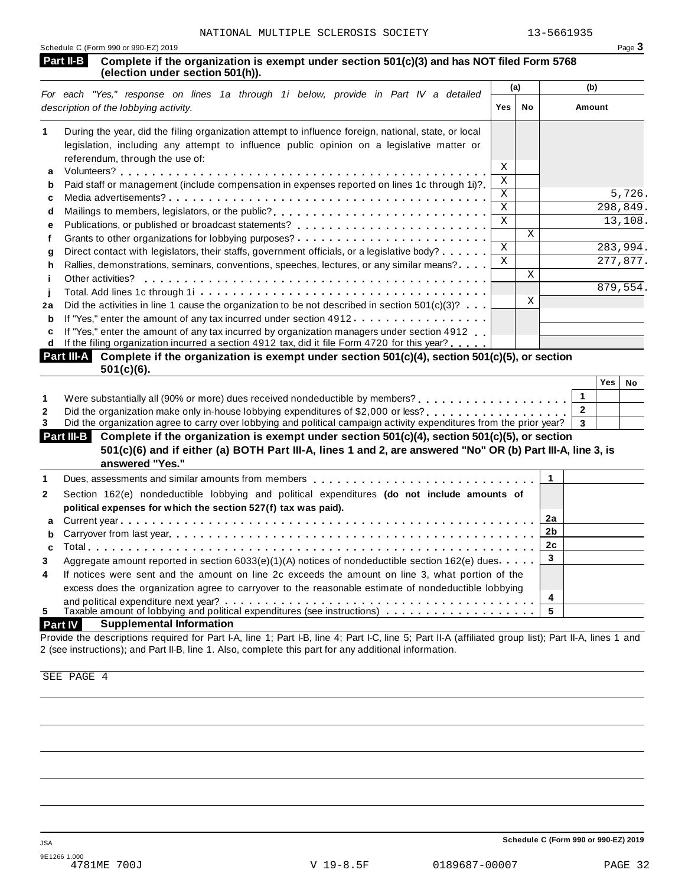NATIONAL MULTIPLE SCLEROSIS SOCIETY 13-5661935

Schedule C (Form 990 or 990-EZ) 2019 Page **3**

**Part II-B** **Complete if the organization is exempt under section 501(c)(3) and has NOT filed Form 5768 (election under section 501(h)).**

| *For each "Yes," response on lines 1a through 1i below, provide in Part IV a detailed description of the lobbying activity.* | (a) Yes | (a) No | (b) Amount |
|---|---|---|---|
| **1** During the year, did the filing organization attempt to influence foreign, national, state, or local legislation, including any attempt to influence public opinion on a legislative matter or referendum, through the use of: | | | |
| **a** Volunteers? | X | | |
| **b** Paid staff or management (include compensation in expenses reported on lines 1c through 1i)? | X | | |
| **c** Media advertisements? | X | | 5,726. |
| **d** Mailings to members, legislators, or the public? | X | | 298,849. |
| **e** Publications, or published or broadcast statements? | X | | 13,108. |
| **f** Grants to other organizations for lobbying purposes? | | X | |
| **g** Direct contact with legislators, their staffs, government officials, or a legislative body? | X | | 283,994. |
| **h** Rallies, demonstrations, seminars, conventions, speeches, lectures, or any similar means? | X | | 277,877. |
| **i** Other activities? | | X | |
| **j** Total. Add lines 1c through 1i | | | 879,554. |
| **2a** Did the activities in line 1 cause the organization to be not described in section 501(c)(3)? | | X | |
| **b** If "Yes," enter the amount of any tax incurred under section 4912 | | | |
| **c** If "Yes," enter the amount of any tax incurred by organization managers under section 4912 | | | |
| **d** If the filing organization incurred a section 4912 tax, did it file Form 4720 for this year? | | | |

**Part III-A** **Complete if the organization is exempt under section 501(c)(4), section 501(c)(5), or section 501(c)(6).**

| | | Yes | No |
|---|---|---|---|
| **1** Were substantially all (90% or more) dues received nondeductible by members? | **1** | | |
| **2** Did the organization make only in-house lobbying expenditures of $2,000 or less? | **2** | | |
| **3** Did the organization agree to carry over lobbying and political campaign activity expenditures from the prior year? | **3** | | |

**Part III-B** **Complete if the organization is exempt under section 501(c)(4), section 501(c)(5), or section 501(c)(6) and if either (a) BOTH Part III-A, lines 1 and 2, are answered "No" OR (b) Part III-A, line 3, is answered "Yes."**

| | | |
|---|---|---|
| **1** Dues, assessments and similar amounts from members | **1** | |
| **2** Section 162(e) nondeductible lobbying and political expenditures **(do not include amounts of political expenses for which the section 527(f) tax was paid).** | | |
| **a** Current year | **2a** | |
| **b** Carryover from last year | **2b** | |
| **c** Total | **2c** | |
| **3** Aggregate amount reported in section 6033(e)(1)(A) notices of nondeductible section 162(e) dues | **3** | |
| **4** If notices were sent and the amount on line 2c exceeds the amount on line 3, what portion of the excess does the organization agree to carryover to the reasonable estimate of nondeductible lobbying and political expenditure next year? | **4** | |
| **5** Taxable amount of lobbying and political expenditures (see instructions) | **5** | |

**Part IV** **Supplemental Information**

Provide the descriptions required for Part I-A, line 1; Part I-B, line 4; Part I-C, line 5; Part II-A (affiliated group list); Part II-A, lines 1 and 2 (see instructions); and Part II-B, line 1. Also, complete this part for any additional information.

SEE PAGE 4

Schedule C (Form 990 or 990-EZ) 2019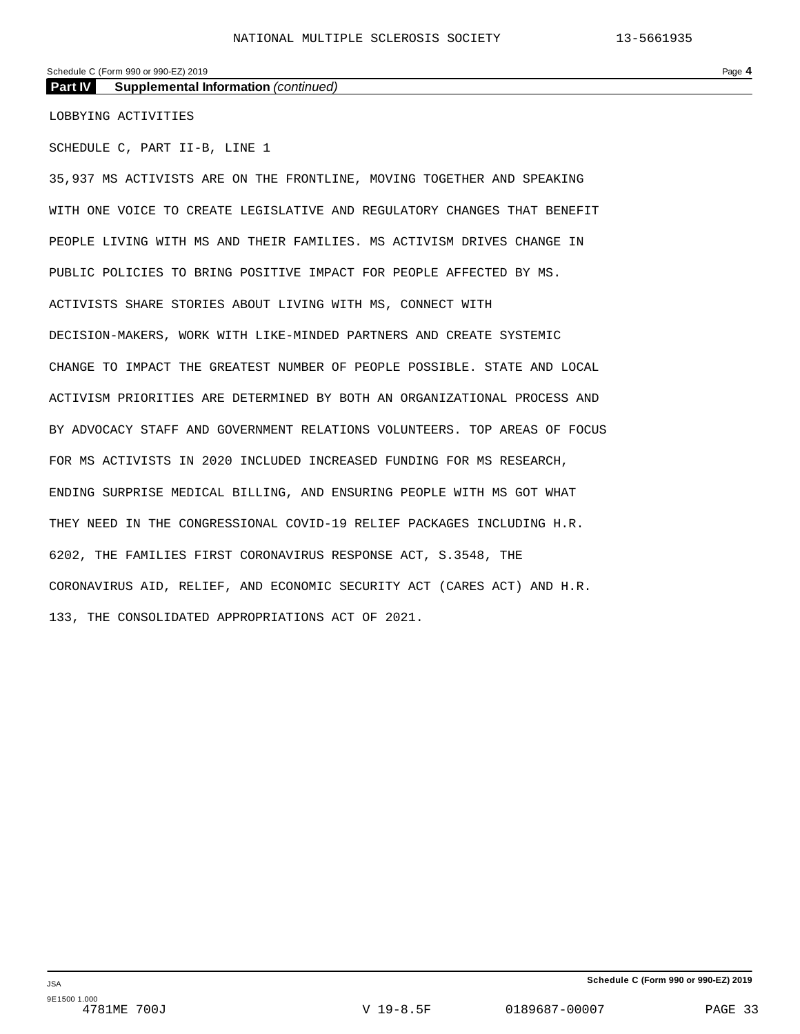Schedule C (Form 990 or 990-EZ) 2019

**Part IV Supplemental Information** *(continued)*

LOBBYING ACTIVITIES

SCHEDULE C, PART II-B, LINE 1

35,937 MS ACTIVISTS ARE ON THE FRONTLINE, MOVING TOGETHER AND SPEAKING WITH ONE VOICE TO CREATE LEGISLATIVE AND REGULATORY CHANGES THAT BENEFIT PEOPLE LIVING WITH MS AND THEIR FAMILIES. MS ACTIVISM DRIVES CHANGE IN PUBLIC POLICIES TO BRING POSITIVE IMPACT FOR PEOPLE AFFECTED BY MS. ACTIVISTS SHARE STORIES ABOUT LIVING WITH MS, CONNECT WITH DECISION-MAKERS, WORK WITH LIKE-MINDED PARTNERS AND CREATE SYSTEMIC CHANGE TO IMPACT THE GREATEST NUMBER OF PEOPLE POSSIBLE. STATE AND LOCAL ACTIVISM PRIORITIES ARE DETERMINED BY BOTH AN ORGANIZATIONAL PROCESS AND BY ADVOCACY STAFF AND GOVERNMENT RELATIONS VOLUNTEERS. TOP AREAS OF FOCUS FOR MS ACTIVISTS IN 2020 INCLUDED INCREASED FUNDING FOR MS RESEARCH, ENDING SURPRISE MEDICAL BILLING, AND ENSURING PEOPLE WITH MS GOT WHAT THEY NEED IN THE CONGRESSIONAL COVID-19 RELIEF PACKAGES INCLUDING H.R. 6202, THE FAMILIES FIRST CORONAVIRUS RESPONSE ACT, S.3548, THE CORONAVIRUS AID, RELIEF, AND ECONOMIC SECURITY ACT (CARES ACT) AND H.R. 133, THE CONSOLIDATED APPROPRIATIONS ACT OF 2021.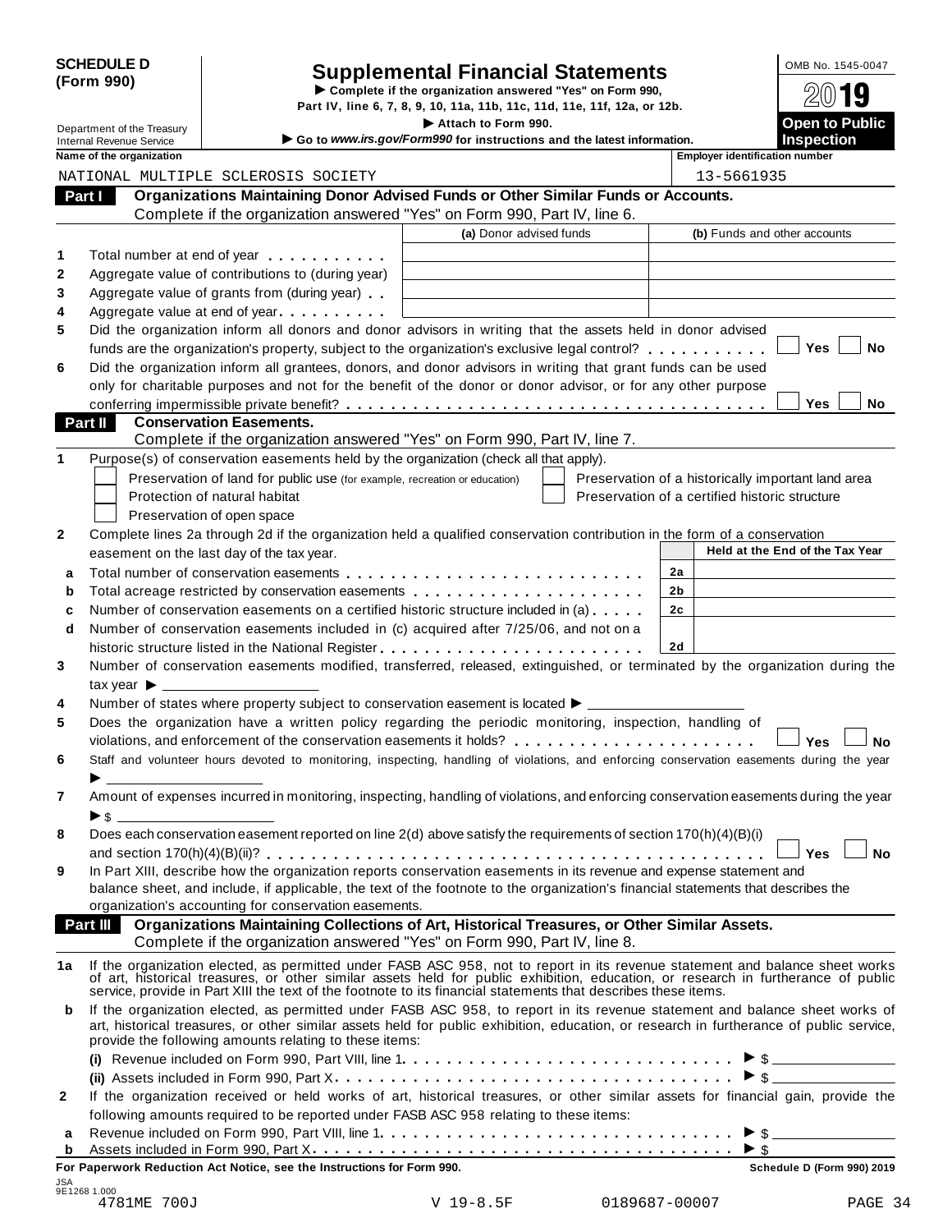**SCHEDULE D (Form 990)**

Department of the Treasury
Internal Revenue Service

# Supplemental Financial Statements

▶ Complete if the organization answered "Yes" on Form 990, Part IV, line 6, 7, 8, 9, 10, 11a, 11b, 11c, 11d, 11e, 11f, 12a, or 12b.

▶ Attach to Form 990.

▶ Go to *www.irs.gov/Form990* for instructions and the latest information.

OMB No. 1545-0047

2019

**Open to Public Inspection**

| Name of the organization | Employer identification number |
|---|---|
| NATIONAL MULTIPLE SCLEROSIS SOCIETY | 13-5661935 |

## Part I Organizations Maintaining Donor Advised Funds or Other Similar Funds or Accounts.

Complete if the organization answered "Yes" on Form 990, Part IV, line 6.

| | | (a) Donor advised funds | (b) Funds and other accounts |
|---|---|---|---|
| 1 | Total number at end of year | | |
| 2 | Aggregate value of contributions to (during year) | | |
| 3 | Aggregate value of grants from (during year) | | |
| 4 | Aggregate value at end of year | | |

5 Did the organization inform all donors and donor advisors in writing that the assets held in donor advised funds are the organization's property, subject to the organization's exclusive legal control? ☐ Yes ☐ No

6 Did the organization inform all grantees, donors, and donor advisors in writing that grant funds can be used only for charitable purposes and not for the benefit of the donor or donor advisor, or for any other purpose conferring impermissible private benefit? ☐ Yes ☐ No

## Part II Conservation Easements.

Complete if the organization answered "Yes" on Form 990, Part IV, line 7.

1 Purpose(s) of conservation easements held by the organization (check all that apply).

☐ Preservation of land for public use (for example, recreation or education)
☐ Protection of natural habitat
☐ Preservation of open space
☐ Preservation of a historically important land area
☐ Preservation of a certified historic structure

2 Complete lines 2a through 2d if the organization held a qualified conservation contribution in the form of a conservation easement on the last day of the tax year.

| | | | Held at the End of the Tax Year |
|---|---|---|---|
| a | Total number of conservation easements | 2a | |
| b | Total acreage restricted by conservation easements | 2b | |
| c | Number of conservation easements on a certified historic structure included in (a) | 2c | |
| d | Number of conservation easements included in (c) acquired after 7/25/06, and not on a historic structure listed in the National Register | 2d | |

3 Number of conservation easements modified, transferred, released, extinguished, or terminated by the organization during the tax year ▶ ____________

4 Number of states where property subject to conservation easement is located ▶ ____________

5 Does the organization have a written policy regarding the periodic monitoring, inspection, handling of violations, and enforcement of the conservation easements it holds? ☐ Yes ☐ No

6 Staff and volunteer hours devoted to monitoring, inspecting, handling of violations, and enforcing conservation easements during the year ▶ ____________

7 Amount of expenses incurred in monitoring, inspecting, handling of violations, and enforcing conservation easements during the year ▶ $ ____________

8 Does each conservation easement reported on line 2(d) above satisfy the requirements of section 170(h)(4)(B)(i) and section 170(h)(4)(B)(ii)? ☐ Yes ☐ No

9 In Part XIII, describe how the organization reports conservation easements in its revenue and expense statement and balance sheet, and include, if applicable, the text of the footnote to the organization's financial statements that describes the organization's accounting for conservation easements.

## Part III Organizations Maintaining Collections of Art, Historical Treasures, or Other Similar Assets.

Complete if the organization answered "Yes" on Form 990, Part IV, line 8.

1a If the organization elected, as permitted under FASB ASC 958, not to report in its revenue statement and balance sheet works of art, historical treasures, or other similar assets held for public exhibition, education, or research in furtherance of public service, provide in Part XIII the text of the footnote to its financial statements that describes these items.

b If the organization elected, as permitted under FASB ASC 958, to report in its revenue statement and balance sheet works of art, historical treasures, or other similar assets held for public exhibition, education, or research in furtherance of public service, provide the following amounts relating to these items:

(i) Revenue included on Form 990, Part VIII, line 1 ▶ $ ____________

(ii) Assets included in Form 990, Part X ▶ $ ____________

2 If the organization received or held works of art, historical treasures, or other similar assets for financial gain, provide the following amounts required to be reported under FASB ASC 958 relating to these items:

a Revenue included on Form 990, Part VIII, line 1 ▶ $ ____________

b Assets included in Form 990, Part X ▶ $ ____________

**For Paperwork Reduction Act Notice, see the Instructions for Form 990.** **Schedule D (Form 990) 2019**

JSA
9E1268 1.000
4781ME 700J V 19-8.5F 0189687-00007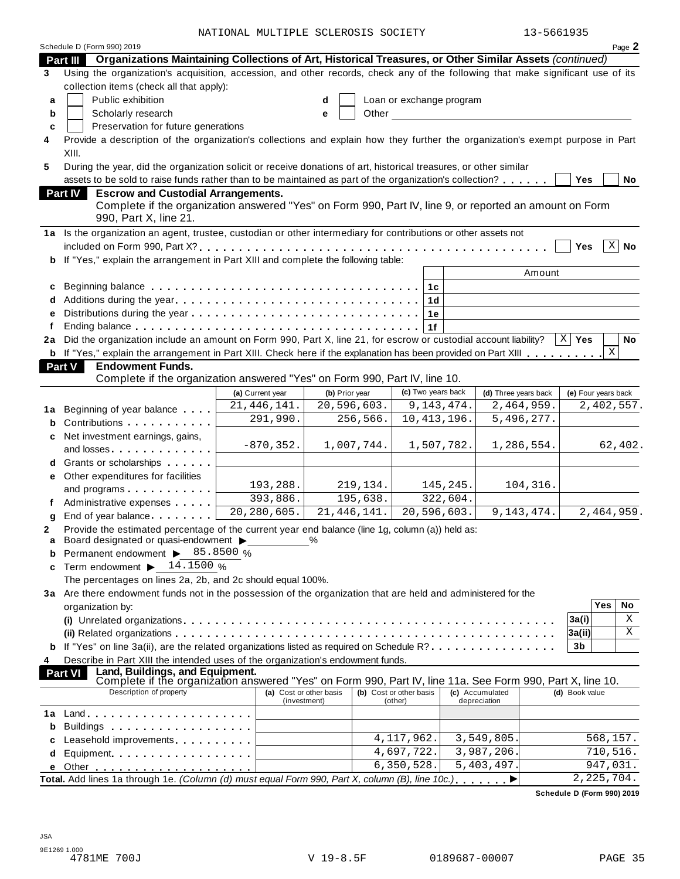NATIONAL MULTIPLE SCLEROSIS SOCIETY 13-5661935

Schedule D (Form 990) 2019 Page **2**

## Part III Organizations Maintaining Collections of Art, Historical Treasures, or Other Similar Assets *(continued)*

**3** Using the organization's acquisition, accession, and other records, check any of the following that make significant use of its collection items (check all that apply):

- **a** ☐ Public exhibition
- **b** ☐ Scholarly research
- **c** ☐ Preservation for future generations
- **d** ☐ Loan or exchange program
- **e** ☐ Other

**4** Provide a description of the organization's collections and explain how they further the organization's exempt purpose in Part XIII.

**5** During the year, did the organization solicit or receive donations of art, historical treasures, or other similar assets to be sold to raise funds rather than to be maintained as part of the organization's collection? ☐ Yes ☐ No

## Part IV Escrow and Custodial Arrangements.

Complete if the organization answered "Yes" on Form 990, Part IV, line 9, or reported an amount on Form 990, Part X, line 21.

**1a** Is the organization an agent, trustee, custodian or other intermediary for contributions or other assets not included on Form 990, Part X? ☐ Yes ☒ No

**b** If "Yes," explain the arrangement in Part XIII and complete the following table:

| | | | Amount |
|---|---|---|---|
| **c** | Beginning balance | 1c | |
| **d** | Additions during the year | 1d | |
| **e** | Distributions during the year | 1e | |
| **f** | Ending balance | 1f | |

**2a** Did the organization include an amount on Form 990, Part X, line 21, for escrow or custodial account liability? ☒ Yes ☐ No

**b** If "Yes," explain the arrangement in Part XIII. Check here if the explanation has been provided on Part XIII ☒

## Part V Endowment Funds.

Complete if the organization answered "Yes" on Form 990, Part IV, line 10.

| | | (a) Current year | (b) Prior year | (c) Two years back | (d) Three years back | (e) Four years back |
|---|---|---|---|---|---|---|
| **1a** | Beginning of year balance | 21,446,141. | 20,596,603. | 9,143,474. | 2,464,959. | 2,402,557. |
| **b** | Contributions | 291,990. | 256,566. | 10,413,196. | 5,496,277. | |
| **c** | Net investment earnings, gains, and losses | -870,352. | 1,007,744. | 1,507,782. | 1,286,554. | 62,402. |
| **d** | Grants or scholarships | | | | | |
| **e** | Other expenditures for facilities and programs | 193,288. | 219,134. | 145,245. | 104,316. | |
| **f** | Administrative expenses | 393,886. | 195,638. | 322,604. | | |
| **g** | End of year balance | 20,280,605. | 21,446,141. | 20,596,603. | 9,143,474. | 2,464,959. |

**2** Provide the estimated percentage of the current year end balance (line 1g, column (a)) held as:

- **a** Board designated or quasi-endowment ▶ ______ %
- **b** Permanent endowment ▶ 85.8500 %
- **c** Term endowment ▶ 14.1500 %

The percentages on lines 2a, 2b, and 2c should equal 100%.

**3a** Are there endowment funds not in the possession of the organization that are held and administered for the organization by:

| | | | Yes | No |
|---|---|---|---|---|
| | **(i)** Unrelated organizations | 3a(i) | | X |
| | **(ii)** Related organizations | 3a(ii) | | X |
| **b** | If "Yes" on line 3a(ii), are the related organizations listed as required on Schedule R? | 3b | | |

**4** Describe in Part XIII the intended uses of the organization's endowment funds.

## Part VI Land, Buildings, and Equipment.

Complete if the organization answered "Yes" on Form 990, Part IV, line 11a. See Form 990, Part X, line 10.

| | Description of property | (a) Cost or other basis (investment) | (b) Cost or other basis (other) | (c) Accumulated depreciation | (d) Book value |
|---|---|---|---|---|---|
| **1a** | Land | | | | |
| **b** | Buildings | | | | |
| **c** | Leasehold improvements | | 4,117,962. | 3,549,805. | 568,157. |
| **d** | Equipment | | 4,697,722. | 3,987,206. | 710,516. |
| **e** | Other | | 6,350,528. | 5,403,497. | 947,031. |
| **Total.** | Add lines 1a through 1e. *(Column (d) must equal Form 990, Part X, column (B), line 10c.)* | | | | 2,225,704. |

**Schedule D (Form 990) 2019**

JSA
9E1269 1.000
4781ME 700J V 19-8.5F 0189687-00007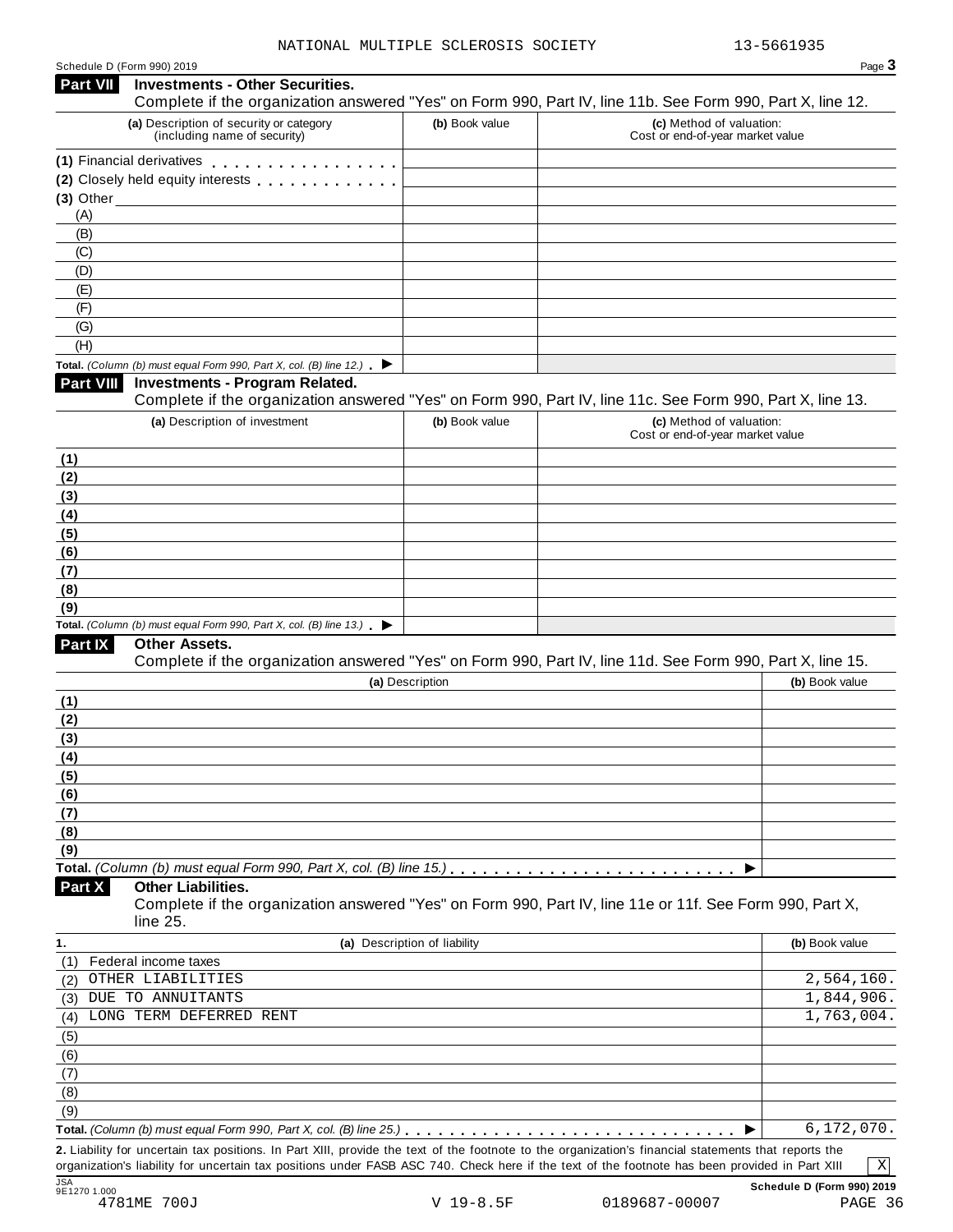NATIONAL MULTIPLE SCLEROSIS SOCIETY 13-5661935

## Part VII Investments - Other Securities.

Complete if the organization answered "Yes" on Form 990, Part IV, line 11b. See Form 990, Part X, line 12.

| (a) Description of security or category (including name of security) | (b) Book value | (c) Method of valuation: Cost or end-of-year market value |
|---|---|---|
| (1) Financial derivatives | | |
| (2) Closely held equity interests | | |
| (3) Other | | |
| (A) | | |
| (B) | | |
| (C) | | |
| (D) | | |
| (E) | | |
| (F) | | |
| (G) | | |
| (H) | | |
| **Total.** *(Column (b) must equal Form 990, Part X, col. (B) line 12.)* ▶ | | |

## Part VIII Investments - Program Related.

Complete if the organization answered "Yes" on Form 990, Part IV, line 11c. See Form 990, Part X, line 13.

| (a) Description of investment | (b) Book value | (c) Method of valuation: Cost or end-of-year market value |
|---|---|---|
| (1) | | |
| (2) | | |
| (3) | | |
| (4) | | |
| (5) | | |
| (6) | | |
| (7) | | |
| (8) | | |
| (9) | | |
| **Total.** *(Column (b) must equal Form 990, Part X, col. (B) line 13.)* ▶ | | |

## Part IX Other Assets.

Complete if the organization answered "Yes" on Form 990, Part IV, line 11d. See Form 990, Part X, line 15.

| (a) Description | (b) Book value |
|---|---|
| (1) | |
| (2) | |
| (3) | |
| (4) | |
| (5) | |
| (6) | |
| (7) | |
| (8) | |
| (9) | |
| **Total.** *(Column (b) must equal Form 990, Part X, col. (B) line 15.)* ▶ | |

## Part X Other Liabilities.

Complete if the organization answered "Yes" on Form 990, Part IV, line 11e or 11f. See Form 990, Part X, line 25.

| 1. (a) Description of liability | (b) Book value |
|---|---|
| (1) Federal income taxes | |
| (2) OTHER LIABILITIES | 2,564,160. |
| (3) DUE TO ANNUITANTS | 1,844,906. |
| (4) LONG TERM DEFERRED RENT | 1,763,004. |
| (5) | |
| (6) | |
| (7) | |
| (8) | |
| (9) | |
| **Total.** *(Column (b) must equal Form 990, Part X, col. (B) line 25.)* ▶ | 6,172,070. |

**2.** Liability for uncertain tax positions. In Part XIII, provide the text of the footnote to the organization's financial statements that reports the organization's liability for uncertain tax positions under FASB ASC 740. Check here if the text of the footnote has been provided in Part XIII [X]

Schedule D (Form 990) 2019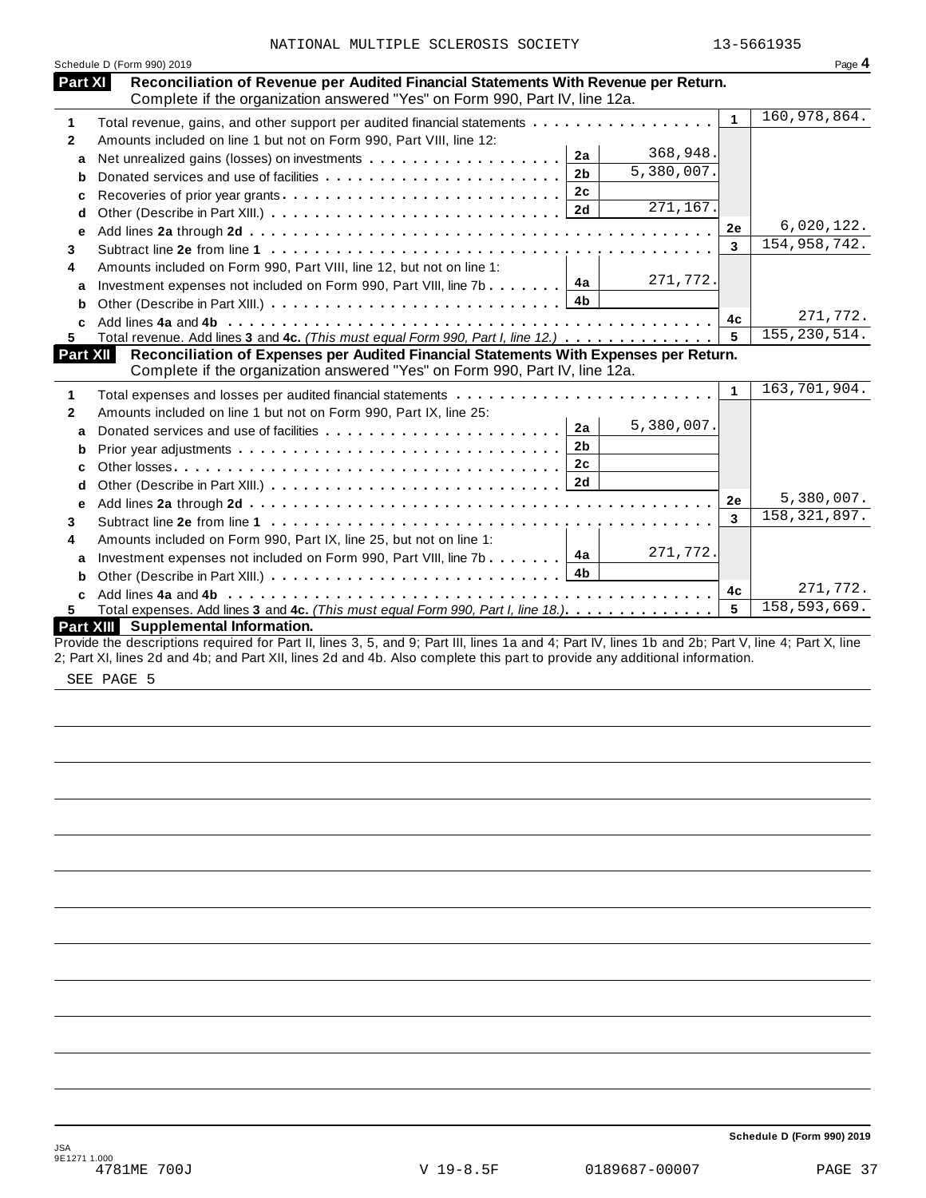NATIONAL MULTIPLE SCLEROSIS SOCIETY 13-5661935

Schedule D (Form 990) 2019 Page **4**

## Part XI Reconciliation of Revenue per Audited Financial Statements With Revenue per Return.

Complete if the organization answered "Yes" on Form 990, Part IV, line 12a.

| | | | | | |
|---|---|---|---|---|---|
| **1** | Total revenue, gains, and other support per audited financial statements | | | 1 | 160,978,864. |
| **2** | Amounts included on line 1 but not on Form 990, Part VIII, line 12: | | | | |
| **a** | Net unrealized gains (losses) on investments | 2a | 368,948. | | |
| **b** | Donated services and use of facilities | 2b | 5,380,007. | | |
| **c** | Recoveries of prior year grants | 2c | | | |
| **d** | Other (Describe in Part XIII.) | 2d | 271,167. | | |
| **e** | Add lines **2a** through **2d** | | | 2e | 6,020,122. |
| **3** | Subtract line **2e** from line **1** | | | 3 | 154,958,742. |
| **4** | Amounts included on Form 990, Part VIII, line 12, but not on line 1: | | | | |
| **a** | Investment expenses not included on Form 990, Part VIII, line 7b | 4a | 271,772. | | |
| **b** | Other (Describe in Part XIII.) | 4b | | | |
| **c** | Add lines **4a** and **4b** | | | 4c | 271,772. |
| **5** | Total revenue. Add lines **3** and **4c.** *(This must equal Form 990, Part I, line 12.)* | | | 5 | 155,230,514. |

## Part XII Reconciliation of Expenses per Audited Financial Statements With Expenses per Return.

Complete if the organization answered "Yes" on Form 990, Part IV, line 12a.

| | | | | | |
|---|---|---|---|---|---|
| **1** | Total expenses and losses per audited financial statements | | | 1 | 163,701,904. |
| **2** | Amounts included on line 1 but not on Form 990, Part IX, line 25: | | | | |
| **a** | Donated services and use of facilities | 2a | 5,380,007. | | |
| **b** | Prior year adjustments | 2b | | | |
| **c** | Other losses | 2c | | | |
| **d** | Other (Describe in Part XIII.) | 2d | | | |
| **e** | Add lines **2a** through **2d** | | | 2e | 5,380,007. |
| **3** | Subtract line **2e** from line **1** | | | 3 | 158,321,897. |
| **4** | Amounts included on Form 990, Part IX, line 25, but not on line 1: | | | | |
| **a** | Investment expenses not included on Form 990, Part VIII, line 7b | 4a | 271,772. | | |
| **b** | Other (Describe in Part XIII.) | 4b | | | |
| **c** | Add lines **4a** and **4b** | | | 4c | 271,772. |
| **5** | Total expenses. Add lines **3** and **4c.** *(This must equal Form 990, Part I, line 18.)* | | | 5 | 158,593,669. |

## Part XIII Supplemental Information.

Provide the descriptions required for Part II, lines 3, 5, and 9; Part III, lines 1a and 4; Part IV, lines 1b and 2b; Part V, line 4; Part X, line 2; Part XI, lines 2d and 4b; and Part XII, lines 2d and 4b. Also complete this part to provide any additional information.

SEE PAGE 5

Schedule D (Form 990) 2019

JSA
9E1271 1.000
4781ME 700J V 19-8.5F 0189687-00007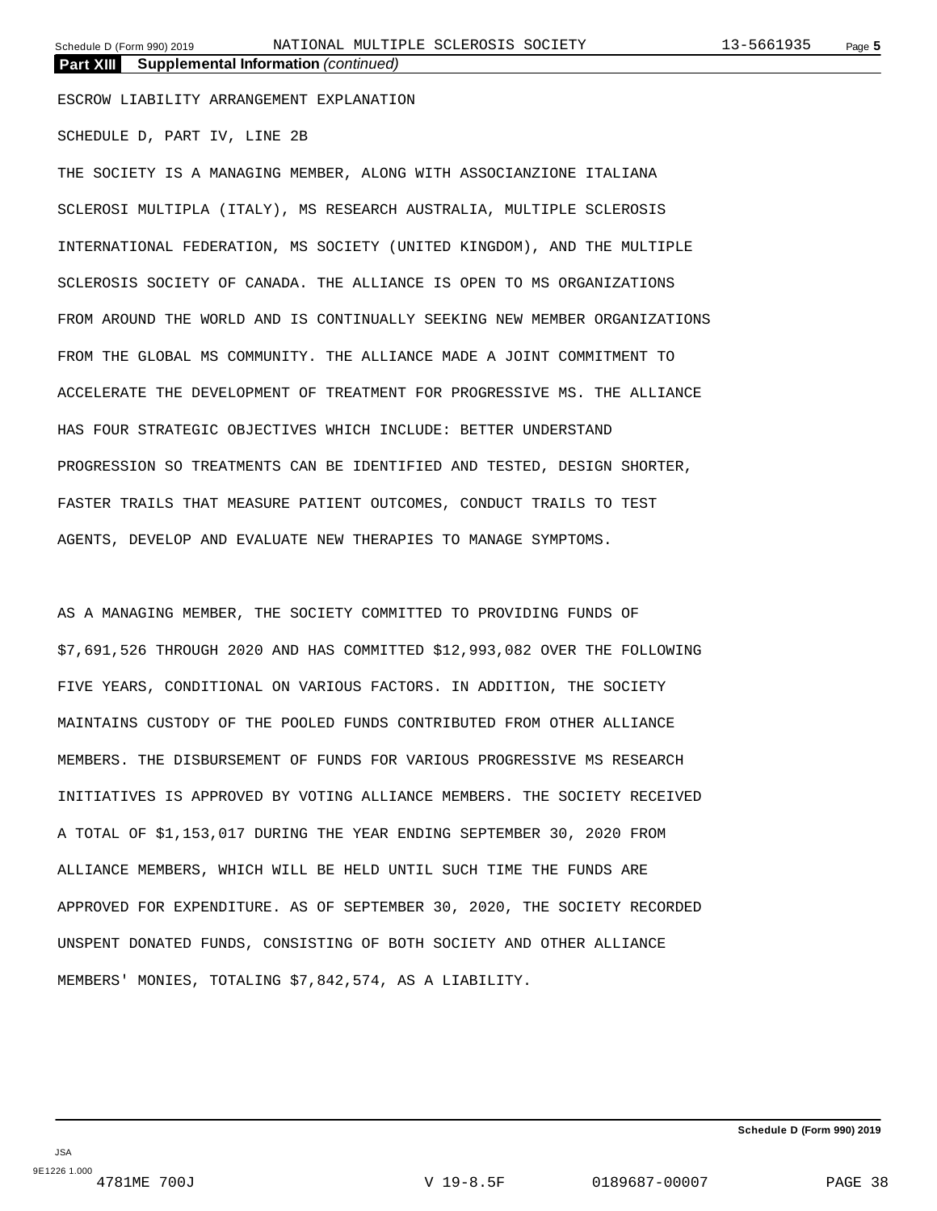**Part XIII Supplemental Information** *(continued)*

ESCROW LIABILITY ARRANGEMENT EXPLANATION

SCHEDULE D, PART IV, LINE 2B

THE SOCIETY IS A MANAGING MEMBER, ALONG WITH ASSOCIANZIONE ITALIANA SCLEROSI MULTIPLA (ITALY), MS RESEARCH AUSTRALIA, MULTIPLE SCLEROSIS INTERNATIONAL FEDERATION, MS SOCIETY (UNITED KINGDOM), AND THE MULTIPLE SCLEROSIS SOCIETY OF CANADA. THE ALLIANCE IS OPEN TO MS ORGANIZATIONS FROM AROUND THE WORLD AND IS CONTINUALLY SEEKING NEW MEMBER ORGANIZATIONS FROM THE GLOBAL MS COMMUNITY. THE ALLIANCE MADE A JOINT COMMITMENT TO ACCELERATE THE DEVELOPMENT OF TREATMENT FOR PROGRESSIVE MS. THE ALLIANCE HAS FOUR STRATEGIC OBJECTIVES WHICH INCLUDE: BETTER UNDERSTAND PROGRESSION SO TREATMENTS CAN BE IDENTIFIED AND TESTED, DESIGN SHORTER, FASTER TRAILS THAT MEASURE PATIENT OUTCOMES, CONDUCT TRAILS TO TEST AGENTS, DEVELOP AND EVALUATE NEW THERAPIES TO MANAGE SYMPTOMS.

AS A MANAGING MEMBER, THE SOCIETY COMMITTED TO PROVIDING FUNDS OF $7,691,526 THROUGH 2020 AND HAS COMMITTED $12,993,082 OVER THE FOLLOWING FIVE YEARS, CONDITIONAL ON VARIOUS FACTORS. IN ADDITION, THE SOCIETY MAINTAINS CUSTODY OF THE POOLED FUNDS CONTRIBUTED FROM OTHER ALLIANCE MEMBERS. THE DISBURSEMENT OF FUNDS FOR VARIOUS PROGRESSIVE MS RESEARCH INITIATIVES IS APPROVED BY VOTING ALLIANCE MEMBERS. THE SOCIETY RECEIVED A TOTAL OF $1,153,017 DURING THE YEAR ENDING SEPTEMBER 30, 2020 FROM ALLIANCE MEMBERS, WHICH WILL BE HELD UNTIL SUCH TIME THE FUNDS ARE APPROVED FOR EXPENDITURE. AS OF SEPTEMBER 30, 2020, THE SOCIETY RECORDED UNSPENT DONATED FUNDS, CONSISTING OF BOTH SOCIETY AND OTHER ALLIANCE MEMBERS' MONIES, TOTALING $7,842,574, AS A LIABILITY.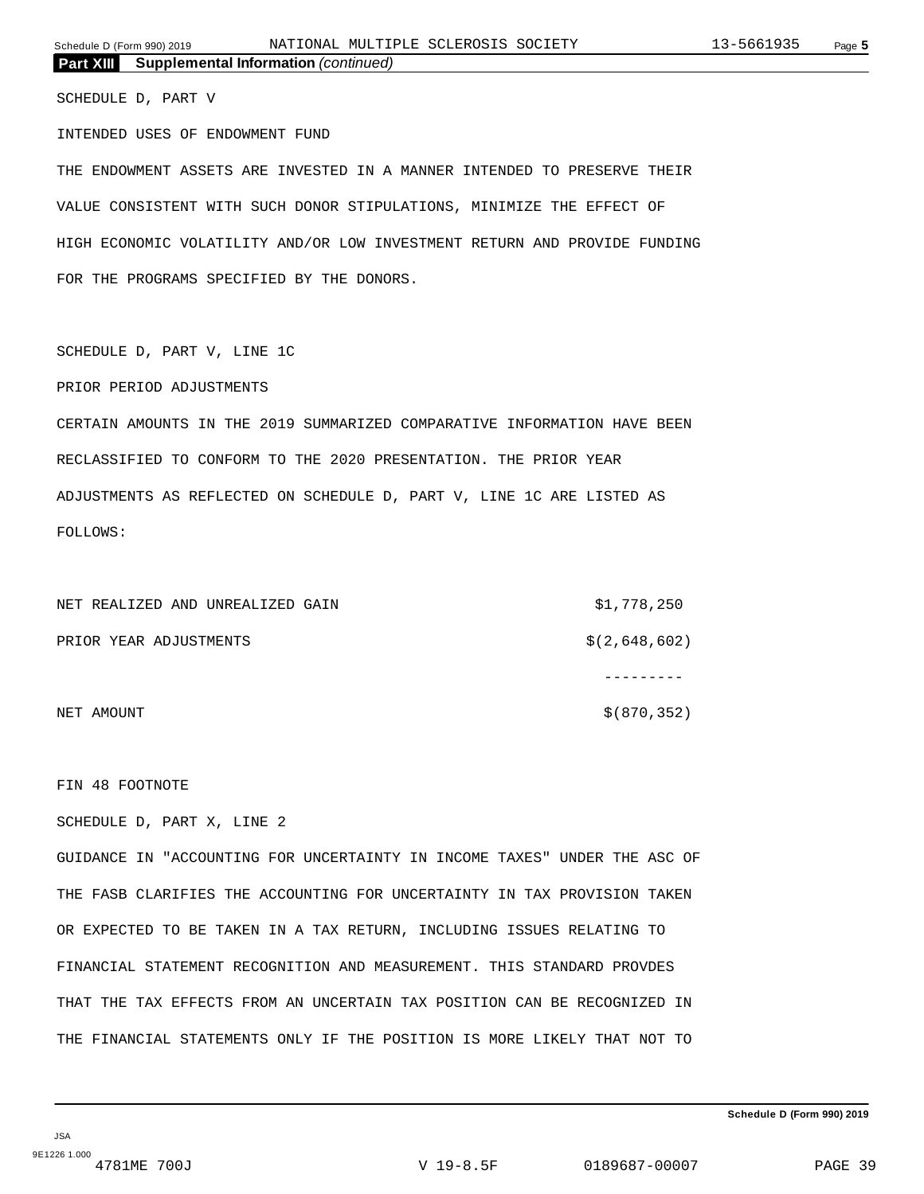## Part XIII Supplemental Information *(continued)*

SCHEDULE D, PART V

INTENDED USES OF ENDOWMENT FUND

THE ENDOWMENT ASSETS ARE INVESTED IN A MANNER INTENDED TO PRESERVE THEIR VALUE CONSISTENT WITH SUCH DONOR STIPULATIONS, MINIMIZE THE EFFECT OF HIGH ECONOMIC VOLATILITY AND/OR LOW INVESTMENT RETURN AND PROVIDE FUNDING FOR THE PROGRAMS SPECIFIED BY THE DONORS.

SCHEDULE D, PART V, LINE 1C

PRIOR PERIOD ADJUSTMENTS

CERTAIN AMOUNTS IN THE 2019 SUMMARIZED COMPARATIVE INFORMATION HAVE BEEN RECLASSIFIED TO CONFORM TO THE 2020 PRESENTATION. THE PRIOR YEAR ADJUSTMENTS AS REFLECTED ON SCHEDULE D, PART V, LINE 1C ARE LISTED AS FOLLOWS:

| | |
|---|---|
| NET REALIZED AND UNREALIZED GAIN | $1,778,250 |
| PRIOR YEAR ADJUSTMENTS | $(2,648,602) |
| | --------- |
| NET AMOUNT | $(870,352) |

FIN 48 FOOTNOTE

SCHEDULE D, PART X, LINE 2

GUIDANCE IN "ACCOUNTING FOR UNCERTAINTY IN INCOME TAXES" UNDER THE ASC OF THE FASB CLARIFIES THE ACCOUNTING FOR UNCERTAINTY IN TAX PROVISION TAKEN OR EXPECTED TO BE TAKEN IN A TAX RETURN, INCLUDING ISSUES RELATING TO FINANCIAL STATEMENT RECOGNITION AND MEASUREMENT. THIS STANDARD PROVDES THAT THE TAX EFFECTS FROM AN UNCERTAIN TAX POSITION CAN BE RECOGNIZED IN THE FINANCIAL STATEMENTS ONLY IF THE POSITION IS MORE LIKELY THAT NOT TO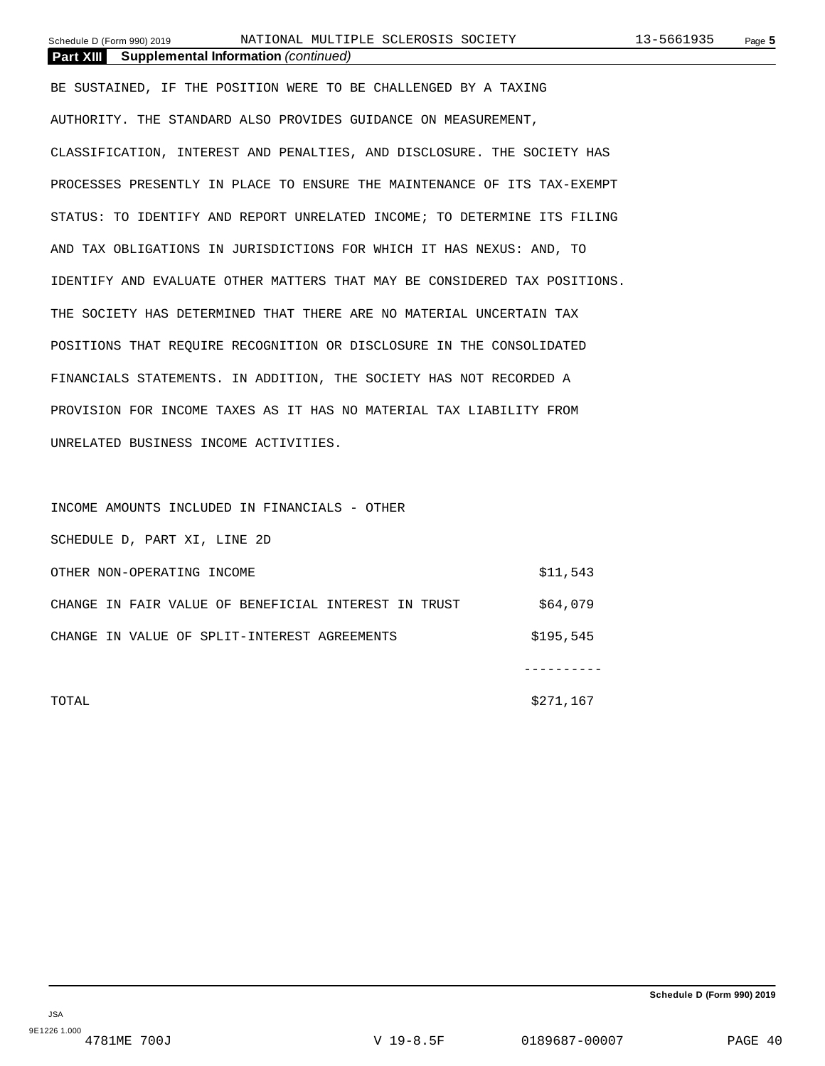## Part XIII Supplemental Information *(continued)*

BE SUSTAINED, IF THE POSITION WERE TO BE CHALLENGED BY A TAXING AUTHORITY. THE STANDARD ALSO PROVIDES GUIDANCE ON MEASUREMENT, CLASSIFICATION, INTEREST AND PENALTIES, AND DISCLOSURE. THE SOCIETY HAS PROCESSES PRESENTLY IN PLACE TO ENSURE THE MAINTENANCE OF ITS TAX-EXEMPT STATUS: TO IDENTIFY AND REPORT UNRELATED INCOME; TO DETERMINE ITS FILING AND TAX OBLIGATIONS IN JURISDICTIONS FOR WHICH IT HAS NEXUS: AND, TO IDENTIFY AND EVALUATE OTHER MATTERS THAT MAY BE CONSIDERED TAX POSITIONS. THE SOCIETY HAS DETERMINED THAT THERE ARE NO MATERIAL UNCERTAIN TAX POSITIONS THAT REQUIRE RECOGNITION OR DISCLOSURE IN THE CONSOLIDATED FINANCIALS STATEMENTS. IN ADDITION, THE SOCIETY HAS NOT RECORDED A PROVISION FOR INCOME TAXES AS IT HAS NO MATERIAL TAX LIABILITY FROM UNRELATED BUSINESS INCOME ACTIVITIES.

INCOME AMOUNTS INCLUDED IN FINANCIALS - OTHER

SCHEDULE D, PART XI, LINE 2D

| | |
|---|---|
| OTHER NON-OPERATING INCOME | $11,543 |
| CHANGE IN FAIR VALUE OF BENEFICIAL INTEREST IN TRUST | $64,079 |
| CHANGE IN VALUE OF SPLIT-INTEREST AGREEMENTS | $195,545 |
| | ---------- |
| TOTAL | $271,167 |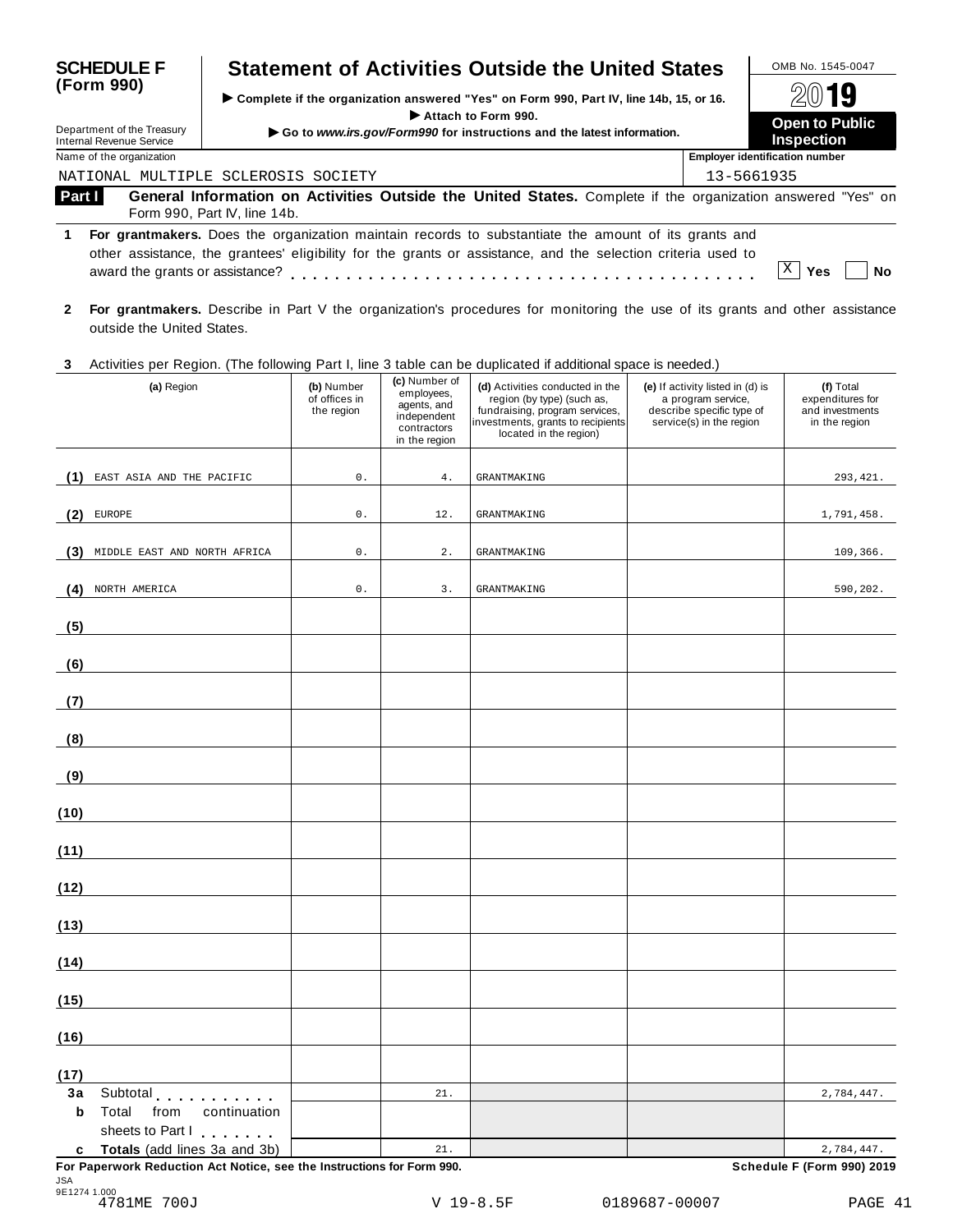**SCHEDULE F (Form 990)**

# Statement of Activities Outside the United States

▶ Complete if the organization answered "Yes" on Form 990, Part IV, line 14b, 15, or 16.
▶ Attach to Form 990.
▶ Go to *www.irs.gov/Form990* for instructions and the latest information.

Department of the Treasury
Internal Revenue Service

OMB No. 1545-0047

**2019**

**Open to Public Inspection**

Name of the organization: NATIONAL MULTIPLE SCLEROSIS SOCIETY

Employer identification number: 13-5661935

**Part I — General Information on Activities Outside the United States.** Complete if the organization answered "Yes" on Form 990, Part IV, line 14b.

**1** **For grantmakers.** Does the organization maintain records to substantiate the amount of its grants and other assistance, the grantees' eligibility for the grants or assistance, and the selection criteria used to award the grants or assistance? [X] Yes [ ] No

**2** **For grantmakers.** Describe in Part V the organization's procedures for monitoring the use of its grants and other assistance outside the United States.

**3** Activities per Region. (The following Part I, line 3 table can be duplicated if additional space is needed.)

| | (a) Region | (b) Number of offices in the region | (c) Number of employees, agents, and independent contractors in the region | (d) Activities conducted in the region (by type) (such as, fundraising, program services, investments, grants to recipients located in the region) | (e) If activity listed in (d) is a program service, describe specific type of service(s) in the region | (f) Total expenditures for and investments in the region |
|---|---|---|---|---|---|---|
| (1) | EAST ASIA AND THE PACIFIC | 0. | 4. | GRANTMAKING | | 293,421. |
| (2) | EUROPE | 0. | 12. | GRANTMAKING | | 1,791,458. |
| (3) | MIDDLE EAST AND NORTH AFRICA | 0. | 2. | GRANTMAKING | | 109,366. |
| (4) | NORTH AMERICA | 0. | 3. | GRANTMAKING | | 590,202. |
| (5) | | | | | | |
| (6) | | | | | | |
| (7) | | | | | | |
| (8) | | | | | | |
| (9) | | | | | | |
| (10) | | | | | | |
| (11) | | | | | | |
| (12) | | | | | | |
| (13) | | | | | | |
| (14) | | | | | | |
| (15) | | | | | | |
| (16) | | | | | | |
| (17) | | | | | | |
| 3a | Subtotal | | 21. | | | 2,784,447. |
| b | Total from continuation sheets to Part I | | | | | |
| c | Totals (add lines 3a and 3b) | | 21. | | | 2,784,447. |

**For Paperwork Reduction Act Notice, see the Instructions for Form 990.** **Schedule F (Form 990) 2019**

JSA
9E1274 1.000
4781ME 700J V 19-8.5F 0189687-00007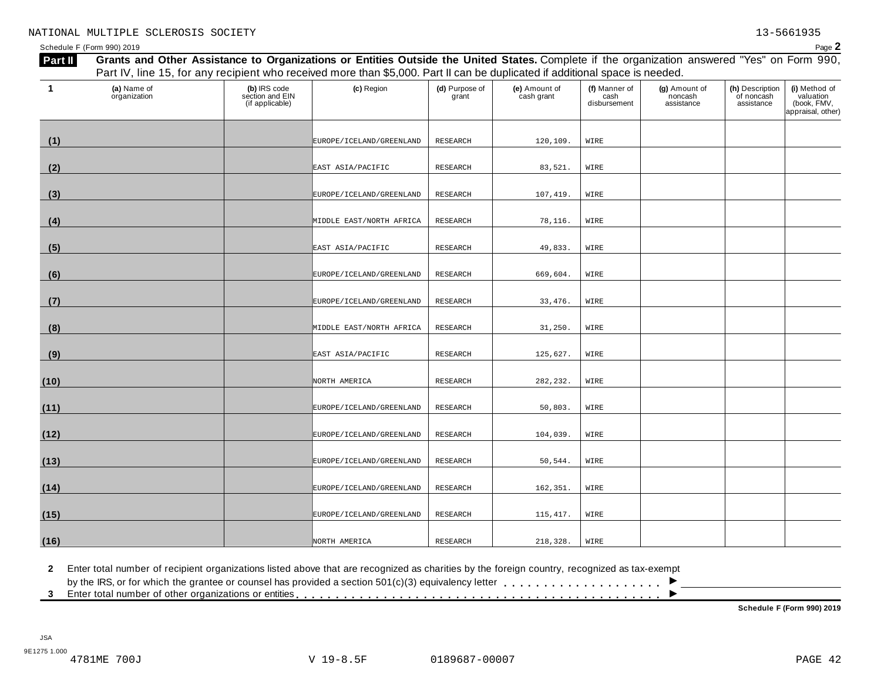NATIONAL MULTIPLE SCLEROSIS SOCIETY 13-5661935

Schedule F (Form 990) 2019 Page **2**

**Part II** **Grants and Other Assistance to Organizations or Entities Outside the United States.** Complete if the organization answered "Yes" on Form 990, Part IV, line 15, for any recipient who received more than $5,000. Part II can be duplicated if additional space is needed.

| 1 | (a) Name of organization | (b) IRS code section and EIN (if applicable) | (c) Region | (d) Purpose of grant | (e) Amount of cash grant | (f) Manner of cash disbursement | (g) Amount of noncash assistance | (h) Description of noncash assistance | (i) Method of valuation (book, FMV, appraisal, other) |
|---|---|---|---|---|---|---|---|---|---|
| (1) | | | EUROPE/ICELAND/GREENLAND | RESEARCH | 120,109. | WIRE | | | |
| (2) | | | EAST ASIA/PACIFIC | RESEARCH | 83,521. | WIRE | | | |
| (3) | | | EUROPE/ICELAND/GREENLAND | RESEARCH | 107,419. | WIRE | | | |
| (4) | | | MIDDLE EAST/NORTH AFRICA | RESEARCH | 78,116. | WIRE | | | |
| (5) | | | EAST ASIA/PACIFIC | RESEARCH | 49,833. | WIRE | | | |
| (6) | | | EUROPE/ICELAND/GREENLAND | RESEARCH | 669,604. | WIRE | | | |
| (7) | | | EUROPE/ICELAND/GREENLAND | RESEARCH | 33,476. | WIRE | | | |
| (8) | | | MIDDLE EAST/NORTH AFRICA | RESEARCH | 31,250. | WIRE | | | |
| (9) | | | EAST ASIA/PACIFIC | RESEARCH | 125,627. | WIRE | | | |
| (10) | | | NORTH AMERICA | RESEARCH | 282,232. | WIRE | | | |
| (11) | | | EUROPE/ICELAND/GREENLAND | RESEARCH | 50,803. | WIRE | | | |
| (12) | | | EUROPE/ICELAND/GREENLAND | RESEARCH | 104,039. | WIRE | | | |
| (13) | | | EUROPE/ICELAND/GREENLAND | RESEARCH | 50,544. | WIRE | | | |
| (14) | | | EUROPE/ICELAND/GREENLAND | RESEARCH | 162,351. | WIRE | | | |
| (15) | | | EUROPE/ICELAND/GREENLAND | RESEARCH | 115,417. | WIRE | | | |
| (16) | | | NORTH AMERICA | RESEARCH | 218,328. | WIRE | | | |

**2** Enter total number of recipient organizations listed above that are recognized as charities by the foreign country, recognized as tax-exempt by the IRS, or for which the grantee or counsel has provided a section 501(c)(3) equivalency letter . . . . . . . . . . . . . . . . . . . . ▶

**3** Enter total number of other organizations or entities . . . . . . . . . . . . . . . . . . . . . . . . . . . . . . . . . . . . . . . . . . . . ▶

**Schedule F (Form 990) 2019**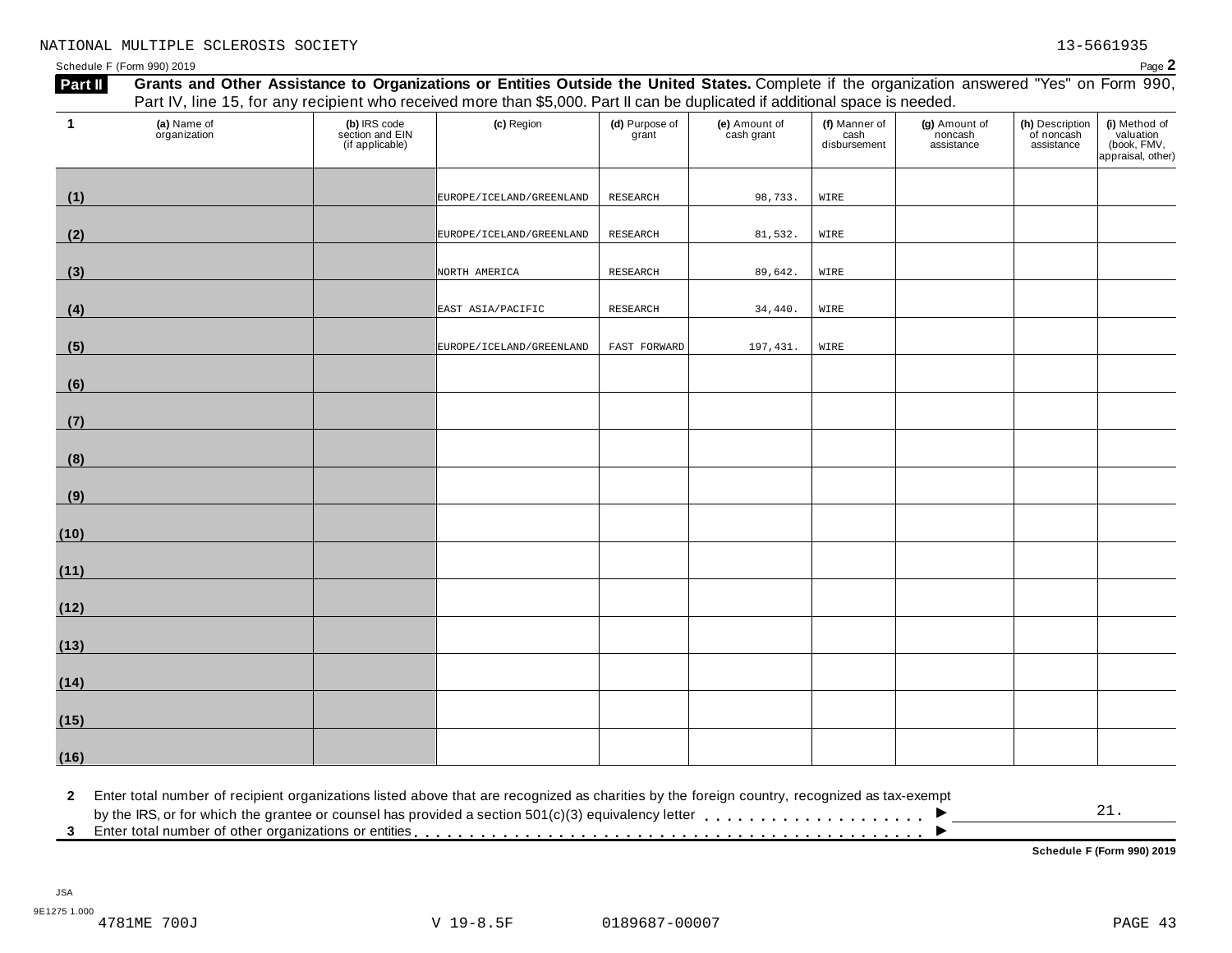NATIONAL MULTIPLE SCLEROSIS SOCIETY 13-5661935

Schedule F (Form 990) 2019 Page **2**

**Part II** **Grants and Other Assistance to Organizations or Entities Outside the United States.** Complete if the organization answered "Yes" on Form 990, Part IV, line 15, for any recipient who received more than $5,000. Part II can be duplicated if additional space is needed.

| 1 | (a) Name of organization | (b) IRS code section and EIN (if applicable) | (c) Region | (d) Purpose of grant | (e) Amount of cash grant | (f) Manner of cash disbursement | (g) Amount of noncash assistance | (h) Description of noncash assistance | (i) Method of valuation (book, FMV, appraisal, other) |
|---|---|---|---|---|---|---|---|---|---|
| (1) | | | EUROPE/ICELAND/GREENLAND | RESEARCH | 98,733. | WIRE | | | |
| (2) | | | EUROPE/ICELAND/GREENLAND | RESEARCH | 81,532. | WIRE | | | |
| (3) | | | NORTH AMERICA | RESEARCH | 89,642. | WIRE | | | |
| (4) | | | EAST ASIA/PACIFIC | RESEARCH | 34,440. | WIRE | | | |
| (5) | | | EUROPE/ICELAND/GREENLAND | FAST FORWARD | 197,431. | WIRE | | | |
| (6) | | | | | | | | | |
| (7) | | | | | | | | | |
| (8) | | | | | | | | | |
| (9) | | | | | | | | | |
| (10) | | | | | | | | | |
| (11) | | | | | | | | | |
| (12) | | | | | | | | | |
| (13) | | | | | | | | | |
| (14) | | | | | | | | | |
| (15) | | | | | | | | | |
| (16) | | | | | | | | | |

**2** Enter total number of recipient organizations listed above that are recognized as charities by the foreign country, recognized as tax-exempt by the IRS, or for which the grantee or counsel has provided a section 501(c)(3) equivalency letter . . . . . . . . . . . . . . . . . . . . ▶ 21.

**3** Enter total number of other organizations or entities . . . . . . . . . . . . . . . . . . . . . . . . . . . . . . . . . . . . . . . . . . . . ▶

**Schedule F (Form 990) 2019**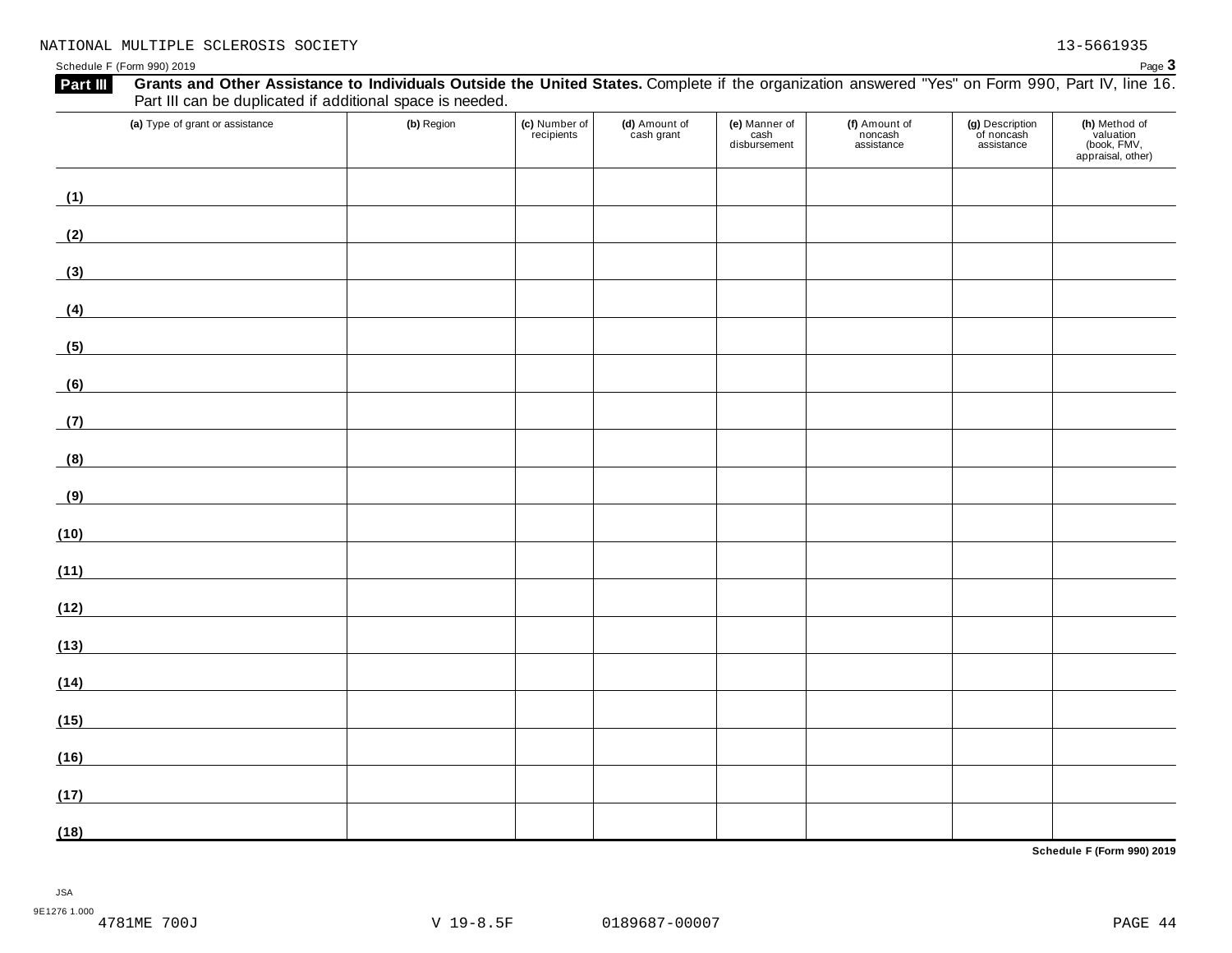NATIONAL MULTIPLE SCLEROSIS SOCIETY 13-5661935

Schedule F (Form 990) 2019

**Part III** **Grants and Other Assistance to Individuals Outside the United States.** Complete if the organization answered "Yes" on Form 990, Part IV, line 16. Part III can be duplicated if additional space is needed.

| (a) Type of grant or assistance | (b) Region | (c) Number of recipients | (d) Amount of cash grant | (e) Manner of cash disbursement | (f) Amount of noncash assistance | (g) Description of noncash assistance | (h) Method of valuation (book, FMV, appraisal, other) |
|---|---|---|---|---|---|---|---|
| (1) | | | | | | | |
| (2) | | | | | | | |
| (3) | | | | | | | |
| (4) | | | | | | | |
| (5) | | | | | | | |
| (6) | | | | | | | |
| (7) | | | | | | | |
| (8) | | | | | | | |
| (9) | | | | | | | |
| (10) | | | | | | | |
| (11) | | | | | | | |
| (12) | | | | | | | |
| (13) | | | | | | | |
| (14) | | | | | | | |
| (15) | | | | | | | |
| (16) | | | | | | | |
| (17) | | | | | | | |
| (18) | | | | | | | |

**Schedule F (Form 990) 2019**

JSA
9E1276 1.000
4781ME 700J V 19-8.5F 0189687-00007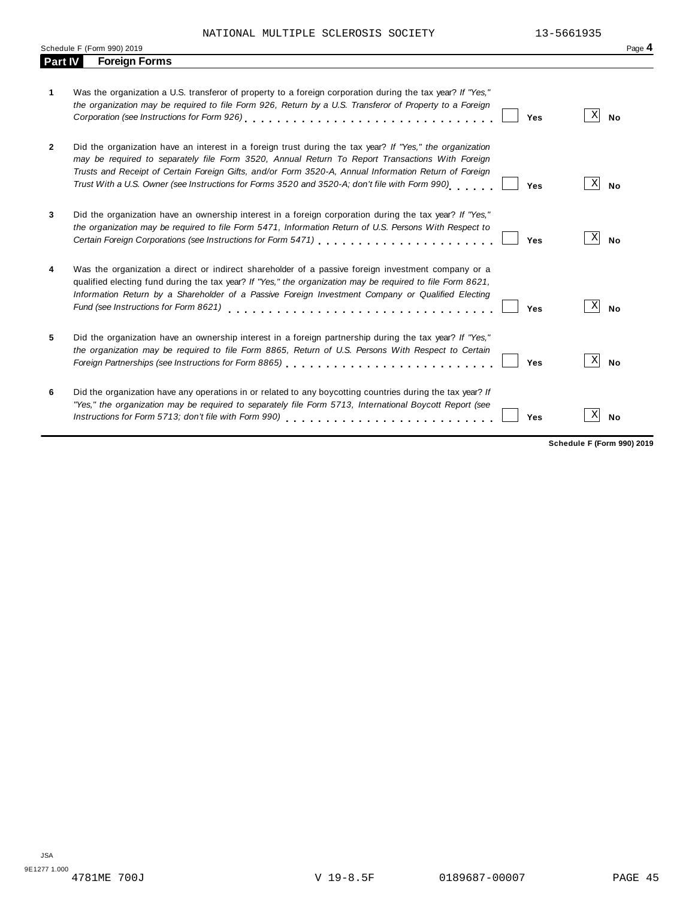NATIONAL MULTIPLE SCLEROSIS SOCIETY 13-5661935

Schedule F (Form 990) 2019 Page **4**

## Part IV Foreign Forms

| | | Yes | No |
|---|---|---|---|
| **1** | Was the organization a U.S. transferor of property to a foreign corporation during the tax year? *If "Yes," the organization may be required to file Form 926, Return by a U.S. Transferor of Property to a Foreign Corporation (see Instructions for Form 926)* | | X |
| **2** | Did the organization have an interest in a foreign trust during the tax year? *If "Yes," the organization may be required to separately file Form 3520, Annual Return To Report Transactions With Foreign Trusts and Receipt of Certain Foreign Gifts, and/or Form 3520-A, Annual Information Return of Foreign Trust With a U.S. Owner (see Instructions for Forms 3520 and 3520-A; don't file with Form 990)* | | X |
| **3** | Did the organization have an ownership interest in a foreign corporation during the tax year? *If "Yes," the organization may be required to file Form 5471, Information Return of U.S. Persons With Respect to Certain Foreign Corporations (see Instructions for Form 5471)* | | X |
| **4** | Was the organization a direct or indirect shareholder of a passive foreign investment company or a qualified electing fund during the tax year? *If "Yes," the organization may be required to file Form 8621, Information Return by a Shareholder of a Passive Foreign Investment Company or Qualified Electing Fund (see Instructions for Form 8621)* | | X |
| **5** | Did the organization have an ownership interest in a foreign partnership during the tax year? *If "Yes," the organization may be required to file Form 8865, Return of U.S. Persons With Respect to Certain Foreign Partnerships (see Instructions for Form 8865)* | | X |
| **6** | Did the organization have any operations in or related to any boycotting countries during the tax year? *If "Yes," the organization may be required to separately file Form 5713, International Boycott Report (see Instructions for Form 5713; don't file with Form 990)* | | X |

**Schedule F (Form 990) 2019**

JSA
9E1277 1.000
4781ME 700J V 19-8.5F 0189687-00007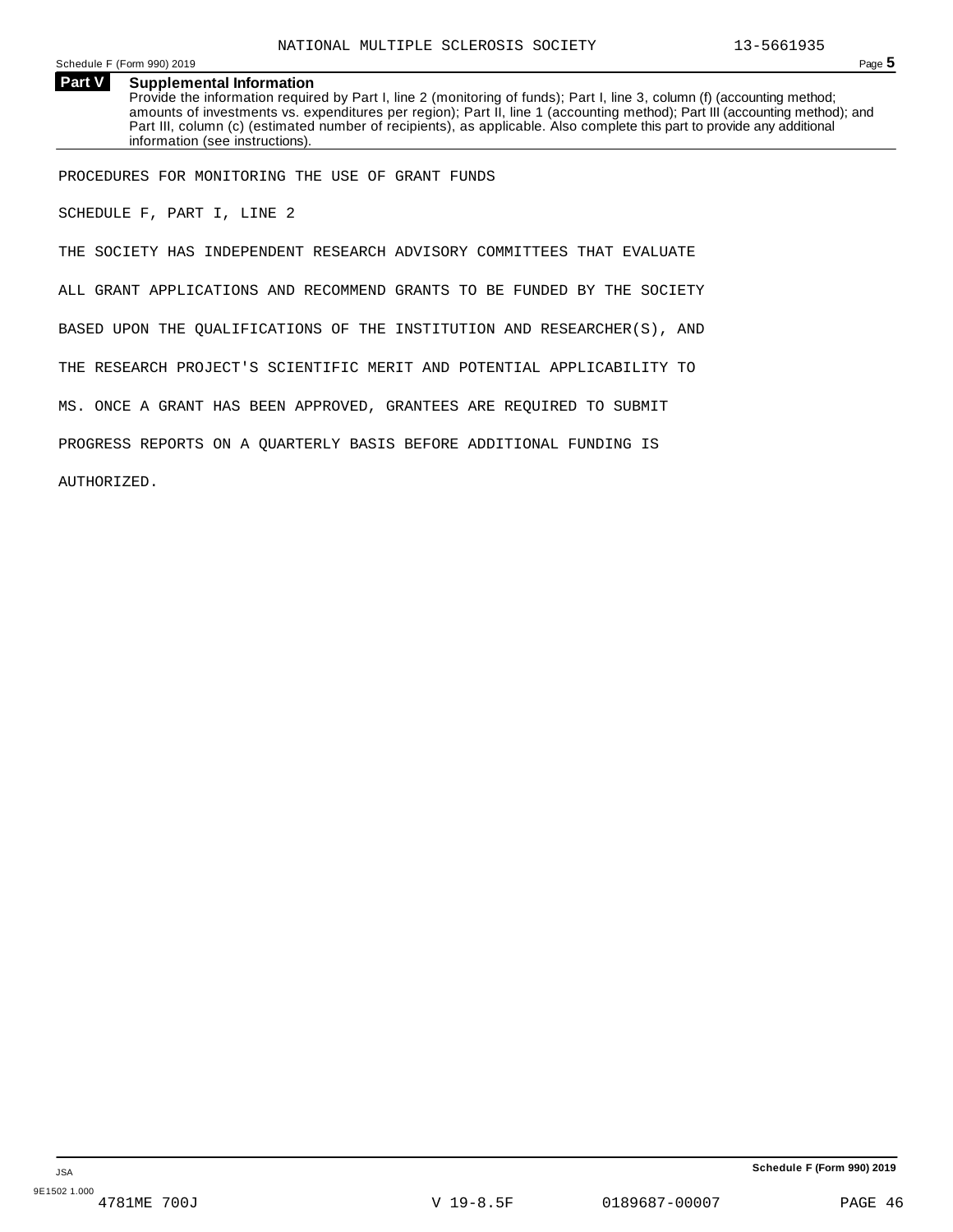## Part V Supplemental Information

Provide the information required by Part I, line 2 (monitoring of funds); Part I, line 3, column (f) (accounting method; amounts of investments vs. expenditures per region); Part II, line 1 (accounting method); Part III (accounting method); and Part III, column (c) (estimated number of recipients), as applicable. Also complete this part to provide any additional information (see instructions).

PROCEDURES FOR MONITORING THE USE OF GRANT FUNDS

SCHEDULE F, PART I, LINE 2

THE SOCIETY HAS INDEPENDENT RESEARCH ADVISORY COMMITTEES THAT EVALUATE ALL GRANT APPLICATIONS AND RECOMMEND GRANTS TO BE FUNDED BY THE SOCIETY BASED UPON THE QUALIFICATIONS OF THE INSTITUTION AND RESEARCHER(S), AND THE RESEARCH PROJECT'S SCIENTIFIC MERIT AND POTENTIAL APPLICABILITY TO MS. ONCE A GRANT HAS BEEN APPROVED, GRANTEES ARE REQUIRED TO SUBMIT PROGRESS REPORTS ON A QUARTERLY BASIS BEFORE ADDITIONAL FUNDING IS AUTHORIZED.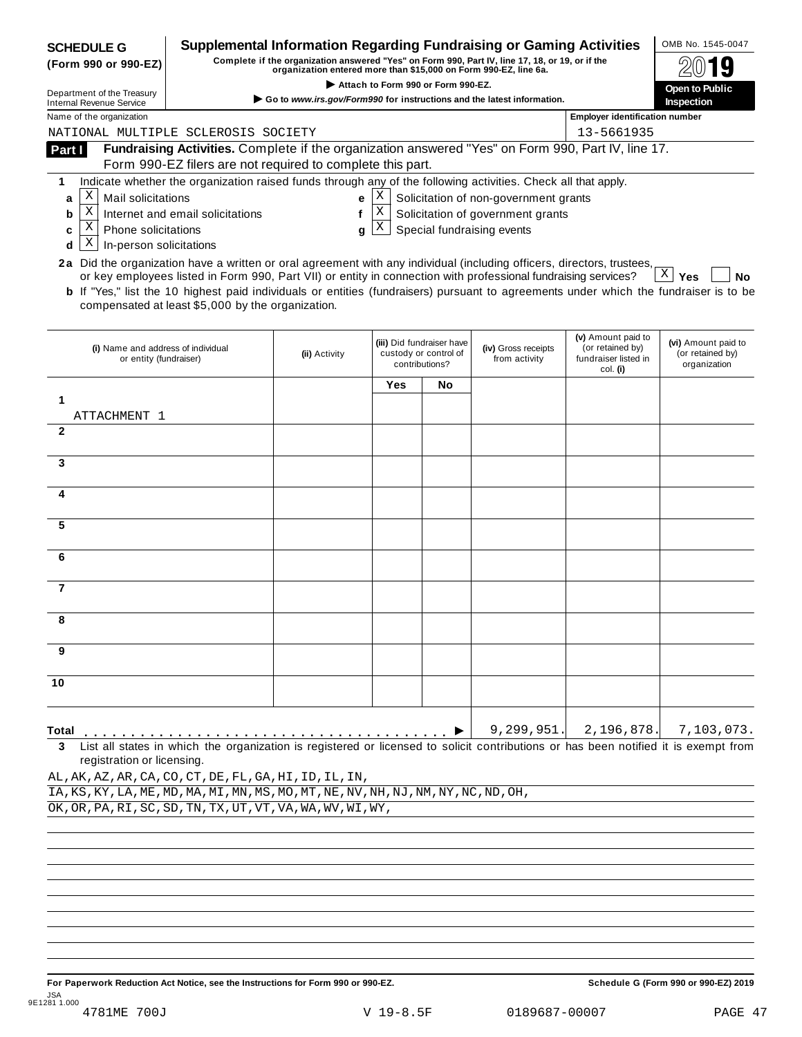**SCHEDULE G (Form 990 or 990-EZ)**

Department of the Treasury
Internal Revenue Service

# Supplemental Information Regarding Fundraising or Gaming Activities

**Complete if the organization answered "Yes" on Form 990, Part IV, line 17, 18, or 19, or if the organization entered more than $15,000 on Form 990-EZ, line 6a.**

▶ Attach to Form 990 or Form 990-EZ.

▶ Go to *www.irs.gov/Form990* for instructions and the latest information.

OMB No. 1545-0047

2019

Open to Public Inspection

Name of the organization: NATIONAL MULTIPLE SCLEROSIS SOCIETY

Employer identification number: 13-5661935

**Part I Fundraising Activities.** Complete if the organization answered "Yes" on Form 990, Part IV, line 17. Form 990-EZ filers are not required to complete this part.

**1** Indicate whether the organization raised funds through any of the following activities. Check all that apply.

- **a** [X] Mail solicitations
- **b** [X] Internet and email solicitations
- **c** [X] Phone solicitations
- **d** [X] In-person solicitations
- **e** [X] Solicitation of non-government grants
- **f** [X] Solicitation of government grants
- **g** [X] Special fundraising events

**2a** Did the organization have a written or oral agreement with any individual (including officers, directors, trustees, or key employees listed in Form 990, Part VII) or entity in connection with professional fundraising services? [X] **Yes** [ ] **No**

**b** If "Yes," list the 10 highest paid individuals or entities (fundraisers) pursuant to agreements under which the fundraiser is to be compensated at least $5,000 by the organization.

| | (i) Name and address of individual or entity (fundraiser) | (ii) Activity | (iii) Did fundraiser have custody or control of contributions? Yes | No | (iv) Gross receipts from activity | (v) Amount paid to (or retained by) fundraiser listed in col. (i) | (vi) Amount paid to (or retained by) organization |
|---|---|---|---|---|---|---|---|
| 1 | ATTACHMENT 1 | | | | | | |
| 2 | | | | | | | |
| 3 | | | | | | | |
| 4 | | | | | | | |
| 5 | | | | | | | |
| 6 | | | | | | | |
| 7 | | | | | | | |
| 8 | | | | | | | |
| 9 | | | | | | | |
| 10 | | | | | | | |
| **Total** ▶ | | | | | 9,299,951. | 2,196,878. | 7,103,073. |

**3** List all states in which the organization is registered or licensed to solicit contributions or has been notified it is exempt from registration or licensing.

AL,AK,AZ,AR,CA,CO,CT,DE,FL,GA,HI,ID,IL,IN,
IA,KS,KY,LA,ME,MD,MA,MI,MN,MS,MO,MT,NE,NV,NH,NJ,NM,NY,NC,ND,OH,
OK,OR,PA,RI,SC,SD,TN,TX,UT,VT,VA,WA,WV,WI,WY,

**For Paperwork Reduction Act Notice, see the Instructions for Form 990 or 990-EZ.** **Schedule G (Form 990 or 990-EZ) 2019**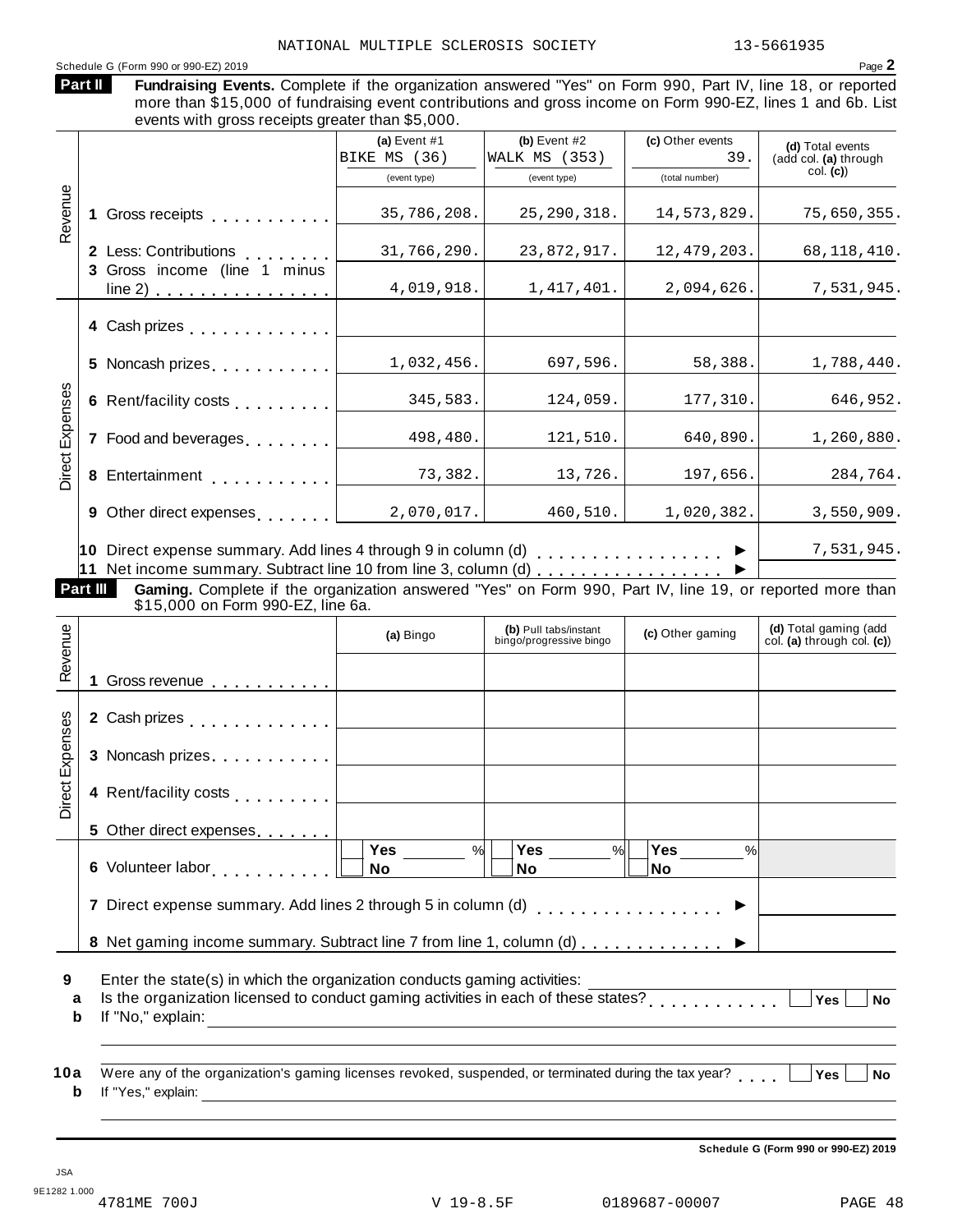NATIONAL MULTIPLE SCLEROSIS SOCIETY 13-5661935

Schedule G (Form 990 or 990-EZ) 2019 Page **2**

**Part II** **Fundraising Events.** Complete if the organization answered "Yes" on Form 990, Part IV, line 18, or reported more than $15,000 of fundraising event contributions and gross income on Form 990-EZ, lines 1 and 6b. List events with gross receipts greater than $5,000.

| | | (a) Event #1 BIKE MS (36) (event type) | (b) Event #2 WALK MS (353) (event type) | (c) Other events 39. (total number) | (d) Total events (add col. (a) through col. (c)) |
|---|---|---|---|---|---|
| Revenue | 1 Gross receipts | 35,786,208. | 25,290,318. | 14,573,829. | 75,650,355. |
| | 2 Less: Contributions | 31,766,290. | 23,872,917. | 12,479,203. | 68,118,410. |
| | 3 Gross income (line 1 minus line 2) | 4,019,918. | 1,417,401. | 2,094,626. | 7,531,945. |
| Direct Expenses | 4 Cash prizes | | | | |
| | 5 Noncash prizes | 1,032,456. | 697,596. | 58,388. | 1,788,440. |
| | 6 Rent/facility costs | 345,583. | 124,059. | 177,310. | 646,952. |
| | 7 Food and beverages | 498,480. | 121,510. | 640,890. | 1,260,880. |
| | 8 Entertainment | 73,382. | 13,726. | 197,656. | 284,764. |
| | 9 Other direct expenses | 2,070,017. | 460,510. | 1,020,382. | 3,550,909. |
| | 10 Direct expense summary. Add lines 4 through 9 in column (d) ▶ | | | | 7,531,945. |
| | 11 Net income summary. Subtract line 10 from line 3, column (d) ▶ | | | | |

**Part III** **Gaming.** Complete if the organization answered "Yes" on Form 990, Part IV, line 19, or reported more than $15,000 on Form 990-EZ, line 6a.

| | | (a) Bingo | (b) Pull tabs/instant bingo/progressive bingo | (c) Other gaming | (d) Total gaming (add col. (a) through col. (c)) |
|---|---|---|---|---|---|
| Revenue | 1 Gross revenue | | | | |
| Direct Expenses | 2 Cash prizes | | | | |
| | 3 Noncash prizes | | | | |
| | 4 Rent/facility costs | | | | |
| | 5 Other direct expenses | | | | |
| | 6 Volunteer labor | Yes ___ % / No | Yes ___ % / No | Yes ___ % / No | |
| | 7 Direct expense summary. Add lines 2 through 5 in column (d) ▶ | | | | |
| | 8 Net gaming income summary. Subtract line 7 from line 1, column (d) ▶ | | | | |

**9** Enter the state(s) in which the organization conducts gaming activities: ______

**a** Is the organization licensed to conduct gaming activities in each of these states? Yes / No

**b** If "No," explain: ______

**10a** Were any of the organization's gaming licenses revoked, suspended, or terminated during the tax year? Yes / No

**b** If "Yes," explain: ______

**Schedule G (Form 990 or 990-EZ) 2019**

JSA
9E1282 1.000
4781ME 700J V 19-8.5F 0189687-00007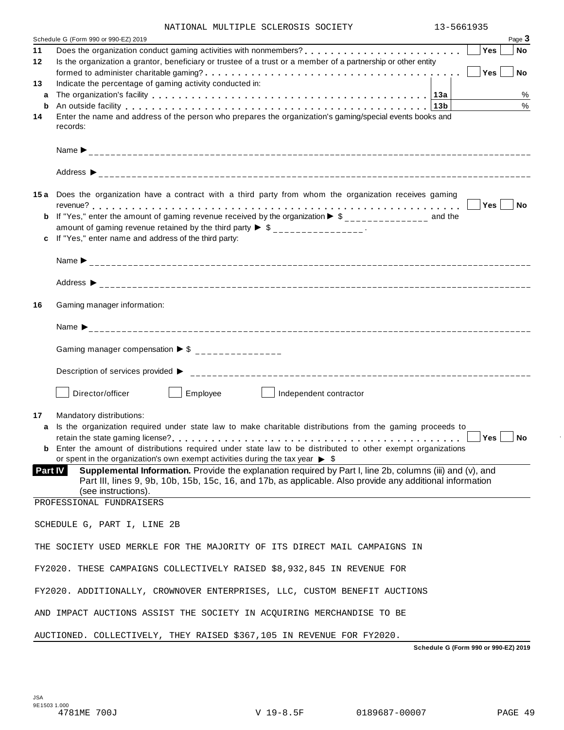NATIONAL MULTIPLE SCLEROSIS SOCIETY 13-5661935

Schedule G (Form 990 or 990-EZ) 2019 Page **3**

**11** Does the organization conduct gaming activities with nonmembers? . . . . . . . . . . . . . . . . . . . . . . . Yes ☐ No ☐

**12** Is the organization a grantor, beneficiary or trustee of a trust or a member of a partnership or other entity formed to administer charitable gaming? . . . . . . . . . . . . . . . . . . . . . . . . . . . . . . . . . . . . . Yes ☐ No ☐

**13** Indicate the percentage of gaming activity conducted in:

**a** The organization's facility . . . . . . . . . . . . . . . . . . . . . . . . . . . . . . . . . . . . . . **13a** %

**b** An outside facility . . . . . . . . . . . . . . . . . . . . . . . . . . . . . . . . . . . . . . . . . . . . **13b** %

**14** Enter the name and address of the person who prepares the organization's gaming/special events books and records:

Name ▶ ______________________________

Address ▶ ______________________________

**15 a** Does the organization have a contract with a third party from whom the organization receives gaming revenue? . . . . . . . . . . . . . . . . . . . . . . . . . . . . . . . . . . . . . . . . . . . . . . . . . . . . . Yes ☐ No ☐

**b** If "Yes," enter the amount of gaming revenue received by the organization ▶ $ ______________ and the amount of gaming revenue retained by the third party ▶ $ ______________ .

**c** If "Yes," enter name and address of the third party:

Name ▶ ______________________________

Address ▶ ______________________________

**16** Gaming manager information:

Name ▶ ______________________________

Gaming manager compensation ▶ $ ______________

Description of services provided ▶ ______________________________

☐ Director/officer ☐ Employee ☐ Independent contractor

**17** Mandatory distributions:

**a** Is the organization required under state law to make charitable distributions from the gaming proceeds to retain the state gaming license? . . . . . . . . . . . . . . . . . . . . . . . . . . . . . . . . . . . . . . . . Yes ☐ No ☐

**b** Enter the amount of distributions required under state law to be distributed to other exempt organizations or spent in the organization's own exempt activities during the tax year ▶ $

**Part IV** **Supplemental Information.** Provide the explanation required by Part I, line 2b, columns (iii) and (v), and Part III, lines 9, 9b, 10b, 15b, 15c, 16, and 17b, as applicable. Also provide any additional information (see instructions).

PROFESSIONAL FUNDRAISERS

SCHEDULE G, PART I, LINE 2B

THE SOCIETY USED MERKLE FOR THE MAJORITY OF ITS DIRECT MAIL CAMPAIGNS IN FY2020. THESE CAMPAIGNS COLLECTIVELY RAISED $8,932,845 IN REVENUE FOR FY2020. ADDITIONALLY, CROWNOVER ENTERPRISES, LLC, CUSTOM BENEFIT AUCTIONS AND IMPACT AUCTIONS ASSIST THE SOCIETY IN ACQUIRING MERCHANDISE TO BE AUCTIONED. COLLECTIVELY, THEY RAISED $367,105 IN REVENUE FOR FY2020.

**Schedule G (Form 990 or 990-EZ) 2019**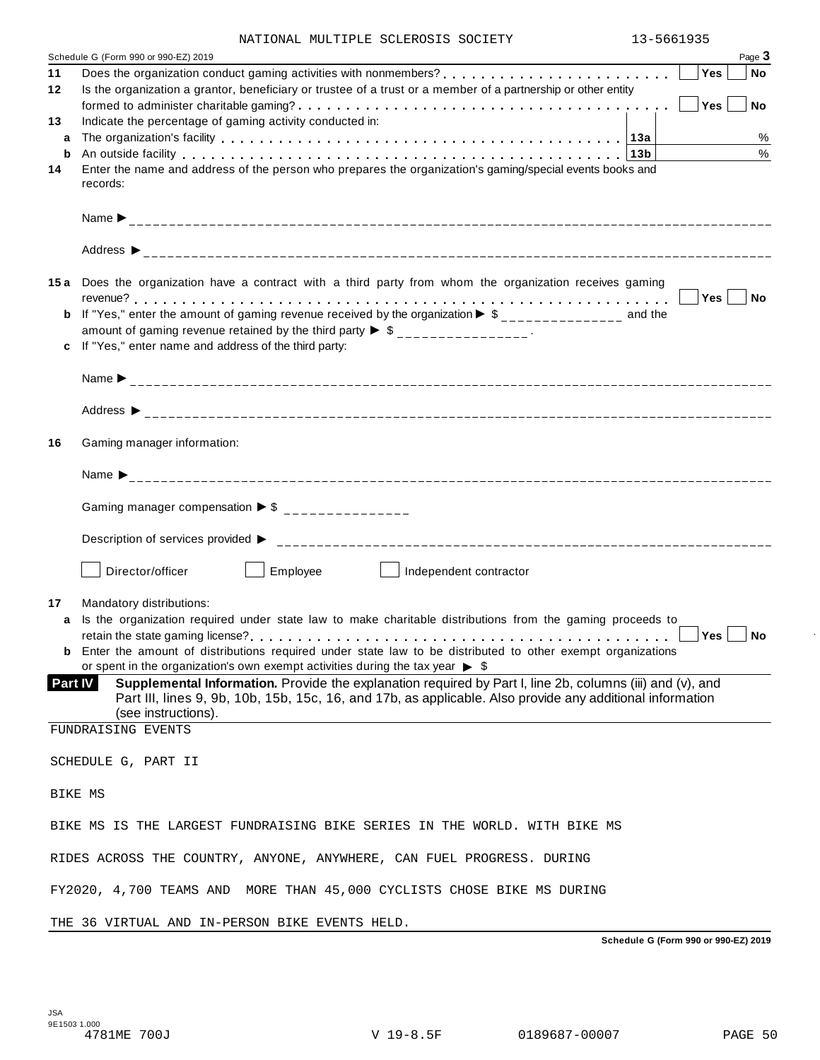NATIONAL MULTIPLE SCLEROSIS SOCIETY 13-5661935

Schedule G (Form 990 or 990-EZ) 2019 Page **3**

**11** Does the organization conduct gaming activities with nonmembers? . . . . . . . . . . . . . . . . . . . . . . . . ☐ **Yes** ☐ **No**

**12** Is the organization a grantor, beneficiary or trustee of a trust or a member of a partnership or other entity formed to administer charitable gaming? . . . . . . . . . . . . . . . . . . . . . . . . . . . . . . . . . . . . . . ☐ **Yes** ☐ **No**

**13** Indicate the percentage of gaming activity conducted in:

**a** The organization's facility . . . . . . . . . . . . . . . . . . . . . . . . . . . . . . . . . . . . . . . . **13a** %

**b** An outside facility . . . . . . . . . . . . . . . . . . . . . . . . . . . . . . . . . . . . . . . . . . . . . . **13b** %

**14** Enter the name and address of the person who prepares the organization's gaming/special events books and records:

Name ▶ ____________________

Address ▶ ____________________

**15 a** Does the organization have a contract with a third party from whom the organization receives gaming revenue? . . . . . . . . . . . . . . . . . . . . . . . . . . . . . . . . . . . . . . . . . . . . . . . . . . . . . . . . ☐ **Yes** ☐ **No**

**b** If "Yes," enter the amount of gaming revenue received by the organization ▶ $ ______________ and the amount of gaming revenue retained by the third party ▶ $ ______________ .

**c** If "Yes," enter name and address of the third party:

Name ▶ ____________________

Address ▶ ____________________

**16** Gaming manager information:

Name ▶ ____________________

Gaming manager compensation ▶ $ ______________

Description of services provided ▶ ____________________

☐ Director/officer ☐ Employee ☐ Independent contractor

**17** Mandatory distributions:

**a** Is the organization required under state law to make charitable distributions from the gaming proceeds to retain the state gaming license? . . . . . . . . . . . . . . . . . . . . . . . . . . . . . . . . . . . . . . . . . . . ☐ **Yes** ☐ **No**

**b** Enter the amount of distributions required under state law to be distributed to other exempt organizations or spent in the organization's own exempt activities during the tax year ▶ $

**Part IV** **Supplemental Information.** Provide the explanation required by Part I, line 2b, columns (iii) and (v), and Part III, lines 9, 9b, 10b, 15b, 15c, 16, and 17b, as applicable. Also provide any additional information (see instructions).

FUNDRAISING EVENTS

SCHEDULE G, PART II

BIKE MS

BIKE MS IS THE LARGEST FUNDRAISING BIKE SERIES IN THE WORLD. WITH BIKE MS RIDES ACROSS THE COUNTRY, ANYONE, ANYWHERE, CAN FUEL PROGRESS. DURING FY2020, 4,700 TEAMS AND MORE THAN 45,000 CYCLISTS CHOSE BIKE MS DURING THE 36 VIRTUAL AND IN-PERSON BIKE EVENTS HELD.

**Schedule G (Form 990 or 990-EZ) 2019**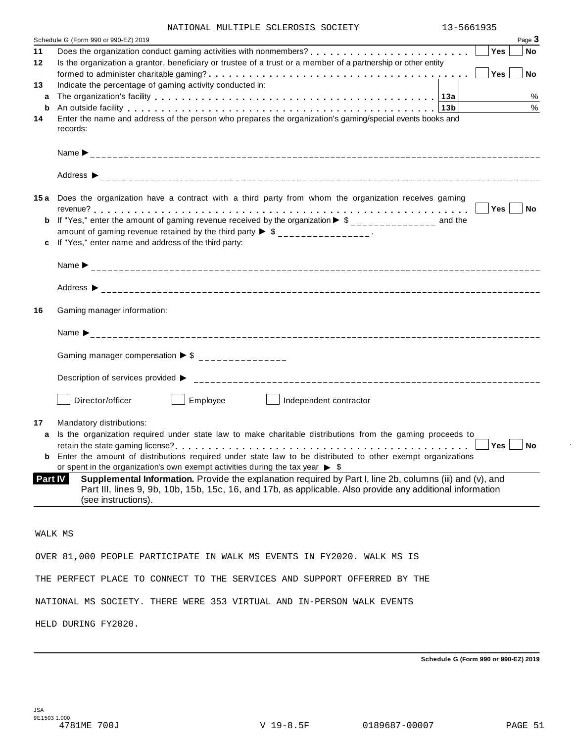NATIONAL MULTIPLE SCLEROSIS SOCIETY 13-5661935

Schedule G (Form 990 or 990-EZ) 2019 Page **3**

**11** Does the organization conduct gaming activities with nonmembers? . . . . . . . . . . . . . . . . . . . . . . . . ☐ **Yes** ☐ **No**

**12** Is the organization a grantor, beneficiary or trustee of a trust or a member of a partnership or other entity formed to administer charitable gaming? . . . . . . . . . . . . . . . . . . . . . . . . . . . . . . . . . . . . . ☐ **Yes** ☐ **No**

**13** Indicate the percentage of gaming activity conducted in:

**a** The organization's facility . . . . . . . . . . . . . . . . . . . . . . . . . . . . . . . . . . . . . . **13a** %

**b** An outside facility . . . . . . . . . . . . . . . . . . . . . . . . . . . . . . . . . . . . . . . . . . . **13b** %

**14** Enter the name and address of the person who prepares the organization's gaming/special events books and records:

Name ▶

Address ▶

**15a** Does the organization have a contract with a third party from whom the organization receives gaming revenue? . . . . . . . . . . . . . . . . . . . . . . . . . . . . . . . . . . . . . . . . . . . . . . . . . . . . . . . ☐ **Yes** ☐ **No**

**b** If "Yes," enter the amount of gaming revenue received by the organization ▶ $ _______________ and the amount of gaming revenue retained by the third party ▶ $ _______________ .

**c** If "Yes," enter name and address of the third party:

Name ▶

Address ▶

**16** Gaming manager information:

Name ▶

Gaming manager compensation ▶ $ _______________

Description of services provided ▶

☐ Director/officer ☐ Employee ☐ Independent contractor

**17** Mandatory distributions:

**a** Is the organization required under state law to make charitable distributions from the gaming proceeds to retain the state gaming license? . . . . . . . . . . . . . . . . . . . . . . . . . . . . . . . . . . . . . . . . . . ☐ **Yes** ☐ **No**

**b** Enter the amount of distributions required under state law to be distributed to other exempt organizations or spent in the organization's own exempt activities during the tax year ▶ $

**Part IV** **Supplemental Information.** Provide the explanation required by Part I, line 2b, columns (iii) and (v), and Part III, lines 9, 9b, 10b, 15b, 15c, 16, and 17b, as applicable. Also provide any additional information (see instructions).

WALK MS

OVER 81,000 PEOPLE PARTICIPATE IN WALK MS EVENTS IN FY2020. WALK MS IS THE PERFECT PLACE TO CONNECT TO THE SERVICES AND SUPPORT OFFERRED BY THE NATIONAL MS SOCIETY. THERE WERE 353 VIRTUAL AND IN-PERSON WALK EVENTS HELD DURING FY2020.

**Schedule G (Form 990 or 990-EZ) 2019**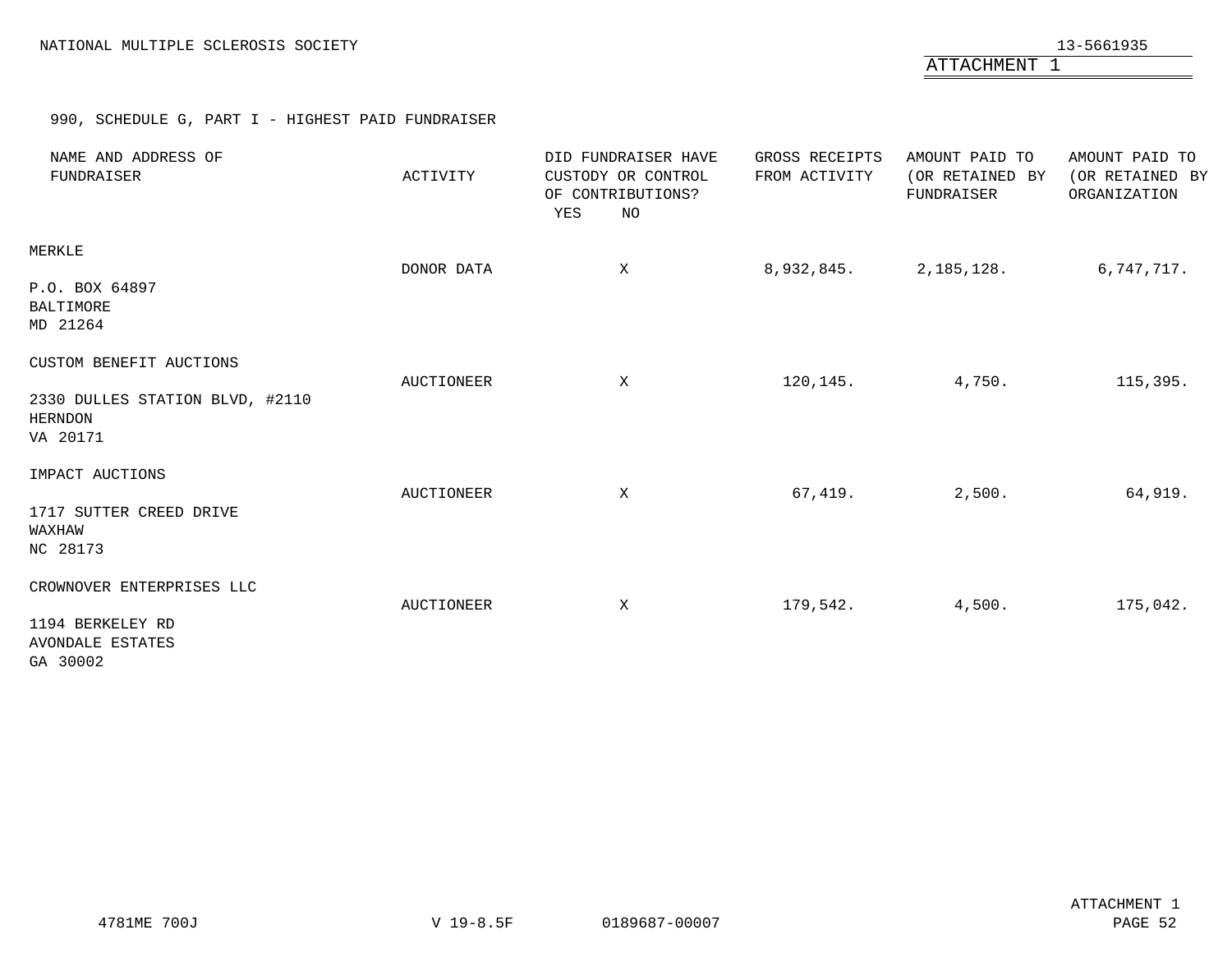NATIONAL MULTIPLE SCLEROSIS SOCIETY

13-5661935

ATTACHMENT 1

990, SCHEDULE G, PART I - HIGHEST PAID FUNDRAISER

| NAME AND ADDRESS OF FUNDRAISER | ACTIVITY | DID FUNDRAISER HAVE CUSTODY OR CONTROL OF CONTRIBUTIONS? YES | NO | GROSS RECEIPTS FROM ACTIVITY | AMOUNT PAID TO (OR RETAINED BY FUNDRAISER | AMOUNT PAID TO (OR RETAINED BY ORGANIZATION |
|---|---|---|---|---|---|---|
| MERKLE<br>P.O. BOX 64897<br>BALTIMORE<br>MD 21264 | DONOR DATA | | X | 8,932,845. | 2,185,128. | 6,747,717. |
| CUSTOM BENEFIT AUCTIONS<br>2330 DULLES STATION BLVD, #2110<br>HERNDON<br>VA 20171 | AUCTIONEER | | X | 120,145. | 4,750. | 115,395. |
| IMPACT AUCTIONS<br>1717 SUTTER CREED DRIVE<br>WAXHAW<br>NC 28173 | AUCTIONEER | | X | 67,419. | 2,500. | 64,919. |
| CROWNOVER ENTERPRISES LLC<br>1194 BERKELEY RD<br>AVONDALE ESTATES<br>GA 30002 | AUCTIONEER | | X | 179,542. | 4,500. | 175,042. |

ATTACHMENT 1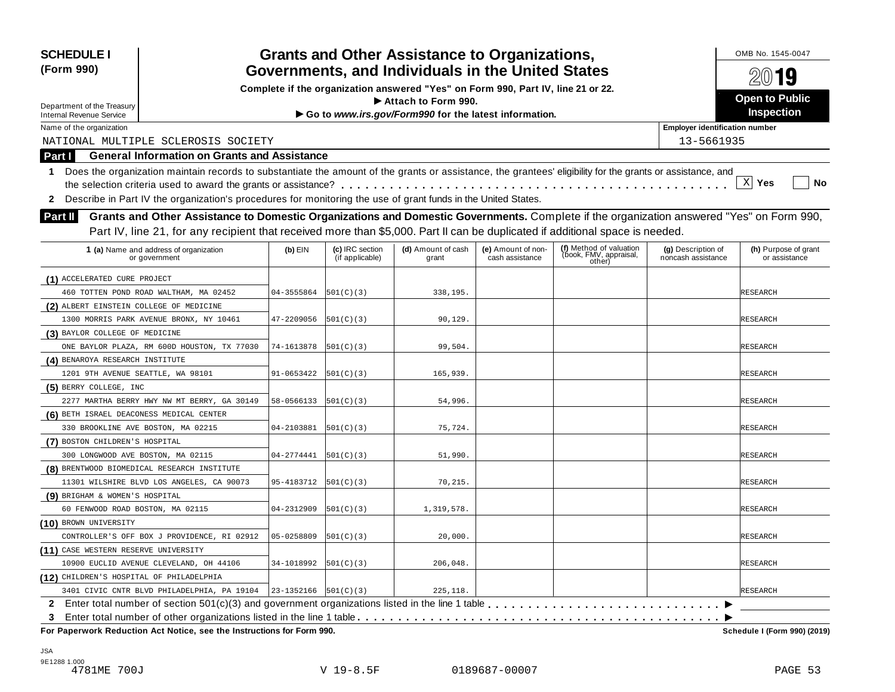**SCHEDULE I**
**(Form 990)**

Department of the Treasury
Internal Revenue Service

# Grants and Other Assistance to Organizations, Governments, and Individuals in the United States

**Complete if the organization answered "Yes" on Form 990, Part IV, line 21 or 22.**
**▶ Attach to Form 990.**
**▶ Go to *www.irs.gov/Form990* for the latest information.**

OMB No. 1545-0047

**2019**

**Open to Public Inspection**

Name of the organization: NATIONAL MULTIPLE SCLEROSIS SOCIETY

Employer identification number: 13-5661935

## Part I General Information on Grants and Assistance

**1** Does the organization maintain records to substantiate the amount of the grants or assistance, the grantees' eligibility for the grants or assistance, and the selection criteria used to award the grants or assistance? . . . . . [X] Yes [ ] No

**2** Describe in Part IV the organization's procedures for monitoring the use of grant funds in the United States.

## Part II Grants and Other Assistance to Domestic Organizations and Domestic Governments.

Complete if the organization answered "Yes" on Form 990, Part IV, line 21, for any recipient that received more than $5,000. Part II can be duplicated if additional space is needed.

| 1 (a) Name and address of organization or government | (b) EIN | (c) IRC section (if applicable) | (d) Amount of cash grant | (e) Amount of non-cash assistance | (f) Method of valuation (book, FMV, appraisal, other) | (g) Description of noncash assistance | (h) Purpose of grant or assistance |
|---|---|---|---|---|---|---|---|
| (1) ACCELERATED CURE PROJECT<br>460 TOTTEN POND ROAD WALTHAM, MA 02452 | 04-3555864 | 501(C)(3) | 338,195. | | | | RESEARCH |
| (2) ALBERT EINSTEIN COLLEGE OF MEDICINE<br>1300 MORRIS PARK AVENUE BRONX, NY 10461 | 47-2209056 | 501(C)(3) | 90,129. | | | | RESEARCH |
| (3) BAYLOR COLLEGE OF MEDICINE<br>ONE BAYLOR PLAZA, RM 600D HOUSTON, TX 77030 | 74-1613878 | 501(C)(3) | 99,504. | | | | RESEARCH |
| (4) BENAROYA RESEARCH INSTITUTE<br>1201 9TH AVENUE SEATTLE, WA 98101 | 91-0653422 | 501(C)(3) | 165,939. | | | | RESEARCH |
| (5) BERRY COLLEGE, INC<br>2277 MARTHA BERRY HWY NW MT BERRY, GA 30149 | 58-0566133 | 501(C)(3) | 54,996. | | | | RESEARCH |
| (6) BETH ISRAEL DEACONESS MEDICAL CENTER<br>330 BROOKLINE AVE BOSTON, MA 02215 | 04-2103881 | 501(C)(3) | 75,724. | | | | RESEARCH |
| (7) BOSTON CHILDREN'S HOSPITAL<br>300 LONGWOOD AVE BOSTON, MA 02115 | 04-2774441 | 501(C)(3) | 51,990. | | | | RESEARCH |
| (8) BRENTWOOD BIOMEDICAL RESEARCH INSTITUTE<br>11301 WILSHIRE BLVD LOS ANGELES, CA 90073 | 95-4183712 | 501(C)(3) | 70,215. | | | | RESEARCH |
| (9) BRIGHAM & WOMEN'S HOSPITAL<br>60 FENWOOD ROAD BOSTON, MA 02115 | 04-2312909 | 501(C)(3) | 1,319,578. | | | | RESEARCH |
| (10) BROWN UNIVERSITY<br>CONTROLLER'S OFF BOX J PROVIDENCE, RI 02912 | 05-0258809 | 501(C)(3) | 20,000. | | | | RESEARCH |
| (11) CASE WESTERN RESERVE UNIVERSITY<br>10900 EUCLID AVENUE CLEVELAND, OH 44106 | 34-1018992 | 501(C)(3) | 206,048. | | | | RESEARCH |
| (12) CHILDREN'S HOSPITAL OF PHILADELPHIA<br>3401 CIVIC CNTR BLVD PHILADELPHIA, PA 19104 | 23-1352166 | 501(C)(3) | 225,118. | | | | RESEARCH |

**2** Enter total number of section 501(c)(3) and government organizations listed in the line 1 table . . . . . ▶

**3** Enter total number of other organizations listed in the line 1 table . . . . . ▶

**For Paperwork Reduction Act Notice, see the Instructions for Form 990.** **Schedule I (Form 990) (2019)**

JSA
9E1288 1.000
4781ME 700J V 19-8.5F 0189687-00007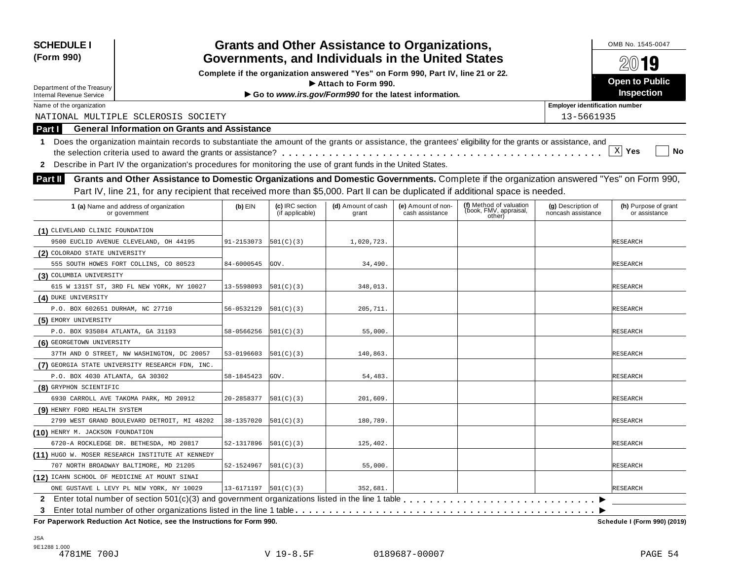**SCHEDULE I (Form 990)**

Department of the Treasury
Internal Revenue Service

# Grants and Other Assistance to Organizations, Governments, and Individuals in the United States

**Complete if the organization answered "Yes" on Form 990, Part IV, line 21 or 22.**
**▶ Attach to Form 990.**
**▶ Go to *www.irs.gov/Form990* for the latest information.**

OMB No. 1545-0047
**2019**
**Open to Public Inspection**

Name of the organization: NATIONAL MULTIPLE SCLEROSIS SOCIETY

Employer identification number: 13-5661935

## Part I General Information on Grants and Assistance

**1** Does the organization maintain records to substantiate the amount of the grants or assistance, the grantees' eligibility for the grants or assistance, and the selection criteria used to award the grants or assistance? . . . . . . . . . . . . . . . . . . . . . . . . . . . . . . . . . . . . . . . . . . . . . . [X] **Yes** [ ] **No**

**2** Describe in Part IV the organization's procedures for monitoring the use of grant funds in the United States.

## Part II Grants and Other Assistance to Domestic Organizations and Domestic Governments.

Complete if the organization answered "Yes" on Form 990, Part IV, line 21, for any recipient that received more than $5,000. Part II can be duplicated if additional space is needed.

| 1 (a) Name and address of organization or government | (b) EIN | (c) IRC section (if applicable) | (d) Amount of cash grant | (e) Amount of non-cash assistance | (f) Method of valuation (book, FMV, appraisal, other) | (g) Description of noncash assistance | (h) Purpose of grant or assistance |
|---|---|---|---|---|---|---|---|
| (1) CLEVELAND CLINIC FOUNDATION<br>9500 EUCLID AVENUE CLEVELAND, OH 44195 | 91-2153073 | 501(C)(3) | 1,020,723. | | | | RESEARCH |
| (2) COLORADO STATE UNIVERSITY<br>555 SOUTH HOWES FORT COLLINS, CO 80523 | 84-6000545 | GOV. | 34,490. | | | | RESEARCH |
| (3) COLUMBIA UNIVERSITY<br>615 W 131ST ST, 3RD FL NEW YORK, NY 10027 | 13-5598093 | 501(C)(3) | 348,013. | | | | RESEARCH |
| (4) DUKE UNIVERSITY<br>P.O. BOX 602651 DURHAM, NC 27710 | 56-0532129 | 501(C)(3) | 205,711. | | | | RESEARCH |
| (5) EMORY UNIVERSITY<br>P.O. BOX 935084 ATLANTA, GA 31193 | 58-0566256 | 501(C)(3) | 55,000. | | | | RESEARCH |
| (6) GEORGETOWN UNIVERSITY<br>37TH AND O STREET, NW WASHINGTON, DC 20057 | 53-0196603 | 501(C)(3) | 140,863. | | | | RESEARCH |
| (7) GEORGIA STATE UNIVERSITY RESEARCH FDN, INC.<br>P.O. BOX 4030 ATLANTA, GA 30302 | 58-1845423 | GOV. | 54,483. | | | | RESEARCH |
| (8) GRYPHON SCIENTIFIC<br>6930 CARROLL AVE TAKOMA PARK, MD 20912 | 20-2858377 | 501(C)(3) | 201,609. | | | | RESEARCH |
| (9) HENRY FORD HEALTH SYSTEM<br>2799 WEST GRAND BOULEVARD DETROIT, MI 48202 | 38-1357020 | 501(C)(3) | 180,789. | | | | RESEARCH |
| (10) HENRY M. JACKSON FOUNDATION<br>6720-A ROCKLEDGE DR. BETHESDA, MD 20817 | 52-1317896 | 501(C)(3) | 125,402. | | | | RESEARCH |
| (11) HUGO W. MOSER RESEARCH INSTITUTE AT KENNEDY<br>707 NORTH BROADWAY BALTIMORE, MD 21205 | 52-1524967 | 501(C)(3) | 55,000. | | | | RESEARCH |
| (12) ICAHN SCHOOL OF MEDICINE AT MOUNT SINAI<br>ONE GUSTAVE L LEVY PL NEW YORK, NY 10029 | 13-6171197 | 501(C)(3) | 352,681. | | | | RESEARCH |

**2** Enter total number of section 501(c)(3) and government organizations listed in the line 1 table . . . . . . . . . . . . . . . . . . . . . . . . . . . . ▶

**3** Enter total number of other organizations listed in the line 1 table . . . . . . . . . . . . . . . . . . . . . . . . . . . . . . . . . . . . . . . . . . . . . ▶

**For Paperwork Reduction Act Notice, see the Instructions for Form 990.** **Schedule I (Form 990) (2019)**

JSA
9E1288 1.000
4781ME 700J V 19-8.5F 0189687-00007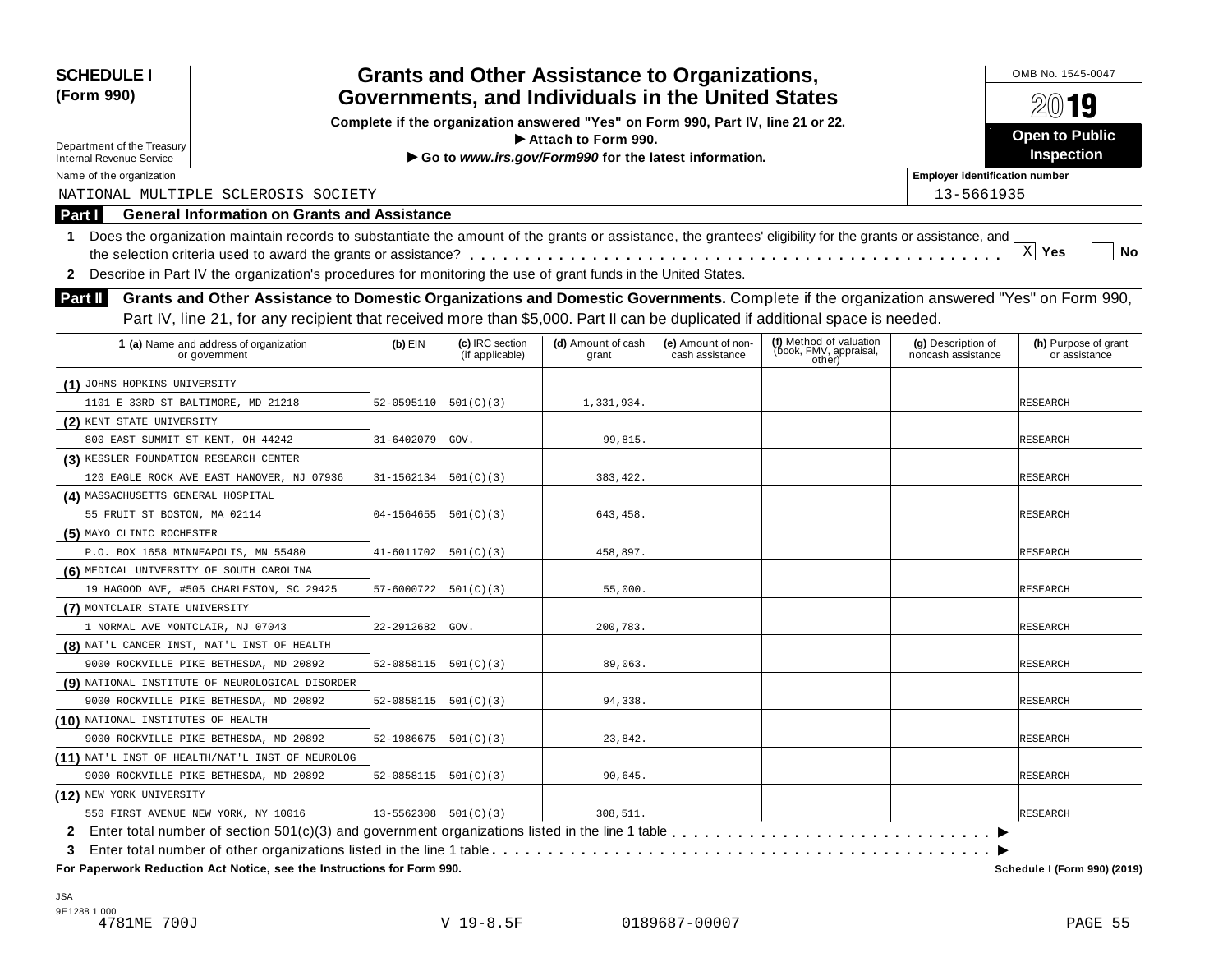**SCHEDULE I (Form 990)**

Department of the Treasury
Internal Revenue Service

# Grants and Other Assistance to Organizations, Governments, and Individuals in the United States

**Complete if the organization answered "Yes" on Form 990, Part IV, line 21 or 22.**

**▶ Attach to Form 990.**

**▶ Go to *www.irs.gov/Form990* for the latest information.**

OMB No. 1545-0047

**2019**

**Open to Public Inspection**

Name of the organization: NATIONAL MULTIPLE SCLEROSIS SOCIETY

Employer identification number: 13-5661935

## Part I General Information on Grants and Assistance

**1** Does the organization maintain records to substantiate the amount of the grants or assistance, the grantees' eligibility for the grants or assistance, and the selection criteria used to award the grants or assistance? . . . . . [X] Yes [ ] No

**2** Describe in Part IV the organization's procedures for monitoring the use of grant funds in the United States.

## Part II Grants and Other Assistance to Domestic Organizations and Domestic Governments.

Complete if the organization answered "Yes" on Form 990, Part IV, line 21, for any recipient that received more than $5,000. Part II can be duplicated if additional space is needed.

| 1 (a) Name and address of organization or government | (b) EIN | (c) IRC section (if applicable) | (d) Amount of cash grant | (e) Amount of non-cash assistance | (f) Method of valuation (book, FMV, appraisal, other) | (g) Description of noncash assistance | (h) Purpose of grant or assistance |
|---|---|---|---|---|---|---|---|
| (1) JOHNS HOPKINS UNIVERSITY 1101 E 33RD ST BALTIMORE, MD 21218 | 52-0595110 | 501(C)(3) | 1,331,934. | | | | RESEARCH |
| (2) KENT STATE UNIVERSITY 800 EAST SUMMIT ST KENT, OH 44242 | 31-6402079 | GOV. | 99,815. | | | | RESEARCH |
| (3) KESSLER FOUNDATION RESEARCH CENTER 120 EAGLE ROCK AVE EAST HANOVER, NJ 07936 | 31-1562134 | 501(C)(3) | 383,422. | | | | RESEARCH |
| (4) MASSACHUSETTS GENERAL HOSPITAL 55 FRUIT ST BOSTON, MA 02114 | 04-1564655 | 501(C)(3) | 643,458. | | | | RESEARCH |
| (5) MAYO CLINIC ROCHESTER P.O. BOX 1658 MINNEAPOLIS, MN 55480 | 41-6011702 | 501(C)(3) | 458,897. | | | | RESEARCH |
| (6) MEDICAL UNIVERSITY OF SOUTH CAROLINA 19 HAGOOD AVE, #505 CHARLESTON, SC 29425 | 57-6000722 | 501(C)(3) | 55,000. | | | | RESEARCH |
| (7) MONTCLAIR STATE UNIVERSITY 1 NORMAL AVE MONTCLAIR, NJ 07043 | 22-2912682 | GOV. | 200,783. | | | | RESEARCH |
| (8) NAT'L CANCER INST, NAT'L INST OF HEALTH 9000 ROCKVILLE PIKE BETHESDA, MD 20892 | 52-0858115 | 501(C)(3) | 89,063. | | | | RESEARCH |
| (9) NATIONAL INSTITUTE OF NEUROLOGICAL DISORDER 9000 ROCKVILLE PIKE BETHESDA, MD 20892 | 52-0858115 | 501(C)(3) | 94,338. | | | | RESEARCH |
| (10) NATIONAL INSTITUTES OF HEALTH 9000 ROCKVILLE PIKE BETHESDA, MD 20892 | 52-1986675 | 501(C)(3) | 23,842. | | | | RESEARCH |
| (11) NAT'L INST OF HEALTH/NAT'L INST OF NEUROLOG 9000 ROCKVILLE PIKE BETHESDA, MD 20892 | 52-0858115 | 501(C)(3) | 90,645. | | | | RESEARCH |
| (12) NEW YORK UNIVERSITY 550 FIRST AVENUE NEW YORK, NY 10016 | 13-5562308 | 501(C)(3) | 308,511. | | | | RESEARCH |

**2** Enter total number of section 501(c)(3) and government organizations listed in the line 1 table . . . . . ▶

**3** Enter total number of other organizations listed in the line 1 table . . . . . ▶

**For Paperwork Reduction Act Notice, see the Instructions for Form 990.**

**Schedule I (Form 990) (2019)**

JSA
9E1288 1.000
4781ME 700J V 19-8.5F 0189687-00007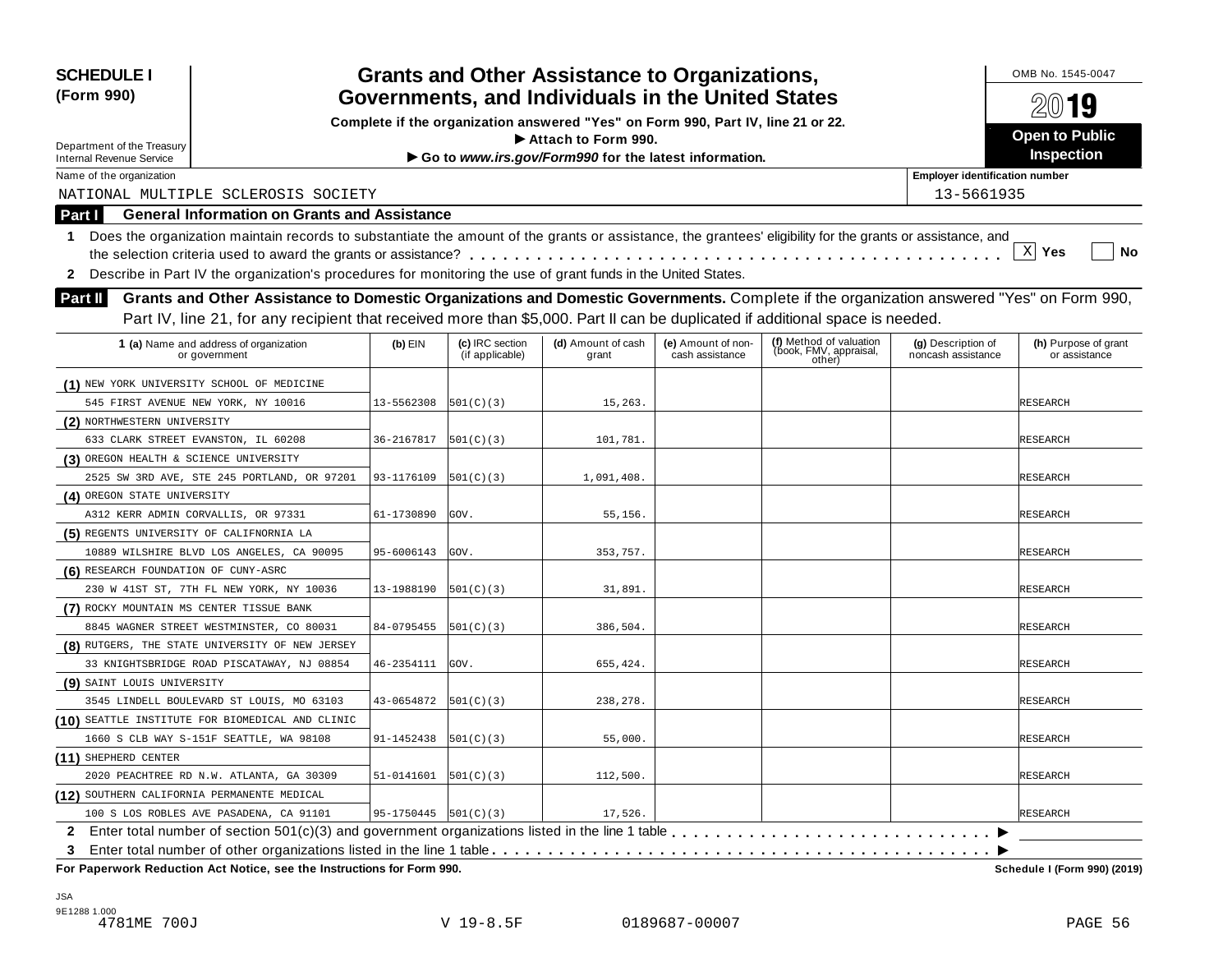**SCHEDULE I**
**(Form 990)**

Department of the Treasury
Internal Revenue Service

# Grants and Other Assistance to Organizations, Governments, and Individuals in the United States

**Complete if the organization answered "Yes" on Form 990, Part IV, line 21 or 22.**
**▶ Attach to Form 990.**
**▶ Go to *www.irs.gov/Form990* for the latest information.**

OMB No. 1545-0047

**2019**

**Open to Public Inspection**

Name of the organization: NATIONAL MULTIPLE SCLEROSIS SOCIETY

Employer identification number: 13-5661935

## Part I General Information on Grants and Assistance

**1** Does the organization maintain records to substantiate the amount of the grants or assistance, the grantees' eligibility for the grants or assistance, and the selection criteria used to award the grants or assistance? . . . . . . [X] Yes [ ] No

**2** Describe in Part IV the organization's procedures for monitoring the use of grant funds in the United States.

## Part II Grants and Other Assistance to Domestic Organizations and Domestic Governments.

Complete if the organization answered "Yes" on Form 990, Part IV, line 21, for any recipient that received more than $5,000. Part II can be duplicated if additional space is needed.

| 1 (a) Name and address of organization or government | (b) EIN | (c) IRC section (if applicable) | (d) Amount of cash grant | (e) Amount of non-cash assistance | (f) Method of valuation (book, FMV, appraisal, other) | (g) Description of noncash assistance | (h) Purpose of grant or assistance |
|---|---|---|---|---|---|---|---|
| (1) NEW YORK UNIVERSITY SCHOOL OF MEDICINE<br>545 FIRST AVENUE NEW YORK, NY 10016 | 13-5562308 | 501(C)(3) | 15,263. | | | | RESEARCH |
| (2) NORTHWESTERN UNIVERSITY<br>633 CLARK STREET EVANSTON, IL 60208 | 36-2167817 | 501(C)(3) | 101,781. | | | | RESEARCH |
| (3) OREGON HEALTH & SCIENCE UNIVERSITY<br>2525 SW 3RD AVE, STE 245 PORTLAND, OR 97201 | 93-1176109 | 501(C)(3) | 1,091,408. | | | | RESEARCH |
| (4) OREGON STATE UNIVERSITY<br>A312 KERR ADMIN CORVALLIS, OR 97331 | 61-1730890 | GOV. | 55,156. | | | | RESEARCH |
| (5) REGENTS UNIVERSITY OF CALIFNORNIA LA<br>10889 WILSHIRE BLVD LOS ANGELES, CA 90095 | 95-6006143 | GOV. | 353,757. | | | | RESEARCH |
| (6) RESEARCH FOUNDATION OF CUNY-ASRC<br>230 W 41ST ST, 7TH FL NEW YORK, NY 10036 | 13-1988190 | 501(C)(3) | 31,891. | | | | RESEARCH |
| (7) ROCKY MOUNTAIN MS CENTER TISSUE BANK<br>8845 WAGNER STREET WESTMINSTER, CO 80031 | 84-0795455 | 501(C)(3) | 386,504. | | | | RESEARCH |
| (8) RUTGERS, THE STATE UNIVERSITY OF NEW JERSEY<br>33 KNIGHTSBRIDGE ROAD PISCATAWAY, NJ 08854 | 46-2354111 | GOV. | 655,424. | | | | RESEARCH |
| (9) SAINT LOUIS UNIVERSITY<br>3545 LINDELL BOULEVARD ST LOUIS, MO 63103 | 43-0654872 | 501(C)(3) | 238,278. | | | | RESEARCH |
| (10) SEATTLE INSTITUTE FOR BIOMEDICAL AND CLINIC<br>1660 S CLB WAY S-151F SEATTLE, WA 98108 | 91-1452438 | 501(C)(3) | 55,000. | | | | RESEARCH |
| (11) SHEPHERD CENTER<br>2020 PEACHTREE RD N.W. ATLANTA, GA 30309 | 51-0141601 | 501(C)(3) | 112,500. | | | | RESEARCH |
| (12) SOUTHERN CALIFORNIA PERMANENTE MEDICAL<br>100 S LOS ROBLES AVE PASADENA, CA 91101 | 95-1750445 | 501(C)(3) | 17,526. | | | | RESEARCH |

**2** Enter total number of section 501(c)(3) and government organizations listed in the line 1 table . . . . . . ▶

**3** Enter total number of other organizations listed in the line 1 table . . . . . . ▶

**For Paperwork Reduction Act Notice, see the Instructions for Form 990.** **Schedule I (Form 990) (2019)**

JSA
9E1288 1.000
4781ME 700J V 19-8.5F 0189687-00007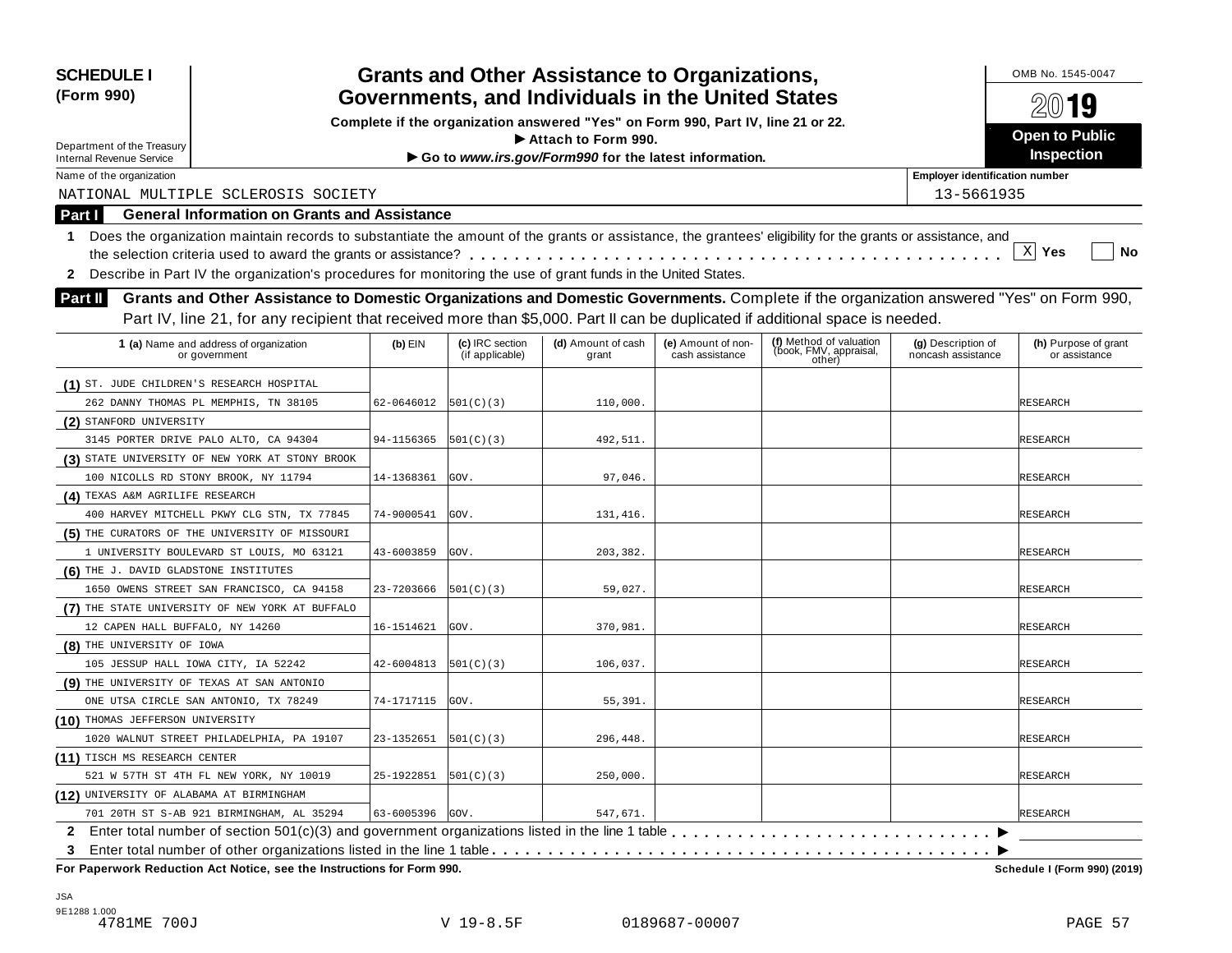**SCHEDULE I (Form 990)**

Department of the Treasury
Internal Revenue Service

# Grants and Other Assistance to Organizations, Governments, and Individuals in the United States

**Complete if the organization answered "Yes" on Form 990, Part IV, line 21 or 22.**
**▶ Attach to Form 990.**
**▶ Go to *www.irs.gov/Form990* for the latest information.**

OMB No. 1545-0047

**2019**

**Open to Public Inspection**

Name of the organization: NATIONAL MULTIPLE SCLEROSIS SOCIETY

Employer identification number: 13-5661935

## Part I General Information on Grants and Assistance

**1** Does the organization maintain records to substantiate the amount of the grants or assistance, the grantees' eligibility for the grants or assistance, and the selection criteria used to award the grants or assistance? . . . . . [X] **Yes** [ ] **No**

**2** Describe in Part IV the organization's procedures for monitoring the use of grant funds in the United States.

## Part II Grants and Other Assistance to Domestic Organizations and Domestic Governments.

Complete if the organization answered "Yes" on Form 990, Part IV, line 21, for any recipient that received more than $5,000. Part II can be duplicated if additional space is needed.

| 1 (a) Name and address of organization or government | (b) EIN | (c) IRC section (if applicable) | (d) Amount of cash grant | (e) Amount of non-cash assistance | (f) Method of valuation (book, FMV, appraisal, other) | (g) Description of noncash assistance | (h) Purpose of grant or assistance |
|---|---|---|---|---|---|---|---|
| (1) ST. JUDE CHILDREN'S RESEARCH HOSPITAL<br>262 DANNY THOMAS PL MEMPHIS, TN 38105 | 62-0646012 | 501(C)(3) | 110,000. | | | | RESEARCH |
| (2) STANFORD UNIVERSITY<br>3145 PORTER DRIVE PALO ALTO, CA 94304 | 94-1156365 | 501(C)(3) | 492,511. | | | | RESEARCH |
| (3) STATE UNIVERSITY OF NEW YORK AT STONY BROOK<br>100 NICOLLS RD STONY BROOK, NY 11794 | 14-1368361 | GOV. | 97,046. | | | | RESEARCH |
| (4) TEXAS A&M AGRILIFE RESEARCH<br>400 HARVEY MITCHELL PKWY CLG STN, TX 77845 | 74-9000541 | GOV. | 131,416. | | | | RESEARCH |
| (5) THE CURATORS OF THE UNIVERSITY OF MISSOURI<br>1 UNIVERSITY BOULEVARD ST LOUIS, MO 63121 | 43-6003859 | GOV. | 203,382. | | | | RESEARCH |
| (6) THE J. DAVID GLADSTONE INSTITUTES<br>1650 OWENS STREET SAN FRANCISCO, CA 94158 | 23-7203666 | 501(C)(3) | 59,027. | | | | RESEARCH |
| (7) THE STATE UNIVERSITY OF NEW YORK AT BUFFALO<br>12 CAPEN HALL BUFFALO, NY 14260 | 16-1514621 | GOV. | 370,981. | | | | RESEARCH |
| (8) THE UNIVERSITY OF IOWA<br>105 JESSUP HALL IOWA CITY, IA 52242 | 42-6004813 | 501(C)(3) | 106,037. | | | | RESEARCH |
| (9) THE UNIVERSITY OF TEXAS AT SAN ANTONIO<br>ONE UTSA CIRCLE SAN ANTONIO, TX 78249 | 74-1717115 | GOV. | 55,391. | | | | RESEARCH |
| (10) THOMAS JEFFERSON UNIVERSITY<br>1020 WALNUT STREET PHILADELPHIA, PA 19107 | 23-1352651 | 501(C)(3) | 296,448. | | | | RESEARCH |
| (11) TISCH MS RESEARCH CENTER<br>521 W 57TH ST 4TH FL NEW YORK, NY 10019 | 25-1922851 | 501(C)(3) | 250,000. | | | | RESEARCH |
| (12) UNIVERSITY OF ALABAMA AT BIRMINGHAM<br>701 20TH ST S-AB 921 BIRMINGHAM, AL 35294 | 63-6005396 | GOV. | 547,671. | | | | RESEARCH |

**2** Enter total number of section 501(c)(3) and government organizations listed in the line 1 table . . . . . ▶

**3** Enter total number of other organizations listed in the line 1 table . . . . . ▶

**For Paperwork Reduction Act Notice, see the Instructions for Form 990.** **Schedule I (Form 990) (2019)**

JSA
9E1288 1.000
4781ME 700J V 19-8.5F 0189687-00007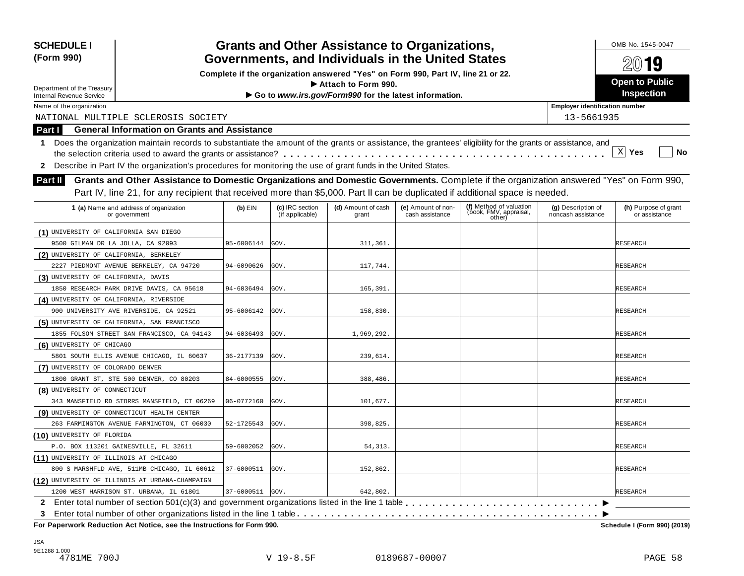**SCHEDULE I (Form 990)**

Department of the Treasury
Internal Revenue Service

# Grants and Other Assistance to Organizations, Governments, and Individuals in the United States

**Complete if the organization answered "Yes" on Form 990, Part IV, line 21 or 22.**
**▶ Attach to Form 990.**
**▶ Go to *www.irs.gov/Form990* for the latest information.**

OMB No. 1545-0047

2019

**Open to Public Inspection**

Name of the organization: NATIONAL MULTIPLE SCLEROSIS SOCIETY

Employer identification number: 13-5661935

## Part I General Information on Grants and Assistance

**1** Does the organization maintain records to substantiate the amount of the grants or assistance, the grantees' eligibility for the grants or assistance, and the selection criteria used to award the grants or assistance? . . . . . [X] Yes [ ] No

**2** Describe in Part IV the organization's procedures for monitoring the use of grant funds in the United States.

## Part II Grants and Other Assistance to Domestic Organizations and Domestic Governments.

Complete if the organization answered "Yes" on Form 990, Part IV, line 21, for any recipient that received more than $5,000. Part II can be duplicated if additional space is needed.

| 1 (a) Name and address of organization or government | (b) EIN | (c) IRC section (if applicable) | (d) Amount of cash grant | (e) Amount of non-cash assistance | (f) Method of valuation (book, FMV, appraisal, other) | (g) Description of noncash assistance | (h) Purpose of grant or assistance |
|---|---|---|---|---|---|---|---|
| (1) UNIVERSITY OF CALIFORNIA SAN DIEGO<br>9500 GILMAN DR LA JOLLA, CA 92093 | 95-6006144 | GOV. | 311,361. | | | | RESEARCH |
| (2) UNIVERSITY OF CALIFORNIA, BERKELEY<br>2227 PIEDMONT AVENUE BERKELEY, CA 94720 | 94-6090626 | GOV. | 117,744. | | | | RESEARCH |
| (3) UNIVERSITY OF CALIFORNIA, DAVIS<br>1850 RESEARCH PARK DRIVE DAVIS, CA 95618 | 94-6036494 | GOV. | 165,391. | | | | RESEARCH |
| (4) UNIVERSITY OF CALIFORNIA, RIVERSIDE<br>900 UNIVERSITY AVE RIVERSIDE, CA 92521 | 95-6006142 | GOV. | 158,830. | | | | RESEARCH |
| (5) UNIVERSITY OF CALIFORNIA, SAN FRANCISCO<br>1855 FOLSOM STREET SAN FRANCISCO, CA 94143 | 94-6036493 | GOV. | 1,969,292. | | | | RESEARCH |
| (6) UNIVERSITY OF CHICAGO<br>5801 SOUTH ELLIS AVENUE CHICAGO, IL 60637 | 36-2177139 | GOV. | 239,614. | | | | RESEARCH |
| (7) UNIVERSITY OF COLORADO DENVER<br>1800 GRANT ST, STE 500 DENVER, CO 80203 | 84-6000555 | GOV. | 388,486. | | | | RESEARCH |
| (8) UNIVERSITY OF CONNECTICUT<br>343 MANSFIELD RD STORRS MANSFIELD, CT 06269 | 06-0772160 | GOV. | 101,677. | | | | RESEARCH |
| (9) UNIVERSITY OF CONNECTICUT HEALTH CENTER<br>263 FARMINGTON AVENUE FARMINGTON, CT 06030 | 52-1725543 | GOV. | 398,825. | | | | RESEARCH |
| (10) UNIVERSITY OF FLORIDA<br>P.O. BOX 113201 GAINESVILLE, FL 32611 | 59-6002052 | GOV. | 54,313. | | | | RESEARCH |
| (11) UNIVERSITY OF ILLINOIS AT CHICAGO<br>800 S MARSHFLD AVE, 511MB CHICAGO, IL 60612 | 37-6000511 | GOV. | 152,862. | | | | RESEARCH |
| (12) UNIVERSITY OF ILLINOIS AT URBANA-CHAMPAIGN<br>1200 WEST HARRISON ST. URBANA, IL 61801 | 37-6000511 | GOV. | 642,802. | | | | RESEARCH |

**2** Enter total number of section 501(c)(3) and government organizations listed in the line 1 table . . . . . ▶

**3** Enter total number of other organizations listed in the line 1 table . . . . . ▶

**For Paperwork Reduction Act Notice, see the Instructions for Form 990.** **Schedule I (Form 990) (2019)**

JSA
9E1288 1.000
4781ME 700J V 19-8.5F 0189687-00007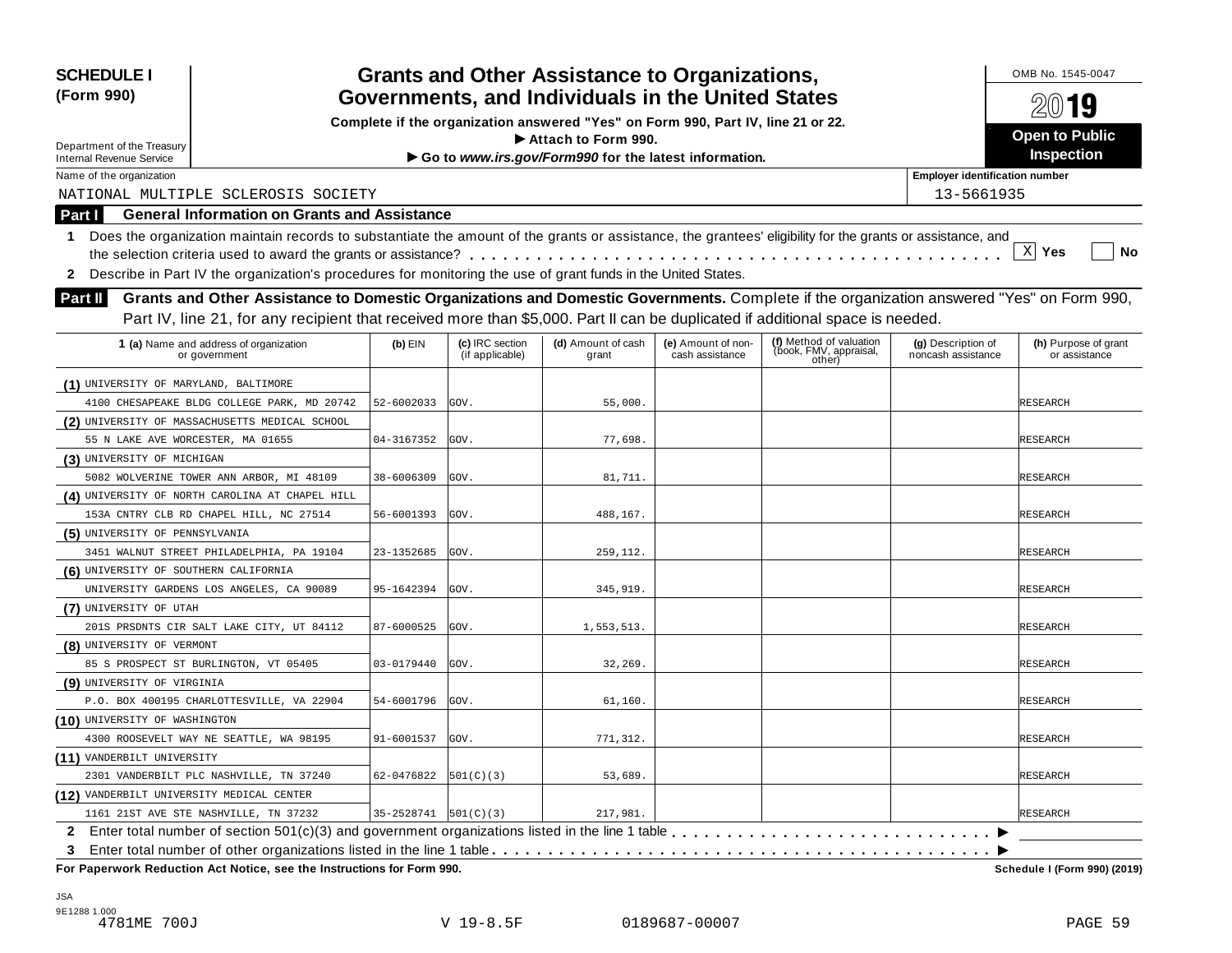**SCHEDULE I (Form 990)**

Department of the Treasury
Internal Revenue Service

# Grants and Other Assistance to Organizations, Governments, and Individuals in the United States

**Complete if the organization answered "Yes" on Form 990, Part IV, line 21 or 22.**
**▶ Attach to Form 990.**
**▶ Go to *www.irs.gov/Form990* for the latest information.**

OMB No. 1545-0047

**2019**

**Open to Public Inspection**

Name of the organization: NATIONAL MULTIPLE SCLEROSIS SOCIETY

Employer identification number: 13-5661935

## Part I General Information on Grants and Assistance

**1** Does the organization maintain records to substantiate the amount of the grants or assistance, the grantees' eligibility for the grants or assistance, and the selection criteria used to award the grants or assistance? . . . . . . . . . . [X] Yes [ ] No

**2** Describe in Part IV the organization's procedures for monitoring the use of grant funds in the United States.

## Part II Grants and Other Assistance to Domestic Organizations and Domestic Governments.

Complete if the organization answered "Yes" on Form 990, Part IV, line 21, for any recipient that received more than $5,000. Part II can be duplicated if additional space is needed.

| 1 (a) Name and address of organization or government | (b) EIN | (c) IRC section (if applicable) | (d) Amount of cash grant | (e) Amount of non-cash assistance | (f) Method of valuation (book, FMV, appraisal, other) | (g) Description of noncash assistance | (h) Purpose of grant or assistance |
|---|---|---|---|---|---|---|---|
| (1) UNIVERSITY OF MARYLAND, BALTIMORE 4100 CHESAPEAKE BLDG COLLEGE PARK, MD 20742 | 52-6002033 | GOV. | 55,000. | | | | RESEARCH |
| (2) UNIVERSITY OF MASSACHUSETTS MEDICAL SCHOOL 55 N LAKE AVE WORCESTER, MA 01655 | 04-3167352 | GOV. | 77,698. | | | | RESEARCH |
| (3) UNIVERSITY OF MICHIGAN 5082 WOLVERINE TOWER ANN ARBOR, MI 48109 | 38-6006309 | GOV. | 81,711. | | | | RESEARCH |
| (4) UNIVERSITY OF NORTH CAROLINA AT CHAPEL HILL 153A CNTRY CLB RD CHAPEL HILL, NC 27514 | 56-6001393 | GOV. | 488,167. | | | | RESEARCH |
| (5) UNIVERSITY OF PENNSYLVANIA 3451 WALNUT STREET PHILADELPHIA, PA 19104 | 23-1352685 | GOV. | 259,112. | | | | RESEARCH |
| (6) UNIVERSITY OF SOUTHERN CALIFORNIA UNIVERSITY GARDENS LOS ANGELES, CA 90089 | 95-1642394 | GOV. | 345,919. | | | | RESEARCH |
| (7) UNIVERSITY OF UTAH 201S PRSDNTS CIR SALT LAKE CITY, UT 84112 | 87-6000525 | GOV. | 1,553,513. | | | | RESEARCH |
| (8) UNIVERSITY OF VERMONT 85 S PROSPECT ST BURLINGTON, VT 05405 | 03-0179440 | GOV. | 32,269. | | | | RESEARCH |
| (9) UNIVERSITY OF VIRGINIA P.O. BOX 400195 CHARLOTTESVILLE, VA 22904 | 54-6001796 | GOV. | 61,160. | | | | RESEARCH |
| (10) UNIVERSITY OF WASHINGTON 4300 ROOSEVELT WAY NE SEATTLE, WA 98195 | 91-6001537 | GOV. | 771,312. | | | | RESEARCH |
| (11) VANDERBILT UNIVERSITY 2301 VANDERBILT PLC NASHVILLE, TN 37240 | 62-0476822 | 501(C)(3) | 53,689. | | | | RESEARCH |
| (12) VANDERBILT UNIVERSITY MEDICAL CENTER 1161 21ST AVE STE NASHVILLE, TN 37232 | 35-2528741 | 501(C)(3) | 217,981. | | | | RESEARCH |

**2** Enter total number of section 501(c)(3) and government organizations listed in the line 1 table . . . . . . . . ▶

**3** Enter total number of other organizations listed in the line 1 table . . . . . . . . ▶

**For Paperwork Reduction Act Notice, see the Instructions for Form 990.** **Schedule I (Form 990) (2019)**

JSA
9E1288 1.000
4781ME 700J V 19-8.5F 0189687-00007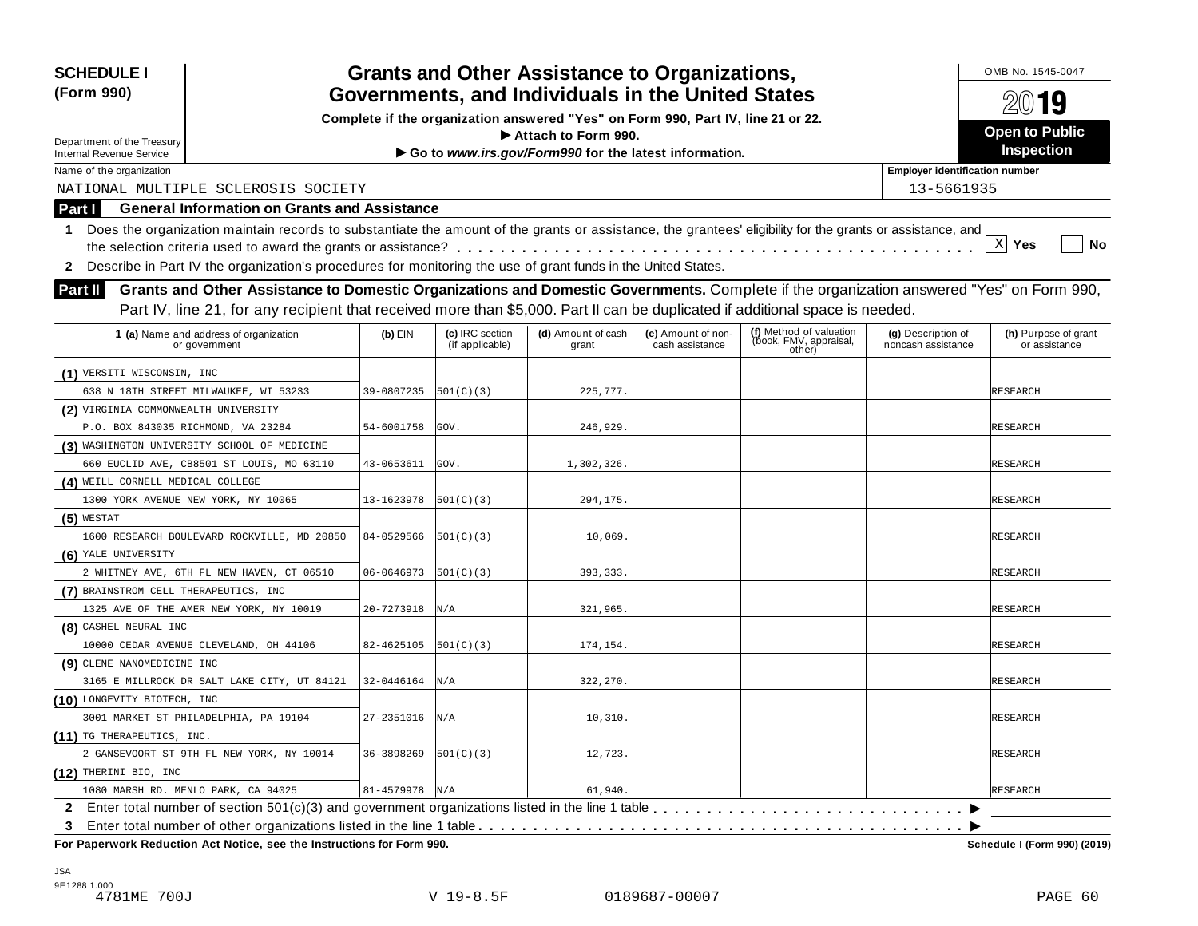**SCHEDULE I (Form 990)**

Department of the Treasury
Internal Revenue Service

# Grants and Other Assistance to Organizations, Governments, and Individuals in the United States

**Complete if the organization answered "Yes" on Form 990, Part IV, line 21 or 22.**
**▶ Attach to Form 990.**
**▶ Go to *www.irs.gov/Form990* for the latest information.**

OMB No. 1545-0047

**2019**

**Open to Public Inspection**

Name of the organization: NATIONAL MULTIPLE SCLEROSIS SOCIETY

Employer identification number: 13-5661935

## Part I General Information on Grants and Assistance

**1** Does the organization maintain records to substantiate the amount of the grants or assistance, the grantees' eligibility for the grants or assistance, and the selection criteria used to award the grants or assistance? . . . . . [X] Yes [ ] No

**2** Describe in Part IV the organization's procedures for monitoring the use of grant funds in the United States.

## Part II Grants and Other Assistance to Domestic Organizations and Domestic Governments.

Complete if the organization answered "Yes" on Form 990, Part IV, line 21, for any recipient that received more than $5,000. Part II can be duplicated if additional space is needed.

| 1 (a) Name and address of organization or government | (b) EIN | (c) IRC section (if applicable) | (d) Amount of cash grant | (e) Amount of non-cash assistance | (f) Method of valuation (book, FMV, appraisal, other) | (g) Description of noncash assistance | (h) Purpose of grant or assistance |
|---|---|---|---|---|---|---|---|
| (1) VERSITI WISCONSIN, INC<br>638 N 18TH STREET MILWAUKEE, WI 53233 | 39-0807235 | 501(C)(3) | 225,777. | | | | RESEARCH |
| (2) VIRGINIA COMMONWEALTH UNIVERSITY<br>P.O. BOX 843035 RICHMOND, VA 23284 | 54-6001758 | GOV. | 246,929. | | | | RESEARCH |
| (3) WASHINGTON UNIVERSITY SCHOOL OF MEDICINE<br>660 EUCLID AVE, CB8501 ST LOUIS, MO 63110 | 43-0653611 | GOV. | 1,302,326. | | | | RESEARCH |
| (4) WEILL CORNELL MEDICAL COLLEGE<br>1300 YORK AVENUE NEW YORK, NY 10065 | 13-1623978 | 501(C)(3) | 294,175. | | | | RESEARCH |
| (5) WESTAT<br>1600 RESEARCH BOULEVARD ROCKVILLE, MD 20850 | 84-0529566 | 501(C)(3) | 10,069. | | | | RESEARCH |
| (6) YALE UNIVERSITY<br>2 WHITNEY AVE, 6TH FL NEW HAVEN, CT 06510 | 06-0646973 | 501(C)(3) | 393,333. | | | | RESEARCH |
| (7) BRAINSTROM CELL THERAPEUTICS, INC<br>1325 AVE OF THE AMER NEW YORK, NY 10019 | 20-7273918 | N/A | 321,965. | | | | RESEARCH |
| (8) CASHEL NEURAL INC<br>10000 CEDAR AVENUE CLEVELAND, OH 44106 | 82-4625105 | 501(C)(3) | 174,154. | | | | RESEARCH |
| (9) CLENE NANOMEDICINE INC<br>3165 E MILLROCK DR SALT LAKE CITY, UT 84121 | 32-0446164 | N/A | 322,270. | | | | RESEARCH |
| (10) LONGEVITY BIOTECH, INC<br>3001 MARKET ST PHILADELPHIA, PA 19104 | 27-2351016 | N/A | 10,310. | | | | RESEARCH |
| (11) TG THERAPEUTICS, INC.<br>2 GANSEVOORT ST 9TH FL NEW YORK, NY 10014 | 36-3898269 | 501(C)(3) | 12,723. | | | | RESEARCH |
| (12) THERINI BIO, INC<br>1080 MARSH RD. MENLO PARK, CA 94025 | 81-4579978 | N/A | 61,940. | | | | RESEARCH |

**2** Enter total number of section 501(c)(3) and government organizations listed in the line 1 table . . . . . ▶

**3** Enter total number of other organizations listed in the line 1 table . . . . . ▶

**For Paperwork Reduction Act Notice, see the Instructions for Form 990.** **Schedule I (Form 990) (2019)**

JSA
9E1288 1.000
4781ME 700J V 19-8.5F 0189687-00007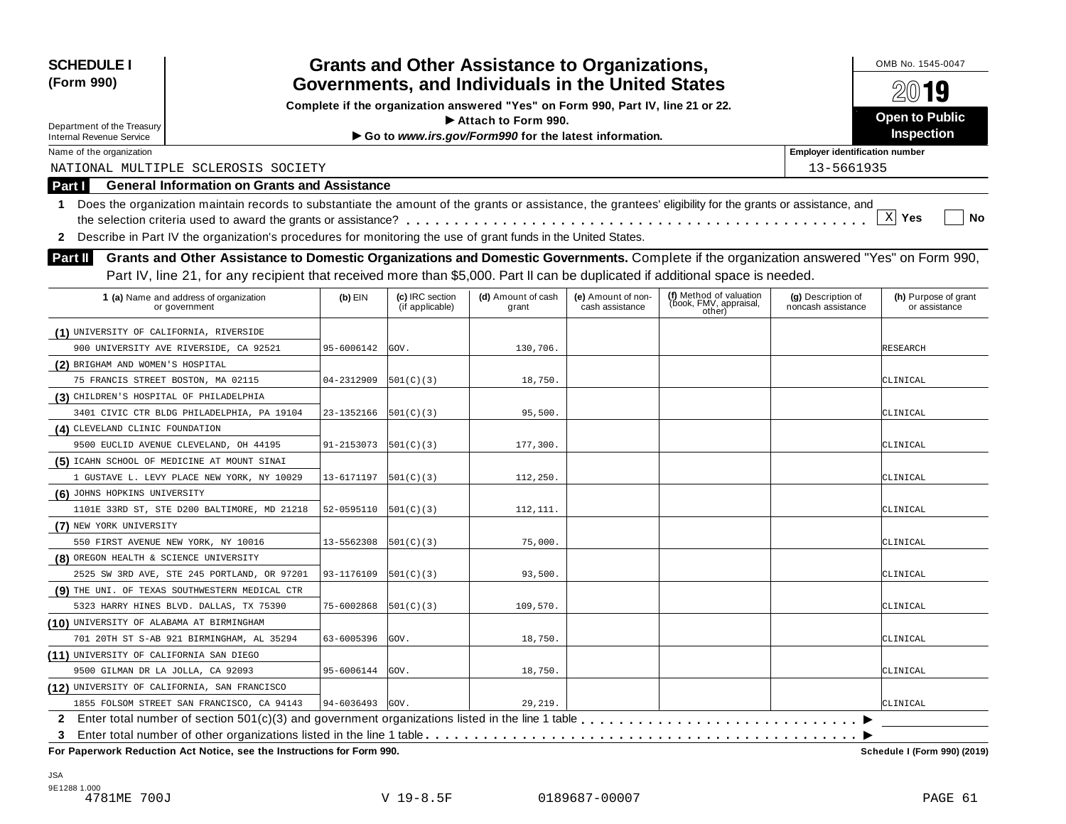**SCHEDULE I**
**(Form 990)**

Department of the Treasury
Internal Revenue Service

# Grants and Other Assistance to Organizations, Governments, and Individuals in the United States

**Complete if the organization answered "Yes" on Form 990, Part IV, line 21 or 22.**
**▶ Attach to Form 990.**
**▶ Go to *www.irs.gov/Form990* for the latest information.**

OMB No. 1545-0047
**2019**
**Open to Public Inspection**

Name of the organization: NATIONAL MULTIPLE SCLEROSIS SOCIETY

Employer identification number: 13-5661935

## Part I General Information on Grants and Assistance

**1** Does the organization maintain records to substantiate the amount of the grants or assistance, the grantees' eligibility for the grants or assistance, and the selection criteria used to award the grants or assistance? . . . . . [X] Yes [ ] No

**2** Describe in Part IV the organization's procedures for monitoring the use of grant funds in the United States.

## Part II Grants and Other Assistance to Domestic Organizations and Domestic Governments.

Complete if the organization answered "Yes" on Form 990, Part IV, line 21, for any recipient that received more than $5,000. Part II can be duplicated if additional space is needed.

| 1 (a) Name and address of organization or government | (b) EIN | (c) IRC section (if applicable) | (d) Amount of cash grant | (e) Amount of non-cash assistance | (f) Method of valuation (book, FMV, appraisal, other) | (g) Description of noncash assistance | (h) Purpose of grant or assistance |
|---|---|---|---|---|---|---|---|
| (1) UNIVERSITY OF CALIFORNIA, RIVERSIDE<br>900 UNIVERSITY AVE RIVERSIDE, CA 92521 | 95-6006142 | GOV. | 130,706. | | | | RESEARCH |
| (2) BRIGHAM AND WOMEN'S HOSPITAL<br>75 FRANCIS STREET BOSTON, MA 02115 | 04-2312909 | 501(C)(3) | 18,750. | | | | CLINICAL |
| (3) CHILDREN'S HOSPITAL OF PHILADELPHIA<br>3401 CIVIC CTR BLDG PHILADELPHIA, PA 19104 | 23-1352166 | 501(C)(3) | 95,500. | | | | CLINICAL |
| (4) CLEVELAND CLINIC FOUNDATION<br>9500 EUCLID AVENUE CLEVELAND, OH 44195 | 91-2153073 | 501(C)(3) | 177,300. | | | | CLINICAL |
| (5) ICAHN SCHOOL OF MEDICINE AT MOUNT SINAI<br>1 GUSTAVE L. LEVY PLACE NEW YORK, NY 10029 | 13-6171197 | 501(C)(3) | 112,250. | | | | CLINICAL |
| (6) JOHNS HOPKINS UNIVERSITY<br>1101E 33RD ST, STE D200 BALTIMORE, MD 21218 | 52-0595110 | 501(C)(3) | 112,111. | | | | CLINICAL |
| (7) NEW YORK UNIVERSITY<br>550 FIRST AVENUE NEW YORK, NY 10016 | 13-5562308 | 501(C)(3) | 75,000. | | | | CLINICAL |
| (8) OREGON HEALTH & SCIENCE UNIVERSITY<br>2525 SW 3RD AVE, STE 245 PORTLAND, OR 97201 | 93-1176109 | 501(C)(3) | 93,500. | | | | CLINICAL |
| (9) THE UNI. OF TEXAS SOUTHWESTERN MEDICAL CTR<br>5323 HARRY HINES BLVD. DALLAS, TX 75390 | 75-6002868 | 501(C)(3) | 109,570. | | | | CLINICAL |
| (10) UNIVERSITY OF ALABAMA AT BIRMINGHAM<br>701 20TH ST S-AB 921 BIRMINGHAM, AL 35294 | 63-6005396 | GOV. | 18,750. | | | | CLINICAL |
| (11) UNIVERSITY OF CALIFORNIA SAN DIEGO<br>9500 GILMAN DR LA JOLLA, CA 92093 | 95-6006144 | GOV. | 18,750. | | | | CLINICAL |
| (12) UNIVERSITY OF CALIFORNIA, SAN FRANCISCO<br>1855 FOLSOM STREET SAN FRANCISCO, CA 94143 | 94-6036493 | GOV. | 29,219. | | | | CLINICAL |

**2** Enter total number of section 501(c)(3) and government organizations listed in the line 1 table . . . . . ▶

**3** Enter total number of other organizations listed in the line 1 table . . . . . ▶

**For Paperwork Reduction Act Notice, see the Instructions for Form 990.** **Schedule I (Form 990) (2019)**

JSA
9E1288 1.000
4781ME 700J V 19-8.5F 0189687-00007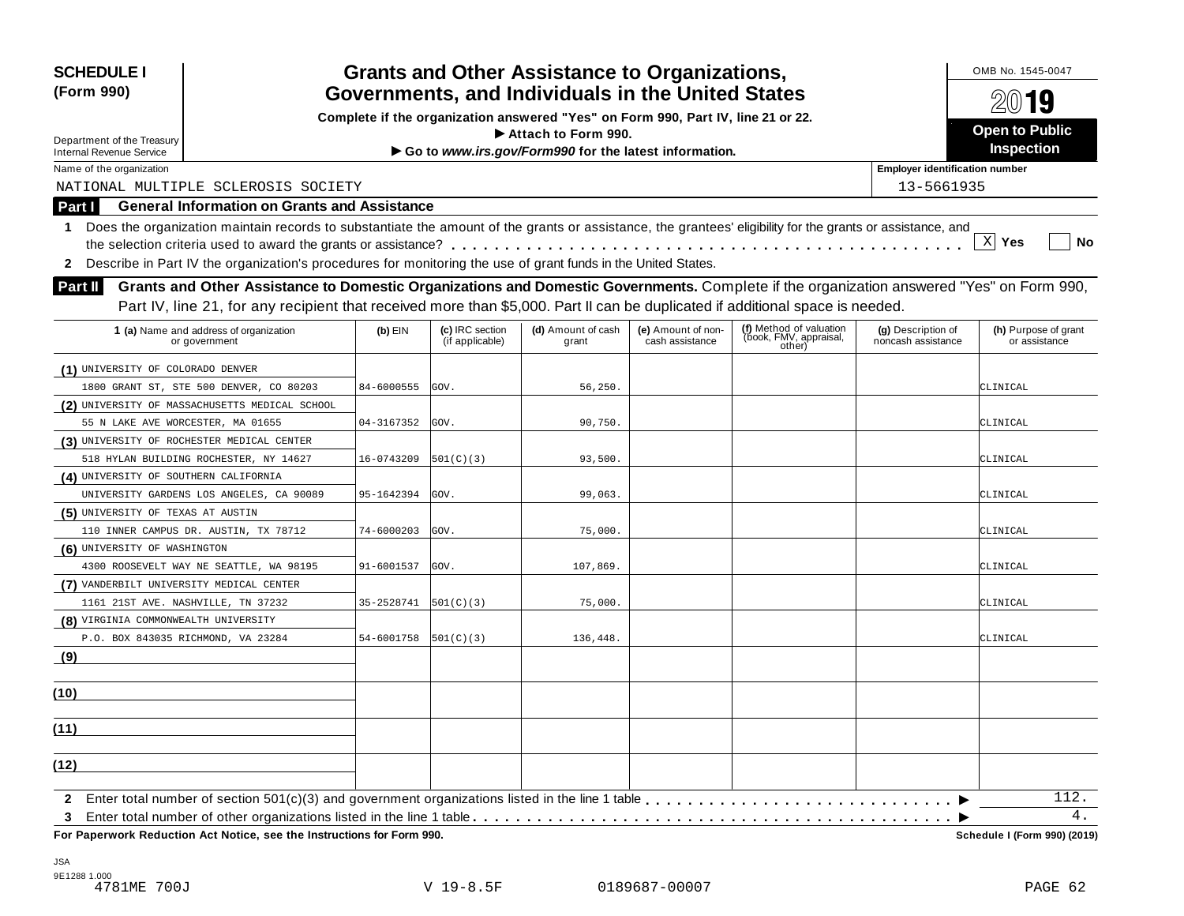**SCHEDULE I**
**(Form 990)**

Department of the Treasury
Internal Revenue Service

# Grants and Other Assistance to Organizations, Governments, and Individuals in the United States

**Complete if the organization answered "Yes" on Form 990, Part IV, line 21 or 22.**
**▶ Attach to Form 990.**
**▶ Go to *www.irs.gov/Form990* for the latest information.**

OMB No. 1545-0047

**2019**

**Open to Public Inspection**

Name of the organization: NATIONAL MULTIPLE SCLEROSIS SOCIETY

Employer identification number: 13-5661935

## Part I General Information on Grants and Assistance

1 Does the organization maintain records to substantiate the amount of the grants or assistance, the grantees' eligibility for the grants or assistance, and the selection criteria used to award the grants or assistance? . . . . . [X] Yes [ ] No

2 Describe in Part IV the organization's procedures for monitoring the use of grant funds in the United States.

## Part II Grants and Other Assistance to Domestic Organizations and Domestic Governments.

Complete if the organization answered "Yes" on Form 990, Part IV, line 21, for any recipient that received more than $5,000. Part II can be duplicated if additional space is needed.

| 1 (a) Name and address of organization or government | (b) EIN | (c) IRC section (if applicable) | (d) Amount of cash grant | (e) Amount of non-cash assistance | (f) Method of valuation (book, FMV, appraisal, other) | (g) Description of noncash assistance | (h) Purpose of grant or assistance |
|---|---|---|---|---|---|---|---|
| (1) UNIVERSITY OF COLORADO DENVER<br>1800 GRANT ST, STE 500 DENVER, CO 80203 | 84-6000555 | GOV. | 56,250. | | | | CLINICAL |
| (2) UNIVERSITY OF MASSACHUSETTS MEDICAL SCHOOL<br>55 N LAKE AVE WORCESTER, MA 01655 | 04-3167352 | GOV. | 90,750. | | | | CLINICAL |
| (3) UNIVERSITY OF ROCHESTER MEDICAL CENTER<br>518 HYLAN BUILDING ROCHESTER, NY 14627 | 16-0743209 | 501(C)(3) | 93,500. | | | | CLINICAL |
| (4) UNIVERSITY OF SOUTHERN CALIFORNIA<br>UNIVERSITY GARDENS LOS ANGELES, CA 90089 | 95-1642394 | GOV. | 99,063. | | | | CLINICAL |
| (5) UNIVERSITY OF TEXAS AT AUSTIN<br>110 INNER CAMPUS DR. AUSTIN, TX 78712 | 74-6000203 | GOV. | 75,000. | | | | CLINICAL |
| (6) UNIVERSITY OF WASHINGTON<br>4300 ROOSEVELT WAY NE SEATTLE, WA 98195 | 91-6001537 | GOV. | 107,869. | | | | CLINICAL |
| (7) VANDERBILT UNIVERSITY MEDICAL CENTER<br>1161 21ST AVE. NASHVILLE, TN 37232 | 35-2528741 | 501(C)(3) | 75,000. | | | | CLINICAL |
| (8) VIRGINIA COMMONWEALTH UNIVERSITY<br>P.O. BOX 843035 RICHMOND, VA 23284 | 54-6001758 | 501(C)(3) | 136,448. | | | | CLINICAL |
| (9) | | | | | | | |
| (10) | | | | | | | |
| (11) | | | | | | | |
| (12) | | | | | | | |

2 Enter total number of section 501(c)(3) and government organizations listed in the line 1 table . . . . . ▶ 112.

3 Enter total number of other organizations listed in the line 1 table . . . . . ▶ 4.

**For Paperwork Reduction Act Notice, see the Instructions for Form 990.** **Schedule I (Form 990) (2019)**

JSA
9E1288 1.000
4781ME 700J V 19-8.5F 0189687-00007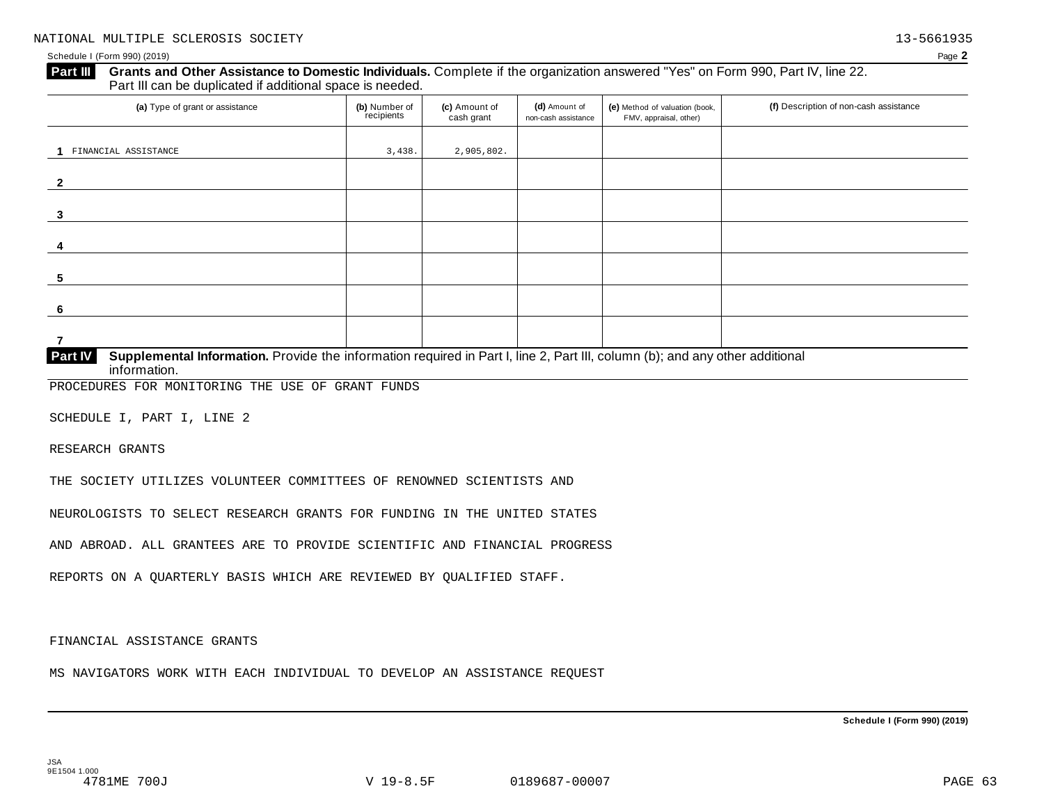NATIONAL MULTIPLE SCLEROSIS SOCIETY 13-5661935

Schedule I (Form 990) (2019) Page **2**

**Part III** **Grants and Other Assistance to Domestic Individuals.** Complete if the organization answered "Yes" on Form 990, Part IV, line 22. Part III can be duplicated if additional space is needed.

| (a) Type of grant or assistance | (b) Number of recipients | (c) Amount of cash grant | (d) Amount of non-cash assistance | (e) Method of valuation (book, FMV, appraisal, other) | (f) Description of non-cash assistance |
|---|---|---|---|---|---|
| **1** FINANCIAL ASSISTANCE | 3,438. | 2,905,802. | | | |
| **2** | | | | | |
| **3** | | | | | |
| **4** | | | | | |
| **5** | | | | | |
| **6** | | | | | |
| **7** | | | | | |

**Part IV** **Supplemental Information.** Provide the information required in Part I, line 2, Part III, column (b); and any other additional information.

PROCEDURES FOR MONITORING THE USE OF GRANT FUNDS

SCHEDULE I, PART I, LINE 2

RESEARCH GRANTS

THE SOCIETY UTILIZES VOLUNTEER COMMITTEES OF RENOWNED SCIENTISTS AND NEUROLOGISTS TO SELECT RESEARCH GRANTS FOR FUNDING IN THE UNITED STATES AND ABROAD. ALL GRANTEES ARE TO PROVIDE SCIENTIFIC AND FINANCIAL PROGRESS REPORTS ON A QUARTERLY BASIS WHICH ARE REVIEWED BY QUALIFIED STAFF.

FINANCIAL ASSISTANCE GRANTS

MS NAVIGATORS WORK WITH EACH INDIVIDUAL TO DEVELOP AN ASSISTANCE REQUEST

Schedule I (Form 990) (2019)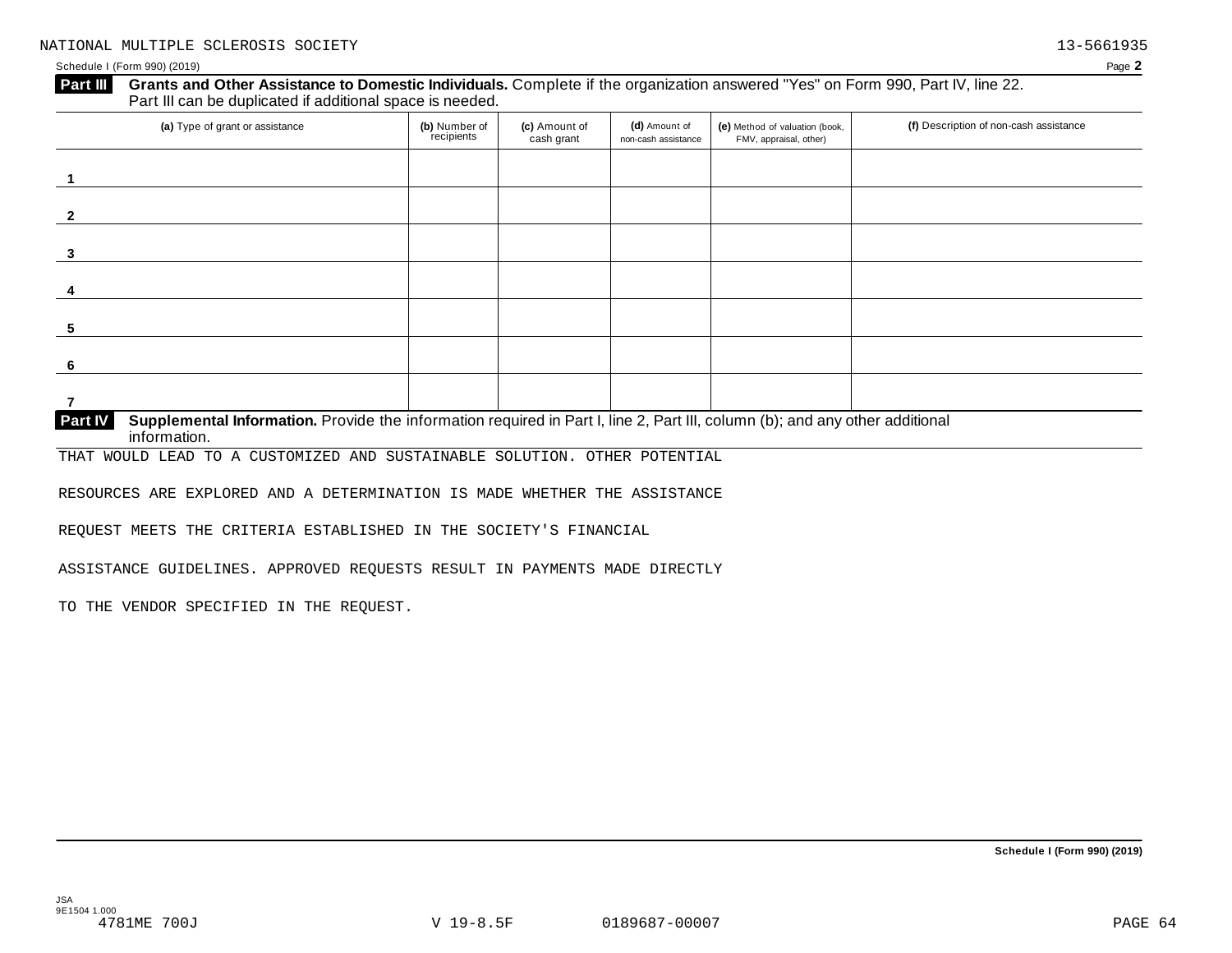NATIONAL MULTIPLE SCLEROSIS SOCIETY 13-5661935

Schedule I (Form 990) (2019)

**Part III** **Grants and Other Assistance to Domestic Individuals.** Complete if the organization answered "Yes" on Form 990, Part IV, line 22. Part III can be duplicated if additional space is needed.

| (a) Type of grant or assistance | (b) Number of recipients | (c) Amount of cash grant | (d) Amount of non-cash assistance | (e) Method of valuation (book, FMV, appraisal, other) | (f) Description of non-cash assistance |
|---|---|---|---|---|---|
| 1 | | | | | |
| 2 | | | | | |
| 3 | | | | | |
| 4 | | | | | |
| 5 | | | | | |
| 6 | | | | | |
| 7 | | | | | |

**Part IV** **Supplemental Information.** Provide the information required in Part I, line 2, Part III, column (b); and any other additional information.

THAT WOULD LEAD TO A CUSTOMIZED AND SUSTAINABLE SOLUTION. OTHER POTENTIAL

RESOURCES ARE EXPLORED AND A DETERMINATION IS MADE WHETHER THE ASSISTANCE

REQUEST MEETS THE CRITERIA ESTABLISHED IN THE SOCIETY'S FINANCIAL

ASSISTANCE GUIDELINES. APPROVED REQUESTS RESULT IN PAYMENTS MADE DIRECTLY

TO THE VENDOR SPECIFIED IN THE REQUEST.

Schedule I (Form 990) (2019)

JSA 9E1504 1.000
4781ME 700J V 19-8.5F 0189687-00007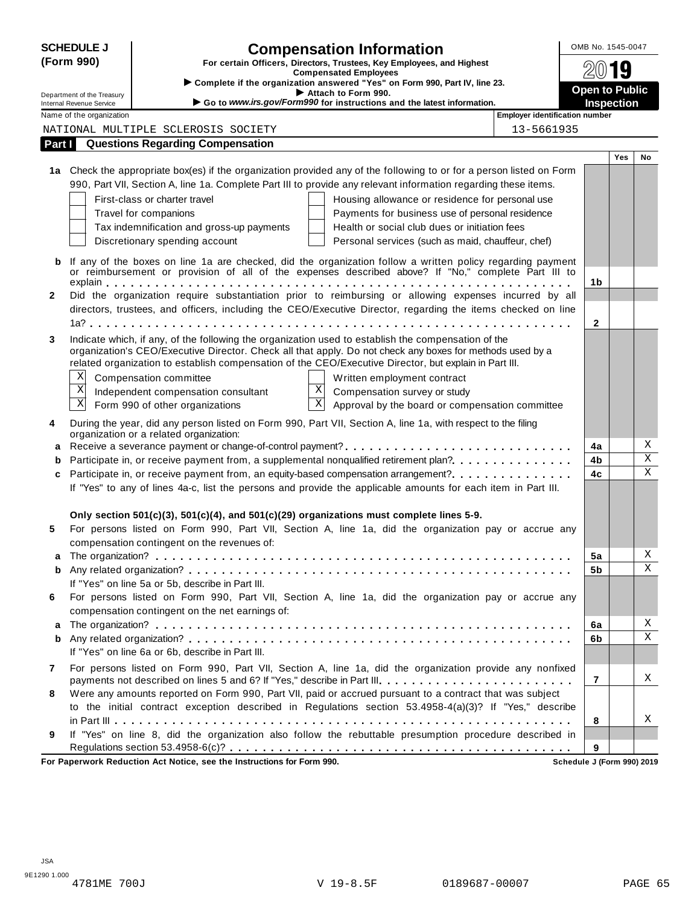**SCHEDULE J (Form 990)**

Department of the Treasury
Internal Revenue Service

# Compensation Information

**For certain Officers, Directors, Trustees, Key Employees, and Highest Compensated Employees**

► Complete if the organization answered "Yes" on Form 990, Part IV, line 23.
► Attach to Form 990.
► Go to *www.irs.gov/Form990* for instructions and the latest information.

OMB No. 1545-0047

**2019**

**Open to Public Inspection**

Name of the organization: NATIONAL MULTIPLE SCLEROSIS SOCIETY

Employer identification number: 13-5661935

## Part I Questions Regarding Compensation

| | | | Yes | No |
|---|---|---|---|---|
| **1a** | Check the appropriate box(es) if the organization provided any of the following to or for a person listed on Form 990, Part VII, Section A, line 1a. Complete Part III to provide any relevant information regarding these items. | | | |
| | ☐ First-class or charter travel ☐ Housing allowance or residence for personal use | | | |
| | ☐ Travel for companions ☐ Payments for business use of personal residence | | | |
| | ☐ Tax indemnification and gross-up payments ☐ Health or social club dues or initiation fees | | | |
| | ☐ Discretionary spending account ☐ Personal services (such as maid, chauffeur, chef) | | | |
| **b** | If any of the boxes on line 1a are checked, did the organization follow a written policy regarding payment or reimbursement or provision of all of the expenses described above? If "No," complete Part III to explain | 1b | | |
| **2** | Did the organization require substantiation prior to reimbursing or allowing expenses incurred by all directors, trustees, and officers, including the CEO/Executive Director, regarding the items checked on line 1a? | 2 | | |
| **3** | Indicate which, if any, of the following the organization used to establish the compensation of the organization's CEO/Executive Director. Check all that apply. Do not check any boxes for methods used by a related organization to establish compensation of the CEO/Executive Director, but explain in Part III. | | | |
| | ☒ Compensation committee ☐ Written employment contract | | | |
| | ☒ Independent compensation consultant ☒ Compensation survey or study | | | |
| | ☒ Form 990 of other organizations ☒ Approval by the board or compensation committee | | | |
| **4** | During the year, did any person listed on Form 990, Part VII, Section A, line 1a, with respect to the filing organization or a related organization: | | | |
| **a** | Receive a severance payment or change-of-control payment? | 4a | | X |
| **b** | Participate in, or receive payment from, a supplemental nonqualified retirement plan? | 4b | | X |
| **c** | Participate in, or receive payment from, an equity-based compensation arrangement? | 4c | | X |
| | If "Yes" to any of lines 4a-c, list the persons and provide the applicable amounts for each item in Part III. | | | |
| | **Only section 501(c)(3), 501(c)(4), and 501(c)(29) organizations must complete lines 5-9.** | | | |
| **5** | For persons listed on Form 990, Part VII, Section A, line 1a, did the organization pay or accrue any compensation contingent on the revenues of: | | | |
| **a** | The organization? | 5a | | X |
| **b** | Any related organization? | 5b | | X |
| | If "Yes" on line 5a or 5b, describe in Part III. | | | |
| **6** | For persons listed on Form 990, Part VII, Section A, line 1a, did the organization pay or accrue any compensation contingent on the net earnings of: | | | |
| **a** | The organization? | 6a | | X |
| **b** | Any related organization? | 6b | | X |
| | If "Yes" on line 6a or 6b, describe in Part III. | | | |
| **7** | For persons listed on Form 990, Part VII, Section A, line 1a, did the organization provide any nonfixed payments not described on lines 5 and 6? If "Yes," describe in Part III. | 7 | | X |
| **8** | Were any amounts reported on Form 990, Part VII, paid or accrued pursuant to a contract that was subject to the initial contract exception described in Regulations section 53.4958-4(a)(3)? If "Yes," describe in Part III | 8 | | X |
| **9** | If "Yes" on line 8, did the organization also follow the rebuttable presumption procedure described in Regulations section 53.4958-6(c)? | 9 | | |

**For Paperwork Reduction Act Notice, see the Instructions for Form 990.** **Schedule J (Form 990) 2019**

JSA
9E1290 1.000
4781ME 700J V 19-8.5F 0189687-00007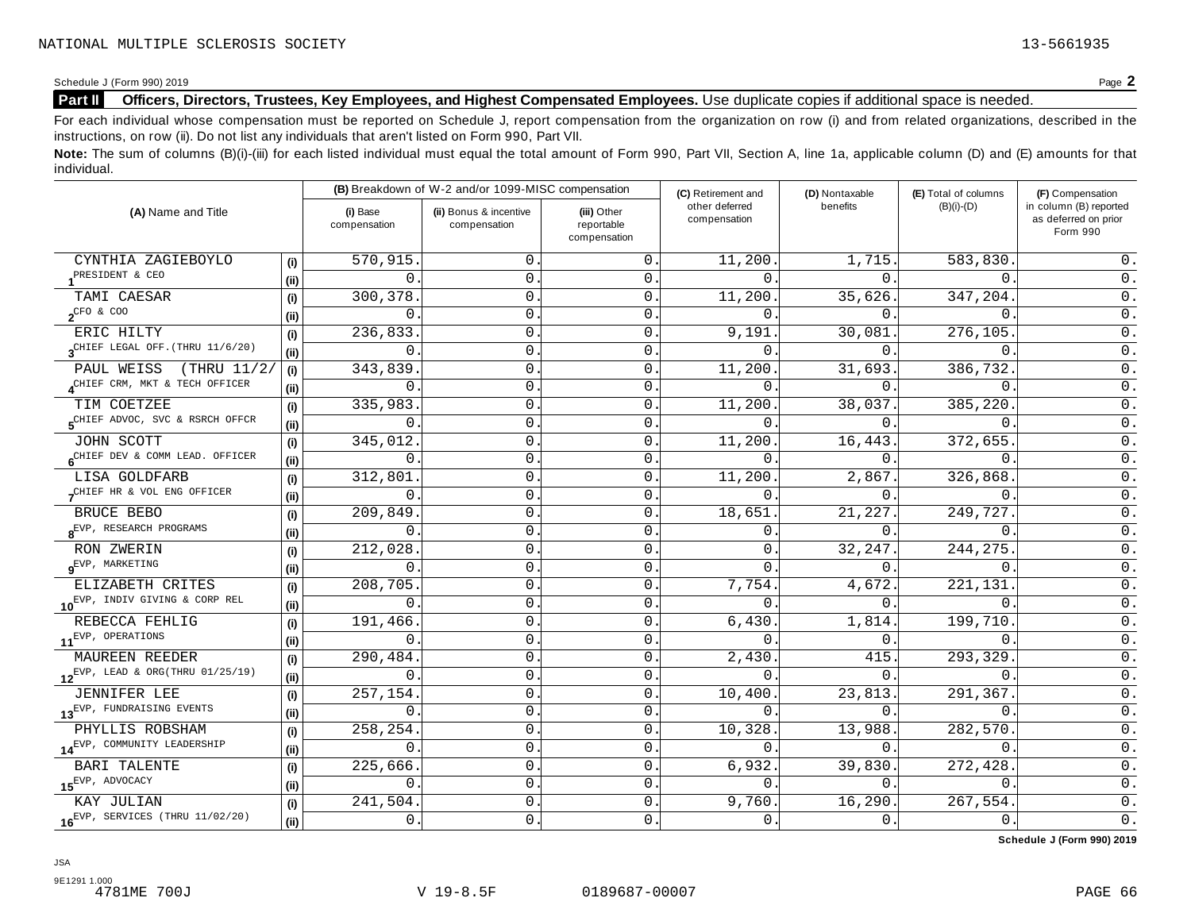Schedule J (Form 990) 2019

## Part II Officers, Directors, Trustees, Key Employees, and Highest Compensated Employees.

Use duplicate copies if additional space is needed.

For each individual whose compensation must be reported on Schedule J, report compensation from the organization on row (i) and from related organizations, described in the instructions, on row (ii). Do not list any individuals that aren't listed on Form 990, Part VII.

**Note:** The sum of columns (B)(i)-(iii) for each listed individual must equal the total amount of Form 990, Part VII, Section A, line 1a, applicable column (D) and (E) amounts for that individual.

| (A) Name and Title | | (B) Breakdown of W-2 and/or 1099-MISC compensation | | | (C) Retirement and other deferred compensation | (D) Nontaxable benefits | (E) Total of columns (B)(i)-(D) | (F) Compensation in column (B) reported as deferred on prior Form 990 |
|---|---|---|---|---|---|---|---|---|
| | | (i) Base compensation | (ii) Bonus & incentive compensation | (iii) Other reportable compensation | | | | |
| 1 CYNTHIA ZAGIEBOYLO | (i) | 570,915. | 0. | 0. | 11,200. | 1,715. | 583,830. | 0. |
| PRESIDENT & CEO | (ii) | 0. | 0. | 0. | 0. | 0. | 0. | 0. |
| 2 TAMI CAESAR | (i) | 300,378. | 0. | 0. | 11,200. | 35,626. | 347,204. | 0. |
| CFO & COO | (ii) | 0. | 0. | 0. | 0. | 0. | 0. | 0. |
| 3 ERIC HILTY | (i) | 236,833. | 0. | 0. | 9,191. | 30,081. | 276,105. | 0. |
| CHIEF LEGAL OFF.(THRU 11/6/20) | (ii) | 0. | 0. | 0. | 0. | 0. | 0. | 0. |
| 4 PAUL WEISS (THRU 11/2/ | (i) | 343,839. | 0. | 0. | 11,200. | 31,693. | 386,732. | 0. |
| CHIEF CRM, MKT & TECH OFFICER | (ii) | 0. | 0. | 0. | 0. | 0. | 0. | 0. |
| 5 TIM COETZEE | (i) | 335,983. | 0. | 0. | 11,200. | 38,037. | 385,220. | 0. |
| CHIEF ADVOC, SVC & RSRCH OFFCR | (ii) | 0. | 0. | 0. | 0. | 0. | 0. | 0. |
| 6 JOHN SCOTT | (i) | 345,012. | 0. | 0. | 11,200. | 16,443. | 372,655. | 0. |
| CHIEF DEV & COMM LEAD. OFFICER | (ii) | 0. | 0. | 0. | 0. | 0. | 0. | 0. |
| 7 LISA GOLDFARB | (i) | 312,801. | 0. | 0. | 11,200. | 2,867. | 326,868. | 0. |
| CHIEF HR & VOL ENG OFFICER | (ii) | 0. | 0. | 0. | 0. | 0. | 0. | 0. |
| 8 BRUCE BEBO | (i) | 209,849. | 0. | 0. | 18,651. | 21,227. | 249,727. | 0. |
| EVP, RESEARCH PROGRAMS | (ii) | 0. | 0. | 0. | 0. | 0. | 0. | 0. |
| 9 RON ZWERIN | (i) | 212,028. | 0. | 0. | 0. | 32,247. | 244,275. | 0. |
| EVP, MARKETING | (ii) | 0. | 0. | 0. | 0. | 0. | 0. | 0. |
| 10 ELIZABETH CRITES | (i) | 208,705. | 0. | 0. | 7,754. | 4,672. | 221,131. | 0. |
| EVP, INDIV GIVING & CORP REL | (ii) | 0. | 0. | 0. | 0. | 0. | 0. | 0. |
| 11 REBECCA FEHLIG | (i) | 191,466. | 0. | 0. | 6,430. | 1,814. | 199,710. | 0. |
| EVP, OPERATIONS | (ii) | 0. | 0. | 0. | 0. | 0. | 0. | 0. |
| 12 MAUREEN REEDER | (i) | 290,484. | 0. | 0. | 2,430. | 415. | 293,329. | 0. |
| EVP, LEAD & ORG(THRU 01/25/19) | (ii) | 0. | 0. | 0. | 0. | 0. | 0. | 0. |
| 13 JENNIFER LEE | (i) | 257,154. | 0. | 0. | 10,400. | 23,813. | 291,367. | 0. |
| EVP, FUNDRAISING EVENTS | (ii) | 0. | 0. | 0. | 0. | 0. | 0. | 0. |
| 14 PHYLLIS ROBSHAM | (i) | 258,254. | 0. | 0. | 10,328. | 13,988. | 282,570. | 0. |
| EVP, COMMUNITY LEADERSHIP | (ii) | 0. | 0. | 0. | 0. | 0. | 0. | 0. |
| 15 BARI TALENTE | (i) | 225,666. | 0. | 0. | 6,932. | 39,830. | 272,428. | 0. |
| EVP, ADVOCACY | (ii) | 0. | 0. | 0. | 0. | 0. | 0. | 0. |
| 16 KAY JULIAN | (i) | 241,504. | 0. | 0. | 9,760. | 16,290. | 267,554. | 0. |
| EVP, SERVICES (THRU 11/02/20) | (ii) | 0. | 0. | 0. | 0. | 0. | 0. | 0. |

Schedule J (Form 990) 2019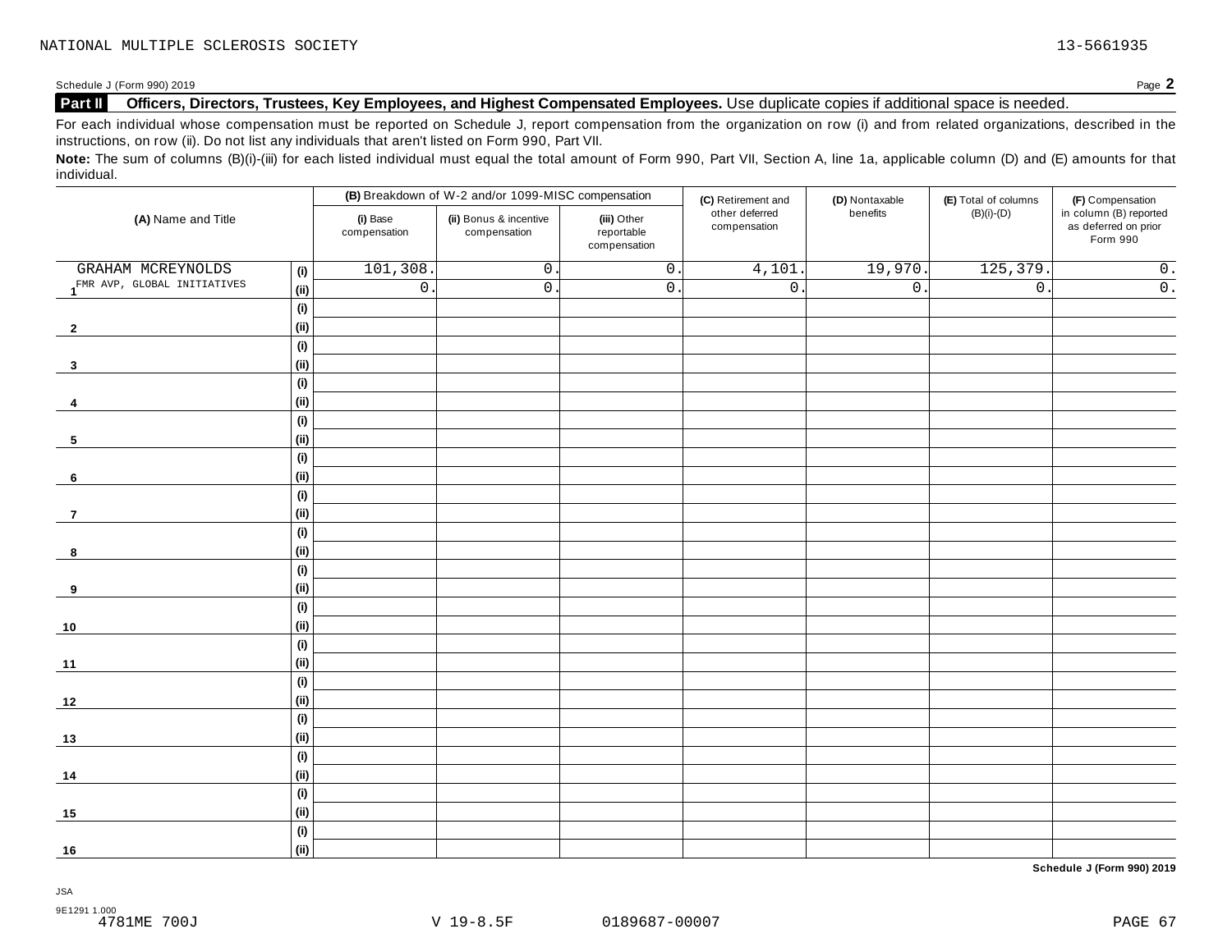NATIONAL MULTIPLE SCLEROSIS SOCIETY 13-5661935

Schedule J (Form 990) 2019 Page **2**

**Part II Officers, Directors, Trustees, Key Employees, and Highest Compensated Employees.** Use duplicate copies if additional space is needed.

For each individual whose compensation must be reported on Schedule J, report compensation from the organization on row (i) and from related organizations, described in the instructions, on row (ii). Do not list any individuals that aren't listed on Form 990, Part VII.

**Note:** The sum of columns (B)(i)-(iii) for each listed individual must equal the total amount of Form 990, Part VII, Section A, line 1a, applicable column (D) and (E) amounts for that individual.

| (A) Name and Title | | (B) Breakdown of W-2 and/or 1099-MISC compensation | | | (C) Retirement and other deferred compensation | (D) Nontaxable benefits | (E) Total of columns (B)(i)-(D) | (F) Compensation in column (B) reported as deferred on prior Form 990 |
|---|---|---|---|---|---|---|---|---|
| | | (i) Base compensation | (ii) Bonus & incentive compensation | (iii) Other reportable compensation | | | | |
| 1 GRAHAM MCREYNOLDS | (i) | 101,308. | 0. | 0. | 4,101. | 19,970. | 125,379. | 0. |
| FMR AVP, GLOBAL INITIATIVES | (ii) | 0. | 0. | 0. | 0. | 0. | 0. | 0. |
| 2 | (i) | | | | | | | |
| | (ii) | | | | | | | |
| 3 | (i) | | | | | | | |
| | (ii) | | | | | | | |
| 4 | (i) | | | | | | | |
| | (ii) | | | | | | | |
| 5 | (i) | | | | | | | |
| | (ii) | | | | | | | |
| 6 | (i) | | | | | | | |
| | (ii) | | | | | | | |
| 7 | (i) | | | | | | | |
| | (ii) | | | | | | | |
| 8 | (i) | | | | | | | |
| | (ii) | | | | | | | |
| 9 | (i) | | | | | | | |
| | (ii) | | | | | | | |
| 10 | (i) | | | | | | | |
| | (ii) | | | | | | | |
| 11 | (i) | | | | | | | |
| | (ii) | | | | | | | |
| 12 | (i) | | | | | | | |
| | (ii) | | | | | | | |
| 13 | (i) | | | | | | | |
| | (ii) | | | | | | | |
| 14 | (i) | | | | | | | |
| | (ii) | | | | | | | |
| 15 | (i) | | | | | | | |
| | (ii) | | | | | | | |
| 16 | (i) | | | | | | | |
| | (ii) | | | | | | | |

**Schedule J (Form 990) 2019**

JSA
9E1291 1.000
4781ME 700J V 19-8.5F 0189687-00007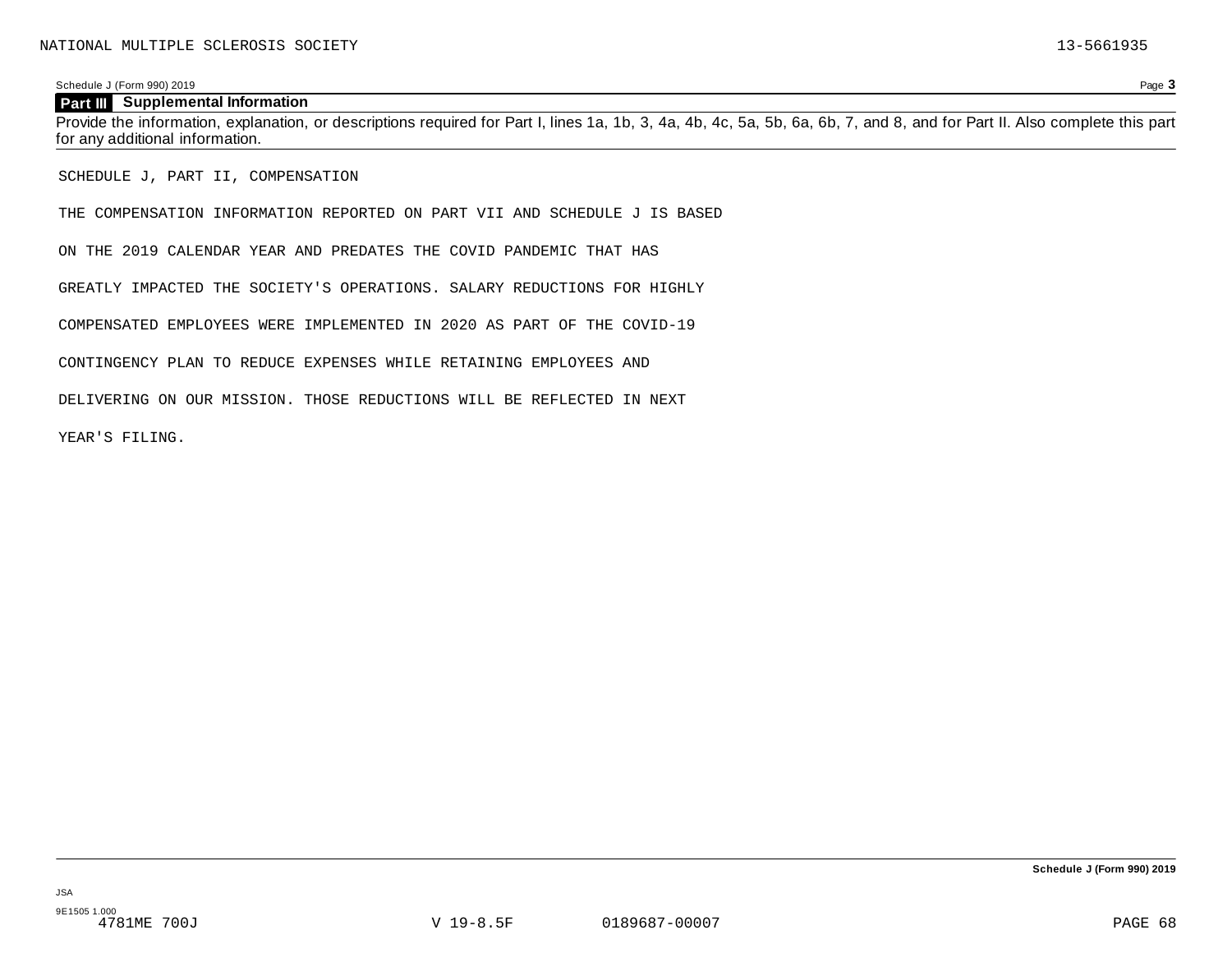NATIONAL MULTIPLE SCLEROSIS SOCIETY 13-5661935

Schedule J (Form 990) 2019 Page **3**

## Part III Supplemental Information

Provide the information, explanation, or descriptions required for Part I, lines 1a, 1b, 3, 4a, 4b, 4c, 5a, 5b, 6a, 6b, 7, and 8, and for Part II. Also complete this part for any additional information.

SCHEDULE J, PART II, COMPENSATION

THE COMPENSATION INFORMATION REPORTED ON PART VII AND SCHEDULE J IS BASED ON THE 2019 CALENDAR YEAR AND PREDATES THE COVID PANDEMIC THAT HAS GREATLY IMPACTED THE SOCIETY'S OPERATIONS. SALARY REDUCTIONS FOR HIGHLY COMPENSATED EMPLOYEES WERE IMPLEMENTED IN 2020 AS PART OF THE COVID-19 CONTINGENCY PLAN TO REDUCE EXPENSES WHILE RETAINING EMPLOYEES AND DELIVERING ON OUR MISSION. THOSE REDUCTIONS WILL BE REFLECTED IN NEXT YEAR'S FILING.

**Schedule J (Form 990) 2019**

JSA
9E1505 1.000
4781ME 700J V 19-8.5F 0189687-00007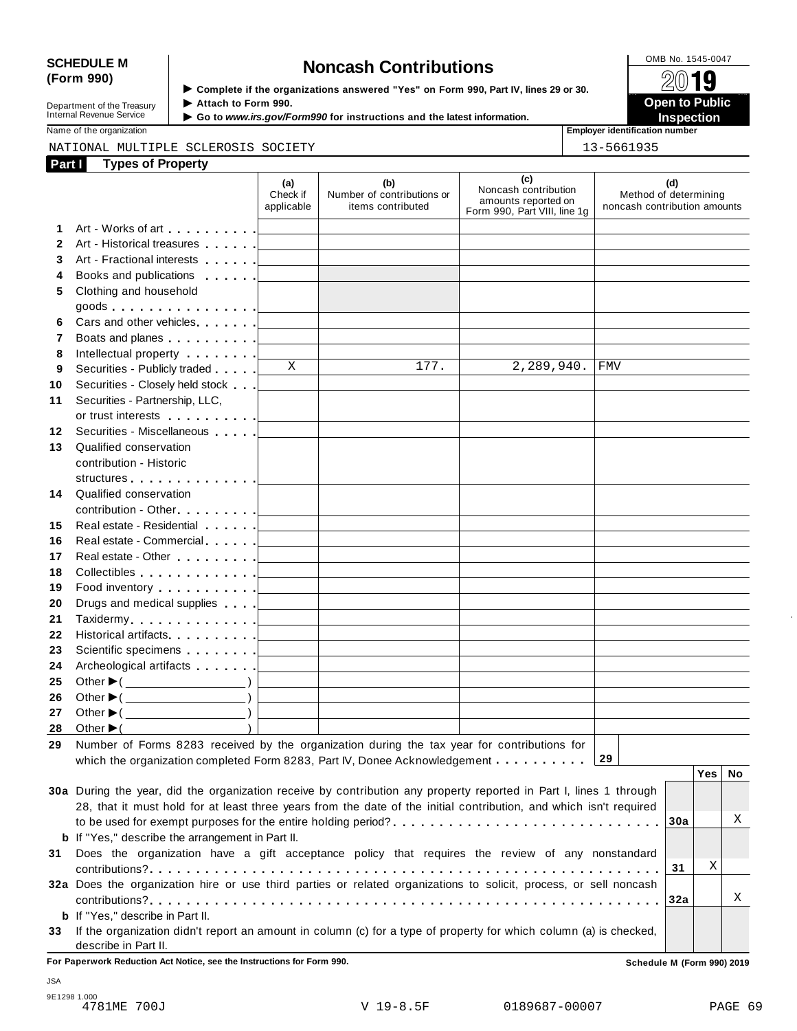**SCHEDULE M (Form 990)**

Department of the Treasury
Internal Revenue Service

# Noncash Contributions

▶ Complete if the organizations answered "Yes" on Form 990, Part IV, lines 29 or 30.
▶ Attach to Form 990.
▶ Go to *www.irs.gov/Form990* for instructions and the latest information.

OMB No. 1545-0047

**2019**

**Open to Public Inspection**

Name of the organization: NATIONAL MULTIPLE SCLEROSIS SOCIETY

Employer identification number: 13-5661935

**Part I Types of Property**

| | | (a) Check if applicable | (b) Number of contributions or items contributed | (c) Noncash contribution amounts reported on Form 990, Part VIII, line 1g | (d) Method of determining noncash contribution amounts |
|---|---|---|---|---|---|
| 1 | Art - Works of art | | | | |
| 2 | Art - Historical treasures | | | | |
| 3 | Art - Fractional interests | | | | |
| 4 | Books and publications | | | | |
| 5 | Clothing and household goods | | | | |
| 6 | Cars and other vehicles | | | | |
| 7 | Boats and planes | | | | |
| 8 | Intellectual property | | | | |
| 9 | Securities - Publicly traded | X | 177. | 2,289,940. | FMV |
| 10 | Securities - Closely held stock | | | | |
| 11 | Securities - Partnership, LLC, or trust interests | | | | |
| 12 | Securities - Miscellaneous | | | | |
| 13 | Qualified conservation contribution - Historic structures | | | | |
| 14 | Qualified conservation contribution - Other | | | | |
| 15 | Real estate - Residential | | | | |
| 16 | Real estate - Commercial | | | | |
| 17 | Real estate - Other | | | | |
| 18 | Collectibles | | | | |
| 19 | Food inventory | | | | |
| 20 | Drugs and medical supplies | | | | |
| 21 | Taxidermy | | | | |
| 22 | Historical artifacts | | | | |
| 23 | Scientific specimens | | | | |
| 24 | Archeological artifacts | | | | |
| 25 | Other ▶( ) | | | | |
| 26 | Other ▶( ) | | | | |
| 27 | Other ▶( ) | | | | |
| 28 | Other ▶( ) | | | | |

**29** Number of Forms 8283 received by the organization during the tax year for contributions for which the organization completed Form 8283, Part IV, Donee Acknowledgement . . . . . . . . . . **29**

| | | | Yes | No |
|---|---|---|---|---|
| **30a** | During the year, did the organization receive by contribution any property reported in Part I, lines 1 through 28, that it must hold for at least three years from the date of the initial contribution, and which isn't required to be used for exempt purposes for the entire holding period? | 30a | | X |
| **b** | If "Yes," describe the arrangement in Part II. | | | |
| **31** | Does the organization have a gift acceptance policy that requires the review of any nonstandard contributions? | 31 | X | |
| **32a** | Does the organization hire or use third parties or related organizations to solicit, process, or sell noncash contributions? | 32a | | X |
| **b** | If "Yes," describe in Part II. | | | |
| **33** | If the organization didn't report an amount in column (c) for a type of property for which column (a) is checked, describe in Part II. | | | |

**For Paperwork Reduction Act Notice, see the Instructions for Form 990.**

**Schedule M (Form 990) 2019**

JSA
9E1298 1.000
4781ME 700J V 19-8.5F 0189687-00007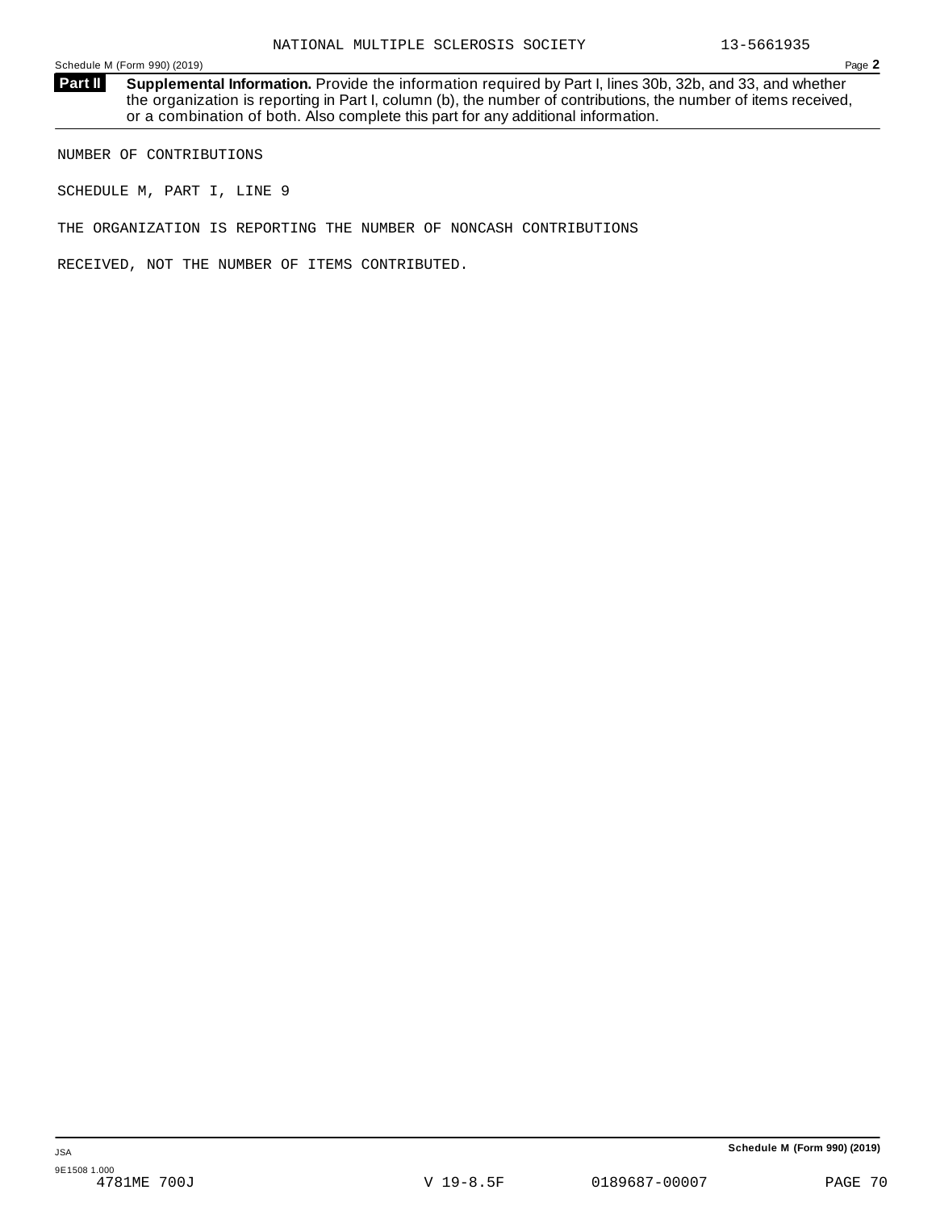NATIONAL MULTIPLE SCLEROSIS SOCIETY 13-5661935

Schedule M (Form 990) (2019) Page **2**

**Part II** **Supplemental Information.** Provide the information required by Part I, lines 30b, 32b, and 33, and whether the organization is reporting in Part I, column (b), the number of contributions, the number of items received, or a combination of both. Also complete this part for any additional information.

NUMBER OF CONTRIBUTIONS

SCHEDULE M, PART I, LINE 9

THE ORGANIZATION IS REPORTING THE NUMBER OF NONCASH CONTRIBUTIONS

RECEIVED, NOT THE NUMBER OF ITEMS CONTRIBUTED.

**Schedule M (Form 990) (2019)**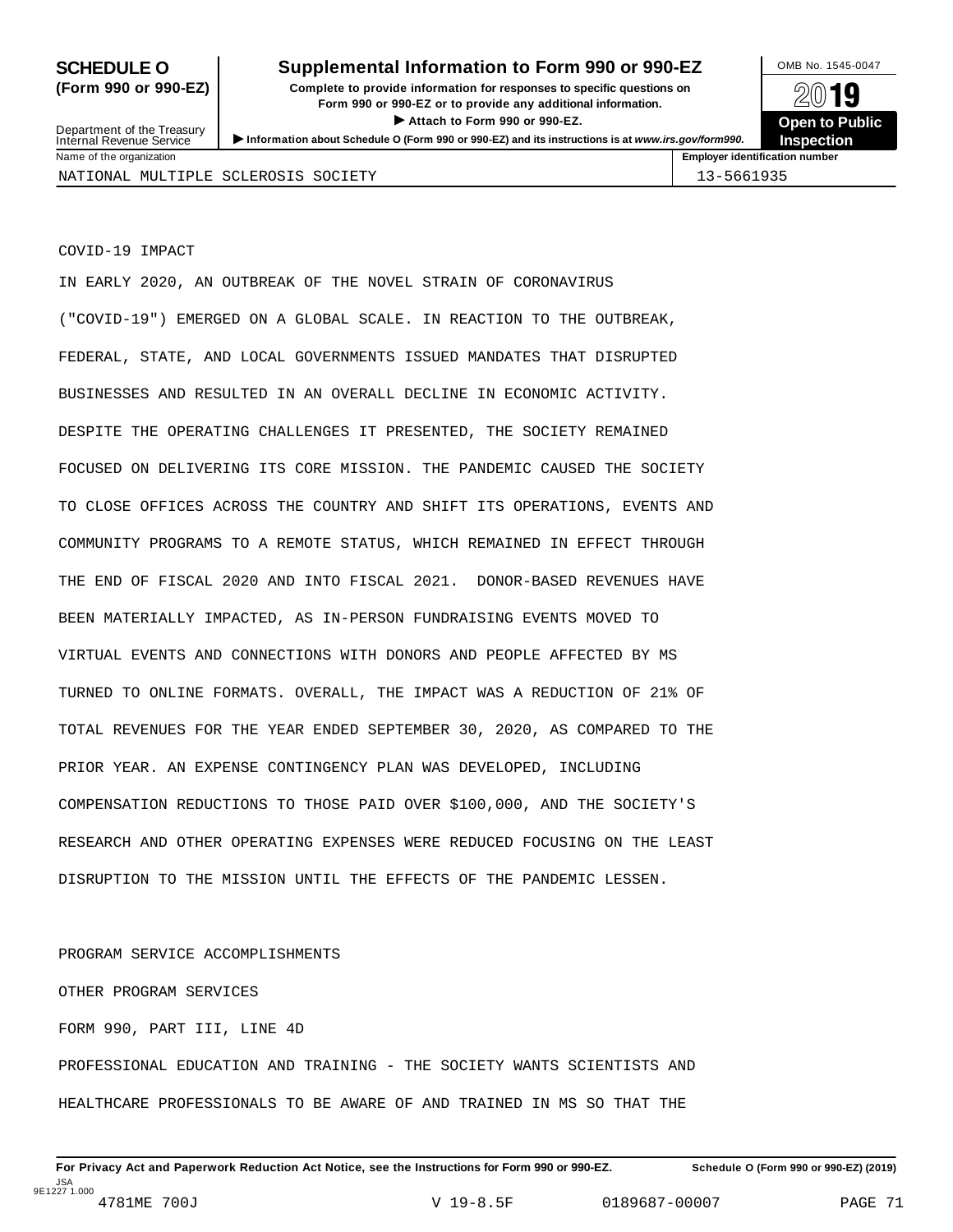**SCHEDULE O (Form 990 or 990-EZ)**

**Supplemental Information to Form 990 or 990-EZ**

**Complete to provide information for responses to specific questions on Form 990 or 990-EZ or to provide any additional information.**

▶ **Attach to Form 990 or 990-EZ.**

▶ **Information about Schedule O (Form 990 or 990-EZ) and its instructions is at www.irs.gov/form990.**

Department of the Treasury
Internal Revenue Service

OMB No. 1545-0047

**2019**

**Open to Public Inspection**

| Name of the organization | Employer identification number |
|---|---|
| NATIONAL MULTIPLE SCLEROSIS SOCIETY | 13-5661935 |

COVID-19 IMPACT

IN EARLY 2020, AN OUTBREAK OF THE NOVEL STRAIN OF CORONAVIRUS ("COVID-19") EMERGED ON A GLOBAL SCALE. IN REACTION TO THE OUTBREAK, FEDERAL, STATE, AND LOCAL GOVERNMENTS ISSUED MANDATES THAT DISRUPTED BUSINESSES AND RESULTED IN AN OVERALL DECLINE IN ECONOMIC ACTIVITY. DESPITE THE OPERATING CHALLENGES IT PRESENTED, THE SOCIETY REMAINED FOCUSED ON DELIVERING ITS CORE MISSION. THE PANDEMIC CAUSED THE SOCIETY TO CLOSE OFFICES ACROSS THE COUNTRY AND SHIFT ITS OPERATIONS, EVENTS AND COMMUNITY PROGRAMS TO A REMOTE STATUS, WHICH REMAINED IN EFFECT THROUGH THE END OF FISCAL 2020 AND INTO FISCAL 2021. DONOR-BASED REVENUES HAVE BEEN MATERIALLY IMPACTED, AS IN-PERSON FUNDRAISING EVENTS MOVED TO VIRTUAL EVENTS AND CONNECTIONS WITH DONORS AND PEOPLE AFFECTED BY MS TURNED TO ONLINE FORMATS. OVERALL, THE IMPACT WAS A REDUCTION OF 21% OF TOTAL REVENUES FOR THE YEAR ENDED SEPTEMBER 30, 2020, AS COMPARED TO THE PRIOR YEAR. AN EXPENSE CONTINGENCY PLAN WAS DEVELOPED, INCLUDING COMPENSATION REDUCTIONS TO THOSE PAID OVER $100,000, AND THE SOCIETY'S RESEARCH AND OTHER OPERATING EXPENSES WERE REDUCED FOCUSING ON THE LEAST DISRUPTION TO THE MISSION UNTIL THE EFFECTS OF THE PANDEMIC LESSEN.

PROGRAM SERVICE ACCOMPLISHMENTS

OTHER PROGRAM SERVICES

FORM 990, PART III, LINE 4D

PROFESSIONAL EDUCATION AND TRAINING - THE SOCIETY WANTS SCIENTISTS AND HEALTHCARE PROFESSIONALS TO BE AWARE OF AND TRAINED IN MS SO THAT THE

**For Privacy Act and Paperwork Reduction Act Notice, see the Instructions for Form 990 or 990-EZ.** **Schedule O (Form 990 or 990-EZ) (2019)**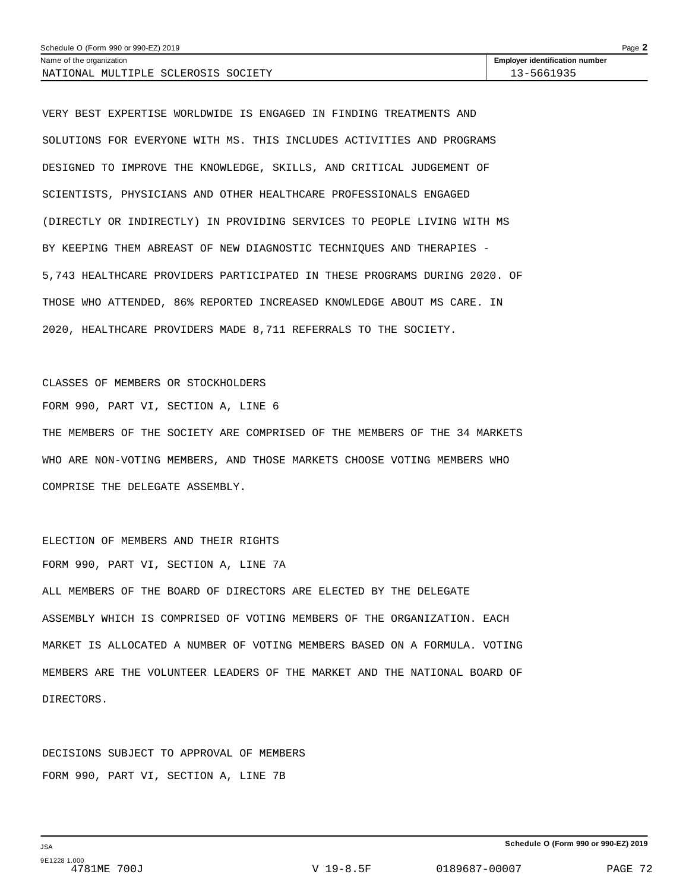NATIONAL MULTIPLE SCLEROSIS SOCIETY | 13-5661935

VERY BEST EXPERTISE WORLDWIDE IS ENGAGED IN FINDING TREATMENTS AND SOLUTIONS FOR EVERYONE WITH MS. THIS INCLUDES ACTIVITIES AND PROGRAMS DESIGNED TO IMPROVE THE KNOWLEDGE, SKILLS, AND CRITICAL JUDGEMENT OF SCIENTISTS, PHYSICIANS AND OTHER HEALTHCARE PROFESSIONALS ENGAGED (DIRECTLY OR INDIRECTLY) IN PROVIDING SERVICES TO PEOPLE LIVING WITH MS BY KEEPING THEM ABREAST OF NEW DIAGNOSTIC TECHNIQUES AND THERAPIES - 5,743 HEALTHCARE PROVIDERS PARTICIPATED IN THESE PROGRAMS DURING 2020. OF THOSE WHO ATTENDED, 86% REPORTED INCREASED KNOWLEDGE ABOUT MS CARE. IN 2020, HEALTHCARE PROVIDERS MADE 8,711 REFERRALS TO THE SOCIETY.

CLASSES OF MEMBERS OR STOCKHOLDERS

FORM 990, PART VI, SECTION A, LINE 6

THE MEMBERS OF THE SOCIETY ARE COMPRISED OF THE MEMBERS OF THE 34 MARKETS WHO ARE NON-VOTING MEMBERS, AND THOSE MARKETS CHOOSE VOTING MEMBERS WHO COMPRISE THE DELEGATE ASSEMBLY.

ELECTION OF MEMBERS AND THEIR RIGHTS

FORM 990, PART VI, SECTION A, LINE 7A

ALL MEMBERS OF THE BOARD OF DIRECTORS ARE ELECTED BY THE DELEGATE ASSEMBLY WHICH IS COMPRISED OF VOTING MEMBERS OF THE ORGANIZATION. EACH MARKET IS ALLOCATED A NUMBER OF VOTING MEMBERS BASED ON A FORMULA. VOTING MEMBERS ARE THE VOLUNTEER LEADERS OF THE MARKET AND THE NATIONAL BOARD OF DIRECTORS.

DECISIONS SUBJECT TO APPROVAL OF MEMBERS

FORM 990, PART VI, SECTION A, LINE 7B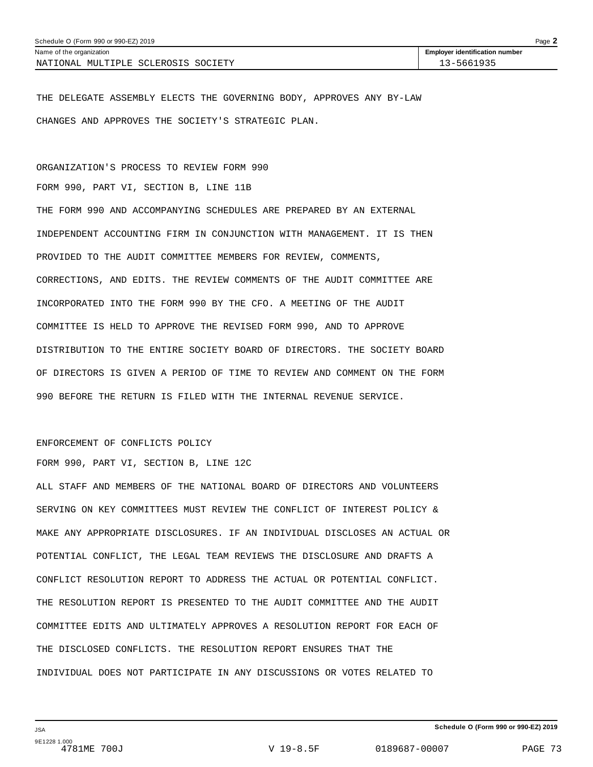Name of the organization: NATIONAL MULTIPLE SCLEROSIS SOCIETY

Employer identification number: 13-5661935

THE DELEGATE ASSEMBLY ELECTS THE GOVERNING BODY, APPROVES ANY BY-LAW CHANGES AND APPROVES THE SOCIETY'S STRATEGIC PLAN.

ORGANIZATION'S PROCESS TO REVIEW FORM 990

FORM 990, PART VI, SECTION B, LINE 11B

THE FORM 990 AND ACCOMPANYING SCHEDULES ARE PREPARED BY AN EXTERNAL INDEPENDENT ACCOUNTING FIRM IN CONJUNCTION WITH MANAGEMENT. IT IS THEN PROVIDED TO THE AUDIT COMMITTEE MEMBERS FOR REVIEW, COMMENTS, CORRECTIONS, AND EDITS. THE REVIEW COMMENTS OF THE AUDIT COMMITTEE ARE INCORPORATED INTO THE FORM 990 BY THE CFO. A MEETING OF THE AUDIT COMMITTEE IS HELD TO APPROVE THE REVISED FORM 990, AND TO APPROVE DISTRIBUTION TO THE ENTIRE SOCIETY BOARD OF DIRECTORS. THE SOCIETY BOARD OF DIRECTORS IS GIVEN A PERIOD OF TIME TO REVIEW AND COMMENT ON THE FORM 990 BEFORE THE RETURN IS FILED WITH THE INTERNAL REVENUE SERVICE.

ENFORCEMENT OF CONFLICTS POLICY

FORM 990, PART VI, SECTION B, LINE 12C

ALL STAFF AND MEMBERS OF THE NATIONAL BOARD OF DIRECTORS AND VOLUNTEERS SERVING ON KEY COMMITTEES MUST REVIEW THE CONFLICT OF INTEREST POLICY & MAKE ANY APPROPRIATE DISCLOSURES. IF AN INDIVIDUAL DISCLOSES AN ACTUAL OR POTENTIAL CONFLICT, THE LEGAL TEAM REVIEWS THE DISCLOSURE AND DRAFTS A CONFLICT RESOLUTION REPORT TO ADDRESS THE ACTUAL OR POTENTIAL CONFLICT. THE RESOLUTION REPORT IS PRESENTED TO THE AUDIT COMMITTEE AND THE AUDIT COMMITTEE EDITS AND ULTIMATELY APPROVES A RESOLUTION REPORT FOR EACH OF THE DISCLOSED CONFLICTS. THE RESOLUTION REPORT ENSURES THAT THE INDIVIDUAL DOES NOT PARTICIPATE IN ANY DISCUSSIONS OR VOTES RELATED TO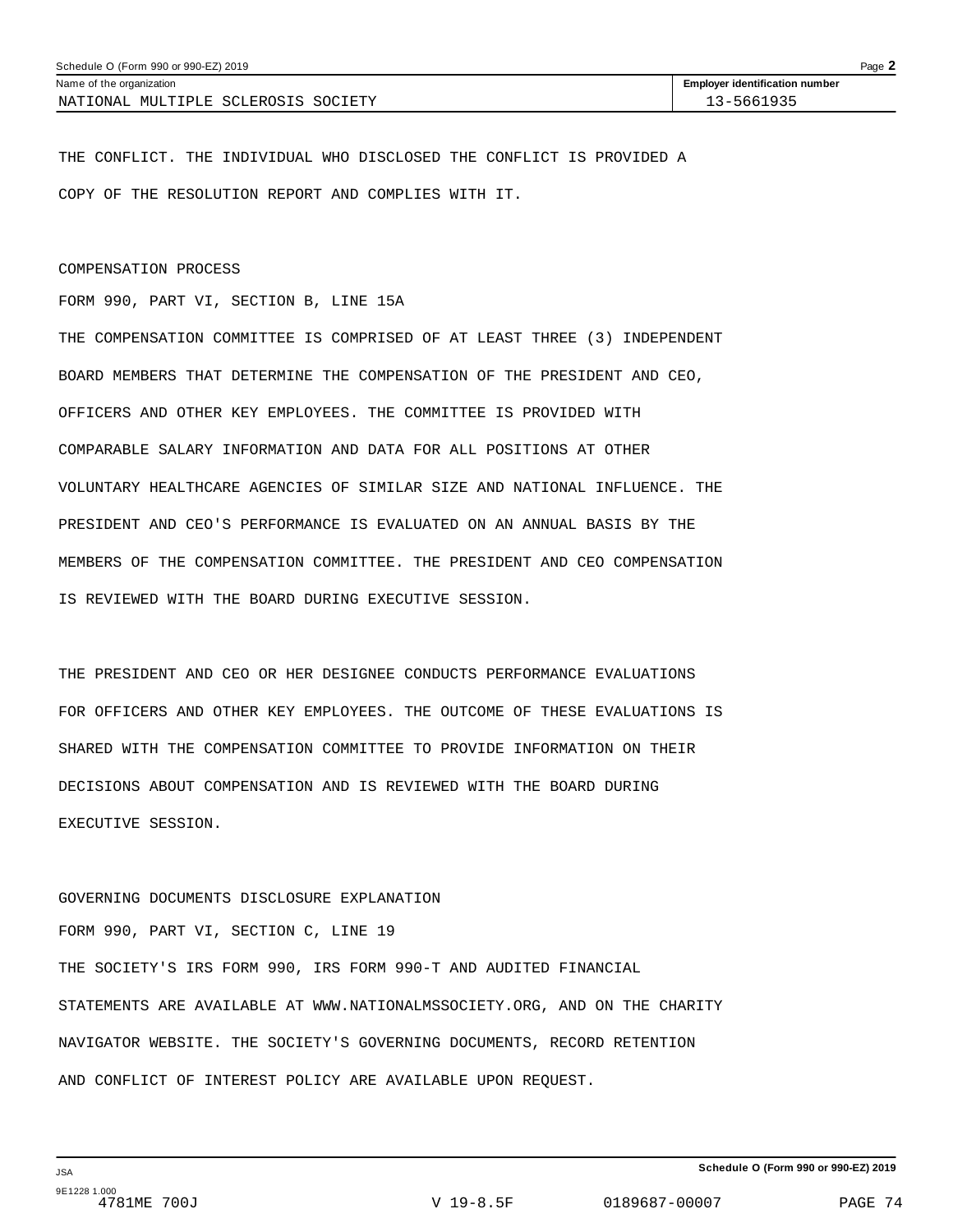Schedule O (Form 990 or 990-EZ) 2019

| Name of the organization | Employer identification number |
| --- | --- |
| NATIONAL MULTIPLE SCLEROSIS SOCIETY | 13-5661935 |

THE CONFLICT. THE INDIVIDUAL WHO DISCLOSED THE CONFLICT IS PROVIDED A COPY OF THE RESOLUTION REPORT AND COMPLIES WITH IT.

COMPENSATION PROCESS

FORM 990, PART VI, SECTION B, LINE 15A

THE COMPENSATION COMMITTEE IS COMPRISED OF AT LEAST THREE (3) INDEPENDENT BOARD MEMBERS THAT DETERMINE THE COMPENSATION OF THE PRESIDENT AND CEO, OFFICERS AND OTHER KEY EMPLOYEES. THE COMMITTEE IS PROVIDED WITH COMPARABLE SALARY INFORMATION AND DATA FOR ALL POSITIONS AT OTHER VOLUNTARY HEALTHCARE AGENCIES OF SIMILAR SIZE AND NATIONAL INFLUENCE. THE PRESIDENT AND CEO'S PERFORMANCE IS EVALUATED ON AN ANNUAL BASIS BY THE MEMBERS OF THE COMPENSATION COMMITTEE. THE PRESIDENT AND CEO COMPENSATION IS REVIEWED WITH THE BOARD DURING EXECUTIVE SESSION.

THE PRESIDENT AND CEO OR HER DESIGNEE CONDUCTS PERFORMANCE EVALUATIONS FOR OFFICERS AND OTHER KEY EMPLOYEES. THE OUTCOME OF THESE EVALUATIONS IS SHARED WITH THE COMPENSATION COMMITTEE TO PROVIDE INFORMATION ON THEIR DECISIONS ABOUT COMPENSATION AND IS REVIEWED WITH THE BOARD DURING EXECUTIVE SESSION.

GOVERNING DOCUMENTS DISCLOSURE EXPLANATION

FORM 990, PART VI, SECTION C, LINE 19

THE SOCIETY'S IRS FORM 990, IRS FORM 990-T AND AUDITED FINANCIAL STATEMENTS ARE AVAILABLE AT WWW.NATIONALMSSOCIETY.ORG, AND ON THE CHARITY NAVIGATOR WEBSITE. THE SOCIETY'S GOVERNING DOCUMENTS, RECORD RETENTION AND CONFLICT OF INTEREST POLICY ARE AVAILABLE UPON REQUEST.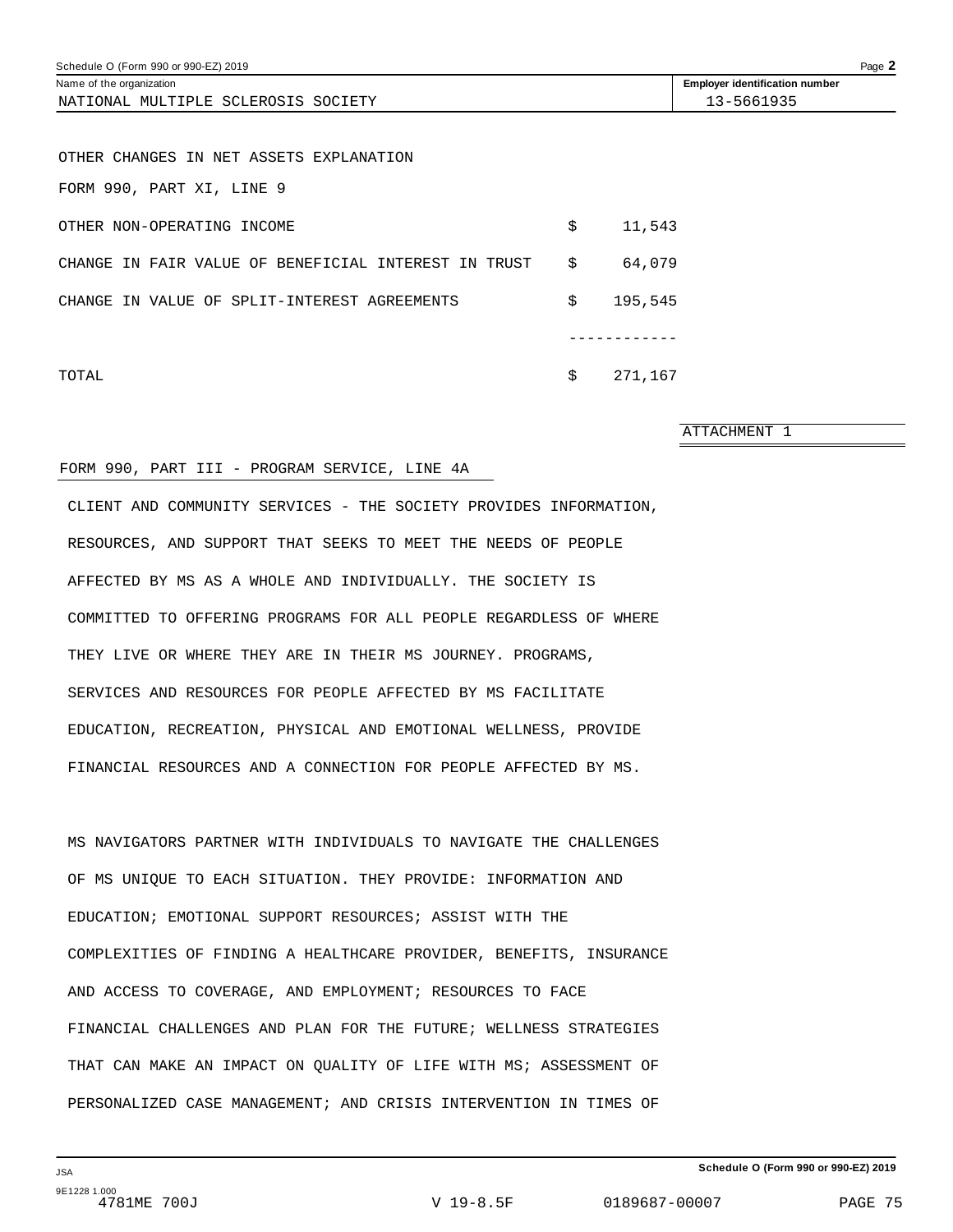Schedule O (Form 990 or 990-EZ) 2019

| Name of the organization | Employer identification number |
| --- | --- |
| NATIONAL MULTIPLE SCLEROSIS SOCIETY | 13-5661935 |

OTHER CHANGES IN NET ASSETS EXPLANATION

FORM 990, PART XI, LINE 9

| | | |
| --- | --- | --- |
| OTHER NON-OPERATING INCOME | $ | 11,543 |
| CHANGE IN FAIR VALUE OF BENEFICIAL INTEREST IN TRUST | $ | 64,079 |
| CHANGE IN VALUE OF SPLIT-INTEREST AGREEMENTS | $ | 195,545 |
| | | ------------ |
| TOTAL | $ | 271,167 |

ATTACHMENT 1

FORM 990, PART III - PROGRAM SERVICE, LINE 4A

CLIENT AND COMMUNITY SERVICES - THE SOCIETY PROVIDES INFORMATION, RESOURCES, AND SUPPORT THAT SEEKS TO MEET THE NEEDS OF PEOPLE AFFECTED BY MS AS A WHOLE AND INDIVIDUALLY. THE SOCIETY IS COMMITTED TO OFFERING PROGRAMS FOR ALL PEOPLE REGARDLESS OF WHERE THEY LIVE OR WHERE THEY ARE IN THEIR MS JOURNEY. PROGRAMS, SERVICES AND RESOURCES FOR PEOPLE AFFECTED BY MS FACILITATE EDUCATION, RECREATION, PHYSICAL AND EMOTIONAL WELLNESS, PROVIDE FINANCIAL RESOURCES AND A CONNECTION FOR PEOPLE AFFECTED BY MS.

MS NAVIGATORS PARTNER WITH INDIVIDUALS TO NAVIGATE THE CHALLENGES OF MS UNIQUE TO EACH SITUATION. THEY PROVIDE: INFORMATION AND EDUCATION; EMOTIONAL SUPPORT RESOURCES; ASSIST WITH THE COMPLEXITIES OF FINDING A HEALTHCARE PROVIDER, BENEFITS, INSURANCE AND ACCESS TO COVERAGE, AND EMPLOYMENT; RESOURCES TO FACE FINANCIAL CHALLENGES AND PLAN FOR THE FUTURE; WELLNESS STRATEGIES THAT CAN MAKE AN IMPACT ON QUALITY OF LIFE WITH MS; ASSESSMENT OF PERSONALIZED CASE MANAGEMENT; AND CRISIS INTERVENTION IN TIMES OF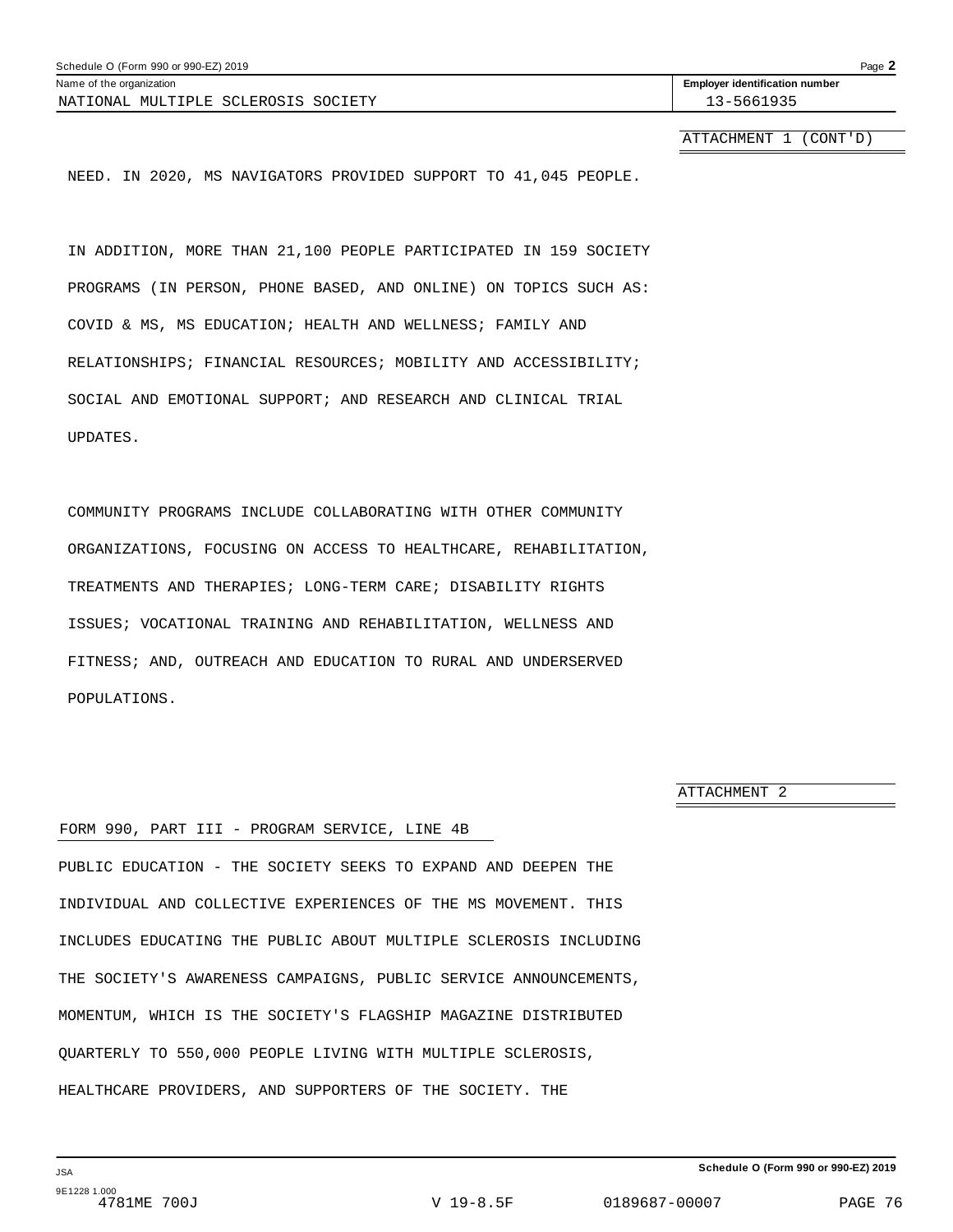NATIONAL MULTIPLE SCLEROSIS SOCIETY — Employer identification number: 13-5661935

ATTACHMENT 1 (CONT'D)

NEED. IN 2020, MS NAVIGATORS PROVIDED SUPPORT TO 41,045 PEOPLE.

IN ADDITION, MORE THAN 21,100 PEOPLE PARTICIPATED IN 159 SOCIETY PROGRAMS (IN PERSON, PHONE BASED, AND ONLINE) ON TOPICS SUCH AS: COVID & MS, MS EDUCATION; HEALTH AND WELLNESS; FAMILY AND RELATIONSHIPS; FINANCIAL RESOURCES; MOBILITY AND ACCESSIBILITY; SOCIAL AND EMOTIONAL SUPPORT; AND RESEARCH AND CLINICAL TRIAL UPDATES.

COMMUNITY PROGRAMS INCLUDE COLLABORATING WITH OTHER COMMUNITY ORGANIZATIONS, FOCUSING ON ACCESS TO HEALTHCARE, REHABILITATION, TREATMENTS AND THERAPIES; LONG-TERM CARE; DISABILITY RIGHTS ISSUES; VOCATIONAL TRAINING AND REHABILITATION, WELLNESS AND FITNESS; AND, OUTREACH AND EDUCATION TO RURAL AND UNDERSERVED POPULATIONS.

ATTACHMENT 2

FORM 990, PART III - PROGRAM SERVICE, LINE 4B

PUBLIC EDUCATION - THE SOCIETY SEEKS TO EXPAND AND DEEPEN THE INDIVIDUAL AND COLLECTIVE EXPERIENCES OF THE MS MOVEMENT. THIS INCLUDES EDUCATING THE PUBLIC ABOUT MULTIPLE SCLEROSIS INCLUDING THE SOCIETY'S AWARENESS CAMPAIGNS, PUBLIC SERVICE ANNOUNCEMENTS, MOMENTUM, WHICH IS THE SOCIETY'S FLAGSHIP MAGAZINE DISTRIBUTED QUARTERLY TO 550,000 PEOPLE LIVING WITH MULTIPLE SCLEROSIS, HEALTHCARE PROVIDERS, AND SUPPORTERS OF THE SOCIETY. THE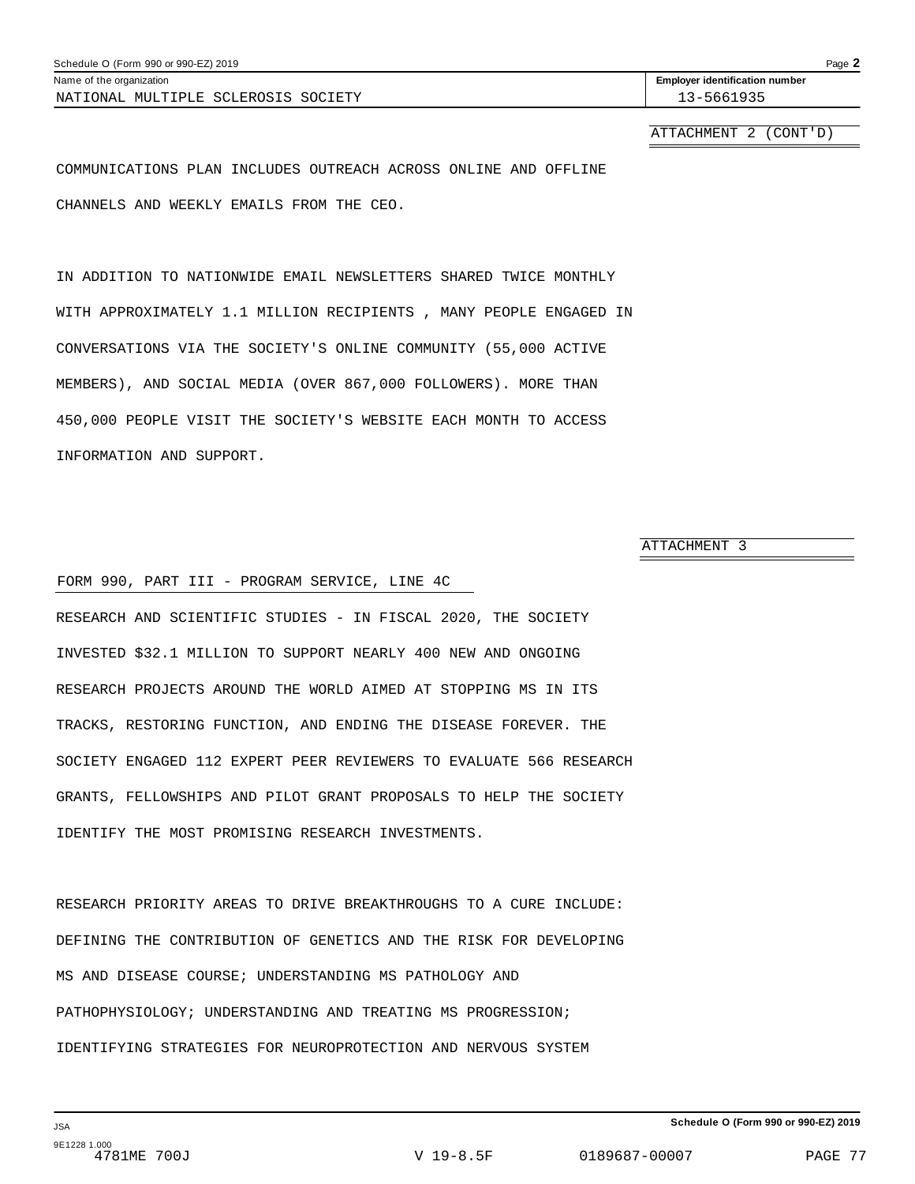Name of the organization: NATIONAL MULTIPLE SCLEROSIS SOCIETY

Employer identification number: 13-5661935

ATTACHMENT 2 (CONT'D)

COMMUNICATIONS PLAN INCLUDES OUTREACH ACROSS ONLINE AND OFFLINE CHANNELS AND WEEKLY EMAILS FROM THE CEO.

IN ADDITION TO NATIONWIDE EMAIL NEWSLETTERS SHARED TWICE MONTHLY WITH APPROXIMATELY 1.1 MILLION RECIPIENTS , MANY PEOPLE ENGAGED IN CONVERSATIONS VIA THE SOCIETY'S ONLINE COMMUNITY (55,000 ACTIVE MEMBERS), AND SOCIAL MEDIA (OVER 867,000 FOLLOWERS). MORE THAN 450,000 PEOPLE VISIT THE SOCIETY'S WEBSITE EACH MONTH TO ACCESS INFORMATION AND SUPPORT.

ATTACHMENT 3

FORM 990, PART III - PROGRAM SERVICE, LINE 4C

RESEARCH AND SCIENTIFIC STUDIES - IN FISCAL 2020, THE SOCIETY INVESTED $32.1 MILLION TO SUPPORT NEARLY 400 NEW AND ONGOING RESEARCH PROJECTS AROUND THE WORLD AIMED AT STOPPING MS IN ITS TRACKS, RESTORING FUNCTION, AND ENDING THE DISEASE FOREVER. THE SOCIETY ENGAGED 112 EXPERT PEER REVIEWERS TO EVALUATE 566 RESEARCH GRANTS, FELLOWSHIPS AND PILOT GRANT PROPOSALS TO HELP THE SOCIETY IDENTIFY THE MOST PROMISING RESEARCH INVESTMENTS.

RESEARCH PRIORITY AREAS TO DRIVE BREAKTHROUGHS TO A CURE INCLUDE: DEFINING THE CONTRIBUTION OF GENETICS AND THE RISK FOR DEVELOPING MS AND DISEASE COURSE; UNDERSTANDING MS PATHOLOGY AND PATHOPHYSIOLOGY; UNDERSTANDING AND TREATING MS PROGRESSION; IDENTIFYING STRATEGIES FOR NEUROPROTECTION AND NERVOUS SYSTEM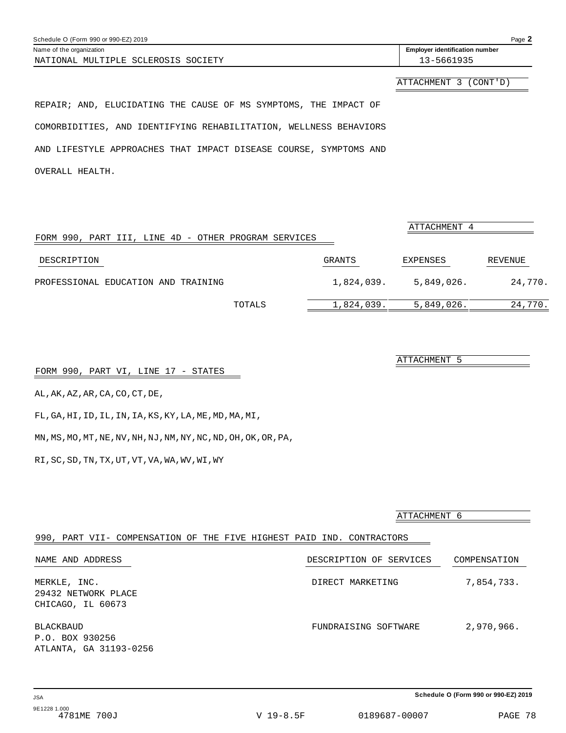Schedule O (Form 990 or 990-EZ) 2019

Name of the organization: NATIONAL MULTIPLE SCLEROSIS SOCIETY

Employer identification number: 13-5661935

ATTACHMENT 3 (CONT'D)

REPAIR; AND, ELUCIDATING THE CAUSE OF MS SYMPTOMS, THE IMPACT OF COMORBIDITIES, AND IDENTIFYING REHABILITATION, WELLNESS BEHAVIORS AND LIFESTYLE APPROACHES THAT IMPACT DISEASE COURSE, SYMPTOMS AND OVERALL HEALTH.

ATTACHMENT 4

## FORM 990, PART III, LINE 4D - OTHER PROGRAM SERVICES

| DESCRIPTION | GRANTS | EXPENSES | REVENUE |
|---|---|---|---|
| PROFESSIONAL EDUCATION AND TRAINING | 1,824,039. | 5,849,026. | 24,770. |
| TOTALS | 1,824,039. | 5,849,026. | 24,770. |

ATTACHMENT 5

## FORM 990, PART VI, LINE 17 - STATES

AL,AK,AZ,AR,CA,CO,CT,DE,
FL,GA,HI,ID,IL,IN,IA,KS,KY,LA,ME,MD,MA,MI,
MN,MS,MO,MT,NE,NV,NH,NJ,NM,NY,NC,ND,OH,OK,OR,PA,
RI,SC,SD,TN,TX,UT,VT,VA,WA,WV,WI,WY

ATTACHMENT 6

## 990, PART VII- COMPENSATION OF THE FIVE HIGHEST PAID IND. CONTRACTORS

| NAME AND ADDRESS | DESCRIPTION OF SERVICES | COMPENSATION |
|---|---|---|
| MERKLE, INC.<br>29432 NETWORK PLACE<br>CHICAGO, IL 60673 | DIRECT MARKETING | 7,854,733. |
| BLACKBAUD<br>P.O. BOX 930256<br>ATLANTA, GA 31193-0256 | FUNDRAISING SOFTWARE | 2,970,966. |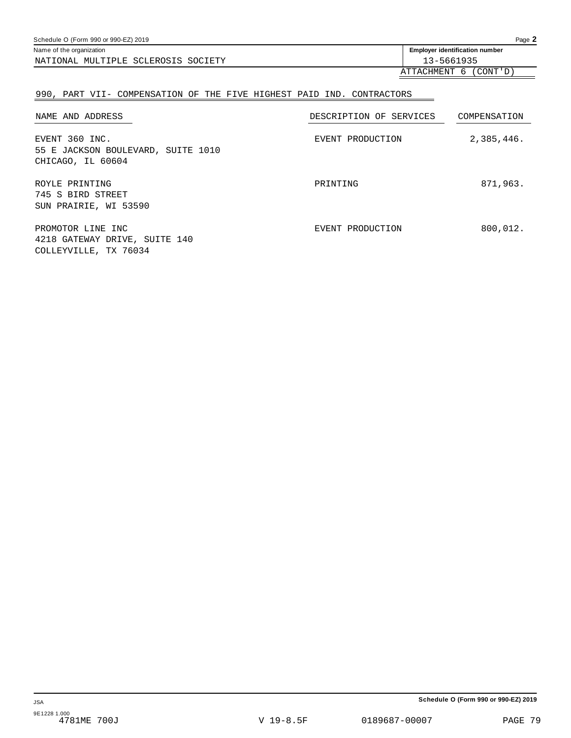Name of the organization: NATIONAL MULTIPLE SCLEROSIS SOCIETY

Employer identification number: 13-5661935

ATTACHMENT 6 (CONT'D)

## 990, PART VII- COMPENSATION OF THE FIVE HIGHEST PAID IND. CONTRACTORS

| NAME AND ADDRESS | DESCRIPTION OF SERVICES | COMPENSATION |
|---|---|---|
| EVENT 360 INC.<br>55 E JACKSON BOULEVARD, SUITE 1010<br>CHICAGO, IL 60604 | EVENT PRODUCTION | 2,385,446. |
| ROYLE PRINTING<br>745 S BIRD STREET<br>SUN PRAIRIE, WI 53590 | PRINTING | 871,963. |
| PROMOTOR LINE INC<br>4218 GATEWAY DRIVE, SUITE 140<br>COLLEYVILLE, TX 76034 | EVENT PRODUCTION | 800,012. |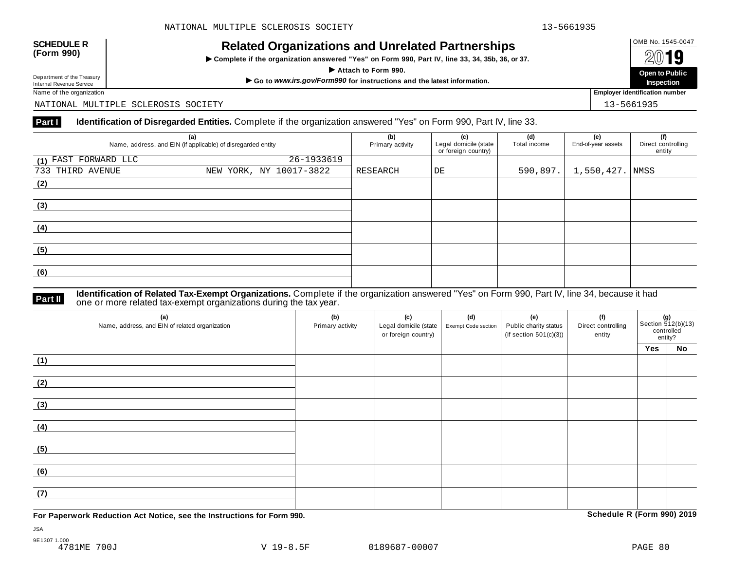NATIONAL MULTIPLE SCLEROSIS SOCIETY 13-5661935

**SCHEDULE R (Form 990)**

Department of the Treasury
Internal Revenue Service

# Related Organizations and Unrelated Partnerships

▶ **Complete if the organization answered "Yes" on Form 990, Part IV, line 33, 34, 35b, 36, or 37.**

▶ **Attach to Form 990.**

▶ **Go to *www.irs.gov/Form990* for instructions and the latest information.**

OMB No. 1545-0047

**2019**

**Open to Public Inspection**

Name of the organization: NATIONAL MULTIPLE SCLEROSIS SOCIETY

**Employer identification number:** 13-5661935

**Part I** **Identification of Disregarded Entities.** Complete if the organization answered "Yes" on Form 990, Part IV, line 33.

| (a) Name, address, and EIN (if applicable) of disregarded entity | (b) Primary activity | (c) Legal domicile (state or foreign country) | (d) Total income | (e) End-of-year assets | (f) Direct controlling entity |
|---|---|---|---|---|---|
| (1) FAST FORWARD LLC 26-1933619<br>733 THIRD AVENUE NEW YORK, NY 10017-3822 | RESEARCH | DE | 590,897. | 1,550,427. | NMSS |
| (2) | | | | | |
| (3) | | | | | |
| (4) | | | | | |
| (5) | | | | | |
| (6) | | | | | |

**Part II** **Identification of Related Tax-Exempt Organizations.** Complete if the organization answered "Yes" on Form 990, Part IV, line 34, because it had one or more related tax-exempt organizations during the tax year.

| (a) Name, address, and EIN of related organization | (b) Primary activity | (c) Legal domicile (state or foreign country) | (d) Exempt Code section | (e) Public charity status (if section 501(c)(3)) | (f) Direct controlling entity | (g) Section 512(b)(13) controlled entity? | |
|---|---|---|---|---|---|---|---|
| | | | | | | Yes | No |
| (1) | | | | | | | |
| (2) | | | | | | | |
| (3) | | | | | | | |
| (4) | | | | | | | |
| (5) | | | | | | | |
| (6) | | | | | | | |
| (7) | | | | | | | |

**For Paperwork Reduction Act Notice, see the Instructions for Form 990.** **Schedule R (Form 990) 2019**

JSA
9E1307 1.000
4781ME 700J V 19-8.5F 0189687-00007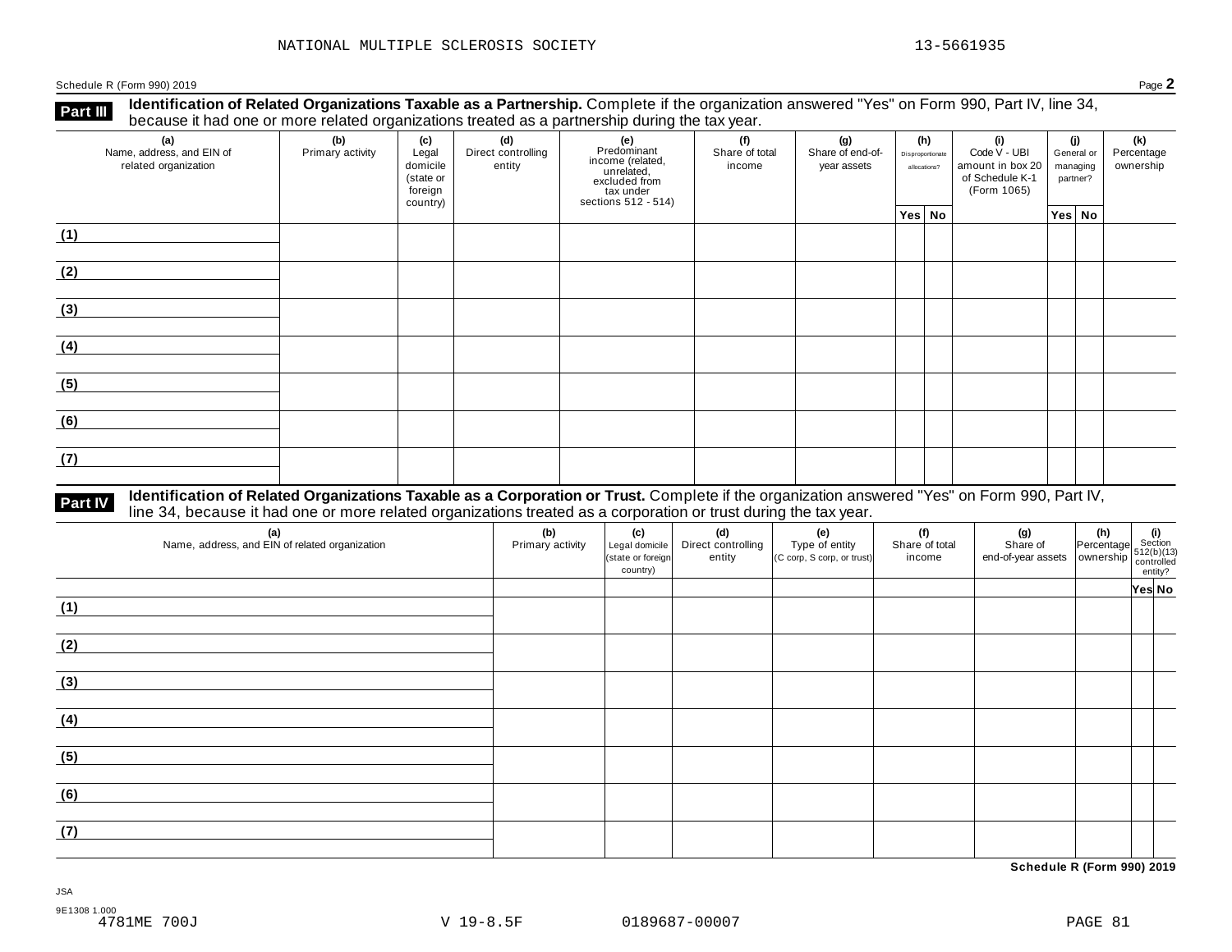NATIONAL MULTIPLE SCLEROSIS SOCIETY 13-5661935

Schedule R (Form 990) 2019 Page **2**

**Part III** **Identification of Related Organizations Taxable as a Partnership.** Complete if the organization answered "Yes" on Form 990, Part IV, line 34, because it had one or more related organizations treated as a partnership during the tax year.

| (a) Name, address, and EIN of related organization | (b) Primary activity | (c) Legal domicile (state or foreign country) | (d) Direct controlling entity | (e) Predominant income (related, unrelated, excluded from tax under sections 512 - 514) | (f) Share of total income | (g) Share of end-of-year assets | (h) Disproportionate allocations? | | (i) Code V - UBI amount in box 20 of Schedule K-1 (Form 1065) | (j) General or managing partner? | | (k) Percentage ownership |
|---|---|---|---|---|---|---|---|---|---|---|---|---|
| | | | | | | | Yes | No | | Yes | No | |
| (1) | | | | | | | | | | | | |
| (2) | | | | | | | | | | | | |
| (3) | | | | | | | | | | | | |
| (4) | | | | | | | | | | | | |
| (5) | | | | | | | | | | | | |
| (6) | | | | | | | | | | | | |
| (7) | | | | | | | | | | | | |

**Part IV** **Identification of Related Organizations Taxable as a Corporation or Trust.** Complete if the organization answered "Yes" on Form 990, Part IV, line 34, because it had one or more related organizations treated as a corporation or trust during the tax year.

| (a) Name, address, and EIN of related organization | (b) Primary activity | (c) Legal domicile (state or foreign country) | (d) Direct controlling entity | (e) Type of entity (C corp, S corp, or trust) | (f) Share of total income | (g) Share of end-of-year assets | (h) Percentage ownership | (i) Section 512(b)(13) controlled entity? | |
|---|---|---|---|---|---|---|---|---|---|
| | | | | | | | | Yes | No |
| (1) | | | | | | | | | |
| (2) | | | | | | | | | |
| (3) | | | | | | | | | |
| (4) | | | | | | | | | |
| (5) | | | | | | | | | |
| (6) | | | | | | | | | |
| (7) | | | | | | | | | |

**Schedule R (Form 990) 2019**

JSA
9E1308 1.000
4781ME 700J V 19-8.5F 0189687-00007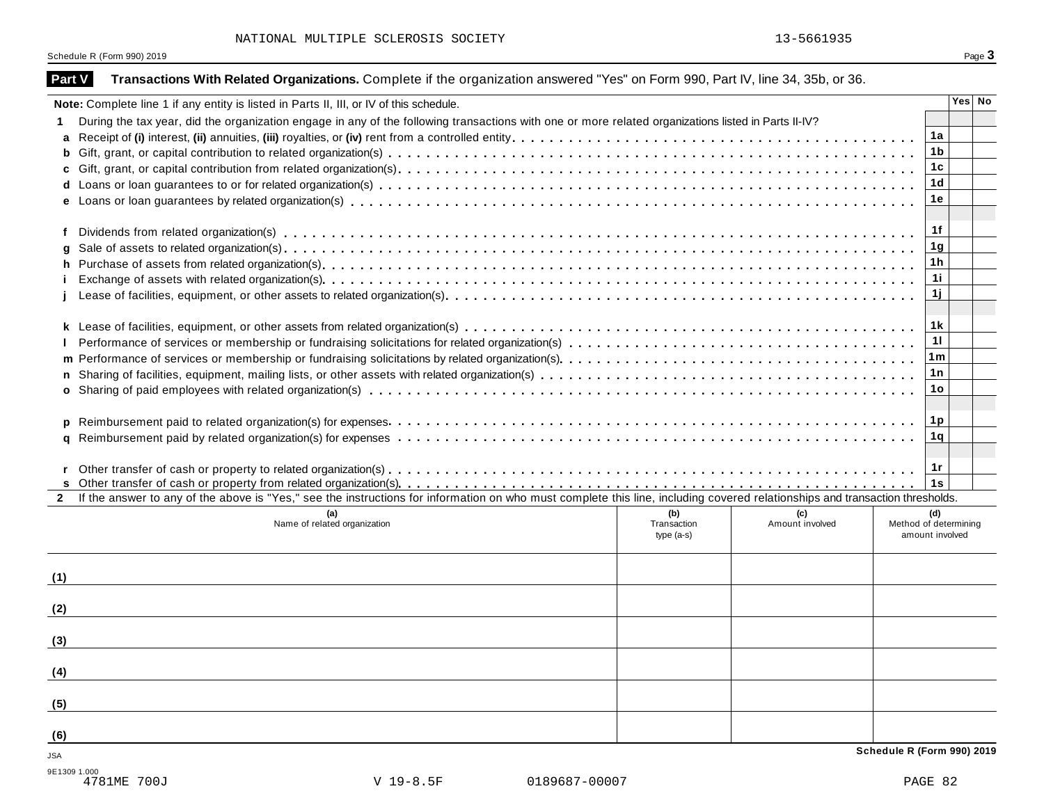NATIONAL MULTIPLE SCLEROSIS SOCIETY 13-5661935

## Part V Transactions With Related Organizations.

Complete if the organization answered "Yes" on Form 990, Part IV, line 34, 35b, or 36.

**Note:** Complete line 1 if any entity is listed in Parts II, III, or IV of this schedule.

| | | | Yes | No |
|---|---|---|---|---|
| **1** | During the tax year, did the organization engage in any of the following transactions with one or more related organizations listed in Parts II-IV? | | | |
| **a** | Receipt of **(i)** interest, **(ii)** annuities, **(iii)** royalties, or **(iv)** rent from a controlled entity | 1a | | |
| **b** | Gift, grant, or capital contribution to related organization(s) | 1b | | |
| **c** | Gift, grant, or capital contribution from related organization(s) | 1c | | |
| **d** | Loans or loan guarantees to or for related organization(s) | 1d | | |
| **e** | Loans or loan guarantees by related organization(s) | 1e | | |
| **f** | Dividends from related organization(s) | 1f | | |
| **g** | Sale of assets to related organization(s) | 1g | | |
| **h** | Purchase of assets from related organization(s) | 1h | | |
| **i** | Exchange of assets with related organization(s) | 1i | | |
| **j** | Lease of facilities, equipment, or other assets to related organization(s) | 1j | | |
| **k** | Lease of facilities, equipment, or other assets from related organization(s) | 1k | | |
| **l** | Performance of services or membership or fundraising solicitations for related organization(s) | 1l | | |
| **m** | Performance of services or membership or fundraising solicitations by related organization(s) | 1m | | |
| **n** | Sharing of facilities, equipment, mailing lists, or other assets with related organization(s) | 1n | | |
| **o** | Sharing of paid employees with related organization(s) | 1o | | |
| **p** | Reimbursement paid to related organization(s) for expenses | 1p | | |
| **q** | Reimbursement paid by related organization(s) for expenses | 1q | | |
| **r** | Other transfer of cash or property to related organization(s) | 1r | | |
| **s** | Other transfer of cash or property from related organization(s) | 1s | | |

**2** If the answer to any of the above is "Yes," see the instructions for information on who must complete this line, including covered relationships and transaction thresholds.

| | (a) Name of related organization | (b) Transaction type (a-s) | (c) Amount involved | (d) Method of determining amount involved |
|---|---|---|---|---|
| (1) | | | | |
| (2) | | | | |
| (3) | | | | |
| (4) | | | | |
| (5) | | | | |
| (6) | | | | |

**Schedule R (Form 990) 2019**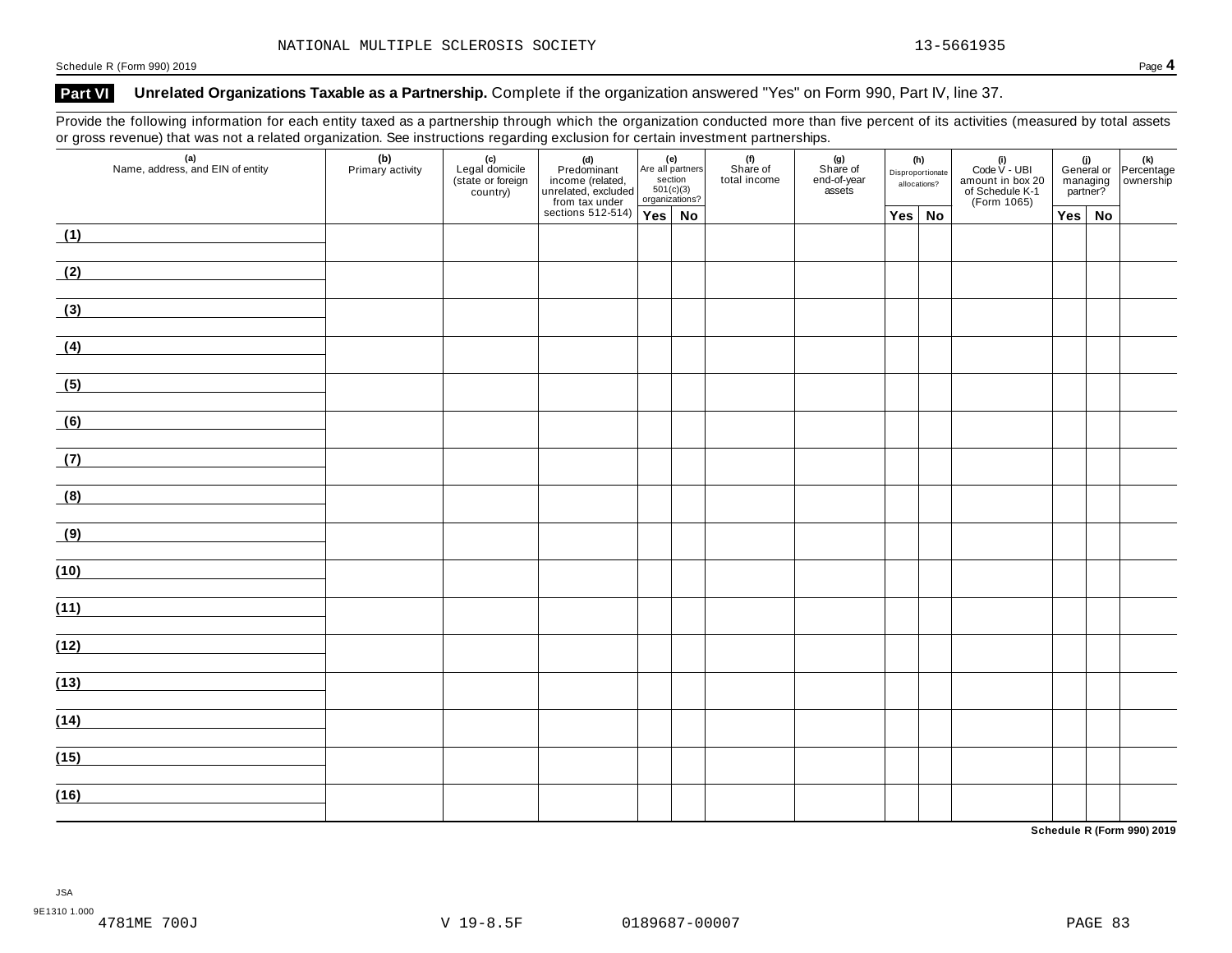NATIONAL MULTIPLE SCLEROSIS SOCIETY 13-5661935

## Part VI Unrelated Organizations Taxable as a Partnership. Complete if the organization answered "Yes" on Form 990, Part IV, line 37.

Provide the following information for each entity taxed as a partnership through which the organization conducted more than five percent of its activities (measured by total assets or gross revenue) that was not a related organization. See instructions regarding exclusion for certain investment partnerships.

| (a) Name, address, and EIN of entity | (b) Primary activity | (c) Legal domicile (state or foreign country) | (d) Predominant income (related, unrelated, excluded from tax under sections 512-514) | (e) Are all partners section 501(c)(3) organizations? | | (f) Share of total income | (g) Share of end-of-year assets | (h) Disproportionate allocations? | | (i) Code V - UBI amount in box 20 of Schedule K-1 (Form 1065) | (j) General or managing partner? | | (k) Percentage ownership |
|---|---|---|---|---|---|---|---|---|---|---|---|---|---|
| | | | | Yes | No | | | Yes | No | | Yes | No | |
| (1) | | | | | | | | | | | | | |
| (2) | | | | | | | | | | | | | |
| (3) | | | | | | | | | | | | | |
| (4) | | | | | | | | | | | | | |
| (5) | | | | | | | | | | | | | |
| (6) | | | | | | | | | | | | | |
| (7) | | | | | | | | | | | | | |
| (8) | | | | | | | | | | | | | |
| (9) | | | | | | | | | | | | | |
| (10) | | | | | | | | | | | | | |
| (11) | | | | | | | | | | | | | |
| (12) | | | | | | | | | | | | | |
| (13) | | | | | | | | | | | | | |
| (14) | | | | | | | | | | | | | |
| (15) | | | | | | | | | | | | | |
| (16) | | | | | | | | | | | | | |

Schedule R (Form 990) 2019

JSA
9E1310 1.000
4781ME 700J V 19-8.5F 0189687-00007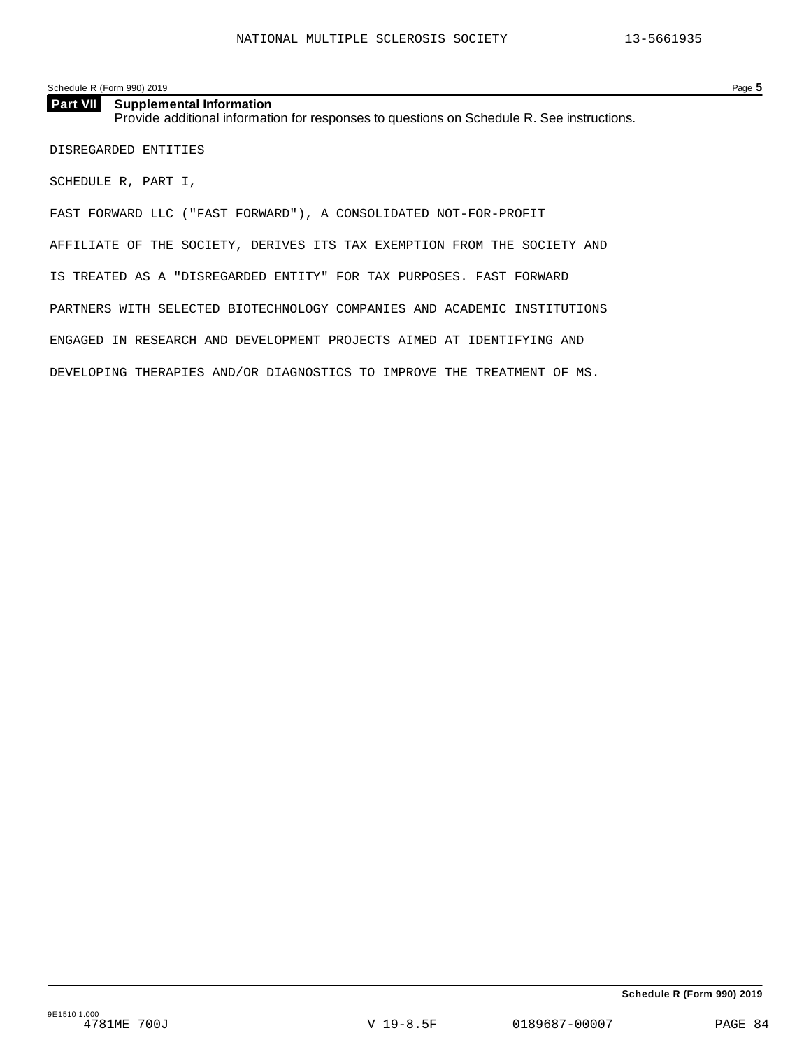## Part VII Supplemental Information

Provide additional information for responses to questions on Schedule R. See instructions.

DISREGARDED ENTITIES

SCHEDULE R, PART I,

FAST FORWARD LLC ("FAST FORWARD"), A CONSOLIDATED NOT-FOR-PROFIT AFFILIATE OF THE SOCIETY, DERIVES ITS TAX EXEMPTION FROM THE SOCIETY AND IS TREATED AS A "DISREGARDED ENTITY" FOR TAX PURPOSES. FAST FORWARD PARTNERS WITH SELECTED BIOTECHNOLOGY COMPANIES AND ACADEMIC INSTITUTIONS ENGAGED IN RESEARCH AND DEVELOPMENT PROJECTS AIMED AT IDENTIFYING AND DEVELOPING THERAPIES AND/OR DIAGNOSTICS TO IMPROVE THE TREATMENT OF MS.